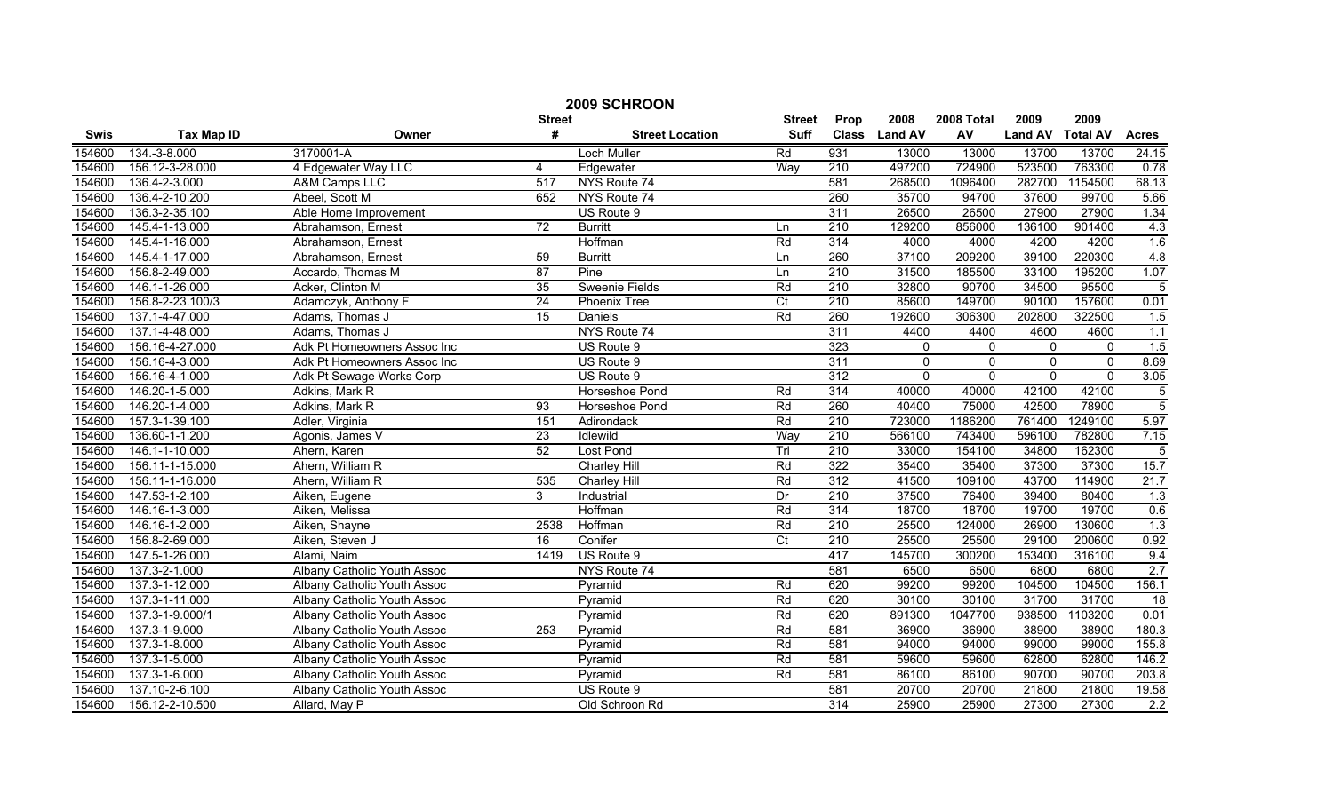# 2009 SCHROON

| Swis | Tax Map ID | Owner | Street # | Street Location | Street Suff | Prop Class | 2008 Land AV | 2008 Total AV | 2009 Land AV | 2009 Total AV | Acres |
|---|---|---|---|---|---|---|---|---|---|---|---|
| 154600 | 134.-3-8.000 | 3170001-A | | Loch Muller | Rd | 931 | 13000 | 13000 | 13700 | 13700 | 24.15 |
| 154600 | 156.12-3-28.000 | 4 Edgewater Way LLC | 4 | Edgewater | Way | 210 | 497200 | 724900 | 523500 | 763300 | 0.78 |
| 154600 | 136.4-2-3.000 | A&M Camps LLC | 517 | NYS Route 74 | | 581 | 268500 | 1096400 | 282700 | 1154500 | 68.13 |
| 154600 | 136.4-2-10.200 | Abeel, Scott M | 652 | NYS Route 74 | | 260 | 35700 | 94700 | 37600 | 99700 | 5.66 |
| 154600 | 136.3-2-35.100 | Able Home Improvement | | US Route 9 | | 311 | 26500 | 26500 | 27900 | 27900 | 1.34 |
| 154600 | 145.4-1-13.000 | Abrahamson, Ernest | 72 | Burritt | Ln | 210 | 129200 | 856000 | 136100 | 901400 | 4.3 |
| 154600 | 145.4-1-16.000 | Abrahamson, Ernest | | Hoffman | Rd | 314 | 4000 | 4000 | 4200 | 4200 | 1.6 |
| 154600 | 145.4-1-17.000 | Abrahamson, Ernest | 59 | Burritt | Ln | 260 | 37100 | 209200 | 39100 | 220300 | 4.8 |
| 154600 | 156.8-2-49.000 | Accardo, Thomas M | 87 | Pine | Ln | 210 | 31500 | 185500 | 33100 | 195200 | 1.07 |
| 154600 | 146.1-1-26.000 | Acker, Clinton M | 35 | Sweenie Fields | Rd | 210 | 32800 | 90700 | 34500 | 95500 | 5 |
| 154600 | 156.8-2-23.100/3 | Adamczyk, Anthony F | 24 | Phoenix Tree | Ct | 210 | 85600 | 149700 | 90100 | 157600 | 0.01 |
| 154600 | 137.1-4-47.000 | Adams, Thomas J | 15 | Daniels | Rd | 260 | 192600 | 306300 | 202800 | 322500 | 1.5 |
| 154600 | 137.1-4-48.000 | Adams, Thomas J | | NYS Route 74 | | 311 | 4400 | 4400 | 4600 | 4600 | 1.1 |
| 154600 | 156.16-4-27.000 | Adk Pt Homeowners Assoc Inc | | US Route 9 | | 323 | 0 | 0 | 0 | 0 | 1.5 |
| 154600 | 156.16-4-3.000 | Adk Pt Homeowners Assoc Inc | | US Route 9 | | 311 | 0 | 0 | 0 | 0 | 8.69 |
| 154600 | 156.16-4-1.000 | Adk Pt Sewage Works Corp | | US Route 9 | | 312 | 0 | 0 | 0 | 0 | 3.05 |
| 154600 | 146.20-1-5.000 | Adkins, Mark R | | Horseshoe Pond | Rd | 314 | 40000 | 40000 | 42100 | 42100 | 5 |
| 154600 | 146.20-1-4.000 | Adkins, Mark R | 93 | Horseshoe Pond | Rd | 260 | 40400 | 75000 | 42500 | 78900 | 5 |
| 154600 | 157.3-1-39.100 | Adler, Virginia | 151 | Adirondack | Rd | 210 | 723000 | 1186200 | 761400 | 1249100 | 5.97 |
| 154600 | 136.60-1-1.200 | Agonis, James V | 23 | Idlewild | Way | 210 | 566100 | 743400 | 596100 | 782800 | 7.15 |
| 154600 | 146.1-1-10.000 | Ahern, Karen | 52 | Lost Pond | Trl | 210 | 33000 | 154100 | 34800 | 162300 | 5 |
| 154600 | 156.11-1-15.000 | Ahern, William R | | Charley Hill | Rd | 322 | 35400 | 35400 | 37300 | 37300 | 15.7 |
| 154600 | 156.11-1-16.000 | Ahern, William R | 535 | Charley Hill | Rd | 312 | 41500 | 109100 | 43700 | 114900 | 21.7 |
| 154600 | 147.53-1-2.100 | Aiken, Eugene | 3 | Industrial | Dr | 210 | 37500 | 76400 | 39400 | 80400 | 1.3 |
| 154600 | 146.16-1-3.000 | Aiken, Melissa | | Hoffman | Rd | 314 | 18700 | 18700 | 19700 | 19700 | 0.6 |
| 154600 | 146.16-1-2.000 | Aiken, Shayne | 2538 | Hoffman | Rd | 210 | 25500 | 124000 | 26900 | 130600 | 1.3 |
| 154600 | 156.8-2-69.000 | Aiken, Steven J | 16 | Conifer | Ct | 210 | 25500 | 25500 | 29100 | 200600 | 0.92 |
| 154600 | 147.5-1-26.000 | Alami, Naim | 1419 | US Route 9 | | 417 | 145700 | 300200 | 153400 | 316100 | 9.4 |
| 154600 | 137.3-2-1.000 | Albany Catholic Youth Assoc | | NYS Route 74 | | 581 | 6500 | 6500 | 6800 | 6800 | 2.7 |
| 154600 | 137.3-1-12.000 | Albany Catholic Youth Assoc | | Pyramid | Rd | 620 | 99200 | 99200 | 104500 | 104500 | 156.1 |
| 154600 | 137.3-1-11.000 | Albany Catholic Youth Assoc | | Pyramid | Rd | 620 | 30100 | 30100 | 31700 | 31700 | 18 |
| 154600 | 137.3-1-9.000/1 | Albany Catholic Youth Assoc | | Pyramid | Rd | 620 | 891300 | 1047700 | 938500 | 1103200 | 0.01 |
| 154600 | 137.3-1-9.000 | Albany Catholic Youth Assoc | 253 | Pyramid | Rd | 581 | 36900 | 36900 | 38900 | 38900 | 180.3 |
| 154600 | 137.3-1-8.000 | Albany Catholic Youth Assoc | | Pyramid | Rd | 581 | 94000 | 94000 | 99000 | 99000 | 155.8 |
| 154600 | 137.3-1-5.000 | Albany Catholic Youth Assoc | | Pyramid | Rd | 581 | 59600 | 59600 | 62800 | 62800 | 146.2 |
| 154600 | 137.3-1-6.000 | Albany Catholic Youth Assoc | | Pyramid | Rd | 581 | 86100 | 86100 | 90700 | 90700 | 203.8 |
| 154600 | 137.10-2-6.100 | Albany Catholic Youth Assoc | | US Route 9 | | 581 | 20700 | 20700 | 21800 | 21800 | 19.58 |
| 154600 | 156.12-2-10.500 | Allard, May P | | Old Schroon Rd | | 314 | 25900 | 25900 | 27300 | 27300 | 2.2 |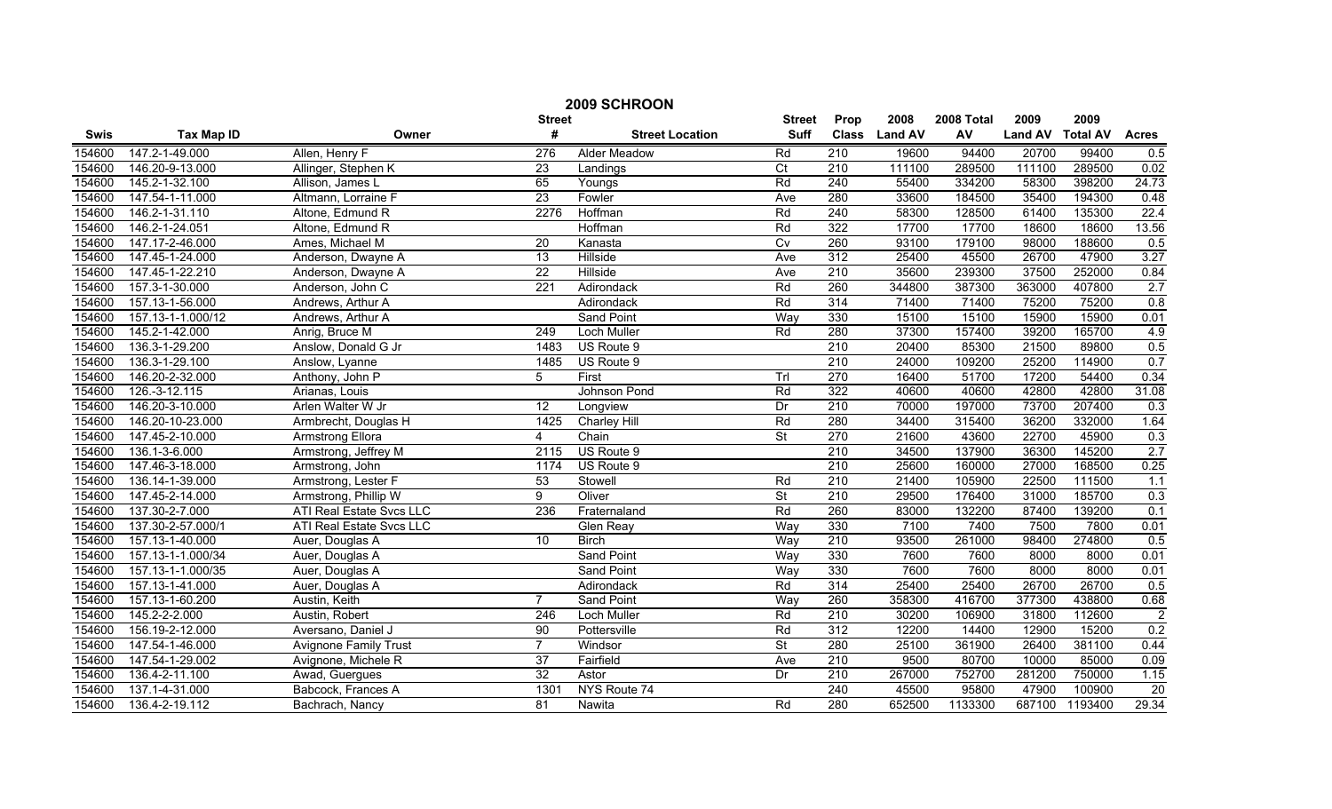# 2009 SCHROON

| Swis | Tax Map ID | Owner | Street # | Street Location | Street Suff | Prop Class | 2008 Land AV | 2008 Total AV | 2009 Land AV | 2009 Total AV | Acres |
|---|---|---|---|---|---|---|---|---|---|---|---|
| 154600 | 147.2-1-49.000 | Allen, Henry F | 276 | Alder Meadow | Rd | 210 | 19600 | 94400 | 20700 | 99400 | 0.5 |
| 154600 | 146.20-9-13.000 | Allinger, Stephen K | 23 | Landings | Ct | 210 | 111100 | 289500 | 111100 | 289500 | 0.02 |
| 154600 | 145.2-1-32.100 | Allison, James L | 65 | Youngs | Rd | 240 | 55400 | 334200 | 58300 | 398200 | 24.73 |
| 154600 | 147.54-1-11.000 | Altmann, Lorraine F | 23 | Fowler | Ave | 280 | 33600 | 184500 | 35400 | 194300 | 0.48 |
| 154600 | 146.2-1-31.110 | Altone, Edmund R | 2276 | Hoffman | Rd | 240 | 58300 | 128500 | 61400 | 135300 | 22.4 |
| 154600 | 146.2-1-24.051 | Altone, Edmund R | | Hoffman | Rd | 322 | 17700 | 17700 | 18600 | 18600 | 13.56 |
| 154600 | 147.17-2-46.000 | Ames, Michael M | 20 | Kanasta | Cv | 260 | 93100 | 179100 | 98000 | 188600 | 0.5 |
| 154600 | 147.45-1-24.000 | Anderson, Dwayne A | 13 | Hillside | Ave | 312 | 25400 | 45500 | 26700 | 47900 | 3.27 |
| 154600 | 147.45-1-22.210 | Anderson, Dwayne A | 22 | Hillside | Ave | 210 | 35600 | 239300 | 37500 | 252000 | 0.84 |
| 154600 | 157.3-1-30.000 | Anderson, John C | 221 | Adirondack | Rd | 260 | 344800 | 387300 | 363000 | 407800 | 2.7 |
| 154600 | 157.13-1-56.000 | Andrews, Arthur A | | Adirondack | Rd | 314 | 71400 | 71400 | 75200 | 75200 | 0.8 |
| 154600 | 157.13-1-1.000/12 | Andrews, Arthur A | | Sand Point | Way | 330 | 15100 | 15100 | 15900 | 15900 | 0.01 |
| 154600 | 145.2-1-42.000 | Anrig, Bruce M | 249 | Loch Muller | Rd | 280 | 37300 | 157400 | 39200 | 165700 | 4.9 |
| 154600 | 136.3-1-29.200 | Anslow, Donald G Jr | 1483 | US Route 9 | | 210 | 20400 | 85300 | 21500 | 89800 | 0.5 |
| 154600 | 136.3-1-29.100 | Anslow, Lyanne | 1485 | US Route 9 | | 210 | 24000 | 109200 | 25200 | 114900 | 0.7 |
| 154600 | 146.20-2-32.000 | Anthony, John P | 5 | First | Trl | 270 | 16400 | 51700 | 17200 | 54400 | 0.34 |
| 154600 | 126.-3-12.115 | Arianas, Louis | | Johnson Pond | Rd | 322 | 40600 | 40600 | 42800 | 42800 | 31.08 |
| 154600 | 146.20-3-10.000 | Arlen Walter W Jr | 12 | Longview | Dr | 210 | 70000 | 197000 | 73700 | 207400 | 0.3 |
| 154600 | 146.20-10-23.000 | Armbrecht, Douglas H | 1425 | Charley Hill | Rd | 280 | 34400 | 315400 | 36200 | 332000 | 1.64 |
| 154600 | 147.45-2-10.000 | Armstrong Ellora | 4 | Chain | St | 270 | 21600 | 43600 | 22700 | 45900 | 0.3 |
| 154600 | 136.1-3-6.000 | Armstrong, Jeffrey M | 2115 | US Route 9 | | 210 | 34500 | 137900 | 36300 | 145200 | 2.7 |
| 154600 | 147.46-3-18.000 | Armstrong, John | 1174 | US Route 9 | | 210 | 25600 | 160000 | 27000 | 168500 | 0.25 |
| 154600 | 136.14-1-39.000 | Armstrong, Lester F | 53 | Stowell | Rd | 210 | 21400 | 105900 | 22500 | 111500 | 1.1 |
| 154600 | 147.45-2-14.000 | Armstrong, Phillip W | 9 | Oliver | St | 210 | 29500 | 176400 | 31000 | 185700 | 0.3 |
| 154600 | 137.30-2-7.000 | ATI Real Estate Svcs LLC | 236 | Fraternaland | Rd | 260 | 83000 | 132200 | 87400 | 139200 | 0.1 |
| 154600 | 137.30-2-57.000/1 | ATI Real Estate Svcs LLC | | Glen Reay | Way | 330 | 7100 | 7400 | 7500 | 7800 | 0.01 |
| 154600 | 157.13-1-40.000 | Auer, Douglas A | 10 | Birch | Way | 210 | 93500 | 261000 | 98400 | 274800 | 0.5 |
| 154600 | 157.13-1-1.000/34 | Auer, Douglas A | | Sand Point | Way | 330 | 7600 | 7600 | 8000 | 8000 | 0.01 |
| 154600 | 157.13-1-1.000/35 | Auer, Douglas A | | Sand Point | Way | 330 | 7600 | 7600 | 8000 | 8000 | 0.01 |
| 154600 | 157.13-1-41.000 | Auer, Douglas A | | Adirondack | Rd | 314 | 25400 | 25400 | 26700 | 26700 | 0.5 |
| 154600 | 157.13-1-60.200 | Austin, Keith | 7 | Sand Point | Way | 260 | 358300 | 416700 | 377300 | 438800 | 0.68 |
| 154600 | 145.2-2-2.000 | Austin, Robert | 246 | Loch Muller | Rd | 210 | 30200 | 106900 | 31800 | 112600 | 2 |
| 154600 | 156.19-2-12.000 | Aversano, Daniel J | 90 | Pottersville | Rd | 312 | 12200 | 14400 | 12900 | 15200 | 0.2 |
| 154600 | 147.54-1-46.000 | Avignone Family Trust | 7 | Windsor | St | 280 | 25100 | 361900 | 26400 | 381100 | 0.44 |
| 154600 | 147.54-1-29.002 | Avignone, Michele R | 37 | Fairfield | Ave | 210 | 9500 | 80700 | 10000 | 85000 | 0.09 |
| 154600 | 136.4-2-11.100 | Awad, Guergues | 32 | Astor | Dr | 210 | 267000 | 752700 | 281200 | 750000 | 1.15 |
| 154600 | 137.1-4-31.000 | Babcock, Frances A | 1301 | NYS Route 74 | | 240 | 45500 | 95800 | 47900 | 100900 | 20 |
| 154600 | 136.4-2-19.112 | Bachrach, Nancy | 81 | Nawita | Rd | 280 | 652500 | 1133300 | 687100 | 1193400 | 29.34 |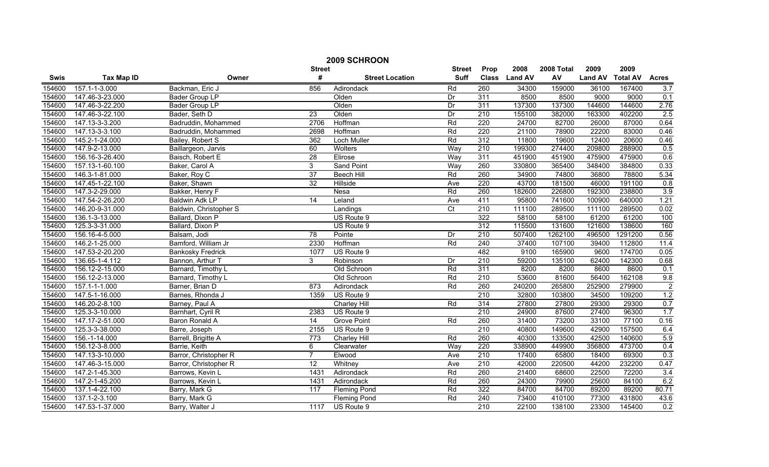# 2009 SCHROON

| Swis | Tax Map ID | Owner | Street # | Street Location | Street Suff | Prop Class | 2008 Land AV | 2008 Total AV | 2009 Land AV | 2009 Total AV | Acres |
|---|---|---|---|---|---|---|---|---|---|---|---|
| 154600 | 157.1-1-3.000 | Backman, Eric J | 856 | Adirondack | Rd | 260 | 34300 | 159000 | 36100 | 167400 | 3.7 |
| 154600 | 147.46-3-23.000 | Bader Group LP | | Olden | Dr | 311 | 8500 | 8500 | 9000 | 9000 | 0.1 |
| 154600 | 147.46-3-22.200 | Bader Group LP | | Olden | Dr | 311 | 137300 | 137300 | 144600 | 144600 | 2.76 |
| 154600 | 147.46-3-22.100 | Bader, Seth D | 23 | Olden | Dr | 210 | 155100 | 382000 | 163300 | 402200 | 2.5 |
| 154600 | 147.13-3-3.200 | Badruddin, Mohammed | 2706 | Hoffman | Rd | 220 | 24700 | 82700 | 26000 | 87000 | 0.64 |
| 154600 | 147.13-3-3.100 | Badruddin, Mohammed | 2698 | Hoffman | Rd | 220 | 21100 | 78900 | 22200 | 83000 | 0.46 |
| 154600 | 145.2-1-24.000 | Bailey, Robert S | 362 | Loch Muller | Rd | 312 | 11800 | 19600 | 12400 | 20600 | 0.46 |
| 154600 | 147.9-2-13.000 | Baillargeon, Jarvis | 60 | Wolters | Way | 210 | 199300 | 274400 | 209800 | 288900 | 0.5 |
| 154600 | 156.16-3-26.400 | Baisch, Robert E | 28 | Elirose | Way | 311 | 451900 | 451900 | 475900 | 475900 | 0.6 |
| 154600 | 157.13-1-60.100 | Baker, Carol A | 3 | Sand Point | Way | 260 | 330800 | 365400 | 348400 | 384800 | 0.33 |
| 154600 | 146.3-1-81.000 | Baker, Roy C | 37 | Beech Hill | Rd | 260 | 34900 | 74800 | 36800 | 78800 | 5.34 |
| 154600 | 147.45-1-22.100 | Baker, Shawn | 32 | Hillside | Ave | 220 | 43700 | 181500 | 46000 | 191100 | 0.8 |
| 154600 | 147.3-2-29.000 | Bakker, Henry F | | Nesa | Rd | 260 | 182600 | 226800 | 192300 | 238800 | 3.9 |
| 154600 | 147.54-2-26.200 | Baldwin Adk LP | 14 | Leland | Ave | 411 | 95800 | 741600 | 100900 | 640000 | 1.21 |
| 154600 | 146.20-9-31.000 | Baldwin, Christopher S | | Landings | Ct | 210 | 111100 | 289500 | 111100 | 289500 | 0.02 |
| 154600 | 136.1-3-13.000 | Ballard, Dixon P | | US Route 9 | | 322 | 58100 | 58100 | 61200 | 61200 | 100 |
| 154600 | 125.3-3-31.000 | Ballard, Dixon P | | US Route 9 | | 312 | 115500 | 131600 | 121600 | 138600 | 160 |
| 154600 | 156.16-4-5.000 | Balsam, Jodi | 78 | Pointe | Dr | 210 | 507400 | 1262100 | 496500 | 1291200 | 0.56 |
| 154600 | 146.2-1-25.000 | Bamford, William Jr | 2330 | Hoffman | Rd | 240 | 37400 | 107100 | 39400 | 112800 | 11.4 |
| 154600 | 147.53-2-20.200 | Bankosky Fredrick | 1077 | US Route 9 | | 482 | 9100 | 165900 | 9600 | 174700 | 0.05 |
| 154600 | 136.65-1-4.112 | Bannon, Arthur T | 3 | Robinson | Dr | 210 | 59200 | 135100 | 62400 | 142300 | 0.68 |
| 154600 | 156.12-2-15.000 | Barnard, Timothy L | | Old Schroon | Rd | 311 | 8200 | 8200 | 8600 | 8600 | 0.1 |
| 154600 | 156.12-2-13.000 | Barnard, Timothy L | | Old Schroon | Rd | 210 | 53600 | 81600 | 56400 | 162108 | 9.8 |
| 154600 | 157.1-1-1.000 | Barner, Brian D | 873 | Adirondack | Rd | 260 | 240200 | 265800 | 252900 | 279900 | 2 |
| 154600 | 147.5-1-16.000 | Barnes, Rhonda J | 1359 | US Route 9 | | 210 | 32800 | 103800 | 34500 | 109200 | 1.2 |
| 154600 | 146.20-2-8.100 | Barney, Paul A | | Charley Hill | Rd | 314 | 27800 | 27800 | 29300 | 29300 | 0.7 |
| 154600 | 125.3-3-10.000 | Barnhart, Cyril R | 2383 | US Route 9 | | 210 | 24900 | 87600 | 27400 | 96300 | 1.7 |
| 154600 | 147.17-2-51.000 | Baron Ronald A | 14 | Grove Point | Rd | 260 | 31400 | 73200 | 33100 | 77100 | 0.16 |
| 154600 | 125.3-3-38.000 | Barre, Joseph | 2155 | US Route 9 | | 210 | 40800 | 149600 | 42900 | 157500 | 6.4 |
| 154600 | 156.-1-14.000 | Barrell, Brigitte A | 773 | Charley Hill | Rd | 260 | 40300 | 133500 | 42500 | 140600 | 5.9 |
| 154600 | 156.12-3-8.000 | Barrie, Keith | 6 | Clearwater | Way | 220 | 338900 | 449900 | 356800 | 473700 | 0.4 |
| 154600 | 147.13-3-10.000 | Barror, Christopher R | 7 | Elwood | Ave | 210 | 17400 | 65800 | 18400 | 69300 | 0.3 |
| 154600 | 147.46-3-15.000 | Barror, Christopher R | 12 | Whitney | Ave | 210 | 42000 | 220500 | 44200 | 232200 | 0.47 |
| 154600 | 147.2-1-45.300 | Barrows, Kevin L | 1431 | Adirondack | Rd | 260 | 21400 | 68600 | 22500 | 72200 | 3.4 |
| 154600 | 147.2-1-45.200 | Barrows, Kevin L | 1431 | Adirondack | Rd | 260 | 24300 | 79900 | 25600 | 84100 | 6.2 |
| 154600 | 137.1-4-22.100 | Barry, Mark G | 117 | Fleming Pond | Rd | 322 | 84700 | 84700 | 89200 | 89200 | 80.71 |
| 154600 | 137.1-2-3.100 | Barry, Mark G | | Fleming Pond | Rd | 240 | 73400 | 410100 | 77300 | 431800 | 43.6 |
| 154600 | 147.53-1-37.000 | Barry, Walter J | 1117 | US Route 9 | | 210 | 22100 | 138100 | 23300 | 145400 | 0.2 |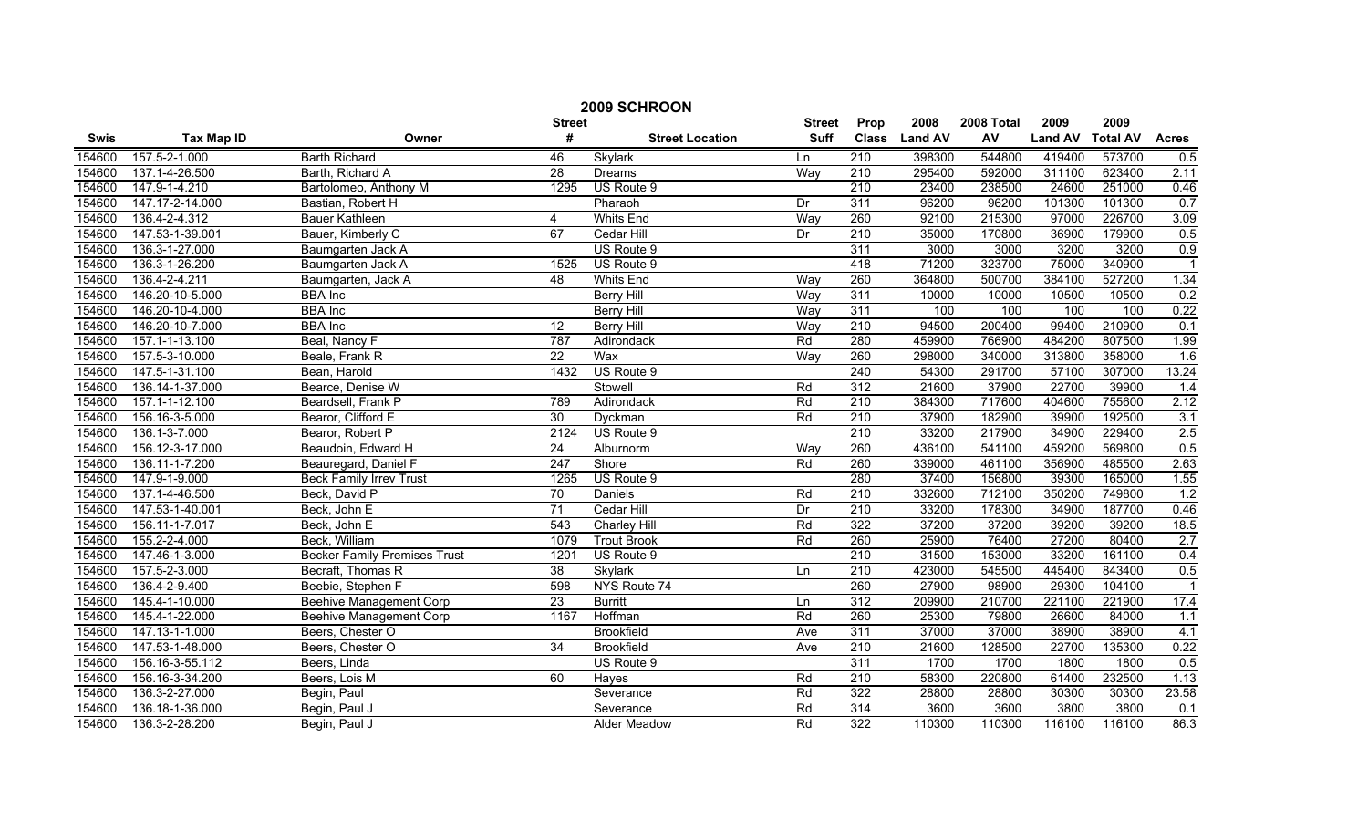# 2009 SCHROON

| Swis | Tax Map ID | Owner | Street # | Street Location | Street Suff | Prop Class | 2008 Land AV | 2008 Total AV | 2009 Land AV | 2009 Total AV | Acres |
|---|---|---|---|---|---|---|---|---|---|---|---|
| 154600 | 157.5-2-1.000 | Barth Richard | 46 | Skylark | Ln | 210 | 398300 | 544800 | 419400 | 573700 | 0.5 |
| 154600 | 137.1-4-26.500 | Barth, Richard A | 28 | Dreams | Way | 210 | 295400 | 592000 | 311100 | 623400 | 2.11 |
| 154600 | 147.9-1-4.210 | Bartolomeo, Anthony M | 1295 | US Route 9 | | 210 | 23400 | 238500 | 24600 | 251000 | 0.46 |
| 154600 | 147.17-2-14.000 | Bastian, Robert H | | Pharaoh | Dr | 311 | 96200 | 96200 | 101300 | 101300 | 0.7 |
| 154600 | 136.4-2-4.312 | Bauer Kathleen | 4 | Whits End | Way | 260 | 92100 | 215300 | 97000 | 226700 | 3.09 |
| 154600 | 147.53-1-39.001 | Bauer, Kimberly C | 67 | Cedar Hill | Dr | 210 | 35000 | 170800 | 36900 | 179900 | 0.5 |
| 154600 | 136.3-1-27.000 | Baumgarten Jack A | | US Route 9 | | 311 | 3000 | 3000 | 3200 | 3200 | 0.9 |
| 154600 | 136.3-1-26.200 | Baumgarten Jack A | 1525 | US Route 9 | | 418 | 71200 | 323700 | 75000 | 340900 | 1 |
| 154600 | 136.4-2-4.211 | Baumgarten, Jack A | 48 | Whits End | Way | 260 | 364800 | 500700 | 384100 | 527200 | 1.34 |
| 154600 | 146.20-10-5.000 | BBA Inc | | Berry Hill | Way | 311 | 10000 | 10000 | 10500 | 10500 | 0.2 |
| 154600 | 146.20-10-4.000 | BBA Inc | | Berry Hill | Way | 311 | 100 | 100 | 100 | 100 | 0.22 |
| 154600 | 146.20-10-7.000 | BBA Inc | 12 | Berry Hill | Way | 210 | 94500 | 200400 | 99400 | 210900 | 0.1 |
| 154600 | 157.1-1-13.100 | Beal, Nancy F | 787 | Adirondack | Rd | 280 | 459900 | 766900 | 484200 | 807500 | 1.99 |
| 154600 | 157.5-3-10.000 | Beale, Frank R | 22 | Wax | Way | 260 | 298000 | 340000 | 313800 | 358000 | 1.6 |
| 154600 | 147.5-1-31.100 | Bean, Harold | 1432 | US Route 9 | | 240 | 54300 | 291700 | 57100 | 307000 | 13.24 |
| 154600 | 136.14-1-37.000 | Bearce, Denise W | | Stowell | Rd | 312 | 21600 | 37900 | 22700 | 39900 | 1.4 |
| 154600 | 157.1-1-12.100 | Beardsell, Frank P | 789 | Adirondack | Rd | 210 | 384300 | 717600 | 404600 | 755600 | 2.12 |
| 154600 | 156.16-3-5.000 | Bearor, Clifford E | 30 | Dyckman | Rd | 210 | 37900 | 182900 | 39900 | 192500 | 3.1 |
| 154600 | 136.1-3-7.000 | Bearor, Robert P | 2124 | US Route 9 | | 210 | 33200 | 217900 | 34900 | 229400 | 2.5 |
| 154600 | 156.12-3-17.000 | Beaudoin, Edward H | 24 | Alburnorm | Way | 260 | 436100 | 541100 | 459200 | 569800 | 0.5 |
| 154600 | 136.11-1-7.200 | Beauregard, Daniel F | 247 | Shore | Rd | 260 | 339000 | 461100 | 356900 | 485500 | 2.63 |
| 154600 | 147.9-1-9.000 | Beck Family Irrev Trust | 1265 | US Route 9 | | 280 | 37400 | 156800 | 39300 | 165000 | 1.55 |
| 154600 | 137.1-4-46.500 | Beck, David P | 70 | Daniels | Rd | 210 | 332600 | 712100 | 350200 | 749800 | 1.2 |
| 154600 | 147.53-1-40.001 | Beck, John E | 71 | Cedar Hill | Dr | 210 | 33200 | 178300 | 34900 | 187700 | 0.46 |
| 154600 | 156.11-1-7.017 | Beck, John E | 543 | Charley Hill | Rd | 322 | 37200 | 37200 | 39200 | 39200 | 18.5 |
| 154600 | 155.2-2-4.000 | Beck, William | 1079 | Trout Brook | Rd | 260 | 25900 | 76400 | 27200 | 80400 | 2.7 |
| 154600 | 147.46-1-3.000 | Becker Family Premises Trust | 1201 | US Route 9 | | 210 | 31500 | 153000 | 33200 | 161100 | 0.4 |
| 154600 | 157.5-2-3.000 | Becraft, Thomas R | 38 | Skylark | Ln | 210 | 423000 | 545500 | 445400 | 843400 | 0.5 |
| 154600 | 136.4-2-9.400 | Beebie, Stephen F | 598 | NYS Route 74 | | 260 | 27900 | 98900 | 29300 | 104100 | 1 |
| 154600 | 145.4-1-10.000 | Beehive Management Corp | 23 | Burritt | Ln | 312 | 209900 | 210700 | 221100 | 221900 | 17.4 |
| 154600 | 145.4-1-22.000 | Beehive Management Corp | 1167 | Hoffman | Rd | 260 | 25300 | 79800 | 26600 | 84000 | 1.1 |
| 154600 | 147.13-1-1.000 | Beers, Chester O | | Brookfield | Ave | 311 | 37000 | 37000 | 38900 | 38900 | 4.1 |
| 154600 | 147.53-1-48.000 | Beers, Chester O | 34 | Brookfield | Ave | 210 | 21600 | 128500 | 22700 | 135300 | 0.22 |
| 154600 | 156.16-3-55.112 | Beers, Linda | | US Route 9 | | 311 | 1700 | 1700 | 1800 | 1800 | 0.5 |
| 154600 | 156.16-3-34.200 | Beers, Lois M | 60 | Hayes | Rd | 210 | 58300 | 220800 | 61400 | 232500 | 1.13 |
| 154600 | 136.3-2-27.000 | Begin, Paul | | Severance | Rd | 322 | 28800 | 28800 | 30300 | 30300 | 23.58 |
| 154600 | 136.18-1-36.000 | Begin, Paul J | | Severance | Rd | 314 | 3600 | 3600 | 3800 | 3800 | 0.1 |
| 154600 | 136.3-2-28.200 | Begin, Paul J | | Alder Meadow | Rd | 322 | 110300 | 110300 | 116100 | 116100 | 86.3 |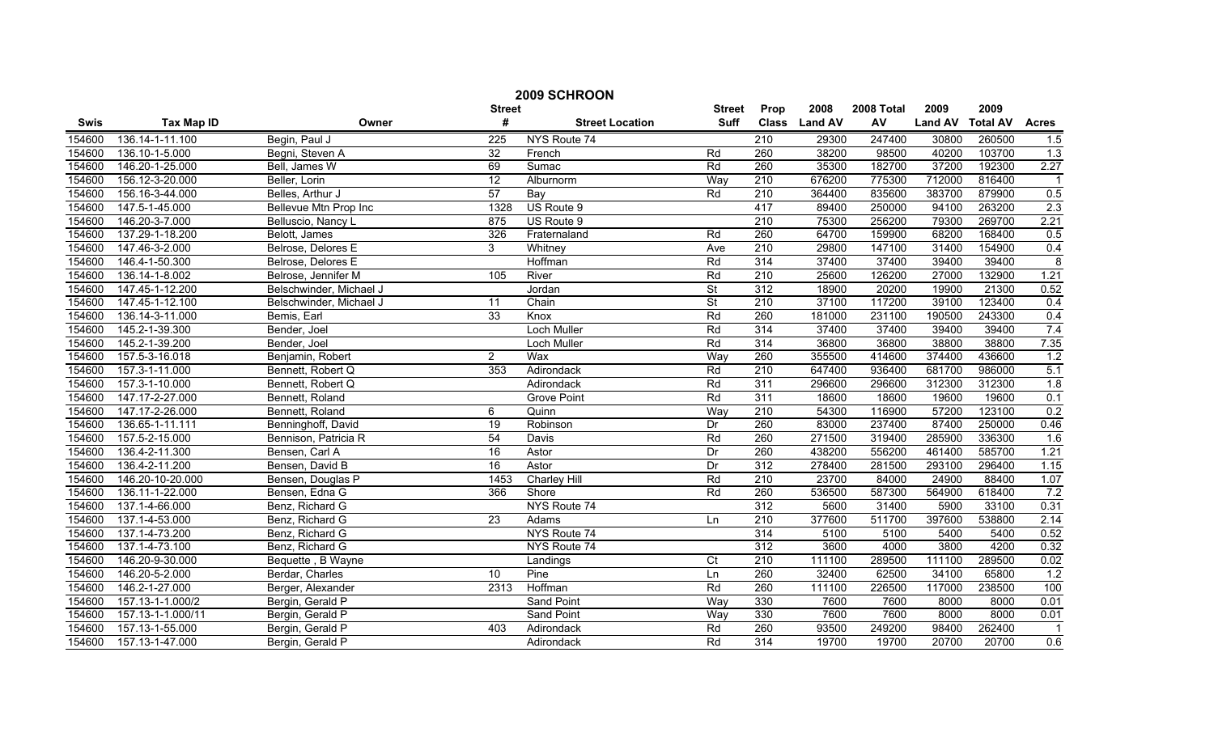# 2009 SCHROON

| Swis | Tax Map ID | Owner | Street # | Street Location | Street Suff | Prop Class | 2008 Land AV | 2008 Total AV | 2009 Land AV | 2009 Total AV | Acres |
|---|---|---|---|---|---|---|---|---|---|---|---|
| 154600 | 136.14-1-11.100 | Begin, Paul J | 225 | NYS Route 74 | | 210 | 29300 | 247400 | 30800 | 260500 | 1.5 |
| 154600 | 136.10-1-5.000 | Begni, Steven A | 32 | French | Rd | 260 | 38200 | 98500 | 40200 | 103700 | 1.3 |
| 154600 | 146.20-1-25.000 | Bell, James W | 69 | Sumac | Rd | 260 | 35300 | 182700 | 37200 | 192300 | 2.27 |
| 154600 | 156.12-3-20.000 | Beller, Lorin | 12 | Alburnorm | Way | 210 | 676200 | 775300 | 712000 | 816400 | 1 |
| 154600 | 156.16-3-44.000 | Belles, Arthur J | 57 | Bay | Rd | 210 | 364400 | 835600 | 383700 | 879900 | 0.5 |
| 154600 | 147.5-1-45.000 | Bellevue Mtn Prop Inc | 1328 | US Route 9 | | 417 | 89400 | 250000 | 94100 | 263200 | 2.3 |
| 154600 | 146.20-3-7.000 | Belluscio, Nancy L | 875 | US Route 9 | | 210 | 75300 | 256200 | 79300 | 269700 | 2.21 |
| 154600 | 137.29-1-18.200 | Belott, James | 326 | Fraternaland | Rd | 260 | 64700 | 159900 | 68200 | 168400 | 0.5 |
| 154600 | 147.46-3-2.000 | Belrose, Delores E | 3 | Whitney | Ave | 210 | 29800 | 147100 | 31400 | 154900 | 0.4 |
| 154600 | 146.4-1-50.300 | Belrose, Delores E | | Hoffman | Rd | 314 | 37400 | 37400 | 39400 | 39400 | 8 |
| 154600 | 136.14-1-8.002 | Belrose, Jennifer M | 105 | River | Rd | 210 | 25600 | 126200 | 27000 | 132900 | 1.21 |
| 154600 | 147.45-1-12.200 | Belschwinder, Michael J | | Jordan | St | 312 | 18900 | 20200 | 19900 | 21300 | 0.52 |
| 154600 | 147.45-1-12.100 | Belschwinder, Michael J | 11 | Chain | St | 210 | 37100 | 117200 | 39100 | 123400 | 0.4 |
| 154600 | 136.14-3-11.000 | Bemis, Earl | 33 | Knox | Rd | 260 | 181000 | 231100 | 190500 | 243300 | 0.4 |
| 154600 | 145.2-1-39.300 | Bender, Joel | | Loch Muller | Rd | 314 | 37400 | 37400 | 39400 | 39400 | 7.4 |
| 154600 | 145.2-1-39.200 | Bender, Joel | | Loch Muller | Rd | 314 | 36800 | 36800 | 38800 | 38800 | 7.35 |
| 154600 | 157.5-3-16.018 | Benjamin, Robert | 2 | Wax | Way | 260 | 355500 | 414600 | 374400 | 436600 | 1.2 |
| 154600 | 157.3-1-11.000 | Bennett, Robert Q | 353 | Adirondack | Rd | 210 | 647400 | 936400 | 681700 | 986000 | 5.1 |
| 154600 | 157.3-1-10.000 | Bennett, Robert Q | | Adirondack | Rd | 311 | 296600 | 296600 | 312300 | 312300 | 1.8 |
| 154600 | 147.17-2-27.000 | Bennett, Roland | | Grove Point | Rd | 311 | 18600 | 18600 | 19600 | 19600 | 0.1 |
| 154600 | 147.17-2-26.000 | Bennett, Roland | 6 | Quinn | Way | 210 | 54300 | 116900 | 57200 | 123100 | 0.2 |
| 154600 | 136.65-1-11.111 | Benninghoff, David | 19 | Robinson | Dr | 260 | 83000 | 237400 | 87400 | 250000 | 0.46 |
| 154600 | 157.5-2-15.000 | Bennison, Patricia R | 54 | Davis | Rd | 260 | 271500 | 319400 | 285900 | 336300 | 1.6 |
| 154600 | 136.4-2-11.300 | Bensen, Carl A | 16 | Astor | Dr | 260 | 438200 | 556200 | 461400 | 585700 | 1.21 |
| 154600 | 136.4-2-11.200 | Bensen, David B | 16 | Astor | Dr | 312 | 278400 | 281500 | 293100 | 296400 | 1.15 |
| 154600 | 146.20-10-20.000 | Bensen, Douglas P | 1453 | Charley Hill | Rd | 210 | 23700 | 84000 | 24900 | 88400 | 1.07 |
| 154600 | 136.11-1-22.000 | Bensen, Edna G | 366 | Shore | Rd | 260 | 536500 | 587300 | 564900 | 618400 | 7.2 |
| 154600 | 137.1-4-66.000 | Benz, Richard G | | NYS Route 74 | | 312 | 5600 | 31400 | 5900 | 33100 | 0.31 |
| 154600 | 137.1-4-53.000 | Benz, Richard G | 23 | Adams | Ln | 210 | 377600 | 511700 | 397600 | 538800 | 2.14 |
| 154600 | 137.1-4-73.200 | Benz, Richard G | | NYS Route 74 | | 314 | 5100 | 5100 | 5400 | 5400 | 0.52 |
| 154600 | 137.1-4-73.100 | Benz, Richard G | | NYS Route 74 | | 312 | 3600 | 4000 | 3800 | 4200 | 0.32 |
| 154600 | 146.20-9-30.000 | Bequette , B Wayne | | Landings | Ct | 210 | 111100 | 289500 | 111100 | 289500 | 0.02 |
| 154600 | 146.20-5-2.000 | Berdar, Charles | 10 | Pine | Ln | 260 | 32400 | 62500 | 34100 | 65800 | 1.2 |
| 154600 | 146.2-1-27.000 | Berger, Alexander | 2313 | Hoffman | Rd | 260 | 111100 | 226500 | 117000 | 238500 | 100 |
| 154600 | 157.13-1-1.000/2 | Bergin, Gerald P | | Sand Point | Way | 330 | 7600 | 7600 | 8000 | 8000 | 0.01 |
| 154600 | 157.13-1-1.000/11 | Bergin, Gerald P | | Sand Point | Way | 330 | 7600 | 7600 | 8000 | 8000 | 0.01 |
| 154600 | 157.13-1-55.000 | Bergin, Gerald P | 403 | Adirondack | Rd | 260 | 93500 | 249200 | 98400 | 262400 | 1 |
| 154600 | 157.13-1-47.000 | Bergin, Gerald P | | Adirondack | Rd | 314 | 19700 | 19700 | 20700 | 20700 | 0.6 |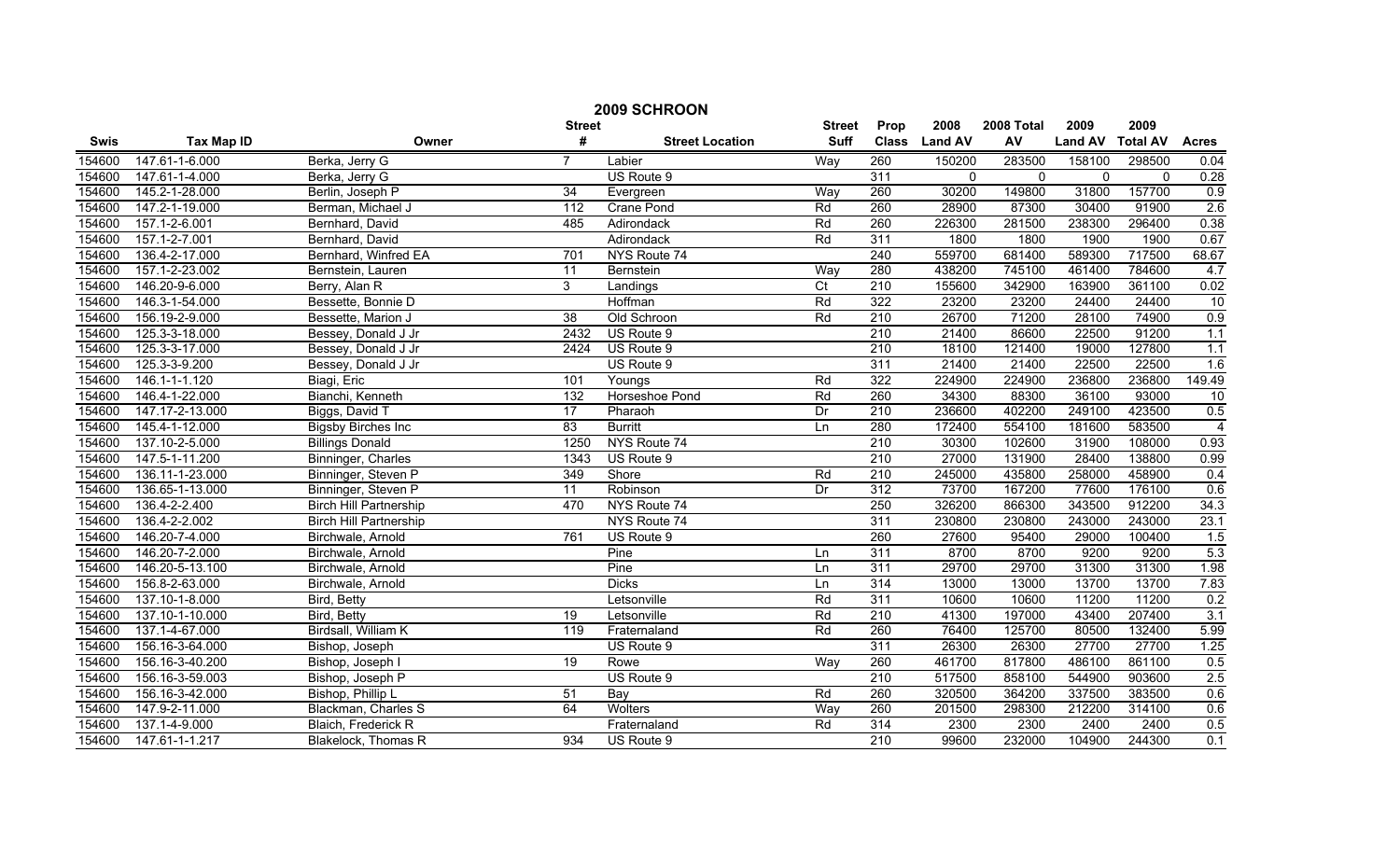# 2009 SCHROON

| Swis | Tax Map ID | Owner | Street # | Street Location | Street Suff | Prop Class | 2008 Land AV | 2008 Total AV | 2009 Land AV | 2009 Total AV | Acres |
|---|---|---|---|---|---|---|---|---|---|---|---|
| 154600 | 147.61-1-6.000 | Berka, Jerry G | 7 | Labier | Way | 260 | 150200 | 283500 | 158100 | 298500 | 0.04 |
| 154600 | 147.61-1-4.000 | Berka, Jerry G | | US Route 9 | | 311 | 0 | 0 | 0 | 0 | 0.28 |
| 154600 | 145.2-1-28.000 | Berlin, Joseph P | 34 | Evergreen | Way | 260 | 30200 | 149800 | 31800 | 157700 | 0.9 |
| 154600 | 147.2-1-19.000 | Berman, Michael J | 112 | Crane Pond | Rd | 260 | 28900 | 87300 | 30400 | 91900 | 2.6 |
| 154600 | 157.1-2-6.001 | Bernhard, David | 485 | Adirondack | Rd | 260 | 226300 | 281500 | 238300 | 296400 | 0.38 |
| 154600 | 157.1-2-7.001 | Bernhard, David | | Adirondack | Rd | 311 | 1800 | 1800 | 1900 | 1900 | 0.67 |
| 154600 | 136.4-2-17.000 | Bernhard, Winfred EA | 701 | NYS Route 74 | | 240 | 559700 | 681400 | 589300 | 717500 | 68.67 |
| 154600 | 157.1-2-23.002 | Bernstein, Lauren | 11 | Bernstein | Way | 280 | 438200 | 745100 | 461400 | 784600 | 4.7 |
| 154600 | 146.20-9-6.000 | Berry, Alan R | 3 | Landings | Ct | 210 | 155600 | 342900 | 163900 | 361100 | 0.02 |
| 154600 | 146.3-1-54.000 | Bessette, Bonnie D | | Hoffman | Rd | 322 | 23200 | 23200 | 24400 | 24400 | 10 |
| 154600 | 156.19-2-9.000 | Bessette, Marion J | 38 | Old Schroon | Rd | 210 | 26700 | 71200 | 28100 | 74900 | 0.9 |
| 154600 | 125.3-3-18.000 | Bessey, Donald J Jr | 2432 | US Route 9 | | 210 | 21400 | 86600 | 22500 | 91200 | 1.1 |
| 154600 | 125.3-3-17.000 | Bessey, Donald J Jr | 2424 | US Route 9 | | 210 | 18100 | 121400 | 19000 | 127800 | 1.1 |
| 154600 | 125.3-3-9.200 | Bessey, Donald J Jr | | US Route 9 | | 311 | 21400 | 21400 | 22500 | 22500 | 1.6 |
| 154600 | 146.1-1-1.120 | Biagi, Eric | 101 | Youngs | Rd | 322 | 224900 | 224900 | 236800 | 236800 | 149.49 |
| 154600 | 146.4-1-22.000 | Bianchi, Kenneth | 132 | Horseshoe Pond | Rd | 260 | 34300 | 88300 | 36100 | 93000 | 10 |
| 154600 | 147.17-2-13.000 | Biggs, David T | 17 | Pharaoh | Dr | 210 | 236600 | 402200 | 249100 | 423500 | 0.5 |
| 154600 | 145.4-1-12.000 | Bigsby Birches Inc | 83 | Burritt | Ln | 280 | 172400 | 554100 | 181600 | 583500 | 4 |
| 154600 | 137.10-2-5.000 | Billings Donald | 1250 | NYS Route 74 | | 210 | 30300 | 102600 | 31900 | 108000 | 0.93 |
| 154600 | 147.5-1-11.200 | Binninger, Charles | 1343 | US Route 9 | | 210 | 27000 | 131900 | 28400 | 138800 | 0.99 |
| 154600 | 136.11-1-23.000 | Binninger, Steven P | 349 | Shore | Rd | 210 | 245000 | 435800 | 258000 | 458900 | 0.4 |
| 154600 | 136.65-1-13.000 | Binninger, Steven P | 11 | Robinson | Dr | 312 | 73700 | 167200 | 77600 | 176100 | 0.6 |
| 154600 | 136.4-2-2.400 | Birch Hill Partnership | 470 | NYS Route 74 | | 250 | 326200 | 866300 | 343500 | 912200 | 34.3 |
| 154600 | 136.4-2-2.002 | Birch Hill Partnership | | NYS Route 74 | | 311 | 230800 | 230800 | 243000 | 243000 | 23.1 |
| 154600 | 146.20-7-4.000 | Birchwale, Arnold | 761 | US Route 9 | | 260 | 27600 | 95400 | 29000 | 100400 | 1.5 |
| 154600 | 146.20-7-2.000 | Birchwale, Arnold | | Pine | Ln | 311 | 8700 | 8700 | 9200 | 9200 | 5.3 |
| 154600 | 146.20-5-13.100 | Birchwale, Arnold | | Pine | Ln | 311 | 29700 | 29700 | 31300 | 31300 | 1.98 |
| 154600 | 156.8-2-63.000 | Birchwale, Arnold | | Dicks | Ln | 314 | 13000 | 13000 | 13700 | 13700 | 7.83 |
| 154600 | 137.10-1-8.000 | Bird, Betty | | Letsonville | Rd | 311 | 10600 | 10600 | 11200 | 11200 | 0.2 |
| 154600 | 137.10-1-10.000 | Bird, Betty | 19 | Letsonville | Rd | 210 | 41300 | 197000 | 43400 | 207400 | 3.1 |
| 154600 | 137.1-4-67.000 | Birdsall, William K | 119 | Fraternaland | Rd | 260 | 76400 | 125700 | 80500 | 132400 | 5.99 |
| 154600 | 156.16-3-64.000 | Bishop, Joseph | | US Route 9 | | 311 | 26300 | 26300 | 27700 | 27700 | 1.25 |
| 154600 | 156.16-3-40.200 | Bishop, Joseph I | 19 | Rowe | Way | 260 | 461700 | 817800 | 486100 | 861100 | 0.5 |
| 154600 | 156.16-3-59.003 | Bishop, Joseph P | | US Route 9 | | 210 | 517500 | 858100 | 544900 | 903600 | 2.5 |
| 154600 | 156.16-3-42.000 | Bishop, Phillip L | 51 | Bay | Rd | 260 | 320500 | 364200 | 337500 | 383500 | 0.6 |
| 154600 | 147.9-2-11.000 | Blackman, Charles S | 64 | Wolters | Way | 260 | 201500 | 298300 | 212200 | 314100 | 0.6 |
| 154600 | 137.1-4-9.000 | Blaich, Frederick R | | Fraternaland | Rd | 314 | 2300 | 2300 | 2400 | 2400 | 0.5 |
| 154600 | 147.61-1-1.217 | Blakelock, Thomas R | 934 | US Route 9 | | 210 | 99600 | 232000 | 104900 | 244300 | 0.1 |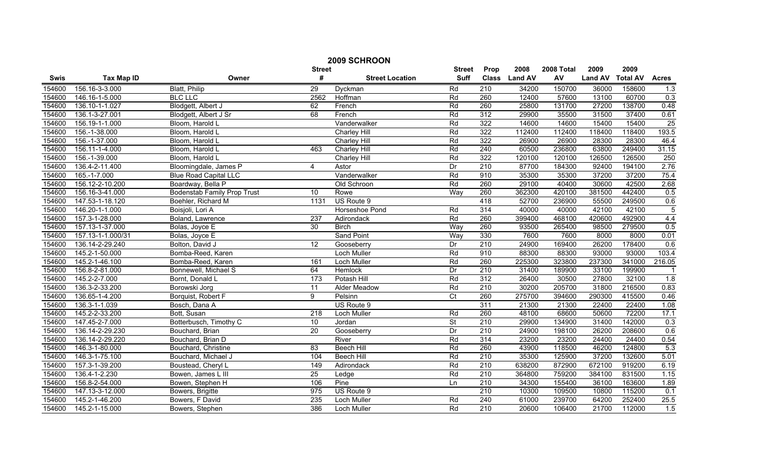# 2009 SCHROON

| Swis | Tax Map ID | Owner | Street # | Street Location | Street Suff | Prop Class | 2008 Land AV | 2008 Total AV | 2009 Land AV | 2009 Total AV | Acres |
|---|---|---|---|---|---|---|---|---|---|---|---|
| 154600 | 156.16-3-3.000 | Blatt, Philip | 29 | Dyckman | Rd | 210 | 34200 | 150700 | 36000 | 158600 | 1.3 |
| 154600 | 146.16-1-5.000 | BLC LLC | 2562 | Hoffman | Rd | 260 | 12400 | 57600 | 13100 | 60700 | 0.3 |
| 154600 | 136.10-1-1.027 | Blodgett, Albert J | 62 | French | Rd | 260 | 25800 | 131700 | 27200 | 138700 | 0.48 |
| 154600 | 136.1-3-27.001 | Blodgett, Albert J Sr | 68 | French | Rd | 312 | 29900 | 35500 | 31500 | 37400 | 0.61 |
| 154600 | 156.19-1-1.000 | Bloom, Harold L | | Vanderwalker | Rd | 322 | 14600 | 14600 | 15400 | 15400 | 25 |
| 154600 | 156.-1-38.000 | Bloom, Harold L | | Charley Hill | Rd | 322 | 112400 | 112400 | 118400 | 118400 | 193.5 |
| 154600 | 156.-1-37.000 | Bloom, Harold L | | Charley Hill | Rd | 322 | 26900 | 26900 | 28300 | 28300 | 46.4 |
| 154600 | 156.11-1-4.000 | Bloom, Harold L | 463 | Charley Hill | Rd | 240 | 60500 | 236800 | 63800 | 249400 | 31.15 |
| 154600 | 156.-1-39.000 | Bloom, Harold L | | Charley Hill | Rd | 322 | 120100 | 120100 | 126500 | 126500 | 250 |
| 154600 | 136.4-2-11.400 | Bloomingdale, James P | 4 | Astor | Dr | 210 | 87700 | 184300 | 92400 | 194100 | 2.76 |
| 154600 | 165.-1-7.000 | Blue Road Capital LLC | | Vanderwalker | Rd | 910 | 35300 | 35300 | 37200 | 37200 | 75.4 |
| 154600 | 156.12-2-10.200 | Boardway, Bella P | | Old Schroon | Rd | 260 | 29100 | 40400 | 30600 | 42500 | 2.68 |
| 154600 | 156.16-3-41.000 | Bodenstab Family Prop Trust | 10 | Rowe | Way | 260 | 362300 | 420100 | 381500 | 442400 | 0.5 |
| 154600 | 147.53-1-18.120 | Boehler, Richard M | 1131 | US Route 9 | | 418 | 52700 | 236900 | 55500 | 249500 | 0.6 |
| 154600 | 146.20-1-1.000 | Boisjoli, Lori A | | Horseshoe Pond | Rd | 314 | 40000 | 40000 | 42100 | 42100 | 5 |
| 154600 | 157.3-1-28.000 | Boland, Lawrence | 237 | Adirondack | Rd | 260 | 399400 | 468100 | 420600 | 492900 | 4.4 |
| 154600 | 157.13-1-37.000 | Bolas, Joyce E | 30 | Birch | Way | 260 | 93500 | 265400 | 98500 | 279500 | 0.5 |
| 154600 | 157.13-1-1.000/31 | Bolas, Joyce E | | Sand Point | Way | 330 | 7600 | 7600 | 8000 | 8000 | 0.01 |
| 154600 | 136.14-2-29.240 | Bolton, David J | 12 | Gooseberry | Dr | 210 | 24900 | 169400 | 26200 | 178400 | 0.6 |
| 154600 | 145.2-1-50.000 | Bomba-Reed, Karen | | Loch Muller | Rd | 910 | 88300 | 88300 | 93000 | 93000 | 103.4 |
| 154600 | 145.2-1-46.100 | Bomba-Reed, Karen | 161 | Loch Muller | Rd | 260 | 225300 | 323800 | 237300 | 341000 | 216.05 |
| 154600 | 156.8-2-81.000 | Bonnewell, Michael S | 64 | Hemlock | Dr | 210 | 31400 | 189900 | 33100 | 199900 | 1 |
| 154600 | 145.2-2-7.000 | Bornt, Donald L | 173 | Potash Hill | Rd | 312 | 26400 | 30500 | 27800 | 32100 | 1.8 |
| 154600 | 136.3-2-33.200 | Borowski Jorg | 11 | Alder Meadow | Rd | 210 | 30200 | 205700 | 31800 | 216500 | 0.83 |
| 154600 | 136.65-1-4.200 | Borquist, Robert F | 9 | Pelsinn | Ct | 260 | 275700 | 394600 | 290300 | 415500 | 0.46 |
| 154600 | 136.3-1-1.039 | Bosch, Dana A | | US Route 9 | | 311 | 21300 | 21300 | 22400 | 22400 | 1.08 |
| 154600 | 145.2-2-33.200 | Bott, Susan | 218 | Loch Muller | Rd | 260 | 48100 | 68600 | 50600 | 72200 | 17.1 |
| 154600 | 147.45-2-7.000 | Botterbusch, Timothy C | 10 | Jordan | St | 210 | 29900 | 134900 | 31400 | 142000 | 0.3 |
| 154600 | 136.14-2-29.230 | Bouchard, Brian | 20 | Gooseberry | Dr | 210 | 24900 | 198100 | 26200 | 208600 | 0.6 |
| 154600 | 136.14-2-29.220 | Bouchard, Brian D | | River | Rd | 314 | 23200 | 23200 | 24400 | 24400 | 0.54 |
| 154600 | 146.3-1-80.000 | Bouchard, Christine | 83 | Beech Hill | Rd | 260 | 43900 | 118500 | 46200 | 124800 | 5.3 |
| 154600 | 146.3-1-75.100 | Bouchard, Michael J | 104 | Beech Hill | Rd | 210 | 35300 | 125900 | 37200 | 132600 | 5.01 |
| 154600 | 157.3-1-39.200 | Boustead, Cheryl L | 149 | Adirondack | Rd | 210 | 638200 | 872900 | 672100 | 919200 | 6.19 |
| 154600 | 136.4-1-2.230 | Bowen, James L III | 25 | Ledge | Rd | 210 | 364800 | 759200 | 384100 | 831500 | 1.15 |
| 154600 | 156.8-2-54.000 | Bowen, Stephen H | 106 | Pine | Ln | 210 | 34300 | 155400 | 36100 | 163600 | 1.89 |
| 154600 | 147.13-3-12.000 | Bowers, Brigitte | 975 | US Route 9 | | 210 | 10300 | 109500 | 10800 | 115200 | 0.1 |
| 154600 | 145.2-1-46.200 | Bowers, F David | 235 | Loch Muller | Rd | 240 | 61000 | 239700 | 64200 | 252400 | 25.5 |
| 154600 | 145.2-1-15.000 | Bowers, Stephen | 386 | Loch Muller | Rd | 210 | 20600 | 106400 | 21700 | 112000 | 1.5 |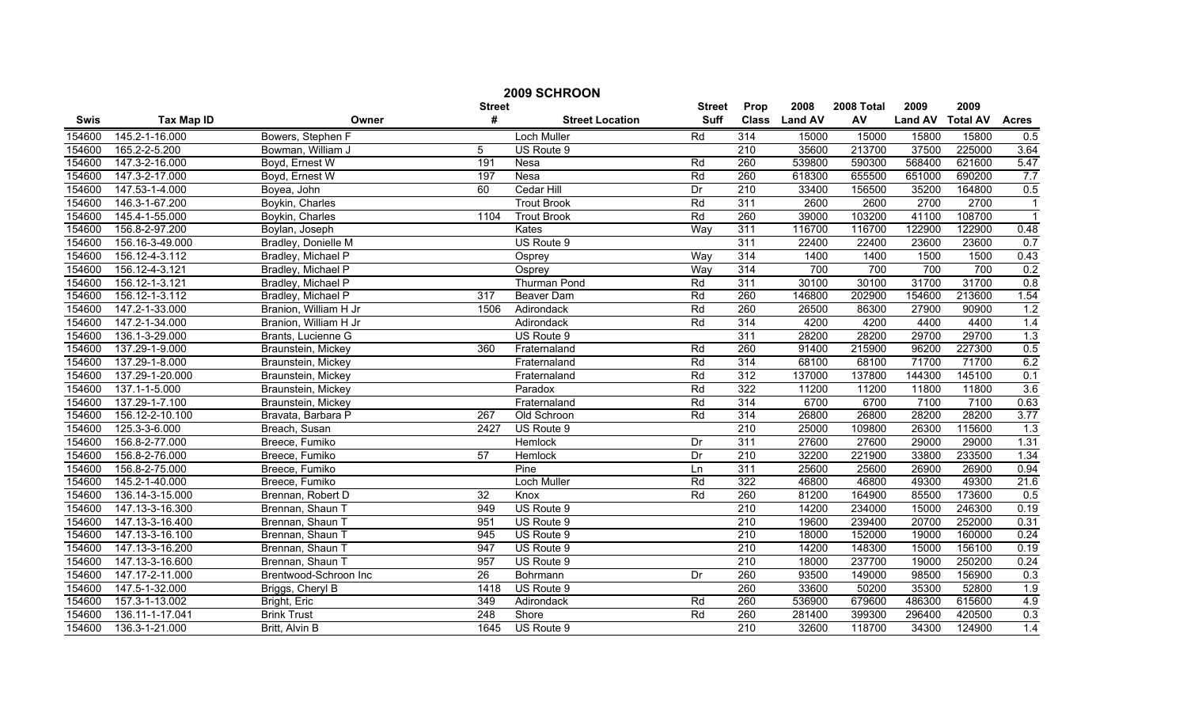# 2009 SCHROON

| Swis | Tax Map ID | Owner | Street # | Street Location | Street Suff | Prop Class | 2008 Land AV | 2008 Total AV | 2009 Land AV | 2009 Total AV | Acres |
|---|---|---|---|---|---|---|---|---|---|---|---|
| 154600 | 145.2-1-16.000 | Bowers, Stephen F | | Loch Muller | Rd | 314 | 15000 | 15000 | 15800 | 15800 | 0.5 |
| 154600 | 165.2-2-5.200 | Bowman, William J | 5 | US Route 9 | | 210 | 35600 | 213700 | 37500 | 225000 | 3.64 |
| 154600 | 147.3-2-16.000 | Boyd, Ernest W | 191 | Nesa | Rd | 260 | 539800 | 590300 | 568400 | 621600 | 5.47 |
| 154600 | 147.3-2-17.000 | Boyd, Ernest W | 197 | Nesa | Rd | 260 | 618300 | 655500 | 651000 | 690200 | 7.7 |
| 154600 | 147.53-1-4.000 | Boyea, John | 60 | Cedar Hill | Dr | 210 | 33400 | 156500 | 35200 | 164800 | 0.5 |
| 154600 | 146.3-1-67.200 | Boykin, Charles | | Trout Brook | Rd | 311 | 2600 | 2600 | 2700 | 2700 | 1 |
| 154600 | 145.4-1-55.000 | Boykin, Charles | 1104 | Trout Brook | Rd | 260 | 39000 | 103200 | 41100 | 108700 | 1 |
| 154600 | 156.8-2-97.200 | Boylan, Joseph | | Kates | Way | 311 | 116700 | 116700 | 122900 | 122900 | 0.48 |
| 154600 | 156.16-3-49.000 | Bradley, Donielle M | | US Route 9 | | 311 | 22400 | 22400 | 23600 | 23600 | 0.7 |
| 154600 | 156.12-4-3.112 | Bradley, Michael P | | Osprey | Way | 314 | 1400 | 1400 | 1500 | 1500 | 0.43 |
| 154600 | 156.12-4-3.121 | Bradley, Michael P | | Osprey | Way | 314 | 700 | 700 | 700 | 700 | 0.2 |
| 154600 | 156.12-1-3.121 | Bradley, Michael P | | Thurman Pond | Rd | 311 | 30100 | 30100 | 31700 | 31700 | 0.8 |
| 154600 | 156.12-1-3.112 | Bradley, Michael P | 317 | Beaver Dam | Rd | 260 | 146800 | 202900 | 154600 | 213600 | 1.54 |
| 154600 | 147.2-1-33.000 | Branion, William H Jr | 1506 | Adirondack | Rd | 260 | 26500 | 86300 | 27900 | 90900 | 1.2 |
| 154600 | 147.2-1-34.000 | Branion, William H Jr | | Adirondack | Rd | 314 | 4200 | 4200 | 4400 | 4400 | 1.4 |
| 154600 | 136.1-3-29.000 | Brants, Lucienne G | | US Route 9 | | 311 | 28200 | 28200 | 29700 | 29700 | 1.3 |
| 154600 | 137.29-1-9.000 | Braunstein, Mickey | 360 | Fraternaland | Rd | 260 | 91400 | 215900 | 96200 | 227300 | 0.5 |
| 154600 | 137.29-1-8.000 | Braunstein, Mickey | | Fraternaland | Rd | 314 | 68100 | 68100 | 71700 | 71700 | 6.2 |
| 154600 | 137.29-1-20.000 | Braunstein, Mickey | | Fraternaland | Rd | 312 | 137000 | 137800 | 144300 | 145100 | 0.1 |
| 154600 | 137.1-1-5.000 | Braunstein, Mickey | | Paradox | Rd | 322 | 11200 | 11200 | 11800 | 11800 | 3.6 |
| 154600 | 137.29-1-7.100 | Braunstein, Mickey | | Fraternaland | Rd | 314 | 6700 | 6700 | 7100 | 7100 | 0.63 |
| 154600 | 156.12-2-10.100 | Bravata, Barbara P | 267 | Old Schroon | Rd | 314 | 26800 | 26800 | 28200 | 28200 | 3.77 |
| 154600 | 125.3-3-6.000 | Breach, Susan | 2427 | US Route 9 | | 210 | 25000 | 109800 | 26300 | 115600 | 1.3 |
| 154600 | 156.8-2-77.000 | Breece, Fumiko | | Hemlock | Dr | 311 | 27600 | 27600 | 29000 | 29000 | 1.31 |
| 154600 | 156.8-2-76.000 | Breece, Fumiko | 57 | Hemlock | Dr | 210 | 32200 | 221900 | 33800 | 233500 | 1.34 |
| 154600 | 156.8-2-75.000 | Breece, Fumiko | | Pine | Ln | 311 | 25600 | 25600 | 26900 | 26900 | 0.94 |
| 154600 | 145.2-1-40.000 | Breece, Fumiko | | Loch Muller | Rd | 322 | 46800 | 46800 | 49300 | 49300 | 21.6 |
| 154600 | 136.14-3-15.000 | Brennan, Robert D | 32 | Knox | Rd | 260 | 81200 | 164900 | 85500 | 173600 | 0.5 |
| 154600 | 147.13-3-16.300 | Brennan, Shaun T | 949 | US Route 9 | | 210 | 14200 | 234000 | 15000 | 246300 | 0.19 |
| 154600 | 147.13-3-16.400 | Brennan, Shaun T | 951 | US Route 9 | | 210 | 19600 | 239400 | 20700 | 252000 | 0.31 |
| 154600 | 147.13-3-16.100 | Brennan, Shaun T | 945 | US Route 9 | | 210 | 18000 | 152000 | 19000 | 160000 | 0.24 |
| 154600 | 147.13-3-16.200 | Brennan, Shaun T | 947 | US Route 9 | | 210 | 14200 | 148300 | 15000 | 156100 | 0.19 |
| 154600 | 147.13-3-16.600 | Brennan, Shaun T | 957 | US Route 9 | | 210 | 18000 | 237700 | 19000 | 250200 | 0.24 |
| 154600 | 147.17-2-11.000 | Brentwood-Schroon Inc | 26 | Bohrmann | Dr | 260 | 93500 | 149000 | 98500 | 156900 | 0.3 |
| 154600 | 147.5-1-32.000 | Briggs, Cheryl B | 1418 | US Route 9 | | 260 | 33600 | 50200 | 35300 | 52800 | 1.9 |
| 154600 | 157.3-1-13.002 | Bright, Eric | 349 | Adirondack | Rd | 260 | 536900 | 679600 | 486300 | 615600 | 4.9 |
| 154600 | 136.11-1-17.041 | Brink Trust | 248 | Shore | Rd | 260 | 281400 | 399300 | 296400 | 420500 | 0.3 |
| 154600 | 136.3-1-21.000 | Britt, Alvin B | 1645 | US Route 9 | | 210 | 32600 | 118700 | 34300 | 124900 | 1.4 |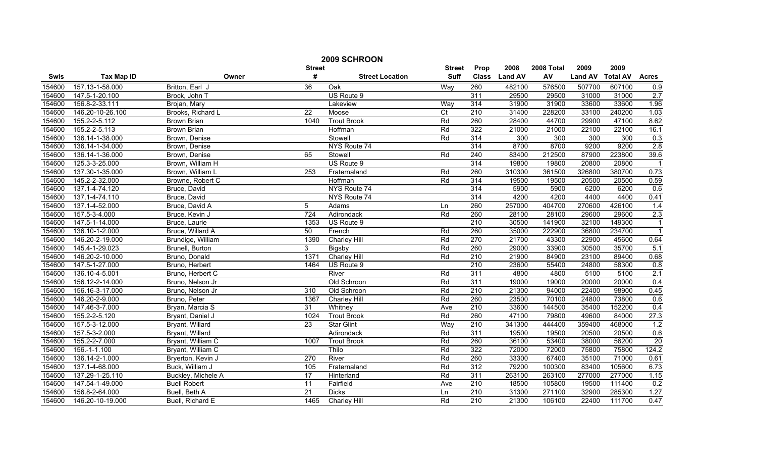# 2009 SCHROON

| Swis | Tax Map ID | Owner | Street # | Street Location | Street Suff | Prop Class | 2008 Land AV | 2008 Total AV | 2009 Land AV | 2009 Total AV | Acres |
|---|---|---|---|---|---|---|---|---|---|---|---|
| 154600 | 157.13-1-58.000 | Britton, Earl J | 36 | Oak | Way | 260 | 482100 | 576500 | 507700 | 607100 | 0.9 |
| 154600 | 147.5-1-20.100 | Brock, John T | | US Route 9 | | 311 | 29500 | 29500 | 31000 | 31000 | 2.7 |
| 154600 | 156.8-2-33.111 | Brojan, Mary | | Lakeview | Way | 314 | 31900 | 31900 | 33600 | 33600 | 1.96 |
| 154600 | 146.20-10-26.100 | Brooks, Richard L | 22 | Moose | Ct | 210 | 31400 | 228200 | 33100 | 240200 | 1.03 |
| 154600 | 155.2-2-5.112 | Brown Brian | 1040 | Trout Brook | Rd | 260 | 28400 | 44700 | 29900 | 47100 | 8.62 |
| 154600 | 155.2-2-5.113 | Brown Brian | | Hoffman | Rd | 322 | 21000 | 21000 | 22100 | 22100 | 16.1 |
| 154600 | 136.14-1-38.000 | Brown, Denise | | Stowell | Rd | 314 | 300 | 300 | 300 | 300 | 0.3 |
| 154600 | 136.14-1-34.000 | Brown, Denise | | NYS Route 74 | | 314 | 8700 | 8700 | 9200 | 9200 | 2.8 |
| 154600 | 136.14-1-36.000 | Brown, Denise | 65 | Stowell | Rd | 240 | 83400 | 212500 | 87900 | 223800 | 39.6 |
| 154600 | 125.3-3-25.000 | Brown, William H | | US Route 9 | | 314 | 19800 | 19800 | 20800 | 20800 | 1 |
| 154600 | 137.30-1-35.000 | Brown, William L | 253 | Fraternaland | Rd | 260 | 310300 | 361500 | 326800 | 380700 | 0.73 |
| 154600 | 145.2-2-32.000 | Browne, Robert C | | Hoffman | Rd | 314 | 19500 | 19500 | 20500 | 20500 | 0.59 |
| 154600 | 137.1-4-74.120 | Bruce, David | | NYS Route 74 | | 314 | 5900 | 5900 | 6200 | 6200 | 0.6 |
| 154600 | 137.1-4-74.110 | Bruce, David | | NYS Route 74 | | 314 | 4200 | 4200 | 4400 | 4400 | 0.41 |
| 154600 | 137.1-4-52.000 | Bruce, David A | 5 | Adams | Ln | 260 | 257000 | 404700 | 270600 | 426100 | 1.4 |
| 154600 | 157.5-3-4.000 | Bruce, Kevin J | 724 | Adirondack | Rd | 260 | 28100 | 28100 | 29600 | 29600 | 2.3 |
| 154600 | 147.5-1-14.000 | Bruce, Laurie | 1353 | US Route 9 | | 210 | 30500 | 141900 | 32100 | 149300 | 1 |
| 154600 | 136.10-1-2.000 | Bruce, Willard A | 50 | French | Rd | 260 | 35000 | 222900 | 36800 | 234700 | 1 |
| 154600 | 146.20-2-19.000 | Brundige, William | 1390 | Charley Hill | Rd | 270 | 21700 | 43300 | 22900 | 45600 | 0.64 |
| 154600 | 145.4-1-29.023 | Brunell, Burton | 3 | Bigsby | Rd | 260 | 29000 | 33900 | 30500 | 35700 | 5.1 |
| 154600 | 146.20-2-10.000 | Bruno, Donald | 1371 | Charley Hill | Rd | 210 | 21900 | 84900 | 23100 | 89400 | 0.68 |
| 154600 | 147.5-1-27.000 | Bruno, Herbert | 1464 | US Route 9 | | 210 | 23600 | 55400 | 24800 | 58300 | 0.8 |
| 154600 | 136.10-4-5.001 | Bruno, Herbert C | | River | Rd | 311 | 4800 | 4800 | 5100 | 5100 | 2.1 |
| 154600 | 156.12-2-14.000 | Bruno, Nelson Jr | | Old Schroon | Rd | 311 | 19000 | 19000 | 20000 | 20000 | 0.4 |
| 154600 | 156.16-3-17.000 | Bruno, Nelson Jr | 310 | Old Schroon | Rd | 210 | 21300 | 94000 | 22400 | 98900 | 0.45 |
| 154600 | 146.20-2-9.000 | Bruno, Peter | 1367 | Charley Hill | Rd | 260 | 23500 | 70100 | 24800 | 73800 | 0.6 |
| 154600 | 147.46-3-7.000 | Bryan, Marcia S | 31 | Whitney | Ave | 210 | 33600 | 144500 | 35400 | 152200 | 0.4 |
| 154600 | 155.2-2-5.120 | Bryant, Daniel J | 1024 | Trout Brook | Rd | 260 | 47100 | 79800 | 49600 | 84000 | 27.3 |
| 154600 | 157.5-3-12.000 | Bryant, Willard | 23 | Star Glint | Way | 210 | 341300 | 444400 | 359400 | 468000 | 1.2 |
| 154600 | 157.5-3-2.000 | Bryant, Willard | | Adirondack | Rd | 311 | 19500 | 19500 | 20500 | 20500 | 0.6 |
| 154600 | 155.2-2-7.000 | Bryant, William C | 1007 | Trout Brook | Rd | 260 | 36100 | 53400 | 38000 | 56200 | 20 |
| 154600 | 156.-1-1.100 | Bryant, William C | | Thilo | Rd | 322 | 72000 | 72000 | 75800 | 75800 | 124.2 |
| 154600 | 136.14-2-1.000 | Bryerton, Kevin J | 270 | River | Rd | 260 | 33300 | 67400 | 35100 | 71000 | 0.61 |
| 154600 | 137.1-4-68.000 | Buck, William J | 105 | Fraternaland | Rd | 312 | 79200 | 100300 | 83400 | 105600 | 6.73 |
| 154600 | 137.29-1-25.110 | Buckley, Michele A | 17 | Hinterland | Rd | 311 | 263100 | 263100 | 277000 | 277000 | 1.15 |
| 154600 | 147.54-1-49.000 | Buell Robert | 11 | Fairfield | Ave | 210 | 18500 | 105800 | 19500 | 111400 | 0.2 |
| 154600 | 156.8-2-64.000 | Buell, Beth A | 21 | Dicks | Ln | 210 | 31300 | 271100 | 32900 | 285300 | 1.27 |
| 154600 | 146.20-10-19.000 | Buell, Richard E | 1465 | Charley Hill | Rd | 210 | 21300 | 106100 | 22400 | 111700 | 0.47 |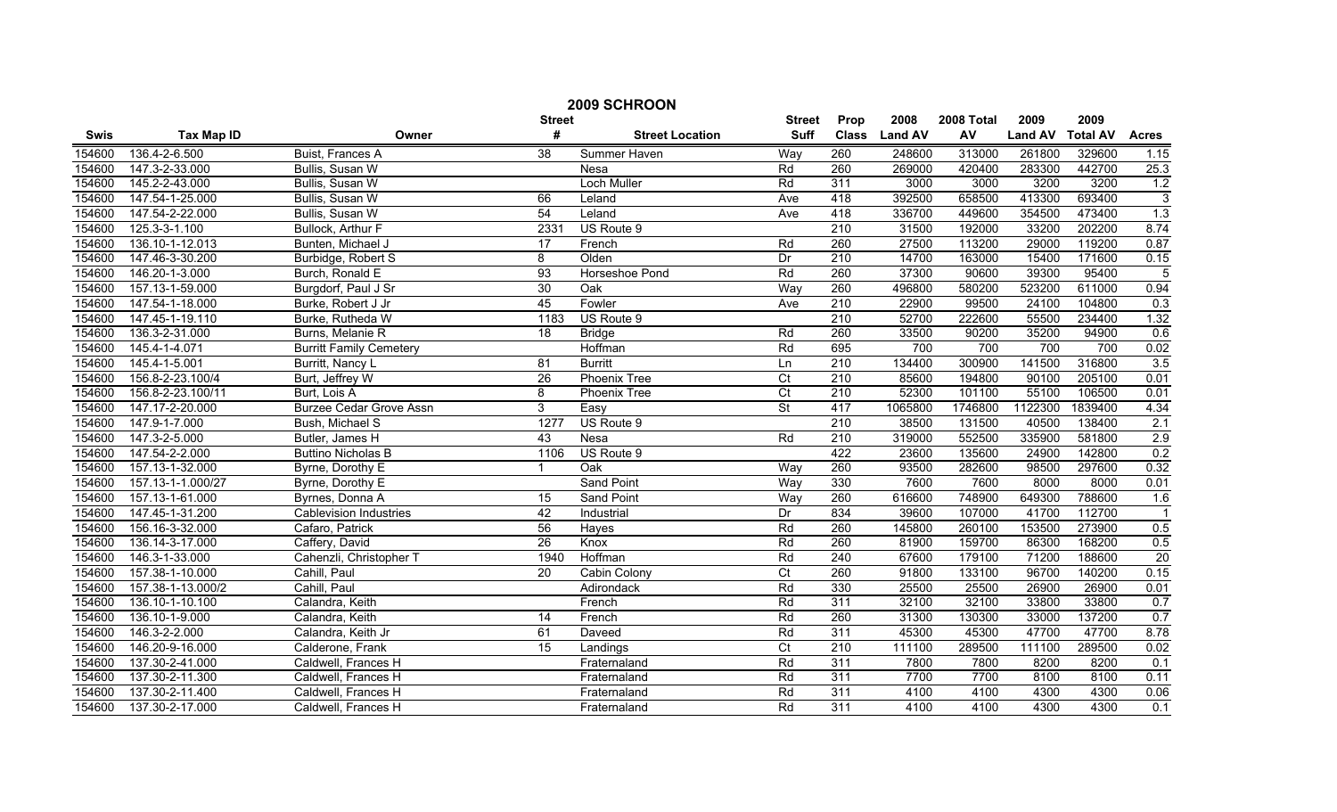# 2009 SCHROON

| Swis | Tax Map ID | Owner | Street # | Street Location | Street Suff | Prop Class | 2008 Land AV | 2008 Total AV | 2009 Land AV | 2009 Total AV | Acres |
|---|---|---|---|---|---|---|---|---|---|---|---|
| 154600 | 136.4-2-6.500 | Buist, Frances A | 38 | Summer Haven | Way | 260 | 248600 | 313000 | 261800 | 329600 | 1.15 |
| 154600 | 147.3-2-33.000 | Bullis, Susan W | | Nesa | Rd | 260 | 269000 | 420400 | 283300 | 442700 | 25.3 |
| 154600 | 145.2-2-43.000 | Bullis, Susan W | | Loch Muller | Rd | 311 | 3000 | 3000 | 3200 | 3200 | 1.2 |
| 154600 | 147.54-1-25.000 | Bullis, Susan W | 66 | Leland | Ave | 418 | 392500 | 658500 | 413300 | 693400 | 3 |
| 154600 | 147.54-2-22.000 | Bullis, Susan W | 54 | Leland | Ave | 418 | 336700 | 449600 | 354500 | 473400 | 1.3 |
| 154600 | 125.3-3-1.100 | Bullock, Arthur F | 2331 | US Route 9 | | 210 | 31500 | 192000 | 33200 | 202200 | 8.74 |
| 154600 | 136.10-1-12.013 | Bunten, Michael J | 17 | French | Rd | 260 | 27500 | 113200 | 29000 | 119200 | 0.87 |
| 154600 | 147.46-3-30.200 | Burbidge, Robert S | 8 | Olden | Dr | 210 | 14700 | 163000 | 15400 | 171600 | 0.15 |
| 154600 | 146.20-1-3.000 | Burch, Ronald E | 93 | Horseshoe Pond | Rd | 260 | 37300 | 90600 | 39300 | 95400 | 5 |
| 154600 | 157.13-1-59.000 | Burgdorf, Paul J Sr | 30 | Oak | Way | 260 | 496800 | 580200 | 523200 | 611000 | 0.94 |
| 154600 | 147.54-1-18.000 | Burke, Robert J Jr | 45 | Fowler | Ave | 210 | 22900 | 99500 | 24100 | 104800 | 0.3 |
| 154600 | 147.45-1-19.110 | Burke, Rutheda W | 1183 | US Route 9 | | 210 | 52700 | 222600 | 55500 | 234400 | 1.32 |
| 154600 | 136.3-2-31.000 | Burns, Melanie R | 18 | Bridge | Rd | 260 | 33500 | 90200 | 35200 | 94900 | 0.6 |
| 154600 | 145.4-1-4.071 | Burritt Family Cemetery | | Hoffman | Rd | 695 | 700 | 700 | 700 | 700 | 0.02 |
| 154600 | 145.4-1-5.001 | Burritt, Nancy L | 81 | Burritt | Ln | 210 | 134400 | 300900 | 141500 | 316800 | 3.5 |
| 154600 | 156.8-2-23.100/4 | Burt, Jeffrey W | 26 | Phoenix Tree | Ct | 210 | 85600 | 194800 | 90100 | 205100 | 0.01 |
| 154600 | 156.8-2-23.100/11 | Burt, Lois A | 8 | Phoenix Tree | Ct | 210 | 52300 | 101100 | 55100 | 106500 | 0.01 |
| 154600 | 147.17-2-20.000 | Burzee Cedar Grove Assn | 3 | Easy | St | 417 | 1065800 | 1746800 | 1122300 | 1839400 | 4.34 |
| 154600 | 147.9-1-7.000 | Bush, Michael S | 1277 | US Route 9 | | 210 | 38500 | 131500 | 40500 | 138400 | 2.1 |
| 154600 | 147.3-2-5.000 | Butler, James H | 43 | Nesa | Rd | 210 | 319000 | 552500 | 335900 | 581800 | 2.9 |
| 154600 | 147.54-2-2.000 | Buttino Nicholas B | 1106 | US Route 9 | | 422 | 23600 | 135600 | 24900 | 142800 | 0.2 |
| 154600 | 157.13-1-32.000 | Byrne, Dorothy E | 1 | Oak | Way | 260 | 93500 | 282600 | 98500 | 297600 | 0.32 |
| 154600 | 157.13-1-1.000/27 | Byrne, Dorothy E | | Sand Point | Way | 330 | 7600 | 7600 | 8000 | 8000 | 0.01 |
| 154600 | 157.13-1-61.000 | Byrnes, Donna A | 15 | Sand Point | Way | 260 | 616600 | 748900 | 649300 | 788600 | 1.6 |
| 154600 | 147.45-1-31.200 | Cablevision Industries | 42 | Industrial | Dr | 834 | 39600 | 107000 | 41700 | 112700 | 1 |
| 154600 | 156.16-3-32.000 | Cafaro, Patrick | 56 | Hayes | Rd | 260 | 145800 | 260100 | 153500 | 273900 | 0.5 |
| 154600 | 136.14-3-17.000 | Caffery, David | 26 | Knox | Rd | 260 | 81900 | 159700 | 86300 | 168200 | 0.5 |
| 154600 | 146.3-1-33.000 | Cahenzli, Christopher T | 1940 | Hoffman | Rd | 240 | 67600 | 179100 | 71200 | 188600 | 20 |
| 154600 | 157.38-1-10.000 | Cahill, Paul | 20 | Cabin Colony | Ct | 260 | 91800 | 133100 | 96700 | 140200 | 0.15 |
| 154600 | 157.38-1-13.000/2 | Cahill, Paul | | Adirondack | Rd | 330 | 25500 | 25500 | 26900 | 26900 | 0.01 |
| 154600 | 136.10-1-10.100 | Calandra, Keith | | French | Rd | 311 | 32100 | 32100 | 33800 | 33800 | 0.7 |
| 154600 | 136.10-1-9.000 | Calandra, Keith | 14 | French | Rd | 260 | 31300 | 130300 | 33000 | 137200 | 0.7 |
| 154600 | 146.3-2-2.000 | Calandra, Keith Jr | 61 | Daveed | Rd | 311 | 45300 | 45300 | 47700 | 47700 | 8.78 |
| 154600 | 146.20-9-16.000 | Calderone, Frank | 15 | Landings | Ct | 210 | 111100 | 289500 | 111100 | 289500 | 0.02 |
| 154600 | 137.30-2-41.000 | Caldwell, Frances H | | Fraternaland | Rd | 311 | 7800 | 7800 | 8200 | 8200 | 0.1 |
| 154600 | 137.30-2-11.300 | Caldwell, Frances H | | Fraternaland | Rd | 311 | 7700 | 7700 | 8100 | 8100 | 0.11 |
| 154600 | 137.30-2-11.400 | Caldwell, Frances H | | Fraternaland | Rd | 311 | 4100 | 4100 | 4300 | 4300 | 0.06 |
| 154600 | 137.30-2-17.000 | Caldwell, Frances H | | Fraternaland | Rd | 311 | 4100 | 4100 | 4300 | 4300 | 0.1 |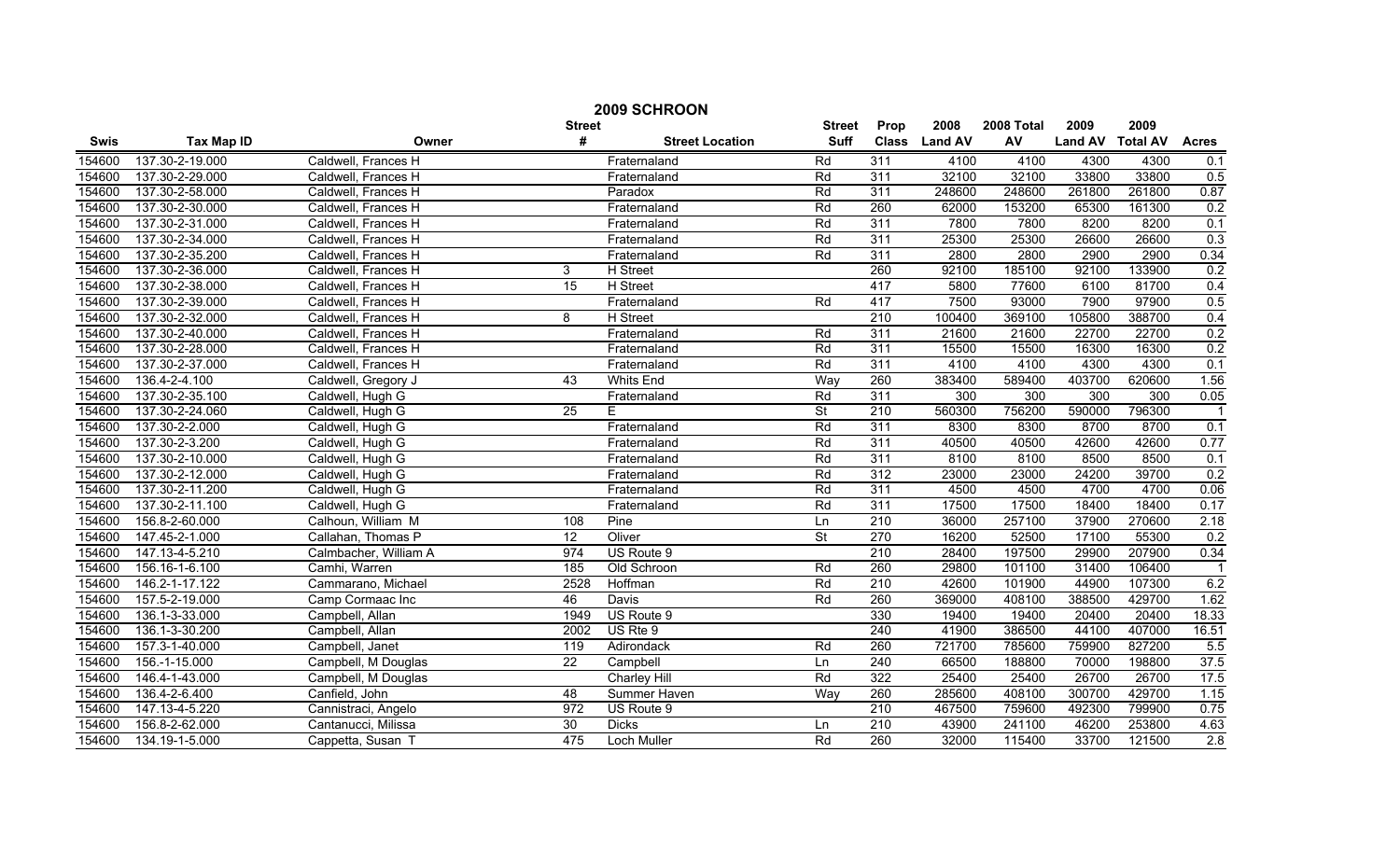# 2009 SCHROON

| Swis | Tax Map ID | Owner | Street # | Street Location | Street Suff | Prop Class | 2008 Land AV | 2008 Total AV | 2009 Land AV | 2009 Total AV | Acres |
|---|---|---|---|---|---|---|---|---|---|---|---|
| 154600 | 137.30-2-19.000 | Caldwell, Frances H | | Fraternaland | Rd | 311 | 4100 | 4100 | 4300 | 4300 | 0.1 |
| 154600 | 137.30-2-29.000 | Caldwell, Frances H | | Fraternaland | Rd | 311 | 32100 | 32100 | 33800 | 33800 | 0.5 |
| 154600 | 137.30-2-58.000 | Caldwell, Frances H | | Paradox | Rd | 311 | 248600 | 248600 | 261800 | 261800 | 0.87 |
| 154600 | 137.30-2-30.000 | Caldwell, Frances H | | Fraternaland | Rd | 260 | 62000 | 153200 | 65300 | 161300 | 0.2 |
| 154600 | 137.30-2-31.000 | Caldwell, Frances H | | Fraternaland | Rd | 311 | 7800 | 7800 | 8200 | 8200 | 0.1 |
| 154600 | 137.30-2-34.000 | Caldwell, Frances H | | Fraternaland | Rd | 311 | 25300 | 25300 | 26600 | 26600 | 0.3 |
| 154600 | 137.30-2-35.200 | Caldwell, Frances H | | Fraternaland | Rd | 311 | 2800 | 2800 | 2900 | 2900 | 0.34 |
| 154600 | 137.30-2-36.000 | Caldwell, Frances H | 3 | H Street | | 260 | 92100 | 185100 | 92100 | 133900 | 0.2 |
| 154600 | 137.30-2-38.000 | Caldwell, Frances H | 15 | H Street | | 417 | 5800 | 77600 | 6100 | 81700 | 0.4 |
| 154600 | 137.30-2-39.000 | Caldwell, Frances H | | Fraternaland | Rd | 417 | 7500 | 93000 | 7900 | 97900 | 0.5 |
| 154600 | 137.30-2-32.000 | Caldwell, Frances H | 8 | H Street | | 210 | 100400 | 369100 | 105800 | 388700 | 0.4 |
| 154600 | 137.30-2-40.000 | Caldwell, Frances H | | Fraternaland | Rd | 311 | 21600 | 21600 | 22700 | 22700 | 0.2 |
| 154600 | 137.30-2-28.000 | Caldwell, Frances H | | Fraternaland | Rd | 311 | 15500 | 15500 | 16300 | 16300 | 0.2 |
| 154600 | 137.30-2-37.000 | Caldwell, Frances H | | Fraternaland | Rd | 311 | 4100 | 4100 | 4300 | 4300 | 0.1 |
| 154600 | 136.4-2-4.100 | Caldwell, Gregory J | 43 | Whits End | Way | 260 | 383400 | 589400 | 403700 | 620600 | 1.56 |
| 154600 | 137.30-2-35.100 | Caldwell, Hugh G | | Fraternaland | Rd | 311 | 300 | 300 | 300 | 300 | 0.05 |
| 154600 | 137.30-2-24.060 | Caldwell, Hugh G | 25 | E | St | 210 | 560300 | 756200 | 590000 | 796300 | 1 |
| 154600 | 137.30-2-2.000 | Caldwell, Hugh G | | Fraternaland | Rd | 311 | 8300 | 8300 | 8700 | 8700 | 0.1 |
| 154600 | 137.30-2-3.200 | Caldwell, Hugh G | | Fraternaland | Rd | 311 | 40500 | 40500 | 42600 | 42600 | 0.77 |
| 154600 | 137.30-2-10.000 | Caldwell, Hugh G | | Fraternaland | Rd | 311 | 8100 | 8100 | 8500 | 8500 | 0.1 |
| 154600 | 137.30-2-12.000 | Caldwell, Hugh G | | Fraternaland | Rd | 312 | 23000 | 23000 | 24200 | 39700 | 0.2 |
| 154600 | 137.30-2-11.200 | Caldwell, Hugh G | | Fraternaland | Rd | 311 | 4500 | 4500 | 4700 | 4700 | 0.06 |
| 154600 | 137.30-2-11.100 | Caldwell, Hugh G | | Fraternaland | Rd | 311 | 17500 | 17500 | 18400 | 18400 | 0.17 |
| 154600 | 156.8-2-60.000 | Calhoun, William M | 108 | Pine | Ln | 210 | 36000 | 257100 | 37900 | 270600 | 2.18 |
| 154600 | 147.45-2-1.000 | Callahan, Thomas P | 12 | Oliver | St | 270 | 16200 | 52500 | 17100 | 55300 | 0.2 |
| 154600 | 147.13-4-5.210 | Calmbacher, William A | 974 | US Route 9 | | 210 | 28400 | 197500 | 29900 | 207900 | 0.34 |
| 154600 | 156.16-1-6.100 | Camhi, Warren | 185 | Old Schroon | Rd | 260 | 29800 | 101100 | 31400 | 106400 | 1 |
| 154600 | 146.2-1-17.122 | Cammarano, Michael | 2528 | Hoffman | Rd | 210 | 42600 | 101900 | 44900 | 107300 | 6.2 |
| 154600 | 157.5-2-19.000 | Camp Cormaac Inc | 46 | Davis | Rd | 260 | 369000 | 408100 | 388500 | 429700 | 1.62 |
| 154600 | 136.1-3-33.000 | Campbell, Allan | 1949 | US Route 9 | | 330 | 19400 | 19400 | 20400 | 20400 | 18.33 |
| 154600 | 136.1-3-30.200 | Campbell, Allan | 2002 | US Rte 9 | | 240 | 41900 | 386500 | 44100 | 407000 | 16.51 |
| 154600 | 157.3-1-40.000 | Campbell, Janet | 119 | Adirondack | Rd | 260 | 721700 | 785600 | 759900 | 827200 | 5.5 |
| 154600 | 156.-1-15.000 | Campbell, M Douglas | 22 | Campbell | Ln | 240 | 66500 | 188800 | 70000 | 198800 | 37.5 |
| 154600 | 146.4-1-43.000 | Campbell, M Douglas | | Charley Hill | Rd | 322 | 25400 | 25400 | 26700 | 26700 | 17.5 |
| 154600 | 136.4-2-6.400 | Canfield, John | 48 | Summer Haven | Way | 260 | 285600 | 408100 | 300700 | 429700 | 1.15 |
| 154600 | 147.13-4-5.220 | Cannistraci, Angelo | 972 | US Route 9 | | 210 | 467500 | 759600 | 492300 | 799900 | 0.75 |
| 154600 | 156.8-2-62.000 | Cantanucci, Milissa | 30 | Dicks | Ln | 210 | 43900 | 241100 | 46200 | 253800 | 4.63 |
| 154600 | 134.19-1-5.000 | Cappetta, Susan T | 475 | Loch Muller | Rd | 260 | 32000 | 115400 | 33700 | 121500 | 2.8 |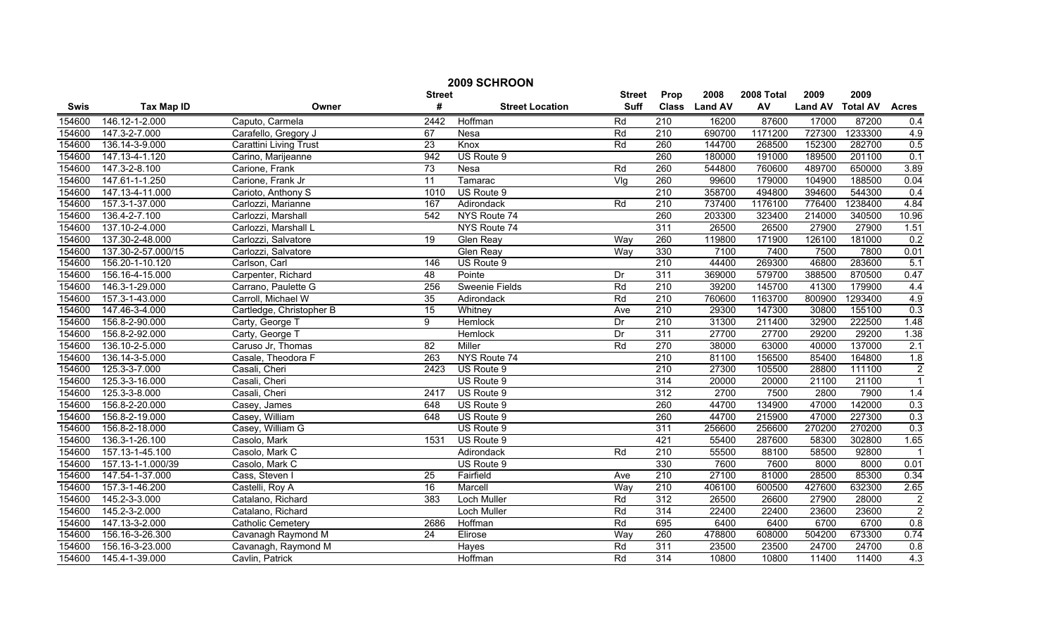# 2009 SCHROON

| Swis | Tax Map ID | Owner | Street # | Street Location | Street Suff | Prop Class | 2008 Land AV | 2008 Total AV | 2009 Land AV | 2009 Total AV | Acres |
|---|---|---|---|---|---|---|---|---|---|---|---|
| 154600 | 146.12-1-2.000 | Caputo, Carmela | 2442 | Hoffman | Rd | 210 | 16200 | 87600 | 17000 | 87200 | 0.4 |
| 154600 | 147.3-2-7.000 | Carafello, Gregory J | 67 | Nesa | Rd | 210 | 690700 | 1171200 | 727300 | 1233300 | 4.9 |
| 154600 | 136.14-3-9.000 | Carattini Living Trust | 23 | Knox | Rd | 260 | 144700 | 268500 | 152300 | 282700 | 0.5 |
| 154600 | 147.13-4-1.120 | Carino, Marijeanne | 942 | US Route 9 | | 260 | 180000 | 191000 | 189500 | 201100 | 0.1 |
| 154600 | 147.3-2-8.100 | Carione, Frank | 73 | Nesa | Rd | 260 | 544800 | 760600 | 489700 | 650000 | 3.89 |
| 154600 | 147.61-1-1.250 | Carione, Frank Jr | 11 | Tamarac | Vlg | 260 | 99600 | 179000 | 104900 | 188500 | 0.04 |
| 154600 | 147.13-4-11.000 | Carioto, Anthony S | 1010 | US Route 9 | | 210 | 358700 | 494800 | 394600 | 544300 | 0.4 |
| 154600 | 157.3-1-37.000 | Carlozzi, Marianne | 167 | Adirondack | Rd | 210 | 737400 | 1176100 | 776400 | 1238400 | 4.84 |
| 154600 | 136.4-2-7.100 | Carlozzi, Marshall | 542 | NYS Route 74 | | 260 | 203300 | 323400 | 214000 | 340500 | 10.96 |
| 154600 | 137.10-2-4.000 | Carlozzi, Marshall L | | NYS Route 74 | | 311 | 26500 | 26500 | 27900 | 27900 | 1.51 |
| 154600 | 137.30-2-48.000 | Carlozzi, Salvatore | 19 | Glen Reay | Way | 260 | 119800 | 171900 | 126100 | 181000 | 0.2 |
| 154600 | 137.30-2-57.000/15 | Carlozzi, Salvatore | | Glen Reay | Way | 330 | 7100 | 7400 | 7500 | 7800 | 0.01 |
| 154600 | 156.20-1-10.120 | Carlson, Carl | 146 | US Route 9 | | 210 | 44400 | 269300 | 46800 | 283600 | 5.1 |
| 154600 | 156.16-4-15.000 | Carpenter, Richard | 48 | Pointe | Dr | 311 | 369000 | 579700 | 388500 | 870500 | 0.47 |
| 154600 | 146.3-1-29.000 | Carrano, Paulette G | 256 | Sweenie Fields | Rd | 210 | 39200 | 145700 | 41300 | 179900 | 4.4 |
| 154600 | 157.3-1-43.000 | Carroll, Michael W | 35 | Adirondack | Rd | 210 | 760600 | 1163700 | 800900 | 1293400 | 4.9 |
| 154600 | 147.46-3-4.000 | Cartledge, Christopher B | 15 | Whitney | Ave | 210 | 29300 | 147300 | 30800 | 155100 | 0.3 |
| 154600 | 156.8-2-90.000 | Carty, George T | 9 | Hemlock | Dr | 210 | 31300 | 211400 | 32900 | 222500 | 1.48 |
| 154600 | 156.8-2-92.000 | Carty, George T | | Hemlock | Dr | 311 | 27700 | 27700 | 29200 | 29200 | 1.38 |
| 154600 | 136.10-2-5.000 | Caruso Jr, Thomas | 82 | Miller | Rd | 270 | 38000 | 63000 | 40000 | 137000 | 2.1 |
| 154600 | 136.14-3-5.000 | Casale, Theodora F | 263 | NYS Route 74 | | 210 | 81100 | 156500 | 85400 | 164800 | 1.8 |
| 154600 | 125.3-3-7.000 | Casali, Cheri | 2423 | US Route 9 | | 210 | 27300 | 105500 | 28800 | 111100 | 2 |
| 154600 | 125.3-3-16.000 | Casali, Cheri | | US Route 9 | | 314 | 20000 | 20000 | 21100 | 21100 | 1 |
| 154600 | 125.3-3-8.000 | Casali, Cheri | 2417 | US Route 9 | | 312 | 2700 | 7500 | 2800 | 7900 | 1.4 |
| 154600 | 156.8-2-20.000 | Casey, James | 648 | US Route 9 | | 260 | 44700 | 134900 | 47000 | 142000 | 0.3 |
| 154600 | 156.8-2-19.000 | Casey, William | 648 | US Route 9 | | 260 | 44700 | 215900 | 47000 | 227300 | 0.3 |
| 154600 | 156.8-2-18.000 | Casey, William G | | US Route 9 | | 311 | 256600 | 256600 | 270200 | 270200 | 0.3 |
| 154600 | 136.3-1-26.100 | Casolo, Mark | 1531 | US Route 9 | | 421 | 55400 | 287600 | 58300 | 302800 | 1.65 |
| 154600 | 157.13-1-45.100 | Casolo, Mark C | | Adirondack | Rd | 210 | 55500 | 88100 | 58500 | 92800 | 1 |
| 154600 | 157.13-1-1.000/39 | Casolo, Mark C | | US Route 9 | | 330 | 7600 | 7600 | 8000 | 8000 | 0.01 |
| 154600 | 147.54-1-37.000 | Cass, Steven I | 25 | Fairfield | Ave | 210 | 27100 | 81000 | 28500 | 85300 | 0.34 |
| 154600 | 157.3-1-46.200 | Castelli, Roy A | 16 | Marcell | Way | 210 | 406100 | 600500 | 427600 | 632300 | 2.65 |
| 154600 | 145.2-3-3.000 | Catalano, Richard | 383 | Loch Muller | Rd | 312 | 26500 | 26600 | 27900 | 28000 | 2 |
| 154600 | 145.2-3-2.000 | Catalano, Richard | | Loch Muller | Rd | 314 | 22400 | 22400 | 23600 | 23600 | 2 |
| 154600 | 147.13-3-2.000 | Catholic Cemetery | 2686 | Hoffman | Rd | 695 | 6400 | 6400 | 6700 | 6700 | 0.8 |
| 154600 | 156.16-3-26.300 | Cavanagh Raymond M | 24 | Elirose | Way | 260 | 478800 | 608000 | 504200 | 673300 | 0.74 |
| 154600 | 156.16-3-23.000 | Cavanagh, Raymond M | | Hayes | Rd | 311 | 23500 | 23500 | 24700 | 24700 | 0.8 |
| 154600 | 145.4-1-39.000 | Cavlin, Patrick | | Hoffman | Rd | 314 | 10800 | 10800 | 11400 | 11400 | 4.3 |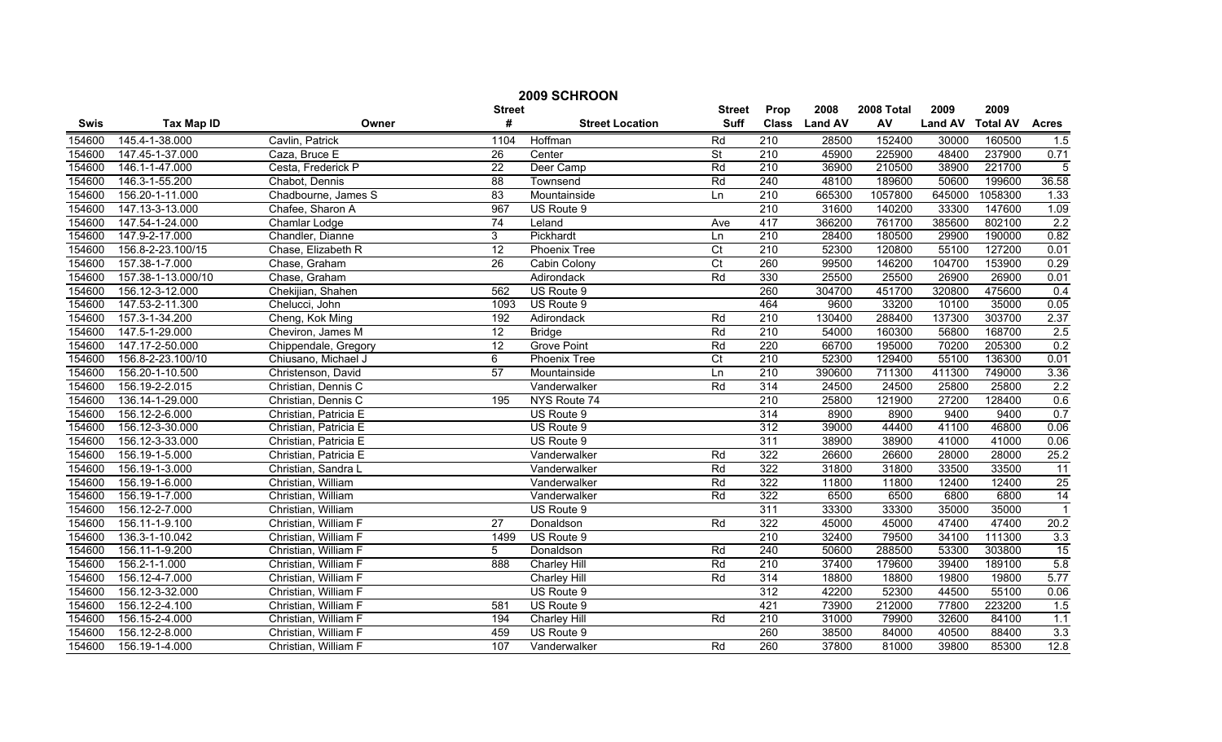## 2009 SCHROON

| Swis | Tax Map ID | Owner | Street # | Street Location | Street Suff | Prop Class | 2008 Land AV | 2008 Total AV | 2009 Land AV | 2009 Total AV | Acres |
|---|---|---|---|---|---|---|---|---|---|---|---|
| 154600 | 145.4-1-38.000 | Cavlin, Patrick | 1104 | Hoffman | Rd | 210 | 28500 | 152400 | 30000 | 160500 | 1.5 |
| 154600 | 147.45-1-37.000 | Caza, Bruce E | 26 | Center | St | 210 | 45900 | 225900 | 48400 | 237900 | 0.71 |
| 154600 | 146.1-1-47.000 | Cesta, Frederick P | 22 | Deer Camp | Rd | 210 | 36900 | 210500 | 38900 | 221700 | 5 |
| 154600 | 146.3-1-55.200 | Chabot, Dennis | 88 | Townsend | Rd | 240 | 48100 | 189600 | 50600 | 199600 | 36.58 |
| 154600 | 156.20-1-11.000 | Chadbourne, James S | 83 | Mountainside | Ln | 210 | 665300 | 1057800 | 645000 | 1058300 | 1.33 |
| 154600 | 147.13-3-13.000 | Chafee, Sharon A | 967 | US Route 9 | | 210 | 31600 | 140200 | 33300 | 147600 | 1.09 |
| 154600 | 147.54-1-24.000 | Chamlar Lodge | 74 | Leland | Ave | 417 | 366200 | 761700 | 385600 | 802100 | 2.2 |
| 154600 | 147.9-2-17.000 | Chandler, Dianne | 3 | Pickhardt | Ln | 210 | 28400 | 180500 | 29900 | 190000 | 0.82 |
| 154600 | 156.8-2-23.100/15 | Chase, Elizabeth R | 12 | Phoenix Tree | Ct | 210 | 52300 | 120800 | 55100 | 127200 | 0.01 |
| 154600 | 157.38-1-7.000 | Chase, Graham | 26 | Cabin Colony | Ct | 260 | 99500 | 146200 | 104700 | 153900 | 0.29 |
| 154600 | 157.38-1-13.000/10 | Chase, Graham | | Adirondack | Rd | 330 | 25500 | 25500 | 26900 | 26900 | 0.01 |
| 154600 | 156.12-3-12.000 | Chekijian, Shahen | 562 | US Route 9 | | 260 | 304700 | 451700 | 320800 | 475600 | 0.4 |
| 154600 | 147.53-2-11.300 | Chelucci, John | 1093 | US Route 9 | | 464 | 9600 | 33200 | 10100 | 35000 | 0.05 |
| 154600 | 157.3-1-34.200 | Cheng, Kok Ming | 192 | Adirondack | Rd | 210 | 130400 | 288400 | 137300 | 303700 | 2.37 |
| 154600 | 147.5-1-29.000 | Cheviron, James M | 12 | Bridge | Rd | 210 | 54000 | 160300 | 56800 | 168700 | 2.5 |
| 154600 | 147.17-2-50.000 | Chippendale, Gregory | 12 | Grove Point | Rd | 220 | 66700 | 195000 | 70200 | 205300 | 0.2 |
| 154600 | 156.8-2-23.100/10 | Chiusano, Michael J | 6 | Phoenix Tree | Ct | 210 | 52300 | 129400 | 55100 | 136300 | 0.01 |
| 154600 | 156.20-1-10.500 | Christenson, David | 57 | Mountainside | Ln | 210 | 390600 | 711300 | 411300 | 749000 | 3.36 |
| 154600 | 156.19-2-2.015 | Christian, Dennis C | | Vanderwalker | Rd | 314 | 24500 | 24500 | 25800 | 25800 | 2.2 |
| 154600 | 136.14-1-29.000 | Christian, Dennis C | 195 | NYS Route 74 | | 210 | 25800 | 121900 | 27200 | 128400 | 0.6 |
| 154600 | 156.12-2-6.000 | Christian, Patricia E | | US Route 9 | | 314 | 8900 | 8900 | 9400 | 9400 | 0.7 |
| 154600 | 156.12-3-30.000 | Christian, Patricia E | | US Route 9 | | 312 | 39000 | 44400 | 41100 | 46800 | 0.06 |
| 154600 | 156.12-3-33.000 | Christian, Patricia E | | US Route 9 | | 311 | 38900 | 38900 | 41000 | 41000 | 0.06 |
| 154600 | 156.19-1-5.000 | Christian, Patricia E | | Vanderwalker | Rd | 322 | 26600 | 26600 | 28000 | 28000 | 25.2 |
| 154600 | 156.19-1-3.000 | Christian, Sandra L | | Vanderwalker | Rd | 322 | 31800 | 31800 | 33500 | 33500 | 11 |
| 154600 | 156.19-1-6.000 | Christian, William | | Vanderwalker | Rd | 322 | 11800 | 11800 | 12400 | 12400 | 25 |
| 154600 | 156.19-1-7.000 | Christian, William | | Vanderwalker | Rd | 322 | 6500 | 6500 | 6800 | 6800 | 14 |
| 154600 | 156.12-2-7.000 | Christian, William | | US Route 9 | | 311 | 33300 | 33300 | 35000 | 35000 | 1 |
| 154600 | 156.11-1-9.100 | Christian, William F | 27 | Donaldson | Rd | 322 | 45000 | 45000 | 47400 | 47400 | 20.2 |
| 154600 | 136.3-1-10.042 | Christian, William F | 1499 | US Route 9 | | 210 | 32400 | 79500 | 34100 | 111300 | 3.3 |
| 154600 | 156.11-1-9.200 | Christian, William F | 5 | Donaldson | Rd | 240 | 50600 | 288500 | 53300 | 303800 | 15 |
| 154600 | 156.2-1-1.000 | Christian, William F | 888 | Charley Hill | Rd | 210 | 37400 | 179600 | 39400 | 189100 | 5.8 |
| 154600 | 156.12-4-7.000 | Christian, William F | | Charley Hill | Rd | 314 | 18800 | 18800 | 19800 | 19800 | 5.77 |
| 154600 | 156.12-3-32.000 | Christian, William F | | US Route 9 | | 312 | 42200 | 52300 | 44500 | 55100 | 0.06 |
| 154600 | 156.12-2-4.100 | Christian, William F | 581 | US Route 9 | | 421 | 73900 | 212000 | 77800 | 223200 | 1.5 |
| 154600 | 156.15-2-4.000 | Christian, William F | 194 | Charley Hill | Rd | 210 | 31000 | 79900 | 32600 | 84100 | 1.1 |
| 154600 | 156.12-2-8.000 | Christian, William F | 459 | US Route 9 | | 260 | 38500 | 84000 | 40500 | 88400 | 3.3 |
| 154600 | 156.19-1-4.000 | Christian, William F | 107 | Vanderwalker | Rd | 260 | 37800 | 81000 | 39800 | 85300 | 12.8 |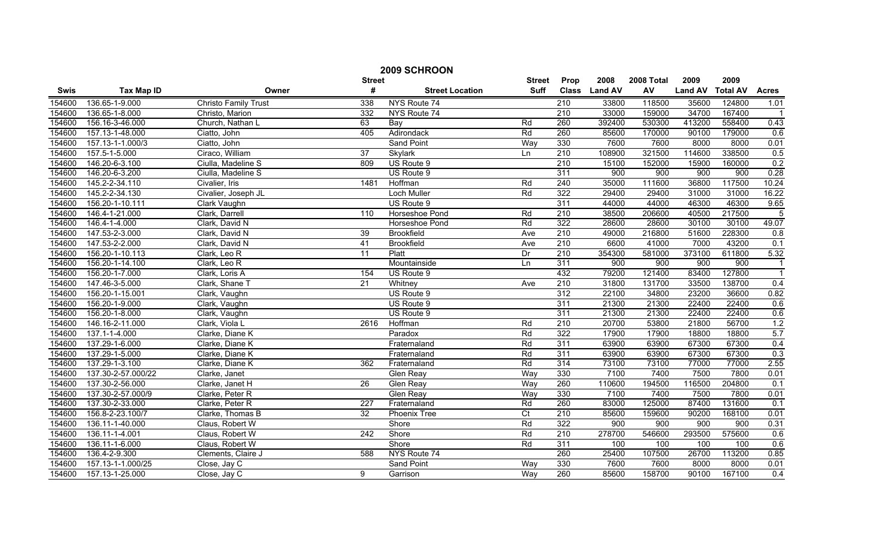# 2009 SCHROON

| Swis | Tax Map ID | Owner | Street # | Street Location | Street Suff | Prop Class | 2008 Land AV | 2008 Total AV | 2009 Land AV | 2009 Total AV | Acres |
|---|---|---|---|---|---|---|---|---|---|---|---|
| 154600 | 136.65-1-9.000 | Christo Family Trust | 338 | NYS Route 74 | | 210 | 33800 | 118500 | 35600 | 124800 | 1.01 |
| 154600 | 136.65-1-8.000 | Christo, Marion | 332 | NYS Route 74 | | 210 | 33000 | 159000 | 34700 | 167400 | 1 |
| 154600 | 156.16-3-46.000 | Church, Nathan L | 63 | Bay | Rd | 260 | 392400 | 530300 | 413200 | 558400 | 0.43 |
| 154600 | 157.13-1-48.000 | Ciatto, John | 405 | Adirondack | Rd | 260 | 85600 | 170000 | 90100 | 179000 | 0.6 |
| 154600 | 157.13-1-1.000/3 | Ciatto, John | | Sand Point | Way | 330 | 7600 | 7600 | 8000 | 8000 | 0.01 |
| 154600 | 157.5-1-5.000 | Ciraco, William | 37 | Skylark | Ln | 210 | 108900 | 321500 | 114600 | 338500 | 0.5 |
| 154600 | 146.20-6-3.100 | Ciulla, Madeline S | 809 | US Route 9 | | 210 | 15100 | 152000 | 15900 | 160000 | 0.2 |
| 154600 | 146.20-6-3.200 | Ciulla, Madeline S | | US Route 9 | | 311 | 900 | 900 | 900 | 900 | 0.28 |
| 154600 | 145.2-2-34.110 | Civalier, Iris | 1481 | Hoffman | Rd | 240 | 35000 | 111600 | 36800 | 117500 | 10.24 |
| 154600 | 145.2-2-34.130 | Civalier, Joseph JL | | Loch Muller | Rd | 322 | 29400 | 29400 | 31000 | 31000 | 16.22 |
| 154600 | 156.20-1-10.111 | Clark Vaughn | | US Route 9 | | 311 | 44000 | 44000 | 46300 | 46300 | 9.65 |
| 154600 | 146.4-1-21.000 | Clark, Darrell | 110 | Horseshoe Pond | Rd | 210 | 38500 | 206600 | 40500 | 217500 | 5 |
| 154600 | 146.4-1-4.000 | Clark, David N | | Horseshoe Pond | Rd | 322 | 28600 | 28600 | 30100 | 30100 | 49.07 |
| 154600 | 147.53-2-3.000 | Clark, David N | 39 | Brookfield | Ave | 210 | 49000 | 216800 | 51600 | 228300 | 0.8 |
| 154600 | 147.53-2-2.000 | Clark, David N | 41 | Brookfield | Ave | 210 | 6600 | 41000 | 7000 | 43200 | 0.1 |
| 154600 | 156.20-1-10.113 | Clark, Leo R | 11 | Platt | Dr | 210 | 354300 | 581000 | 373100 | 611800 | 5.32 |
| 154600 | 156.20-1-14.100 | Clark, Leo R | | Mountainside | Ln | 311 | 900 | 900 | 900 | 900 | 1 |
| 154600 | 156.20-1-7.000 | Clark, Loris A | 154 | US Route 9 | | 432 | 79200 | 121400 | 83400 | 127800 | 1 |
| 154600 | 147.46-3-5.000 | Clark, Shane T | 21 | Whitney | Ave | 210 | 31800 | 131700 | 33500 | 138700 | 0.4 |
| 154600 | 156.20-1-15.001 | Clark, Vaughn | | US Route 9 | | 312 | 22100 | 34800 | 23200 | 36600 | 0.82 |
| 154600 | 156.20-1-9.000 | Clark, Vaughn | | US Route 9 | | 311 | 21300 | 21300 | 22400 | 22400 | 0.6 |
| 154600 | 156.20-1-8.000 | Clark, Vaughn | | US Route 9 | | 311 | 21300 | 21300 | 22400 | 22400 | 0.6 |
| 154600 | 146.16-2-11.000 | Clark, Viola L | 2616 | Hoffman | Rd | 210 | 20700 | 53800 | 21800 | 56700 | 1.2 |
| 154600 | 137.1-1-4.000 | Clarke, Diane K | | Paradox | Rd | 322 | 17900 | 17900 | 18800 | 18800 | 5.7 |
| 154600 | 137.29-1-6.000 | Clarke, Diane K | | Fraternaland | Rd | 311 | 63900 | 63900 | 67300 | 67300 | 0.4 |
| 154600 | 137.29-1-5.000 | Clarke, Diane K | | Fraternaland | Rd | 311 | 63900 | 63900 | 67300 | 67300 | 0.3 |
| 154600 | 137.29-1-3.100 | Clarke, Diane K | 362 | Fraternaland | Rd | 314 | 73100 | 73100 | 77000 | 77000 | 2.55 |
| 154600 | 137.30-2-57.000/22 | Clarke, Janet | | Glen Reay | Way | 330 | 7100 | 7400 | 7500 | 7800 | 0.01 |
| 154600 | 137.30-2-56.000 | Clarke, Janet H | 26 | Glen Reay | Way | 260 | 110600 | 194500 | 116500 | 204800 | 0.1 |
| 154600 | 137.30-2-57.000/9 | Clarke, Peter R | | Glen Reay | Way | 330 | 7100 | 7400 | 7500 | 7800 | 0.01 |
| 154600 | 137.30-2-33.000 | Clarke, Peter R | 227 | Fraternaland | Rd | 260 | 83000 | 125000 | 87400 | 131600 | 0.1 |
| 154600 | 156.8-2-23.100/7 | Clarke, Thomas B | 32 | Phoenix Tree | Ct | 210 | 85600 | 159600 | 90200 | 168100 | 0.01 |
| 154600 | 136.11-1-40.000 | Claus, Robert W | | Shore | Rd | 322 | 900 | 900 | 900 | 900 | 0.31 |
| 154600 | 136.11-1-4.001 | Claus, Robert W | 242 | Shore | Rd | 210 | 278700 | 546600 | 293500 | 575600 | 0.6 |
| 154600 | 136.11-1-6.000 | Claus, Robert W | | Shore | Rd | 311 | 100 | 100 | 100 | 100 | 0.6 |
| 154600 | 136.4-2-9.300 | Clements, Claire J | 588 | NYS Route 74 | | 260 | 25400 | 107500 | 26700 | 113200 | 0.85 |
| 154600 | 157.13-1-1.000/25 | Close, Jay C | | Sand Point | Way | 330 | 7600 | 7600 | 8000 | 8000 | 0.01 |
| 154600 | 157.13-1-25.000 | Close, Jay C | 9 | Garrison | Way | 260 | 85600 | 158700 | 90100 | 167100 | 0.4 |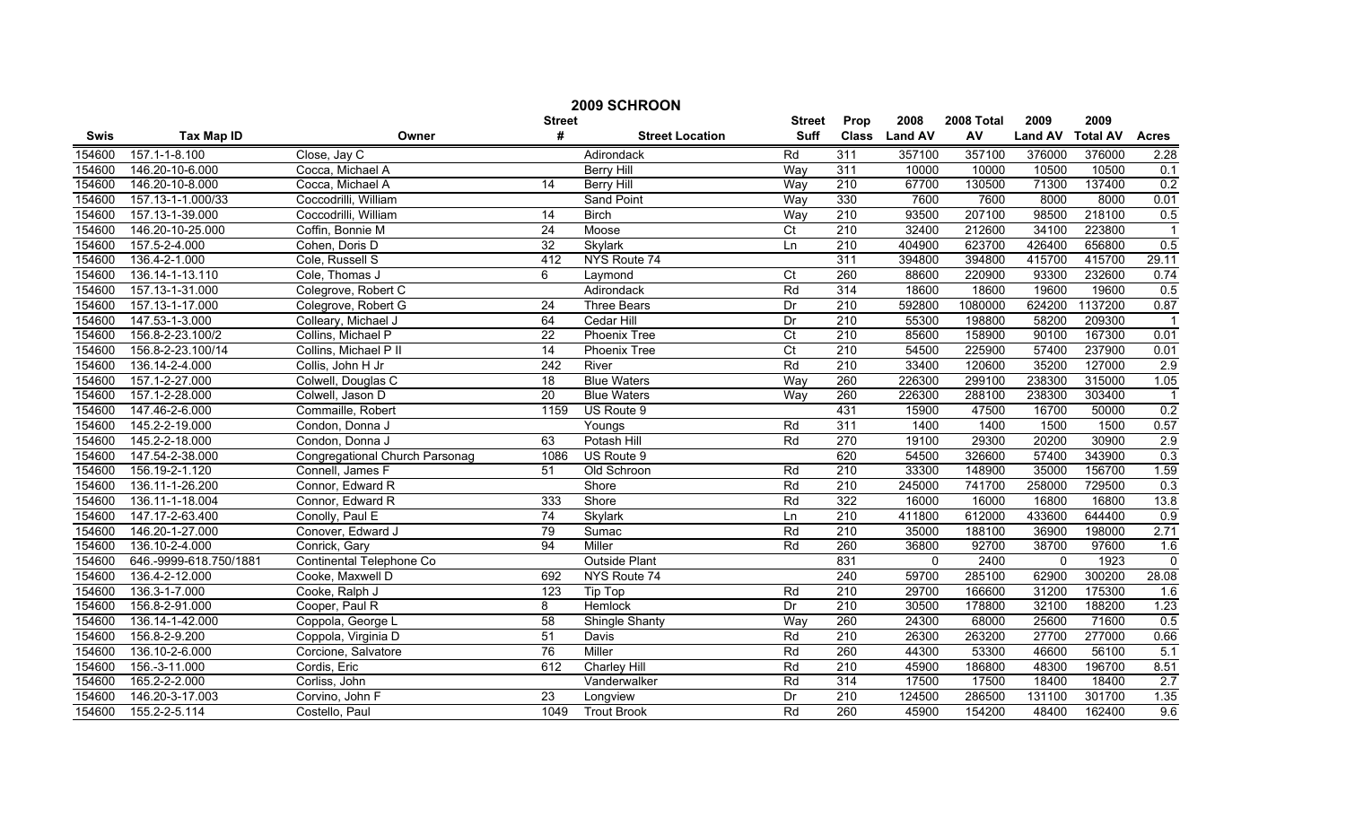# 2009 SCHROON

| Swis | Tax Map ID | Owner | Street # | Street Location | Street Suff | Prop Class | 2008 Land AV | 2008 Total AV | 2009 Land AV | 2009 Total AV | Acres |
|---|---|---|---|---|---|---|---|---|---|---|---|
| 154600 | 157.1-1-8.100 | Close, Jay C | | Adirondack | Rd | 311 | 357100 | 357100 | 376000 | 376000 | 2.28 |
| 154600 | 146.20-10-6.000 | Cocca, Michael A | | Berry Hill | Way | 311 | 10000 | 10000 | 10500 | 10500 | 0.1 |
| 154600 | 146.20-10-8.000 | Cocca, Michael A | 14 | Berry Hill | Way | 210 | 67700 | 130500 | 71300 | 137400 | 0.2 |
| 154600 | 157.13-1-1.000/33 | Coccodrilli, William | | Sand Point | Way | 330 | 7600 | 7600 | 8000 | 8000 | 0.01 |
| 154600 | 157.13-1-39.000 | Coccodrilli, William | 14 | Birch | Way | 210 | 93500 | 207100 | 98500 | 218100 | 0.5 |
| 154600 | 146.20-10-25.000 | Coffin, Bonnie M | 24 | Moose | Ct | 210 | 32400 | 212600 | 34100 | 223800 | 1 |
| 154600 | 157.5-2-4.000 | Cohen, Doris D | 32 | Skylark | Ln | 210 | 404900 | 623700 | 426400 | 656800 | 0.5 |
| 154600 | 136.4-2-1.000 | Cole, Russell S | 412 | NYS Route 74 | | 311 | 394800 | 394800 | 415700 | 415700 | 29.11 |
| 154600 | 136.14-1-13.110 | Cole, Thomas J | 6 | Laymond | Ct | 260 | 88600 | 220900 | 93300 | 232600 | 0.74 |
| 154600 | 157.13-1-31.000 | Colegrove, Robert C | | Adirondack | Rd | 314 | 18600 | 18600 | 19600 | 19600 | 0.5 |
| 154600 | 157.13-1-17.000 | Colegrove, Robert G | 24 | Three Bears | Dr | 210 | 592800 | 1080000 | 624200 | 1137200 | 0.87 |
| 154600 | 147.53-1-3.000 | Colleary, Michael J | 64 | Cedar Hill | Dr | 210 | 55300 | 198800 | 58200 | 209300 | 1 |
| 154600 | 156.8-2-23.100/2 | Collins, Michael P | 22 | Phoenix Tree | Ct | 210 | 85600 | 158900 | 90100 | 167300 | 0.01 |
| 154600 | 156.8-2-23.100/14 | Collins, Michael P II | 14 | Phoenix Tree | Ct | 210 | 54500 | 225900 | 57400 | 237900 | 0.01 |
| 154600 | 136.14-2-4.000 | Collis, John H Jr | 242 | River | Rd | 210 | 33400 | 120600 | 35200 | 127000 | 2.9 |
| 154600 | 157.1-2-27.000 | Colwell, Douglas C | 18 | Blue Waters | Way | 260 | 226300 | 299100 | 238300 | 315000 | 1.05 |
| 154600 | 157.1-2-28.000 | Colwell, Jason D | 20 | Blue Waters | Way | 260 | 226300 | 288100 | 238300 | 303400 | 1 |
| 154600 | 147.46-2-6.000 | Commaille, Robert | 1159 | US Route 9 | | 431 | 15900 | 47500 | 16700 | 50000 | 0.2 |
| 154600 | 145.2-2-19.000 | Condon, Donna J | | Youngs | Rd | 311 | 1400 | 1400 | 1500 | 1500 | 0.57 |
| 154600 | 145.2-2-18.000 | Condon, Donna J | 63 | Potash Hill | Rd | 270 | 19100 | 29300 | 20200 | 30900 | 2.9 |
| 154600 | 147.54-2-38.000 | Congregational Church Parsonag | 1086 | US Route 9 | | 620 | 54500 | 326600 | 57400 | 343900 | 0.3 |
| 154600 | 156.19-2-1.120 | Connell, James F | 51 | Old Schroon | Rd | 210 | 33300 | 148900 | 35000 | 156700 | 1.59 |
| 154600 | 136.11-1-26.200 | Connor, Edward R | | Shore | Rd | 210 | 245000 | 741700 | 258000 | 729500 | 0.3 |
| 154600 | 136.11-1-18.004 | Connor, Edward R | 333 | Shore | Rd | 322 | 16000 | 16000 | 16800 | 16800 | 13.8 |
| 154600 | 147.17-2-63.400 | Conolly, Paul E | 74 | Skylark | Ln | 210 | 411800 | 612000 | 433600 | 644400 | 0.9 |
| 154600 | 146.20-1-27.000 | Conover, Edward J | 79 | Sumac | Rd | 210 | 35000 | 188100 | 36900 | 198000 | 2.71 |
| 154600 | 136.10-2-4.000 | Conrick, Gary | 94 | Miller | Rd | 260 | 36800 | 92700 | 38700 | 97600 | 1.6 |
| 154600 | 646.-9999-618.750/1881 | Continental Telephone Co | | Outside Plant | | 831 | 0 | 2400 | 0 | 1923 | 0 |
| 154600 | 136.4-2-12.000 | Cooke, Maxwell D | 692 | NYS Route 74 | | 240 | 59700 | 285100 | 62900 | 300200 | 28.08 |
| 154600 | 136.3-1-7.000 | Cooke, Ralph J | 123 | Tip Top | Rd | 210 | 29700 | 166600 | 31200 | 175300 | 1.6 |
| 154600 | 156.8-2-91.000 | Cooper, Paul R | 8 | Hemlock | Dr | 210 | 30500 | 178800 | 32100 | 188200 | 1.23 |
| 154600 | 136.14-1-42.000 | Coppola, George L | 58 | Shingle Shanty | Way | 260 | 24300 | 68000 | 25600 | 71600 | 0.5 |
| 154600 | 156.8-2-9.200 | Coppola, Virginia D | 51 | Davis | Rd | 210 | 26300 | 263200 | 27700 | 277000 | 0.66 |
| 154600 | 136.10-2-6.000 | Corcione, Salvatore | 76 | Miller | Rd | 260 | 44300 | 53300 | 46600 | 56100 | 5.1 |
| 154600 | 156.-3-11.000 | Cordis, Eric | 612 | Charley Hill | Rd | 210 | 45900 | 186800 | 48300 | 196700 | 8.51 |
| 154600 | 165.2-2-2.000 | Corliss, John | | Vanderwalker | Rd | 314 | 17500 | 17500 | 18400 | 18400 | 2.7 |
| 154600 | 146.20-3-17.003 | Corvino, John F | 23 | Longview | Dr | 210 | 124500 | 286500 | 131100 | 301700 | 1.35 |
| 154600 | 155.2-2-5.114 | Costello, Paul | 1049 | Trout Brook | Rd | 260 | 45900 | 154200 | 48400 | 162400 | 9.6 |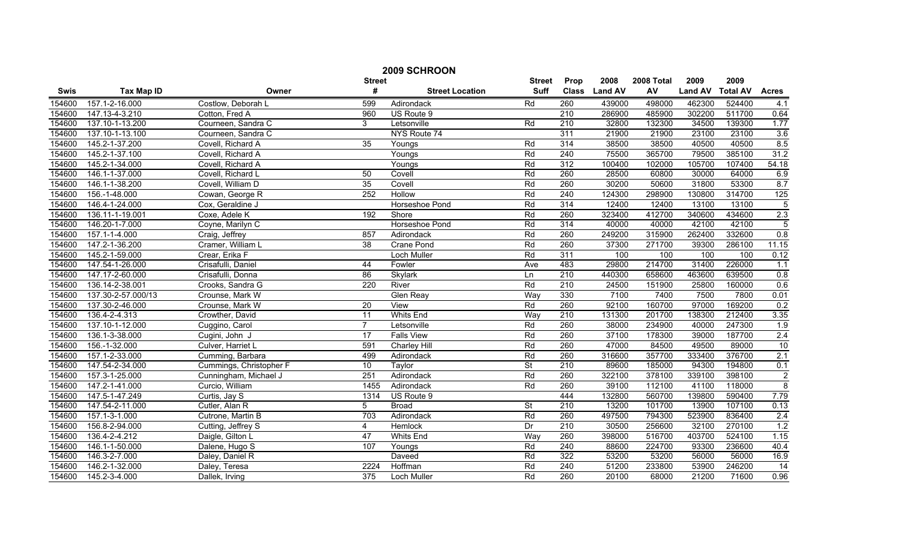# 2009 SCHROON

| Swis | Tax Map ID | Owner | Street # | Street Location | Street Suff | Prop Class | 2008 Land AV | 2008 Total AV | 2009 Land AV | 2009 Total AV | Acres |
|---|---|---|---|---|---|---|---|---|---|---|---|
| 154600 | 157.1-2-16.000 | Costlow, Deborah L | 599 | Adirondack | Rd | 260 | 439000 | 498000 | 462300 | 524400 | 4.1 |
| 154600 | 147.13-4-3.210 | Cotton, Fred A | 960 | US Route 9 | | 210 | 286900 | 485900 | 302200 | 511700 | 0.64 |
| 154600 | 137.10-1-13.200 | Courneen, Sandra C | 3 | Letsonville | Rd | 210 | 32800 | 132300 | 34500 | 139300 | 1.77 |
| 154600 | 137.10-1-13.100 | Courneen, Sandra C | | NYS Route 74 | | 311 | 21900 | 21900 | 23100 | 23100 | 3.6 |
| 154600 | 145.2-1-37.200 | Covell, Richard A | 35 | Youngs | Rd | 314 | 38500 | 38500 | 40500 | 40500 | 8.5 |
| 154600 | 145.2-1-37.100 | Covell, Richard A | | Youngs | Rd | 240 | 75500 | 365700 | 79500 | 385100 | 31.2 |
| 154600 | 145.2-1-34.000 | Covell, Richard A | | Youngs | Rd | 312 | 100400 | 102000 | 105700 | 107400 | 54.18 |
| 154600 | 146.1-1-37.000 | Covell, Richard L | 50 | Covell | Rd | 260 | 28500 | 60800 | 30000 | 64000 | 6.9 |
| 154600 | 146.1-1-38.200 | Covell, William D | 35 | Covell | Rd | 260 | 30200 | 50600 | 31800 | 53300 | 8.7 |
| 154600 | 156.-1-48.000 | Cowan, George R | 252 | Hollow | Rd | 240 | 124300 | 298900 | 130800 | 314700 | 125 |
| 154600 | 146.4-1-24.000 | Cox, Geraldine J | | Horseshoe Pond | Rd | 314 | 12400 | 12400 | 13100 | 13100 | 5 |
| 154600 | 136.11-1-19.001 | Coxe, Adele K | 192 | Shore | Rd | 260 | 323400 | 412700 | 340600 | 434600 | 2.3 |
| 154600 | 146.20-1-7.000 | Coyne, Marilyn C | | Horseshoe Pond | Rd | 314 | 40000 | 40000 | 42100 | 42100 | 5 |
| 154600 | 157.1-1-4.000 | Craig, Jeffrey | 857 | Adirondack | Rd | 260 | 249200 | 315900 | 262400 | 332600 | 0.8 |
| 154600 | 147.2-1-36.200 | Cramer, William L | 38 | Crane Pond | Rd | 260 | 37300 | 271700 | 39300 | 286100 | 11.15 |
| 154600 | 145.2-1-59.000 | Crear, Erika F | | Loch Muller | Rd | 311 | 100 | 100 | 100 | 100 | 0.12 |
| 154600 | 147.54-1-26.000 | Crisafulli, Daniel | 44 | Fowler | Ave | 483 | 29800 | 214700 | 31400 | 226000 | 1.1 |
| 154600 | 147.17-2-60.000 | Crisafulli, Donna | 86 | Skylark | Ln | 210 | 440300 | 658600 | 463600 | 639500 | 0.8 |
| 154600 | 136.14-2-38.001 | Crooks, Sandra G | 220 | River | Rd | 210 | 24500 | 151900 | 25800 | 160000 | 0.6 |
| 154600 | 137.30-2-57.000/13 | Crounse, Mark W | | Glen Reay | Way | 330 | 7100 | 7400 | 7500 | 7800 | 0.01 |
| 154600 | 137.30-2-46.000 | Crounse, Mark W | 20 | View | Rd | 260 | 92100 | 160700 | 97000 | 169200 | 0.2 |
| 154600 | 136.4-2-4.313 | Crowther, David | 11 | Whits End | Way | 210 | 131300 | 201700 | 138300 | 212400 | 3.35 |
| 154600 | 137.10-1-12.000 | Cuggino, Carol | 7 | Letsonville | Rd | 260 | 38000 | 234900 | 40000 | 247300 | 1.9 |
| 154600 | 136.1-3-38.000 | Cugini, John J | 17 | Falls View | Rd | 260 | 37100 | 178300 | 39000 | 187700 | 2.4 |
| 154600 | 156.-1-32.000 | Culver, Harriet L | 591 | Charley Hill | Rd | 260 | 47000 | 84500 | 49500 | 89000 | 10 |
| 154600 | 157.1-2-33.000 | Cumming, Barbara | 499 | Adirondack | Rd | 260 | 316600 | 357700 | 333400 | 376700 | 2.1 |
| 154600 | 147.54-2-34.000 | Cummings, Christopher F | 10 | Taylor | St | 210 | 89600 | 185000 | 94300 | 194800 | 0.1 |
| 154600 | 157.3-1-25.000 | Cunningham, Michael J | 251 | Adirondack | Rd | 260 | 322100 | 378100 | 339100 | 398100 | 2 |
| 154600 | 147.2-1-41.000 | Curcio, William | 1455 | Adirondack | Rd | 260 | 39100 | 112100 | 41100 | 118000 | 8 |
| 154600 | 147.5-1-47.249 | Curtis, Jay S | 1314 | US Route 9 | | 444 | 132800 | 560700 | 139800 | 590400 | 7.79 |
| 154600 | 147.54-2-11.000 | Cutler, Alan R | 5 | Broad | St | 210 | 13200 | 101700 | 13900 | 107100 | 0.13 |
| 154600 | 157.1-3-1.000 | Cutrone, Martin B | 703 | Adirondack | Rd | 260 | 497500 | 794300 | 523900 | 836400 | 2.4 |
| 154600 | 156.8-2-94.000 | Cutting, Jeffrey S | 4 | Hemlock | Dr | 210 | 30500 | 256600 | 32100 | 270100 | 1.2 |
| 154600 | 136.4-2-4.212 | Daigle, Gilton L | 47 | Whits End | Way | 260 | 398000 | 516700 | 403700 | 524100 | 1.15 |
| 154600 | 146.1-1-50.000 | Dalene, Hugo S | 107 | Youngs | Rd | 240 | 88600 | 224700 | 93300 | 236600 | 40.4 |
| 154600 | 146.3-2-7.000 | Daley, Daniel R | | Daveed | Rd | 322 | 53200 | 53200 | 56000 | 56000 | 16.9 |
| 154600 | 146.2-1-32.000 | Daley, Teresa | 2224 | Hoffman | Rd | 240 | 51200 | 233800 | 53900 | 246200 | 14 |
| 154600 | 145.2-3-4.000 | Dallek, Irving | 375 | Loch Muller | Rd | 260 | 20100 | 68000 | 21200 | 71600 | 0.96 |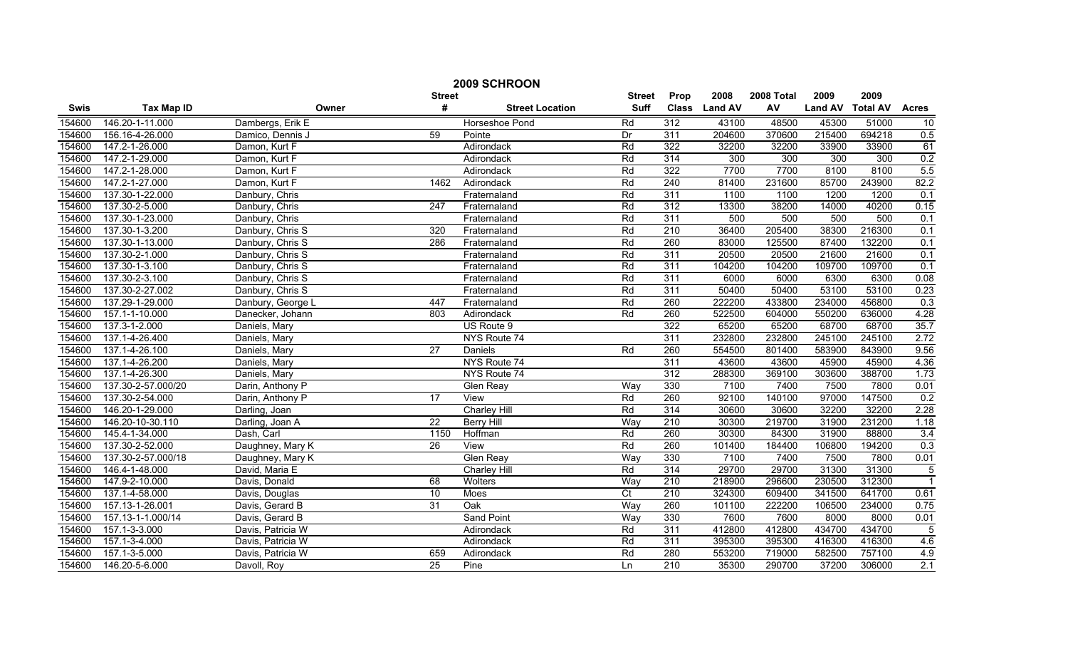# 2009 SCHROON

| Swis | Tax Map ID | Owner | Street # | Street Location | Street Suff | Prop Class | 2008 Land AV | 2008 Total AV | 2009 Land AV | 2009 Total AV | Acres |
|---|---|---|---|---|---|---|---|---|---|---|---|
| 154600 | 146.20-1-11.000 | Dambergs, Erik E | | Horseshoe Pond | Rd | 312 | 43100 | 48500 | 45300 | 51000 | 10 |
| 154600 | 156.16-4-26.000 | Damico, Dennis J | 59 | Pointe | Dr | 311 | 204600 | 370600 | 215400 | 694218 | 0.5 |
| 154600 | 147.2-1-26.000 | Damon, Kurt F | | Adirondack | Rd | 322 | 32200 | 32200 | 33900 | 33900 | 61 |
| 154600 | 147.2-1-29.000 | Damon, Kurt F | | Adirondack | Rd | 314 | 300 | 300 | 300 | 300 | 0.2 |
| 154600 | 147.2-1-28.000 | Damon, Kurt F | | Adirondack | Rd | 322 | 7700 | 7700 | 8100 | 8100 | 5.5 |
| 154600 | 147.2-1-27.000 | Damon, Kurt F | 1462 | Adirondack | Rd | 240 | 81400 | 231600 | 85700 | 243900 | 82.2 |
| 154600 | 137.30-1-22.000 | Danbury, Chris | | Fraternaland | Rd | 311 | 1100 | 1100 | 1200 | 1200 | 0.1 |
| 154600 | 137.30-2-5.000 | Danbury, Chris | 247 | Fraternaland | Rd | 312 | 13300 | 38200 | 14000 | 40200 | 0.15 |
| 154600 | 137.30-1-23.000 | Danbury, Chris | | Fraternaland | Rd | 311 | 500 | 500 | 500 | 500 | 0.1 |
| 154600 | 137.30-1-3.200 | Danbury, Chris S | 320 | Fraternaland | Rd | 210 | 36400 | 205400 | 38300 | 216300 | 0.1 |
| 154600 | 137.30-1-13.000 | Danbury, Chris S | 286 | Fraternaland | Rd | 260 | 83000 | 125500 | 87400 | 132200 | 0.1 |
| 154600 | 137.30-2-1.000 | Danbury, Chris S | | Fraternaland | Rd | 311 | 20500 | 20500 | 21600 | 21600 | 0.1 |
| 154600 | 137.30-1-3.100 | Danbury, Chris S | | Fraternaland | Rd | 311 | 104200 | 104200 | 109700 | 109700 | 0.1 |
| 154600 | 137.30-2-3.100 | Danbury, Chris S | | Fraternaland | Rd | 311 | 6000 | 6000 | 6300 | 6300 | 0.08 |
| 154600 | 137.30-2-27.002 | Danbury, Chris S | | Fraternaland | Rd | 311 | 50400 | 50400 | 53100 | 53100 | 0.23 |
| 154600 | 137.29-1-29.000 | Danbury, George L | 447 | Fraternaland | Rd | 260 | 222200 | 433800 | 234000 | 456800 | 0.3 |
| 154600 | 157.1-1-10.000 | Danecker, Johann | 803 | Adirondack | Rd | 260 | 522500 | 604000 | 550200 | 636000 | 4.28 |
| 154600 | 137.3-1-2.000 | Daniels, Mary | | US Route 9 | | 322 | 65200 | 65200 | 68700 | 68700 | 35.7 |
| 154600 | 137.1-4-26.400 | Daniels, Mary | | NYS Route 74 | | 311 | 232800 | 232800 | 245100 | 245100 | 2.72 |
| 154600 | 137.1-4-26.100 | Daniels, Mary | 27 | Daniels | Rd | 260 | 554500 | 801400 | 583900 | 843900 | 9.56 |
| 154600 | 137.1-4-26.200 | Daniels, Mary | | NYS Route 74 | | 311 | 43600 | 43600 | 45900 | 45900 | 4.36 |
| 154600 | 137.1-4-26.300 | Daniels, Mary | | NYS Route 74 | | 312 | 288300 | 369100 | 303600 | 388700 | 1.73 |
| 154600 | 137.30-2-57.000/20 | Darin, Anthony P | | Glen Reay | Way | 330 | 7100 | 7400 | 7500 | 7800 | 0.01 |
| 154600 | 137.30-2-54.000 | Darin, Anthony P | 17 | View | Rd | 260 | 92100 | 140100 | 97000 | 147500 | 0.2 |
| 154600 | 146.20-1-29.000 | Darling, Joan | | Charley Hill | Rd | 314 | 30600 | 30600 | 32200 | 32200 | 2.28 |
| 154600 | 146.20-10-30.110 | Darling, Joan A | 22 | Berry Hill | Way | 210 | 30300 | 219700 | 31900 | 231200 | 1.18 |
| 154600 | 145.4-1-34.000 | Dash, Carl | 1150 | Hoffman | Rd | 260 | 30300 | 84300 | 31900 | 88800 | 3.4 |
| 154600 | 137.30-2-52.000 | Daughney, Mary K | 26 | View | Rd | 260 | 101400 | 184400 | 106800 | 194200 | 0.3 |
| 154600 | 137.30-2-57.000/18 | Daughney, Mary K | | Glen Reay | Way | 330 | 7100 | 7400 | 7500 | 7800 | 0.01 |
| 154600 | 146.4-1-48.000 | David, Maria E | | Charley Hill | Rd | 314 | 29700 | 29700 | 31300 | 31300 | 5 |
| 154600 | 147.9-2-10.000 | Davis, Donald | 68 | Wolters | Way | 210 | 218900 | 296600 | 230500 | 312300 | 1 |
| 154600 | 137.1-4-58.000 | Davis, Douglas | 10 | Moes | Ct | 210 | 324300 | 609400 | 341500 | 641700 | 0.61 |
| 154600 | 157.13-1-26.001 | Davis, Gerard B | 31 | Oak | Way | 260 | 101100 | 222200 | 106500 | 234000 | 0.75 |
| 154600 | 157.13-1-1.000/14 | Davis, Gerard B | | Sand Point | Way | 330 | 7600 | 7600 | 8000 | 8000 | 0.01 |
| 154600 | 157.1-3-3.000 | Davis, Patricia W | | Adirondack | Rd | 311 | 412800 | 412800 | 434700 | 434700 | 5 |
| 154600 | 157.1-3-4.000 | Davis, Patricia W | | Adirondack | Rd | 311 | 395300 | 395300 | 416300 | 416300 | 4.6 |
| 154600 | 157.1-3-5.000 | Davis, Patricia W | 659 | Adirondack | Rd | 280 | 553200 | 719000 | 582500 | 757100 | 4.9 |
| 154600 | 146.20-5-6.000 | Davoll, Roy | 25 | Pine | Ln | 210 | 35300 | 290700 | 37200 | 306000 | 2.1 |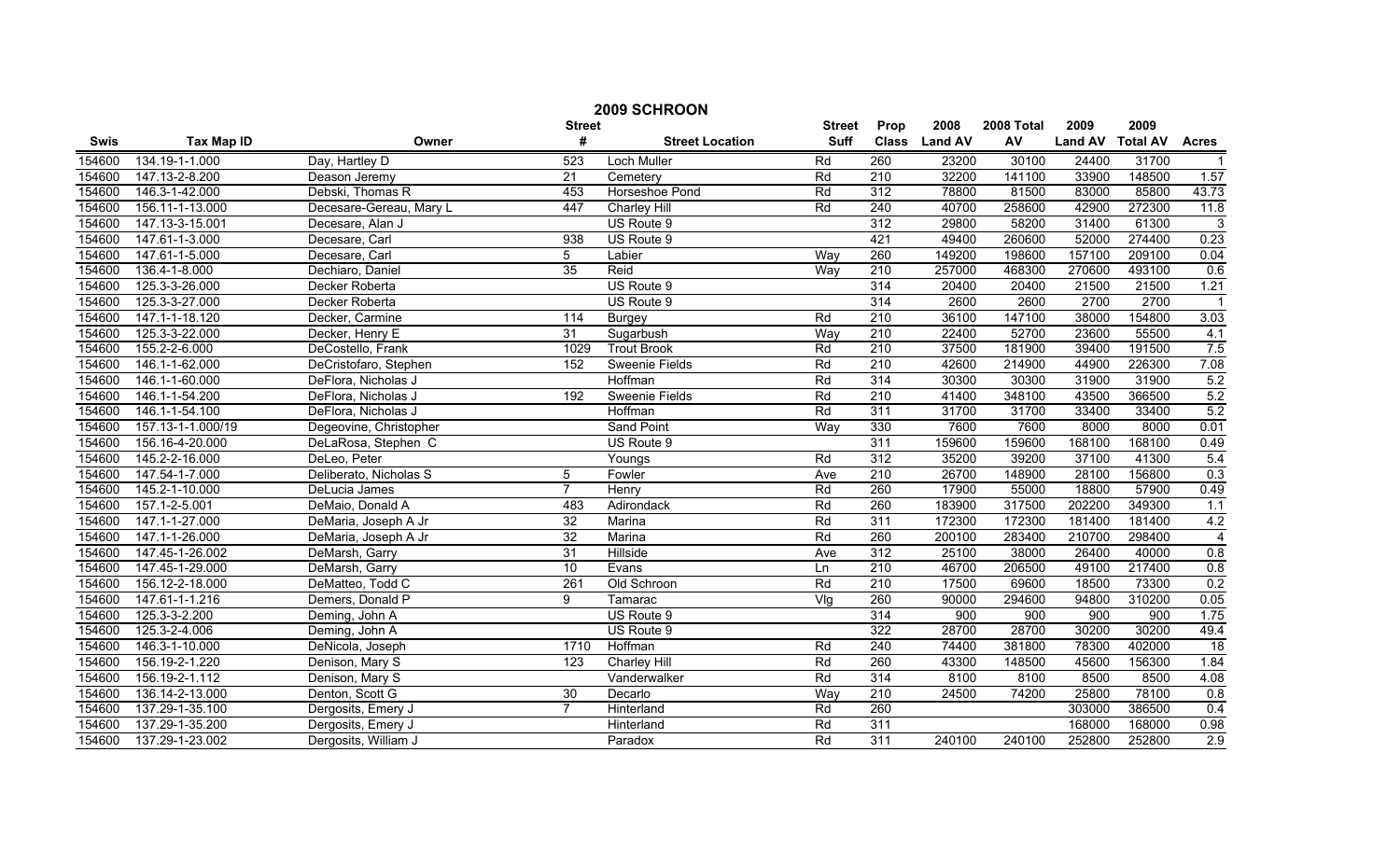# 2009 SCHROON

| Swis | Tax Map ID | Owner | Street # | Street Location | Street Suff | Prop Class | 2008 Land AV | 2008 Total AV | 2009 Land AV | 2009 Total AV | Acres |
|---|---|---|---|---|---|---|---|---|---|---|---|
| 154600 | 134.19-1-1.000 | Day, Hartley D | 523 | Loch Muller | Rd | 260 | 23200 | 30100 | 24400 | 31700 | 1 |
| 154600 | 147.13-2-8.200 | Deason Jeremy | 21 | Cemetery | Rd | 210 | 32200 | 141100 | 33900 | 148500 | 1.57 |
| 154600 | 146.3-1-42.000 | Debski, Thomas R | 453 | Horseshoe Pond | Rd | 312 | 78800 | 81500 | 83000 | 85800 | 43.73 |
| 154600 | 156.11-1-13.000 | Decesare-Gereau, Mary L | 447 | Charley Hill | Rd | 240 | 40700 | 258600 | 42900 | 272300 | 11.8 |
| 154600 | 147.13-3-15.001 | Decesare, Alan J | | US Route 9 | | 312 | 29800 | 58200 | 31400 | 61300 | 3 |
| 154600 | 147.61-1-3.000 | Decesare, Carl | 938 | US Route 9 | | 421 | 49400 | 260600 | 52000 | 274400 | 0.23 |
| 154600 | 147.61-1-5.000 | Decesare, Carl | 5 | Labier | Way | 260 | 149200 | 198600 | 157100 | 209100 | 0.04 |
| 154600 | 136.4-1-8.000 | Dechiaro, Daniel | 35 | Reid | Way | 210 | 257000 | 468300 | 270600 | 493100 | 0.6 |
| 154600 | 125.3-3-26.000 | Decker Roberta | | US Route 9 | | 314 | 20400 | 20400 | 21500 | 21500 | 1.21 |
| 154600 | 125.3-3-27.000 | Decker Roberta | | US Route 9 | | 314 | 2600 | 2600 | 2700 | 2700 | 1 |
| 154600 | 147.1-1-18.120 | Decker, Carmine | 114 | Burgey | Rd | 210 | 36100 | 147100 | 38000 | 154800 | 3.03 |
| 154600 | 125.3-3-22.000 | Decker, Henry E | 31 | Sugarbush | Way | 210 | 22400 | 52700 | 23600 | 55500 | 4.1 |
| 154600 | 155.2-2-6.000 | DeCostello, Frank | 1029 | Trout Brook | Rd | 210 | 37500 | 181900 | 39400 | 191500 | 7.5 |
| 154600 | 146.1-1-62.000 | DeCristofaro, Stephen | 152 | Sweenie Fields | Rd | 210 | 42600 | 214900 | 44900 | 226300 | 7.08 |
| 154600 | 146.1-1-60.000 | DeFlora, Nicholas J | | Hoffman | Rd | 314 | 30300 | 30300 | 31900 | 31900 | 5.2 |
| 154600 | 146.1-1-54.200 | DeFlora, Nicholas J | 192 | Sweenie Fields | Rd | 210 | 41400 | 348100 | 43500 | 366500 | 5.2 |
| 154600 | 146.1-1-54.100 | DeFlora, Nicholas J | | Hoffman | Rd | 311 | 31700 | 31700 | 33400 | 33400 | 5.2 |
| 154600 | 157.13-1-1.000/19 | Degeovine, Christopher | | Sand Point | Way | 330 | 7600 | 7600 | 8000 | 8000 | 0.01 |
| 154600 | 156.16-4-20.000 | DeLaRosa, Stephen C | | US Route 9 | | 311 | 159600 | 159600 | 168100 | 168100 | 0.49 |
| 154600 | 145.2-2-16.000 | DeLeo, Peter | | Youngs | Rd | 312 | 35200 | 39200 | 37100 | 41300 | 5.4 |
| 154600 | 147.54-1-7.000 | Deliberato, Nicholas S | 5 | Fowler | Ave | 210 | 26700 | 148900 | 28100 | 156800 | 0.3 |
| 154600 | 145.2-1-10.000 | DeLucia James | 7 | Henry | Rd | 260 | 17900 | 55000 | 18800 | 57900 | 0.49 |
| 154600 | 157.1-2-5.001 | DeMaio, Donald A | 483 | Adirondack | Rd | 260 | 183900 | 317500 | 202200 | 349300 | 1.1 |
| 154600 | 147.1-1-27.000 | DeMaria, Joseph A Jr | 32 | Marina | Rd | 311 | 172300 | 172300 | 181400 | 181400 | 4.2 |
| 154600 | 147.1-1-26.000 | DeMaria, Joseph A Jr | 32 | Marina | Rd | 260 | 200100 | 283400 | 210700 | 298400 | 4 |
| 154600 | 147.45-1-26.002 | DeMarsh, Garry | 31 | Hillside | Ave | 312 | 25100 | 38000 | 26400 | 40000 | 0.8 |
| 154600 | 147.45-1-29.000 | DeMarsh, Garry | 10 | Evans | Ln | 210 | 46700 | 206500 | 49100 | 217400 | 0.8 |
| 154600 | 156.12-2-18.000 | DeMatteo, Todd C | 261 | Old Schroon | Rd | 210 | 17500 | 69600 | 18500 | 73300 | 0.2 |
| 154600 | 147.61-1-1.216 | Demers, Donald P | 9 | Tamarac | Vlg | 260 | 90000 | 294600 | 94800 | 310200 | 0.05 |
| 154600 | 125.3-3-2.200 | Deming, John A | | US Route 9 | | 314 | 900 | 900 | 900 | 900 | 1.75 |
| 154600 | 125.3-2-4.006 | Deming, John A | | US Route 9 | | 322 | 28700 | 28700 | 30200 | 30200 | 49.4 |
| 154600 | 146.3-1-10.000 | DeNicola, Joseph | 1710 | Hoffman | Rd | 240 | 74400 | 381800 | 78300 | 402000 | 18 |
| 154600 | 156.19-2-1.220 | Denison, Mary S | 123 | Charley Hill | Rd | 260 | 43300 | 148500 | 45600 | 156300 | 1.84 |
| 154600 | 156.19-2-1.112 | Denison, Mary S | | Vanderwalker | Rd | 314 | 8100 | 8100 | 8500 | 8500 | 4.08 |
| 154600 | 136.14-2-13.000 | Denton, Scott G | 30 | Decarlo | Way | 210 | 24500 | 74200 | 25800 | 78100 | 0.8 |
| 154600 | 137.29-1-35.100 | Dergosits, Emery J | 7 | Hinterland | Rd | 260 | | | 303000 | 386500 | 0.4 |
| 154600 | 137.29-1-35.200 | Dergosits, Emery J | | Hinterland | Rd | 311 | | | 168000 | 168000 | 0.98 |
| 154600 | 137.29-1-23.002 | Dergosits, William J | | Paradox | Rd | 311 | 240100 | 240100 | 252800 | 252800 | 2.9 |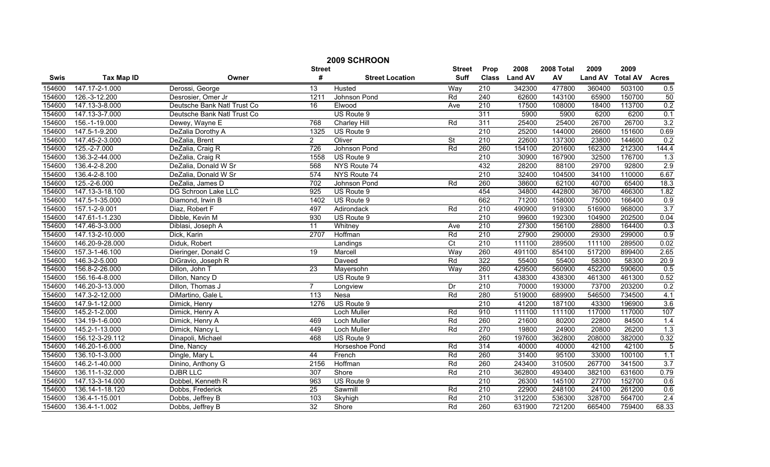# 2009 SCHROON

| Swis | Tax Map ID | Owner | Street # | Street Location | Street Suff | Prop Class | 2008 Land AV | 2008 Total AV | 2009 Land AV | 2009 Total AV | Acres |
|---|---|---|---|---|---|---|---|---|---|---|---|
| 154600 | 147.17-2-1.000 | Derossi, George | 13 | Husted | Way | 210 | 342300 | 477800 | 360400 | 503100 | 0.5 |
| 154600 | 126.-3-12.200 | Desrosier, Omer Jr | 1211 | Johnson Pond | Rd | 240 | 62600 | 143100 | 65900 | 150700 | 50 |
| 154600 | 147.13-3-8.000 | Deutsche Bank Natl Trust Co | 16 | Elwood | Ave | 210 | 17500 | 108000 | 18400 | 113700 | 0.2 |
| 154600 | 147.13-3-7.000 | Deutsche Bank Natl Trust Co | | US Route 9 | | 311 | 5900 | 5900 | 6200 | 6200 | 0.1 |
| 154600 | 156.-1-19.000 | Dewey, Wayne E | 768 | Charley Hill | Rd | 311 | 25400 | 25400 | 26700 | 26700 | 3.2 |
| 154600 | 147.5-1-9.200 | DeZalia Dorothy A | 1325 | US Route 9 | | 210 | 25200 | 144000 | 26600 | 151600 | 0.69 |
| 154600 | 147.45-2-3.000 | DeZalia, Brent | 2 | Oliver | St | 210 | 22600 | 137300 | 23800 | 144600 | 0.2 |
| 154600 | 125.-2-7.000 | DeZalia, Craig R | 726 | Johnson Pond | Rd | 260 | 154100 | 201600 | 162300 | 212300 | 144.4 |
| 154600 | 136.3-2-44.000 | DeZalia, Craig R | 1558 | US Route 9 | | 210 | 30900 | 167900 | 32500 | 176700 | 1.3 |
| 154600 | 136.4-2-8.200 | DeZalia, Donald W Sr | 568 | NYS Route 74 | | 432 | 28200 | 88100 | 29700 | 92800 | 2.9 |
| 154600 | 136.4-2-8.100 | DeZalia, Donald W Sr | 574 | NYS Route 74 | | 210 | 32400 | 104500 | 34100 | 110000 | 6.67 |
| 154600 | 125.-2-6.000 | DeZalia, James D | 702 | Johnson Pond | Rd | 260 | 38600 | 62100 | 40700 | 65400 | 18.3 |
| 154600 | 147.13-3-18.100 | DG Schroon Lake LLC | 925 | US Route 9 | | 454 | 34800 | 442800 | 36700 | 466300 | 1.82 |
| 154600 | 147.5-1-35.000 | Diamond, Irwin B | 1402 | US Route 9 | | 662 | 71200 | 158000 | 75000 | 166400 | 0.9 |
| 154600 | 157.1-2-9.001 | Diaz, Robert F | 497 | Adirondack | Rd | 210 | 490900 | 919300 | 516900 | 968000 | 3.7 |
| 154600 | 147.61-1-1.230 | Dibble, Kevin M | 930 | US Route 9 | | 210 | 99600 | 192300 | 104900 | 202500 | 0.04 |
| 154600 | 147.46-3-3.000 | Diblasi, Joseph A | 11 | Whitney | Ave | 210 | 27300 | 156100 | 28800 | 164400 | 0.3 |
| 154600 | 147.13-2-10.000 | Dick, Karin | 2707 | Hoffman | Rd | 210 | 27900 | 290000 | 29300 | 299000 | 0.9 |
| 154600 | 146.20-9-28.000 | Diduk, Robert | | Landings | Ct | 210 | 111100 | 289500 | 111100 | 289500 | 0.02 |
| 154600 | 157.3-1-46.100 | Dieringer, Donald C | 19 | Marcell | Way | 260 | 491100 | 854100 | 517200 | 899400 | 2.65 |
| 154600 | 146.3-2-5.000 | DiGravio, Joseph R | | Daveed | Rd | 322 | 55400 | 55400 | 58300 | 58300 | 20.9 |
| 154600 | 156.8-2-26.000 | Dillon, John T | 23 | Mayersohn | Way | 260 | 429500 | 560900 | 452200 | 590600 | 0.5 |
| 154600 | 156.16-4-8.000 | Dillon, Nancy D | | US Route 9 | | 311 | 438300 | 438300 | 461300 | 461300 | 0.52 |
| 154600 | 146.20-3-13.000 | Dillon, Thomas J | 7 | Longview | Dr | 210 | 70000 | 193000 | 73700 | 203200 | 0.2 |
| 154600 | 147.3-2-12.000 | DiMartino, Gale L | 113 | Nesa | Rd | 280 | 519000 | 689900 | 546500 | 734500 | 4.1 |
| 154600 | 147.9-1-12.000 | Dimick, Henry | 1276 | US Route 9 | | 210 | 41200 | 187100 | 43300 | 196900 | 3.6 |
| 154600 | 145.2-1-2.000 | Dimick, Henry A | | Loch Muller | Rd | 910 | 111100 | 111100 | 117000 | 117000 | 107 |
| 154600 | 134.19-1-6.000 | Dimick, Henry A | 469 | Loch Muller | Rd | 260 | 21600 | 80200 | 22800 | 84500 | 1.4 |
| 154600 | 145.2-1-13.000 | Dimick, Nancy L | 449 | Loch Muller | Rd | 270 | 19800 | 24900 | 20800 | 26200 | 1.3 |
| 154600 | 156.12-3-29.112 | Dinapoli, Michael | 468 | US Route 9 | | 260 | 197600 | 362800 | 208000 | 382000 | 0.32 |
| 154600 | 146.20-1-6.000 | Dine, Nancy | | Horseshoe Pond | Rd | 314 | 40000 | 40000 | 42100 | 42100 | 5 |
| 154600 | 136.10-1-3.000 | Dingle, Mary L | 44 | French | Rd | 260 | 31400 | 95100 | 33000 | 100100 | 1.1 |
| 154600 | 146.2-1-40.000 | Dinino, Anthony G | 2156 | Hoffman | Rd | 260 | 243400 | 310500 | 267700 | 341500 | 3.7 |
| 154600 | 136.11-1-32.000 | DJBR LLC | 307 | Shore | Rd | 210 | 362800 | 493400 | 382100 | 631600 | 0.79 |
| 154600 | 147.13-3-14.000 | Dobbel, Kenneth R | 963 | US Route 9 | | 210 | 26300 | 145100 | 27700 | 152700 | 0.6 |
| 154600 | 136.14-1-18.120 | Dobbs, Frederick | 25 | Sawmill | Rd | 210 | 22900 | 248100 | 24100 | 261200 | 0.6 |
| 154600 | 136.4-1-15.001 | Dobbs, Jeffrey B | 103 | Skyhigh | Rd | 210 | 312200 | 536300 | 328700 | 564700 | 2.4 |
| 154600 | 136.4-1-1.002 | Dobbs, Jeffrey B | 32 | Shore | Rd | 260 | 631900 | 721200 | 665400 | 759400 | 68.33 |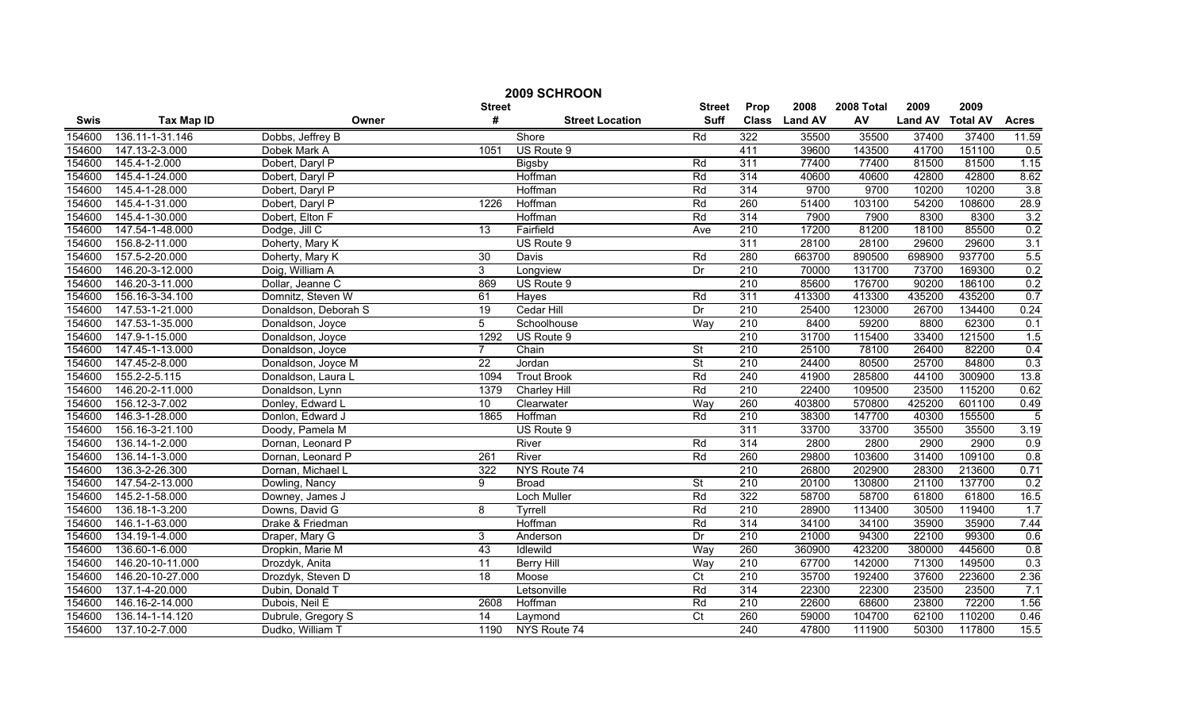# 2009 SCHROON

| Swis | Tax Map ID | Owner | Street # | Street Location | Street Suff | Prop Class | 2008 Land AV | 2008 Total AV | 2009 Land AV | 2009 Total AV | Acres |
|---|---|---|---|---|---|---|---|---|---|---|---|
| 154600 | 136.11-1-31.146 | Dobbs, Jeffrey B | | Shore | Rd | 322 | 35500 | 35500 | 37400 | 37400 | 11.59 |
| 154600 | 147.13-2-3.000 | Dobek Mark A | 1051 | US Route 9 | | 411 | 39600 | 143500 | 41700 | 151100 | 0.5 |
| 154600 | 145.4-1-2.000 | Dobert, Daryl P | | Bigsby | Rd | 311 | 77400 | 77400 | 81500 | 81500 | 1.15 |
| 154600 | 145.4-1-24.000 | Dobert, Daryl P | | Hoffman | Rd | 314 | 40600 | 40600 | 42800 | 42800 | 8.62 |
| 154600 | 145.4-1-28.000 | Dobert, Daryl P | | Hoffman | Rd | 314 | 9700 | 9700 | 10200 | 10200 | 3.8 |
| 154600 | 145.4-1-31.000 | Dobert, Daryl P | 1226 | Hoffman | Rd | 260 | 51400 | 103100 | 54200 | 108600 | 28.9 |
| 154600 | 145.4-1-30.000 | Dobert, Elton F | | Hoffman | Rd | 314 | 7900 | 7900 | 8300 | 8300 | 3.2 |
| 154600 | 147.54-1-48.000 | Dodge, Jill C | 13 | Fairfield | Ave | 210 | 17200 | 81200 | 18100 | 85500 | 0.2 |
| 154600 | 156.8-2-11.000 | Doherty, Mary K | | US Route 9 | | 311 | 28100 | 28100 | 29600 | 29600 | 3.1 |
| 154600 | 157.5-2-20.000 | Doherty, Mary K | 30 | Davis | Rd | 280 | 663700 | 890500 | 698900 | 937700 | 5.5 |
| 154600 | 146.20-3-12.000 | Doig, William A | 3 | Longview | Dr | 210 | 70000 | 131700 | 73700 | 169300 | 0.2 |
| 154600 | 146.20-3-11.000 | Dollar, Jeanne C | 869 | US Route 9 | | 210 | 85600 | 176700 | 90200 | 186100 | 0.2 |
| 154600 | 156.16-3-34.100 | Domnitz, Steven W | 61 | Hayes | Rd | 311 | 413300 | 413300 | 435200 | 435200 | 0.7 |
| 154600 | 147.53-1-21.000 | Donaldson, Deborah S | 19 | Cedar Hill | Dr | 210 | 25400 | 123000 | 26700 | 134400 | 0.24 |
| 154600 | 147.53-1-35.000 | Donaldson, Joyce | 5 | Schoolhouse | Way | 210 | 8400 | 59200 | 8800 | 62300 | 0.1 |
| 154600 | 147.9-1-15.000 | Donaldson, Joyce | 1292 | US Route 9 | | 210 | 31700 | 115400 | 33400 | 121500 | 1.5 |
| 154600 | 147.45-1-13.000 | Donaldson, Joyce | 7 | Chain | St | 210 | 25100 | 78100 | 26400 | 82200 | 0.4 |
| 154600 | 147.45-2-8.000 | Donaldson, Joyce M | 22 | Jordan | St | 210 | 24400 | 80500 | 25700 | 84800 | 0.3 |
| 154600 | 155.2-2-5.115 | Donaldson, Laura L | 1094 | Trout Brook | Rd | 240 | 41900 | 285800 | 44100 | 300900 | 13.8 |
| 154600 | 146.20-2-11.000 | Donaldson, Lynn | 1379 | Charley Hill | Rd | 210 | 22400 | 109500 | 23500 | 115200 | 0.62 |
| 154600 | 156.12-3-7.002 | Donley, Edward L | 10 | Clearwater | Way | 260 | 403800 | 570800 | 425200 | 601100 | 0.49 |
| 154600 | 146.3-1-28.000 | Donlon, Edward J | 1865 | Hoffman | Rd | 210 | 38300 | 147700 | 40300 | 155500 | 5 |
| 154600 | 156.16-3-21.100 | Doody, Pamela M | | US Route 9 | | 311 | 33700 | 33700 | 35500 | 35500 | 3.19 |
| 154600 | 136.14-1-2.000 | Dornan, Leonard P | | River | Rd | 314 | 2800 | 2800 | 2900 | 2900 | 0.9 |
| 154600 | 136.14-1-3.000 | Dornan, Leonard P | 261 | River | Rd | 260 | 29800 | 103600 | 31400 | 109100 | 0.8 |
| 154600 | 136.3-2-26.300 | Dornan, Michael L | 322 | NYS Route 74 | | 210 | 26800 | 202900 | 28300 | 213600 | 0.71 |
| 154600 | 147.54-2-13.000 | Dowling, Nancy | 9 | Broad | St | 210 | 20100 | 130800 | 21100 | 137700 | 0.2 |
| 154600 | 145.2-1-58.000 | Downey, James J | | Loch Muller | Rd | 322 | 58700 | 58700 | 61800 | 61800 | 16.5 |
| 154600 | 136.18-1-3.200 | Downs, David G | 8 | Tyrrell | Rd | 210 | 28900 | 113400 | 30500 | 119400 | 1.7 |
| 154600 | 146.1-1-63.000 | Drake & Friedman | | Hoffman | Rd | 314 | 34100 | 34100 | 35900 | 35900 | 7.44 |
| 154600 | 134.19-1-4.000 | Draper, Mary G | 3 | Anderson | Dr | 210 | 21000 | 94300 | 22100 | 99300 | 0.6 |
| 154600 | 136.60-1-6.000 | Dropkin, Marie M | 43 | Idlewild | Way | 260 | 360900 | 423200 | 380000 | 445600 | 0.8 |
| 154600 | 146.20-10-11.000 | Drozdyk, Anita | 11 | Berry Hill | Way | 210 | 67700 | 142000 | 71300 | 149500 | 0.3 |
| 154600 | 146.20-10-27.000 | Drozdyk, Steven D | 18 | Moose | Ct | 210 | 35700 | 192400 | 37600 | 223600 | 2.36 |
| 154600 | 137.1-4-20.000 | Dubin, Donald T | | Letsonville | Rd | 314 | 22300 | 22300 | 23500 | 23500 | 7.1 |
| 154600 | 146.16-2-14.000 | Dubois, Neil E | 2608 | Hoffman | Rd | 210 | 22600 | 68600 | 23800 | 72200 | 1.56 |
| 154600 | 136.14-1-14.120 | Dubrule, Gregory S | 14 | Laymond | Ct | 260 | 59000 | 104700 | 62100 | 110200 | 0.46 |
| 154600 | 137.10-2-7.000 | Dudko, William T | 1190 | NYS Route 74 | | 240 | 47800 | 111900 | 50300 | 117800 | 15.5 |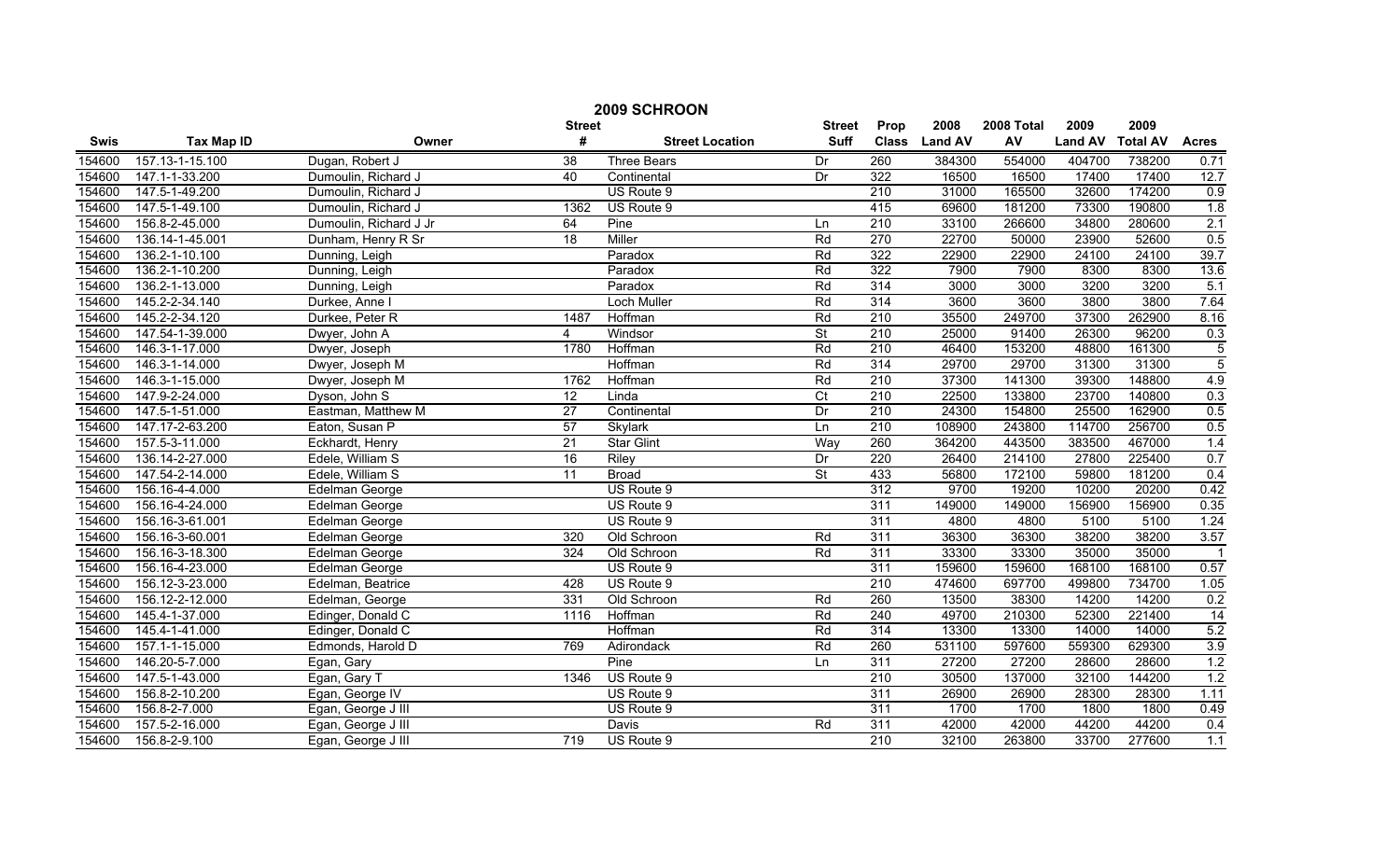# 2009 SCHROON

| Swis | Tax Map ID | Owner | Street # | Street Location | Street Suff | Prop Class | 2008 Land AV | 2008 Total AV | 2009 Land AV | 2009 Total AV | Acres |
|---|---|---|---|---|---|---|---|---|---|---|---|
| 154600 | 157.13-1-15.100 | Dugan, Robert J | 38 | Three Bears | Dr | 260 | 384300 | 554000 | 404700 | 738200 | 0.71 |
| 154600 | 147.1-1-33.200 | Dumoulin, Richard J | 40 | Continental | Dr | 322 | 16500 | 16500 | 17400 | 17400 | 12.7 |
| 154600 | 147.5-1-49.200 | Dumoulin, Richard J | | US Route 9 | | 210 | 31000 | 165500 | 32600 | 174200 | 0.9 |
| 154600 | 147.5-1-49.100 | Dumoulin, Richard J | 1362 | US Route 9 | | 415 | 69600 | 181200 | 73300 | 190800 | 1.8 |
| 154600 | 156.8-2-45.000 | Dumoulin, Richard J Jr | 64 | Pine | Ln | 210 | 33100 | 266600 | 34800 | 280600 | 2.1 |
| 154600 | 136.14-1-45.001 | Dunham, Henry R Sr | 18 | Miller | Rd | 270 | 22700 | 50000 | 23900 | 52600 | 0.5 |
| 154600 | 136.2-1-10.100 | Dunning, Leigh | | Paradox | Rd | 322 | 22900 | 22900 | 24100 | 24100 | 39.7 |
| 154600 | 136.2-1-10.200 | Dunning, Leigh | | Paradox | Rd | 322 | 7900 | 7900 | 8300 | 8300 | 13.6 |
| 154600 | 136.2-1-13.000 | Dunning, Leigh | | Paradox | Rd | 314 | 3000 | 3000 | 3200 | 3200 | 5.1 |
| 154600 | 145.2-2-34.140 | Durkee, Anne I | | Loch Muller | Rd | 314 | 3600 | 3600 | 3800 | 3800 | 7.64 |
| 154600 | 145.2-2-34.120 | Durkee, Peter R | 1487 | Hoffman | Rd | 210 | 35500 | 249700 | 37300 | 262900 | 8.16 |
| 154600 | 147.54-1-39.000 | Dwyer, John A | 4 | Windsor | St | 210 | 25000 | 91400 | 26300 | 96200 | 0.3 |
| 154600 | 146.3-1-17.000 | Dwyer, Joseph | 1780 | Hoffman | Rd | 210 | 46400 | 153200 | 48800 | 161300 | 5 |
| 154600 | 146.3-1-14.000 | Dwyer, Joseph M | | Hoffman | Rd | 314 | 29700 | 29700 | 31300 | 31300 | 5 |
| 154600 | 146.3-1-15.000 | Dwyer, Joseph M | 1762 | Hoffman | Rd | 210 | 37300 | 141300 | 39300 | 148800 | 4.9 |
| 154600 | 147.9-2-24.000 | Dyson, John S | 12 | Linda | Ct | 210 | 22500 | 133800 | 23700 | 140800 | 0.3 |
| 154600 | 147.5-1-51.000 | Eastman, Matthew M | 27 | Continental | Dr | 210 | 24300 | 154800 | 25500 | 162900 | 0.5 |
| 154600 | 147.17-2-63.200 | Eaton, Susan P | 57 | Skylark | Ln | 210 | 108900 | 243800 | 114700 | 256700 | 0.5 |
| 154600 | 157.5-3-11.000 | Eckhardt, Henry | 21 | Star Glint | Way | 260 | 364200 | 443500 | 383500 | 467000 | 1.4 |
| 154600 | 136.14-2-27.000 | Edele, William S | 16 | Riley | Dr | 220 | 26400 | 214100 | 27800 | 225400 | 0.7 |
| 154600 | 147.54-2-14.000 | Edele, William S | 11 | Broad | St | 433 | 56800 | 172100 | 59800 | 181200 | 0.4 |
| 154600 | 156.16-4-4.000 | Edelman George | | US Route 9 | | 312 | 9700 | 19200 | 10200 | 20200 | 0.42 |
| 154600 | 156.16-4-24.000 | Edelman George | | US Route 9 | | 311 | 149000 | 149000 | 156900 | 156900 | 0.35 |
| 154600 | 156.16-3-61.001 | Edelman George | | US Route 9 | | 311 | 4800 | 4800 | 5100 | 5100 | 1.24 |
| 154600 | 156.16-3-60.001 | Edelman George | 320 | Old Schroon | Rd | 311 | 36300 | 36300 | 38200 | 38200 | 3.57 |
| 154600 | 156.16-3-18.300 | Edelman George | 324 | Old Schroon | Rd | 311 | 33300 | 33300 | 35000 | 35000 | 1 |
| 154600 | 156.16-4-23.000 | Edelman George | | US Route 9 | | 311 | 159600 | 159600 | 168100 | 168100 | 0.57 |
| 154600 | 156.12-3-23.000 | Edelman, Beatrice | 428 | US Route 9 | | 210 | 474600 | 697700 | 499800 | 734700 | 1.05 |
| 154600 | 156.12-2-12.000 | Edelman, George | 331 | Old Schroon | Rd | 260 | 13500 | 38300 | 14200 | 14200 | 0.2 |
| 154600 | 145.4-1-37.000 | Edinger, Donald C | 1116 | Hoffman | Rd | 240 | 49700 | 210300 | 52300 | 221400 | 14 |
| 154600 | 145.4-1-41.000 | Edinger, Donald C | | Hoffman | Rd | 314 | 13300 | 13300 | 14000 | 14000 | 5.2 |
| 154600 | 157.1-1-15.000 | Edmonds, Harold D | 769 | Adirondack | Rd | 260 | 531100 | 597600 | 559300 | 629300 | 3.9 |
| 154600 | 146.20-5-7.000 | Egan, Gary | | Pine | Ln | 311 | 27200 | 27200 | 28600 | 28600 | 1.2 |
| 154600 | 147.5-1-43.000 | Egan, Gary T | 1346 | US Route 9 | | 210 | 30500 | 137000 | 32100 | 144200 | 1.2 |
| 154600 | 156.8-2-10.200 | Egan, George IV | | US Route 9 | | 311 | 26900 | 26900 | 28300 | 28300 | 1.11 |
| 154600 | 156.8-2-7.000 | Egan, George J III | | US Route 9 | | 311 | 1700 | 1700 | 1800 | 1800 | 0.49 |
| 154600 | 157.5-2-16.000 | Egan, George J III | | Davis | Rd | 311 | 42000 | 42000 | 44200 | 44200 | 0.4 |
| 154600 | 156.8-2-9.100 | Egan, George J III | 719 | US Route 9 | | 210 | 32100 | 263800 | 33700 | 277600 | 1.1 |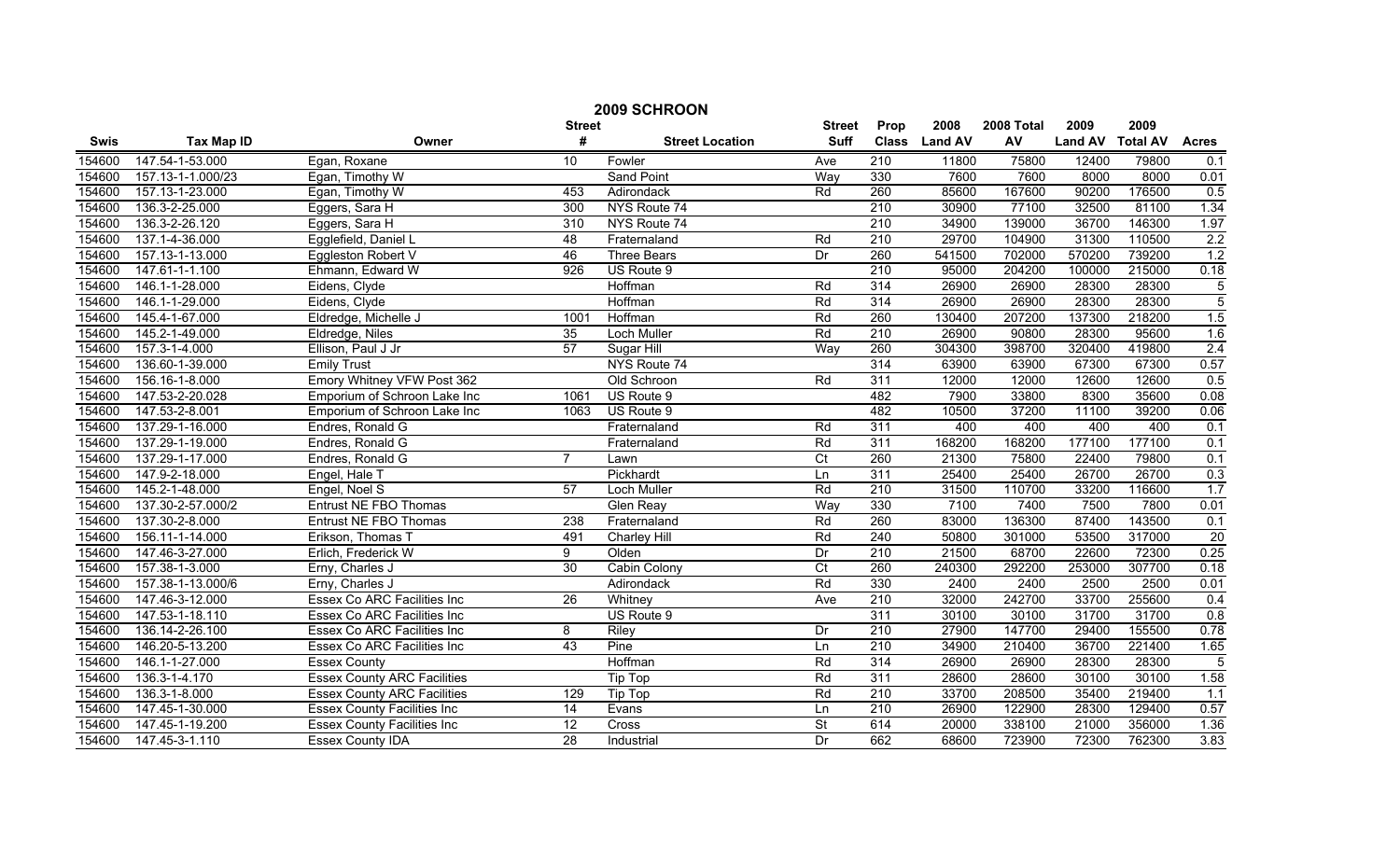# 2009 SCHROON

| Swis | Tax Map ID | Owner | Street # | Street Location | Street Suff | Prop Class | 2008 Land AV | 2008 Total AV | 2009 Land AV | 2009 Total AV | Acres |
|---|---|---|---|---|---|---|---|---|---|---|---|
| 154600 | 147.54-1-53.000 | Egan, Roxane | 10 | Fowler | Ave | 210 | 11800 | 75800 | 12400 | 79800 | 0.1 |
| 154600 | 157.13-1-1.000/23 | Egan, Timothy W | | Sand Point | Way | 330 | 7600 | 7600 | 8000 | 8000 | 0.01 |
| 154600 | 157.13-1-23.000 | Egan, Timothy W | 453 | Adirondack | Rd | 260 | 85600 | 167600 | 90200 | 176500 | 0.5 |
| 154600 | 136.3-2-25.000 | Eggers, Sara H | 300 | NYS Route 74 | | 210 | 30900 | 77100 | 32500 | 81100 | 1.34 |
| 154600 | 136.3-2-26.120 | Eggers, Sara H | 310 | NYS Route 74 | | 210 | 34900 | 139000 | 36700 | 146300 | 1.97 |
| 154600 | 137.1-4-36.000 | Egglefield, Daniel L | 48 | Fraternaland | Rd | 210 | 29700 | 104900 | 31300 | 110500 | 2.2 |
| 154600 | 157.13-1-13.000 | Eggleston Robert V | 46 | Three Bears | Dr | 260 | 541500 | 702000 | 570200 | 739200 | 1.2 |
| 154600 | 147.61-1-1.100 | Ehmann, Edward W | 926 | US Route 9 | | 210 | 95000 | 204200 | 100000 | 215000 | 0.18 |
| 154600 | 146.1-1-28.000 | Eidens, Clyde | | Hoffman | Rd | 314 | 26900 | 26900 | 28300 | 28300 | 5 |
| 154600 | 146.1-1-29.000 | Eidens, Clyde | | Hoffman | Rd | 314 | 26900 | 26900 | 28300 | 28300 | 5 |
| 154600 | 145.4-1-67.000 | Eldredge, Michelle J | 1001 | Hoffman | Rd | 260 | 130400 | 207200 | 137300 | 218200 | 1.5 |
| 154600 | 145.2-1-49.000 | Eldredge, Niles | 35 | Loch Muller | Rd | 210 | 26900 | 90800 | 28300 | 95600 | 1.6 |
| 154600 | 157.3-1-4.000 | Ellison, Paul J Jr | 57 | Sugar Hill | Way | 260 | 304300 | 398700 | 320400 | 419800 | 2.4 |
| 154600 | 136.60-1-39.000 | Emily Trust | | NYS Route 74 | | 314 | 63900 | 63900 | 67300 | 67300 | 0.57 |
| 154600 | 156.16-1-8.000 | Emory Whitney VFW Post 362 | | Old Schroon | Rd | 311 | 12000 | 12000 | 12600 | 12600 | 0.5 |
| 154600 | 147.53-2-20.028 | Emporium of Schroon Lake Inc | 1061 | US Route 9 | | 482 | 7900 | 33800 | 8300 | 35600 | 0.08 |
| 154600 | 147.53-2-8.001 | Emporium of Schroon Lake Inc | 1063 | US Route 9 | | 482 | 10500 | 37200 | 11100 | 39200 | 0.06 |
| 154600 | 137.29-1-16.000 | Endres, Ronald G | | Fraternaland | Rd | 311 | 400 | 400 | 400 | 400 | 0.1 |
| 154600 | 137.29-1-19.000 | Endres, Ronald G | | Fraternaland | Rd | 311 | 168200 | 168200 | 177100 | 177100 | 0.1 |
| 154600 | 137.29-1-17.000 | Endres, Ronald G | 7 | Lawn | Ct | 260 | 21300 | 75800 | 22400 | 79800 | 0.1 |
| 154600 | 147.9-2-18.000 | Engel, Hale T | | Pickhardt | Ln | 311 | 25400 | 25400 | 26700 | 26700 | 0.3 |
| 154600 | 145.2-1-48.000 | Engel, Noel S | 57 | Loch Muller | Rd | 210 | 31500 | 110700 | 33200 | 116600 | 1.7 |
| 154600 | 137.30-2-57.000/2 | Entrust NE FBO Thomas | | Glen Reay | Way | 330 | 7100 | 7400 | 7500 | 7800 | 0.01 |
| 154600 | 137.30-2-8.000 | Entrust NE FBO Thomas | 238 | Fraternaland | Rd | 260 | 83000 | 136300 | 87400 | 143500 | 0.1 |
| 154600 | 156.11-1-14.000 | Erikson, Thomas T | 491 | Charley Hill | Rd | 240 | 50800 | 301000 | 53500 | 317000 | 20 |
| 154600 | 147.46-3-27.000 | Erlich, Frederick W | 9 | Olden | Dr | 210 | 21500 | 68700 | 22600 | 72300 | 0.25 |
| 154600 | 157.38-1-3.000 | Erny, Charles J | 30 | Cabin Colony | Ct | 260 | 240300 | 292200 | 253000 | 307700 | 0.18 |
| 154600 | 157.38-1-13.000/6 | Erny, Charles J | | Adirondack | Rd | 330 | 2400 | 2400 | 2500 | 2500 | 0.01 |
| 154600 | 147.46-3-12.000 | Essex Co ARC Facilities Inc | 26 | Whitney | Ave | 210 | 32000 | 242700 | 33700 | 255600 | 0.4 |
| 154600 | 147.53-1-18.110 | Essex Co ARC Facilities Inc | | US Route 9 | | 311 | 30100 | 30100 | 31700 | 31700 | 0.8 |
| 154600 | 136.14-2-26.100 | Essex Co ARC Facilities Inc | 8 | Riley | Dr | 210 | 27900 | 147700 | 29400 | 155500 | 0.78 |
| 154600 | 146.20-5-13.200 | Essex Co ARC Facilities Inc | 43 | Pine | Ln | 210 | 34900 | 210400 | 36700 | 221400 | 1.65 |
| 154600 | 146.1-1-27.000 | Essex County | | Hoffman | Rd | 314 | 26900 | 26900 | 28300 | 28300 | 5 |
| 154600 | 136.3-1-4.170 | Essex County ARC Facilities | | Tip Top | Rd | 311 | 28600 | 28600 | 30100 | 30100 | 1.58 |
| 154600 | 136.3-1-8.000 | Essex County ARC Facilities | 129 | Tip Top | Rd | 210 | 33700 | 208500 | 35400 | 219400 | 1.1 |
| 154600 | 147.45-1-30.000 | Essex County Facilities Inc | 14 | Evans | Ln | 210 | 26900 | 122900 | 28300 | 129400 | 0.57 |
| 154600 | 147.45-1-19.200 | Essex County Facilities Inc | 12 | Cross | St | 614 | 20000 | 338100 | 21000 | 356000 | 1.36 |
| 154600 | 147.45-3-1.110 | Essex County IDA | 28 | Industrial | Dr | 662 | 68600 | 723900 | 72300 | 762300 | 3.83 |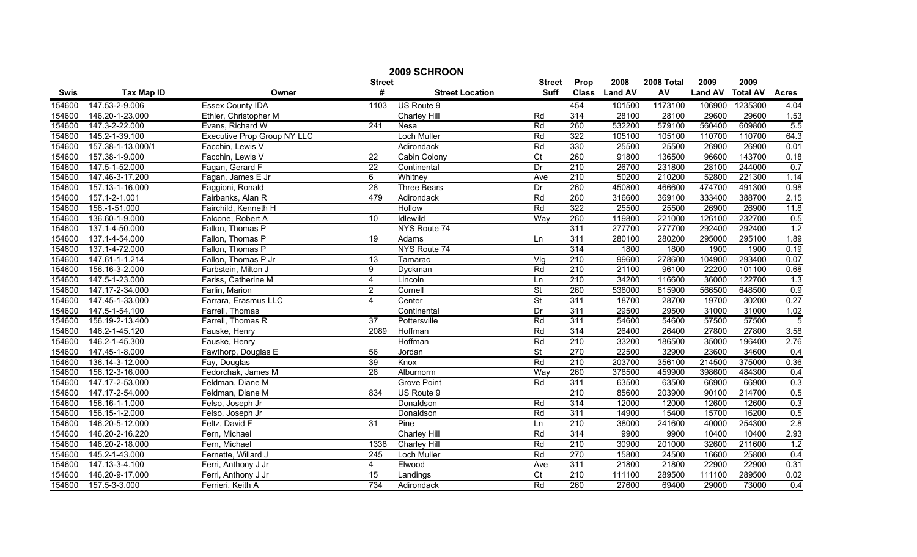# 2009 SCHROON

| Swis | Tax Map ID | Owner | Street # | Street Location | Street Suff | Prop Class | 2008 Land AV | 2008 Total AV | 2009 Land AV | 2009 Total AV | Acres |
|---|---|---|---|---|---|---|---|---|---|---|---|
| 154600 | 147.53-2-9.006 | Essex County IDA | 1103 | US Route 9 | | 454 | 101500 | 1173100 | 106900 | 1235300 | 4.04 |
| 154600 | 146.20-1-23.000 | Ethier, Christopher M | | Charley Hill | Rd | 314 | 28100 | 28100 | 29600 | 29600 | 1.53 |
| 154600 | 147.3-2-22.000 | Evans, Richard W | 241 | Nesa | Rd | 260 | 532200 | 579100 | 560400 | 609800 | 5.5 |
| 154600 | 145.2-1-39.100 | Executive Prop Group NY LLC | | Loch Muller | Rd | 322 | 105100 | 105100 | 110700 | 110700 | 64.3 |
| 154600 | 157.38-1-13.000/1 | Facchin, Lewis V | | Adirondack | Rd | 330 | 25500 | 25500 | 26900 | 26900 | 0.01 |
| 154600 | 157.38-1-9.000 | Facchin, Lewis V | 22 | Cabin Colony | Ct | 260 | 91800 | 136500 | 96600 | 143700 | 0.18 |
| 154600 | 147.5-1-52.000 | Fagan, Gerard F | 22 | Continental | Dr | 210 | 26700 | 231800 | 28100 | 244000 | 0.7 |
| 154600 | 147.46-3-17.200 | Fagan, James E Jr | 6 | Whitney | Ave | 210 | 50200 | 210200 | 52800 | 221300 | 1.14 |
| 154600 | 157.13-1-16.000 | Faggioni, Ronald | 28 | Three Bears | Dr | 260 | 450800 | 466600 | 474700 | 491300 | 0.98 |
| 154600 | 157.1-2-1.001 | Fairbanks, Alan R | 479 | Adirondack | Rd | 260 | 316600 | 369100 | 333400 | 388700 | 2.15 |
| 154600 | 156.-1-51.000 | Fairchild, Kenneth H | | Hollow | Rd | 322 | 25500 | 25500 | 26900 | 26900 | 11.8 |
| 154600 | 136.60-1-9.000 | Falcone, Robert A | 10 | Idlewild | Way | 260 | 119800 | 221000 | 126100 | 232700 | 0.5 |
| 154600 | 137.1-4-50.000 | Fallon, Thomas P | | NYS Route 74 | | 311 | 277700 | 277700 | 292400 | 292400 | 1.2 |
| 154600 | 137.1-4-54.000 | Fallon, Thomas P | 19 | Adams | Ln | 311 | 280100 | 280200 | 295000 | 295100 | 1.89 |
| 154600 | 137.1-4-72.000 | Fallon, Thomas P | | NYS Route 74 | | 314 | 1800 | 1800 | 1900 | 1900 | 0.19 |
| 154600 | 147.61-1-1.214 | Fallon, Thomas P Jr | 13 | Tamarac | Vlg | 210 | 99600 | 278600 | 104900 | 293400 | 0.07 |
| 154600 | 156.16-3-2.000 | Farbstein, Milton J | 9 | Dyckman | Rd | 210 | 21100 | 96100 | 22200 | 101100 | 0.68 |
| 154600 | 147.5-1-23.000 | Fariss, Catherine M | 4 | Lincoln | Ln | 210 | 34200 | 116600 | 36000 | 122700 | 1.3 |
| 154600 | 147.17-2-34.000 | Farlin, Marion | 2 | Cornell | St | 260 | 538000 | 615900 | 566500 | 648500 | 0.9 |
| 154600 | 147.45-1-33.000 | Farrara, Erasmus LLC | 4 | Center | St | 311 | 18700 | 28700 | 19700 | 30200 | 0.27 |
| 154600 | 147.5-1-54.100 | Farrell, Thomas | | Continental | Dr | 311 | 29500 | 29500 | 31000 | 31000 | 1.02 |
| 154600 | 156.19-2-13.400 | Farrell, Thomas R | 37 | Pottersville | Rd | 311 | 54600 | 54600 | 57500 | 57500 | 5 |
| 154600 | 146.2-1-45.120 | Fauske, Henry | 2089 | Hoffman | Rd | 314 | 26400 | 26400 | 27800 | 27800 | 3.58 |
| 154600 | 146.2-1-45.300 | Fauske, Henry | | Hoffman | Rd | 210 | 33200 | 186500 | 35000 | 196400 | 2.76 |
| 154600 | 147.45-1-8.000 | Fawthorp, Douglas E | 56 | Jordan | St | 270 | 22500 | 32900 | 23600 | 34600 | 0.4 |
| 154600 | 136.14-3-12.000 | Fay, Douglas | 39 | Knox | Rd | 210 | 203700 | 356100 | 214500 | 375000 | 0.36 |
| 154600 | 156.12-3-16.000 | Fedorchak, James M | 28 | Alburnorm | Way | 260 | 378500 | 459900 | 398600 | 484300 | 0.4 |
| 154600 | 147.17-2-53.000 | Feldman, Diane M | | Grove Point | Rd | 311 | 63500 | 63500 | 66900 | 66900 | 0.3 |
| 154600 | 147.17-2-54.000 | Feldman, Diane M | 834 | US Route 9 | | 210 | 85600 | 203900 | 90100 | 214700 | 0.5 |
| 154600 | 156.16-1-1.000 | Felso, Joseph Jr | | Donaldson | Rd | 314 | 12000 | 12000 | 12600 | 12600 | 0.3 |
| 154600 | 156.15-1-2.000 | Felso, Joseph Jr | | Donaldson | Rd | 311 | 14900 | 15400 | 15700 | 16200 | 0.5 |
| 154600 | 146.20-5-12.000 | Feltz, David F | 31 | Pine | Ln | 210 | 38000 | 241600 | 40000 | 254300 | 2.8 |
| 154600 | 146.20-2-16.220 | Fern, Michael | | Charley Hill | Rd | 314 | 9900 | 9900 | 10400 | 10400 | 2.93 |
| 154600 | 146.20-2-18.000 | Fern, Michael | 1338 | Charley Hill | Rd | 210 | 30900 | 201000 | 32600 | 211600 | 1.2 |
| 154600 | 145.2-1-43.000 | Fernette, Willard J | 245 | Loch Muller | Rd | 270 | 15800 | 24500 | 16600 | 25800 | 0.4 |
| 154600 | 147.13-3-4.100 | Ferri, Anthony J Jr | 4 | Elwood | Ave | 311 | 21800 | 21800 | 22900 | 22900 | 0.31 |
| 154600 | 146.20-9-17.000 | Ferri, Anthony J Jr | 15 | Landings | Ct | 210 | 111100 | 289500 | 111100 | 289500 | 0.02 |
| 154600 | 157.5-3-3.000 | Ferrieri, Keith A | 734 | Adirondack | Rd | 260 | 27600 | 69400 | 29000 | 73000 | 0.4 |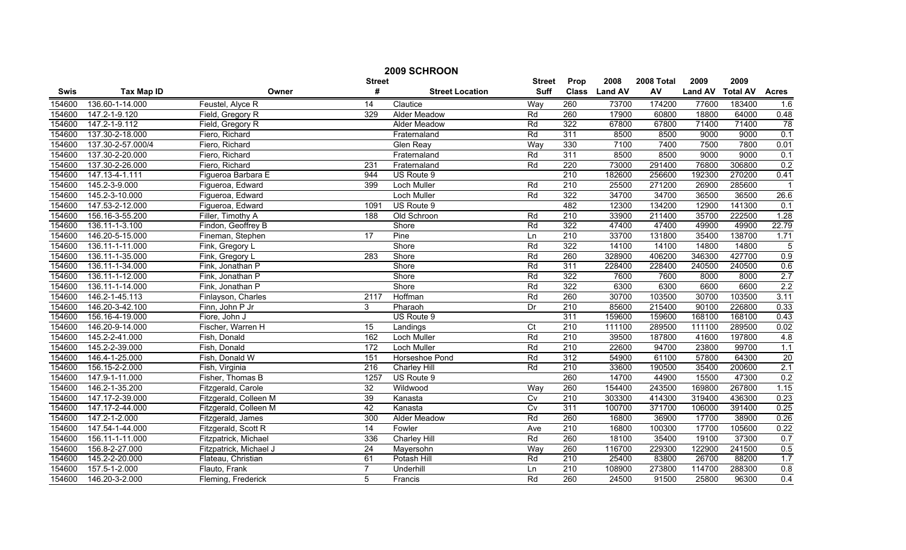# 2009 SCHROON

| Swis | Tax Map ID | Owner | Street # | Street Location | Street Suff | Prop Class | 2008 Land AV | 2008 Total AV | 2009 Land AV | 2009 Total AV | Acres |
|---|---|---|---|---|---|---|---|---|---|---|---|
| 154600 | 136.60-1-14.000 | Feustel, Alyce R | 14 | Clautice | Way | 260 | 73700 | 174200 | 77600 | 183400 | 1.6 |
| 154600 | 147.2-1-9.120 | Field, Gregory R | 329 | Alder Meadow | Rd | 260 | 17900 | 60800 | 18800 | 64000 | 0.48 |
| 154600 | 147.2-1-9.112 | Field, Gregory R | | Alder Meadow | Rd | 322 | 67800 | 67800 | 71400 | 71400 | 78 |
| 154600 | 137.30-2-18.000 | Fiero, Richard | | Fraternaland | Rd | 311 | 8500 | 8500 | 9000 | 9000 | 0.1 |
| 154600 | 137.30-2-57.000/4 | Fiero, Richard | | Glen Reay | Way | 330 | 7100 | 7400 | 7500 | 7800 | 0.01 |
| 154600 | 137.30-2-20.000 | Fiero, Richard | | Fraternaland | Rd | 311 | 8500 | 8500 | 9000 | 9000 | 0.1 |
| 154600 | 137.30-2-26.000 | Fiero, Richard | 231 | Fraternaland | Rd | 220 | 73000 | 291400 | 76800 | 306800 | 0.2 |
| 154600 | 147.13-4-1.111 | Figueroa Barbara E | 944 | US Route 9 | | 210 | 182600 | 256600 | 192300 | 270200 | 0.41 |
| 154600 | 145.2-3-9.000 | Figueroa, Edward | 399 | Loch Muller | Rd | 210 | 25500 | 271200 | 26900 | 285600 | 1 |
| 154600 | 145.2-3-10.000 | Figueroa, Edward | | Loch Muller | Rd | 322 | 34700 | 34700 | 36500 | 36500 | 26.6 |
| 154600 | 147.53-2-12.000 | Figueroa, Edward | 1091 | US Route 9 | | 482 | 12300 | 134200 | 12900 | 141300 | 0.1 |
| 154600 | 156.16-3-55.200 | Filler, Timothy A | 188 | Old Schroon | Rd | 210 | 33900 | 211400 | 35700 | 222500 | 1.28 |
| 154600 | 136.11-1-3.100 | Findon, Geoffrey B | | Shore | Rd | 322 | 47400 | 47400 | 49900 | 49900 | 22.79 |
| 154600 | 146.20-5-15.000 | Fineman, Stephen | 17 | Pine | Ln | 210 | 33700 | 131800 | 35400 | 138700 | 1.71 |
| 154600 | 136.11-1-11.000 | Fink, Gregory L | | Shore | Rd | 322 | 14100 | 14100 | 14800 | 14800 | 5 |
| 154600 | 136.11-1-35.000 | Fink, Gregory L | 283 | Shore | Rd | 260 | 328900 | 406200 | 346300 | 427700 | 0.9 |
| 154600 | 136.11-1-34.000 | Fink, Jonathan P | | Shore | Rd | 311 | 228400 | 228400 | 240500 | 240500 | 0.6 |
| 154600 | 136.11-1-12.000 | Fink, Jonathan P | | Shore | Rd | 322 | 7600 | 7600 | 8000 | 8000 | 2.7 |
| 154600 | 136.11-1-14.000 | Fink, Jonathan P | | Shore | Rd | 322 | 6300 | 6300 | 6600 | 6600 | 2.2 |
| 154600 | 146.2-1-45.113 | Finlayson, Charles | 2117 | Hoffman | Rd | 260 | 30700 | 103500 | 30700 | 103500 | 3.11 |
| 154600 | 146.20-3-42.100 | Finn, John P Jr | 3 | Pharaoh | Dr | 210 | 85600 | 215400 | 90100 | 226800 | 0.33 |
| 154600 | 156.16-4-19.000 | Fiore, John J | | US Route 9 | | 311 | 159600 | 159600 | 168100 | 168100 | 0.43 |
| 154600 | 146.20-9-14.000 | Fischer, Warren H | 15 | Landings | Ct | 210 | 111100 | 289500 | 111100 | 289500 | 0.02 |
| 154600 | 145.2-2-41.000 | Fish, Donald | 162 | Loch Muller | Rd | 210 | 39500 | 187800 | 41600 | 197800 | 4.8 |
| 154600 | 145.2-2-39.000 | Fish, Donald | 172 | Loch Muller | Rd | 210 | 22600 | 94700 | 23800 | 99700 | 1.1 |
| 154600 | 146.4-1-25.000 | Fish, Donald W | 151 | Horseshoe Pond | Rd | 312 | 54900 | 61100 | 57800 | 64300 | 20 |
| 154600 | 156.15-2-2.000 | Fish, Virginia | 216 | Charley Hill | Rd | 210 | 33600 | 190500 | 35400 | 200600 | 2.1 |
| 154600 | 147.9-1-11.000 | Fisher, Thomas B | 1257 | US Route 9 | | 260 | 14700 | 44900 | 15500 | 47300 | 0.2 |
| 154600 | 146.2-1-35.200 | Fitzgerald, Carole | 32 | Wildwood | Way | 260 | 154400 | 243500 | 169800 | 267800 | 1.15 |
| 154600 | 147.17-2-39.000 | Fitzgerald, Colleen M | 39 | Kanasta | Cv | 210 | 303300 | 414300 | 319400 | 436300 | 0.23 |
| 154600 | 147.17-2-44.000 | Fitzgerald, Colleen M | 42 | Kanasta | Cv | 311 | 100700 | 371700 | 106000 | 391400 | 0.25 |
| 154600 | 147.2-1-2.000 | Fitzgerald, James | 300 | Alder Meadow | Rd | 260 | 16800 | 36900 | 17700 | 38900 | 0.26 |
| 154600 | 147.54-1-44.000 | Fitzgerald, Scott R | 14 | Fowler | Ave | 210 | 16800 | 100300 | 17700 | 105600 | 0.22 |
| 154600 | 156.11-1-11.000 | Fitzpatrick, Michael | 336 | Charley Hill | Rd | 260 | 18100 | 35400 | 19100 | 37300 | 0.7 |
| 154600 | 156.8-2-27.000 | Fitzpatrick, Michael J | 24 | Mayersohn | Way | 260 | 116700 | 229300 | 122900 | 241500 | 0.5 |
| 154600 | 145.2-2-20.000 | Flateau, Christian | 61 | Potash Hill | Rd | 210 | 25400 | 83800 | 26700 | 88200 | 1.7 |
| 154600 | 157.5-1-2.000 | Flauto, Frank | 7 | Underhill | Ln | 210 | 108900 | 273800 | 114700 | 288300 | 0.8 |
| 154600 | 146.20-3-2.000 | Fleming, Frederick | 5 | Francis | Rd | 260 | 24500 | 91500 | 25800 | 96300 | 0.4 |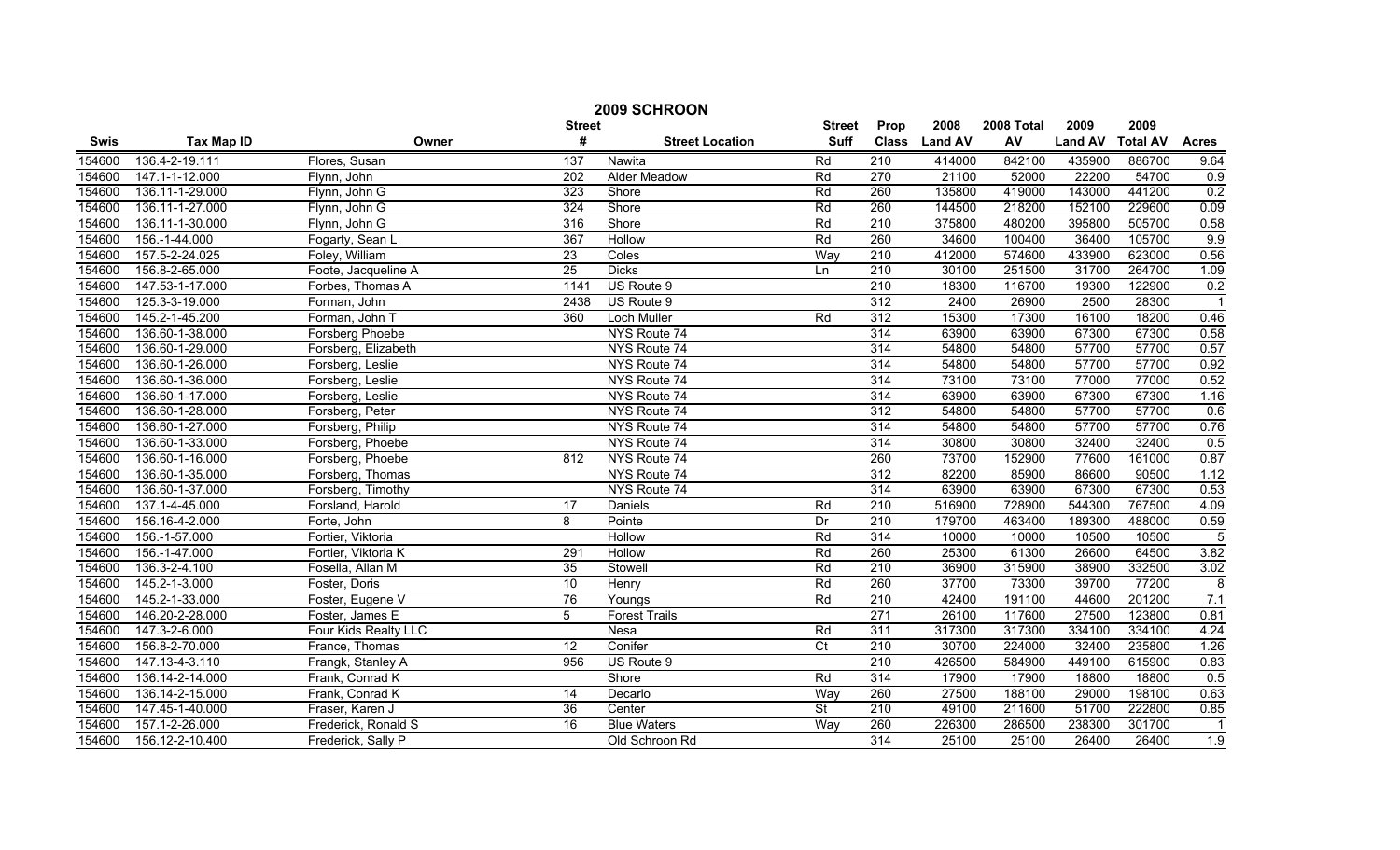# 2009 SCHROON

| Swis | Tax Map ID | Owner | Street # | Street Location | Street Suff | Prop Class | 2008 Land AV | 2008 Total AV | 2009 Land AV | 2009 Total AV | Acres |
|---|---|---|---|---|---|---|---|---|---|---|---|
| 154600 | 136.4-2-19.111 | Flores, Susan | 137 | Nawita | Rd | 210 | 414000 | 842100 | 435900 | 886700 | 9.64 |
| 154600 | 147.1-1-12.000 | Flynn, John | 202 | Alder Meadow | Rd | 270 | 21100 | 52000 | 22200 | 54700 | 0.9 |
| 154600 | 136.11-1-29.000 | Flynn, John G | 323 | Shore | Rd | 260 | 135800 | 419000 | 143000 | 441200 | 0.2 |
| 154600 | 136.11-1-27.000 | Flynn, John G | 324 | Shore | Rd | 260 | 144500 | 218200 | 152100 | 229600 | 0.09 |
| 154600 | 136.11-1-30.000 | Flynn, John G | 316 | Shore | Rd | 210 | 375800 | 480200 | 395800 | 505700 | 0.58 |
| 154600 | 156.-1-44.000 | Fogarty, Sean L | 367 | Hollow | Rd | 260 | 34600 | 100400 | 36400 | 105700 | 9.9 |
| 154600 | 157.5-2-24.025 | Foley, William | 23 | Coles | Way | 210 | 412000 | 574600 | 433900 | 623000 | 0.56 |
| 154600 | 156.8-2-65.000 | Foote, Jacqueline A | 25 | Dicks | Ln | 210 | 30100 | 251500 | 31700 | 264700 | 1.09 |
| 154600 | 147.53-1-17.000 | Forbes, Thomas A | 1141 | US Route 9 | | 210 | 18300 | 116700 | 19300 | 122900 | 0.2 |
| 154600 | 125.3-3-19.000 | Forman, John | 2438 | US Route 9 | | 312 | 2400 | 26900 | 2500 | 28300 | 1 |
| 154600 | 145.2-1-45.200 | Forman, John T | 360 | Loch Muller | Rd | 312 | 15300 | 17300 | 16100 | 18200 | 0.46 |
| 154600 | 136.60-1-38.000 | Forsberg Phoebe | | NYS Route 74 | | 314 | 63900 | 63900 | 67300 | 67300 | 0.58 |
| 154600 | 136.60-1-29.000 | Forsberg, Elizabeth | | NYS Route 74 | | 314 | 54800 | 54800 | 57700 | 57700 | 0.57 |
| 154600 | 136.60-1-26.000 | Forsberg, Leslie | | NYS Route 74 | | 314 | 54800 | 54800 | 57700 | 57700 | 0.92 |
| 154600 | 136.60-1-36.000 | Forsberg, Leslie | | NYS Route 74 | | 314 | 73100 | 73100 | 77000 | 77000 | 0.52 |
| 154600 | 136.60-1-17.000 | Forsberg, Leslie | | NYS Route 74 | | 314 | 63900 | 63900 | 67300 | 67300 | 1.16 |
| 154600 | 136.60-1-28.000 | Forsberg, Peter | | NYS Route 74 | | 312 | 54800 | 54800 | 57700 | 57700 | 0.6 |
| 154600 | 136.60-1-27.000 | Forsberg, Philip | | NYS Route 74 | | 314 | 54800 | 54800 | 57700 | 57700 | 0.76 |
| 154600 | 136.60-1-33.000 | Forsberg, Phoebe | | NYS Route 74 | | 314 | 30800 | 30800 | 32400 | 32400 | 0.5 |
| 154600 | 136.60-1-16.000 | Forsberg, Phoebe | 812 | NYS Route 74 | | 260 | 73700 | 152900 | 77600 | 161000 | 0.87 |
| 154600 | 136.60-1-35.000 | Forsberg, Thomas | | NYS Route 74 | | 312 | 82200 | 85900 | 86600 | 90500 | 1.12 |
| 154600 | 136.60-1-37.000 | Forsberg, Timothy | | NYS Route 74 | | 314 | 63900 | 63900 | 67300 | 67300 | 0.53 |
| 154600 | 137.1-4-45.000 | Forsland, Harold | 17 | Daniels | Rd | 210 | 516900 | 728900 | 544300 | 767500 | 4.09 |
| 154600 | 156.16-4-2.000 | Forte, John | 8 | Pointe | Dr | 210 | 179700 | 463400 | 189300 | 488000 | 0.59 |
| 154600 | 156.-1-57.000 | Fortier, Viktoria | | Hollow | Rd | 314 | 10000 | 10000 | 10500 | 10500 | 5 |
| 154600 | 156.-1-47.000 | Fortier, Viktoria K | 291 | Hollow | Rd | 260 | 25300 | 61300 | 26600 | 64500 | 3.82 |
| 154600 | 136.3-2-4.100 | Fosella, Allan M | 35 | Stowell | Rd | 210 | 36900 | 315900 | 38900 | 332500 | 3.02 |
| 154600 | 145.2-1-3.000 | Foster, Doris | 10 | Henry | Rd | 260 | 37700 | 73300 | 39700 | 77200 | 8 |
| 154600 | 145.2-1-33.000 | Foster, Eugene V | 76 | Youngs | Rd | 210 | 42400 | 191100 | 44600 | 201200 | 7.1 |
| 154600 | 146.20-2-28.000 | Foster, James E | 5 | Forest Trails | | 271 | 26100 | 117600 | 27500 | 123800 | 0.81 |
| 154600 | 147.3-2-6.000 | Four Kids Realty LLC | | Nesa | Rd | 311 | 317300 | 317300 | 334100 | 334100 | 4.24 |
| 154600 | 156.8-2-70.000 | France, Thomas | 12 | Conifer | Ct | 210 | 30700 | 224000 | 32400 | 235800 | 1.26 |
| 154600 | 147.13-4-3.110 | Frangk, Stanley A | 956 | US Route 9 | | 210 | 426500 | 584900 | 449100 | 615900 | 0.83 |
| 154600 | 136.14-2-14.000 | Frank, Conrad K | | Shore | Rd | 314 | 17900 | 17900 | 18800 | 18800 | 0.5 |
| 154600 | 136.14-2-15.000 | Frank, Conrad K | 14 | Decarlo | Way | 260 | 27500 | 188100 | 29000 | 198100 | 0.63 |
| 154600 | 147.45-1-40.000 | Fraser, Karen J | 36 | Center | St | 210 | 49100 | 211600 | 51700 | 222800 | 0.85 |
| 154600 | 157.1-2-26.000 | Frederick, Ronald S | 16 | Blue Waters | Way | 260 | 226300 | 286500 | 238300 | 301700 | 1 |
| 154600 | 156.12-2-10.400 | Frederick, Sally P | | Old Schroon Rd | | 314 | 25100 | 25100 | 26400 | 26400 | 1.9 |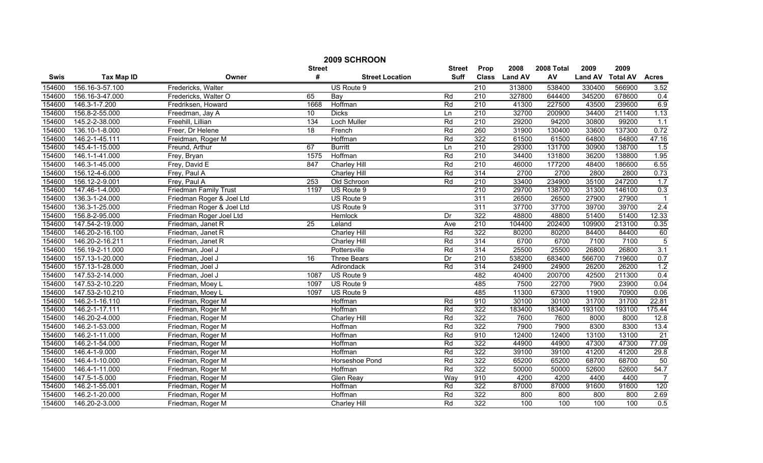# 2009 SCHROON

| Swis | Tax Map ID | Owner | Street # | Street Location | Street Suff | Prop Class | 2008 Land AV | 2008 Total AV | 2009 Land AV | 2009 Total AV | Acres |
|---|---|---|---|---|---|---|---|---|---|---|---|
| 154600 | 156.16-3-57.100 | Fredericks, Walter | | US Route 9 | | 210 | 313800 | 538400 | 330400 | 566900 | 3.52 |
| 154600 | 156.16-3-47.000 | Fredericks, Walter O | 65 | Bay | Rd | 210 | 327800 | 644400 | 345200 | 678600 | 0.4 |
| 154600 | 146.3-1-7.200 | Fredriksen, Howard | 1668 | Hoffman | Rd | 210 | 41300 | 227500 | 43500 | 239600 | 6.9 |
| 154600 | 156.8-2-55.000 | Freedman, Jay A | 10 | Dicks | Ln | 210 | 32700 | 200900 | 34400 | 211400 | 1.13 |
| 154600 | 145.2-2-38.000 | Freehill, Lillian | 134 | Loch Muller | Rd | 210 | 29200 | 94200 | 30800 | 99200 | 1.1 |
| 154600 | 136.10-1-8.000 | Freer, Dr Helene | 18 | French | Rd | 260 | 31900 | 130400 | 33600 | 137300 | 0.72 |
| 154600 | 146.2-1-45.111 | Freidman, Roger M | | Hoffman | Rd | 322 | 61500 | 61500 | 64800 | 64800 | 47.16 |
| 154600 | 145.4-1-15.000 | Freund, Arthur | 67 | Burritt | Ln | 210 | 29300 | 131700 | 30900 | 138700 | 1.5 |
| 154600 | 146.1-1-41.000 | Frey, Bryan | 1575 | Hoffman | Rd | 210 | 34400 | 131800 | 36200 | 138800 | 1.95 |
| 154600 | 146.3-1-45.000 | Frey, David E | 847 | Charley Hill | Rd | 210 | 46000 | 177200 | 48400 | 186600 | 6.55 |
| 154600 | 156.12-4-6.000 | Frey, Paul A | | Charley Hill | Rd | 314 | 2700 | 2700 | 2800 | 2800 | 0.73 |
| 154600 | 156.12-2-9.001 | Frey, Paul A | 253 | Old Schroon | Rd | 210 | 33400 | 234900 | 35100 | 247200 | 1.7 |
| 154600 | 147.46-1-4.000 | Friedman Family Trust | 1197 | US Route 9 | | 210 | 29700 | 138700 | 31300 | 146100 | 0.3 |
| 154600 | 136.3-1-24.000 | Friedman Roger & Joel Ltd | | US Route 9 | | 311 | 26500 | 26500 | 27900 | 27900 | 1 |
| 154600 | 136.3-1-25.000 | Friedman Roger & Joel Ltd | | US Route 9 | | 311 | 37700 | 37700 | 39700 | 39700 | 2.4 |
| 154600 | 156.8-2-95.000 | Friedman Roger Joel Ltd | | Hemlock | Dr | 322 | 48800 | 48800 | 51400 | 51400 | 12.33 |
| 154600 | 147.54-2-19.000 | Friedman, Janet R | 25 | Leland | Ave | 210 | 104400 | 202400 | 109900 | 213100 | 0.35 |
| 154600 | 146.20-2-16.100 | Friedman, Janet R | | Charley Hill | Rd | 322 | 80200 | 80200 | 84400 | 84400 | 60 |
| 154600 | 146.20-2-16.211 | Friedman, Janet R | | Charley Hill | Rd | 314 | 6700 | 6700 | 7100 | 7100 | 5 |
| 154600 | 156.19-2-11.000 | Friedman, Joel J | | Pottersville | Rd | 314 | 25500 | 25500 | 26800 | 26800 | 3.1 |
| 154600 | 157.13-1-20.000 | Friedman, Joel J | 16 | Three Bears | Dr | 210 | 538200 | 683400 | 566700 | 719600 | 0.7 |
| 154600 | 157.13-1-28.000 | Friedman, Joel J | | Adirondack | Rd | 314 | 24900 | 24900 | 26200 | 26200 | 1.2 |
| 154600 | 147.53-2-14.000 | Friedman, Joel J | 1087 | US Route 9 | | 482 | 40400 | 200700 | 42500 | 211300 | 0.4 |
| 154600 | 147.53-2-10.220 | Friedman, Moey L | 1097 | US Route 9 | | 485 | 7500 | 22700 | 7900 | 23900 | 0.04 |
| 154600 | 147.53-2-10.210 | Friedman, Moey L | 1097 | US Route 9 | | 485 | 11300 | 67300 | 11900 | 70900 | 0.06 |
| 154600 | 146.2-1-16.110 | Friedman, Roger M | | Hoffman | Rd | 910 | 30100 | 30100 | 31700 | 31700 | 22.81 |
| 154600 | 146.2-1-17.111 | Friedman, Roger M | | Hoffman | Rd | 322 | 183400 | 183400 | 193100 | 193100 | 175.44 |
| 154600 | 146.20-2-4.000 | Friedman, Roger M | | Charley Hill | Rd | 322 | 7600 | 7600 | 8000 | 8000 | 12.8 |
| 154600 | 146.2-1-53.000 | Friedman, Roger M | | Hoffman | Rd | 322 | 7900 | 7900 | 8300 | 8300 | 13.4 |
| 154600 | 146.2-1-11.000 | Friedman, Roger M | | Hoffman | Rd | 910 | 12400 | 12400 | 13100 | 13100 | 21 |
| 154600 | 146.2-1-54.000 | Friedman, Roger M | | Hoffman | Rd | 322 | 44900 | 44900 | 47300 | 47300 | 77.09 |
| 154600 | 146.4-1-9.000 | Friedman, Roger M | | Hoffman | Rd | 322 | 39100 | 39100 | 41200 | 41200 | 29.8 |
| 154600 | 146.4-1-10.000 | Friedman, Roger M | | Horseshoe Pond | Rd | 322 | 65200 | 65200 | 68700 | 68700 | 50 |
| 154600 | 146.4-1-11.000 | Friedman, Roger M | | Hoffman | Rd | 322 | 50000 | 50000 | 52600 | 52600 | 54.7 |
| 154600 | 147.5-1-5.000 | Friedman, Roger M | | Glen Reay | Way | 910 | 4200 | 4200 | 4400 | 4400 | 7 |
| 154600 | 146.2-1-55.001 | Friedman, Roger M | | Hoffman | Rd | 322 | 87000 | 87000 | 91600 | 91600 | 120 |
| 154600 | 146.2-1-20.000 | Friedman, Roger M | | Hoffman | Rd | 322 | 800 | 800 | 800 | 800 | 2.69 |
| 154600 | 146.20-2-3.000 | Friedman, Roger M | | Charley Hill | Rd | 322 | 100 | 100 | 100 | 100 | 0.5 |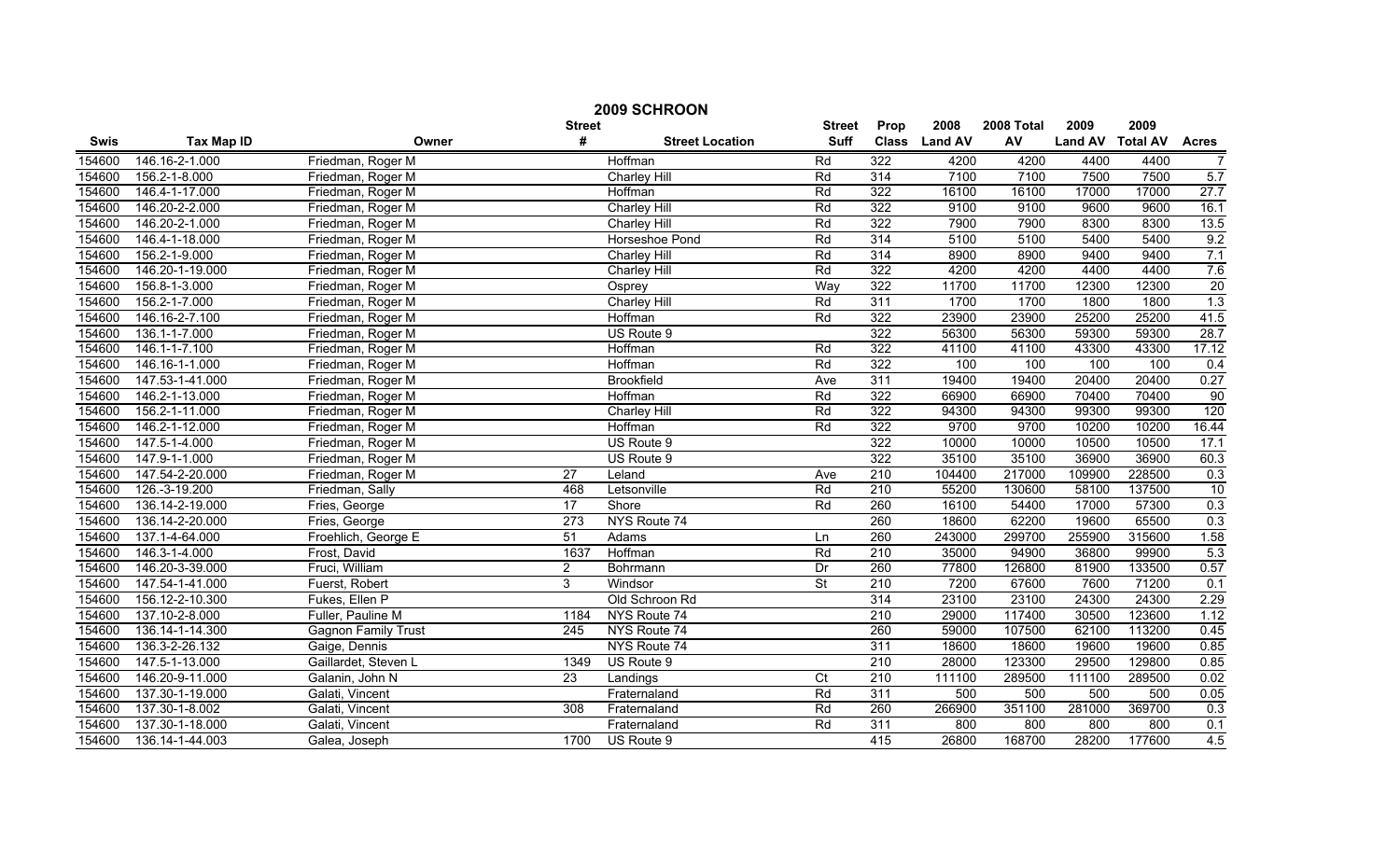# 2009 SCHROON

| Swis | Tax Map ID | Owner | Street # | Street Location | Street Suff | Prop Class | 2008 Land AV | 2008 Total AV | 2009 Land AV | 2009 Total AV | Acres |
|---|---|---|---|---|---|---|---|---|---|---|---|
| 154600 | 146.16-2-1.000 | Friedman, Roger M | | Hoffman | Rd | 322 | 4200 | 4200 | 4400 | 4400 | 7 |
| 154600 | 156.2-1-8.000 | Friedman, Roger M | | Charley Hill | Rd | 314 | 7100 | 7100 | 7500 | 7500 | 5.7 |
| 154600 | 146.4-1-17.000 | Friedman, Roger M | | Hoffman | Rd | 322 | 16100 | 16100 | 17000 | 17000 | 27.7 |
| 154600 | 146.20-2-2.000 | Friedman, Roger M | | Charley Hill | Rd | 322 | 9100 | 9100 | 9600 | 9600 | 16.1 |
| 154600 | 146.20-2-1.000 | Friedman, Roger M | | Charley Hill | Rd | 322 | 7900 | 7900 | 8300 | 8300 | 13.5 |
| 154600 | 146.4-1-18.000 | Friedman, Roger M | | Horseshoe Pond | Rd | 314 | 5100 | 5100 | 5400 | 5400 | 9.2 |
| 154600 | 156.2-1-9.000 | Friedman, Roger M | | Charley Hill | Rd | 314 | 8900 | 8900 | 9400 | 9400 | 7.1 |
| 154600 | 146.20-1-19.000 | Friedman, Roger M | | Charley Hill | Rd | 322 | 4200 | 4200 | 4400 | 4400 | 7.6 |
| 154600 | 156.8-1-3.000 | Friedman, Roger M | | Osprey | Way | 322 | 11700 | 11700 | 12300 | 12300 | 20 |
| 154600 | 156.2-1-7.000 | Friedman, Roger M | | Charley Hill | Rd | 311 | 1700 | 1700 | 1800 | 1800 | 1.3 |
| 154600 | 146.16-2-7.100 | Friedman, Roger M | | Hoffman | Rd | 322 | 23900 | 23900 | 25200 | 25200 | 41.5 |
| 154600 | 136.1-1-7.000 | Friedman, Roger M | | US Route 9 | | 322 | 56300 | 56300 | 59300 | 59300 | 28.7 |
| 154600 | 146.1-1-7.100 | Friedman, Roger M | | Hoffman | Rd | 322 | 41100 | 41100 | 43300 | 43300 | 17.12 |
| 154600 | 146.16-1-1.000 | Friedman, Roger M | | Hoffman | Rd | 322 | 100 | 100 | 100 | 100 | 0.4 |
| 154600 | 147.53-1-41.000 | Friedman, Roger M | | Brookfield | Ave | 311 | 19400 | 19400 | 20400 | 20400 | 0.27 |
| 154600 | 146.2-1-13.000 | Friedman, Roger M | | Hoffman | Rd | 322 | 66900 | 66900 | 70400 | 70400 | 90 |
| 154600 | 156.2-1-11.000 | Friedman, Roger M | | Charley Hill | Rd | 322 | 94300 | 94300 | 99300 | 99300 | 120 |
| 154600 | 146.2-1-12.000 | Friedman, Roger M | | Hoffman | Rd | 322 | 9700 | 9700 | 10200 | 10200 | 16.44 |
| 154600 | 147.5-1-4.000 | Friedman, Roger M | | US Route 9 | | 322 | 10000 | 10000 | 10500 | 10500 | 17.1 |
| 154600 | 147.9-1-1.000 | Friedman, Roger M | | US Route 9 | | 322 | 35100 | 35100 | 36900 | 36900 | 60.3 |
| 154600 | 147.54-2-20.000 | Friedman, Roger M | 27 | Leland | Ave | 210 | 104400 | 217000 | 109900 | 228500 | 0.3 |
| 154600 | 126.-3-19.200 | Friedman, Sally | 468 | Letsonville | Rd | 210 | 55200 | 130600 | 58100 | 137500 | 10 |
| 154600 | 136.14-2-19.000 | Fries, George | 17 | Shore | Rd | 260 | 16100 | 54400 | 17000 | 57300 | 0.3 |
| 154600 | 136.14-2-20.000 | Fries, George | 273 | NYS Route 74 | | 260 | 18600 | 62200 | 19600 | 65500 | 0.3 |
| 154600 | 137.1-4-64.000 | Froehlich, George E | 51 | Adams | Ln | 260 | 243000 | 299700 | 255900 | 315600 | 1.58 |
| 154600 | 146.3-1-4.000 | Frost, David | 1637 | Hoffman | Rd | 210 | 35000 | 94900 | 36800 | 99900 | 5.3 |
| 154600 | 146.20-3-39.000 | Fruci, William | 2 | Bohrmann | Dr | 260 | 77800 | 126800 | 81900 | 133500 | 0.57 |
| 154600 | 147.54-1-41.000 | Fuerst, Robert | 3 | Windsor | St | 210 | 7200 | 67600 | 7600 | 71200 | 0.1 |
| 154600 | 156.12-2-10.300 | Fukes, Ellen P | | Old Schroon Rd | | 314 | 23100 | 23100 | 24300 | 24300 | 2.29 |
| 154600 | 137.10-2-8.000 | Fuller, Pauline M | 1184 | NYS Route 74 | | 210 | 29000 | 117400 | 30500 | 123600 | 1.12 |
| 154600 | 136.14-1-14.300 | Gagnon Family Trust | 245 | NYS Route 74 | | 260 | 59000 | 107500 | 62100 | 113200 | 0.45 |
| 154600 | 136.3-2-26.132 | Gaige, Dennis | | NYS Route 74 | | 311 | 18600 | 18600 | 19600 | 19600 | 0.85 |
| 154600 | 147.5-1-13.000 | Gaillardet, Steven L | 1349 | US Route 9 | | 210 | 28000 | 123300 | 29500 | 129800 | 0.85 |
| 154600 | 146.20-9-11.000 | Galanin, John N | 23 | Landings | Ct | 210 | 111100 | 289500 | 111100 | 289500 | 0.02 |
| 154600 | 137.30-1-19.000 | Galati, Vincent | | Fraternaland | Rd | 311 | 500 | 500 | 500 | 500 | 0.05 |
| 154600 | 137.30-1-8.002 | Galati, Vincent | 308 | Fraternaland | Rd | 260 | 266900 | 351100 | 281000 | 369700 | 0.3 |
| 154600 | 137.30-1-18.000 | Galati, Vincent | | Fraternaland | Rd | 311 | 800 | 800 | 800 | 800 | 0.1 |
| 154600 | 136.14-1-44.003 | Galea, Joseph | 1700 | US Route 9 | | 415 | 26800 | 168700 | 28200 | 177600 | 4.5 |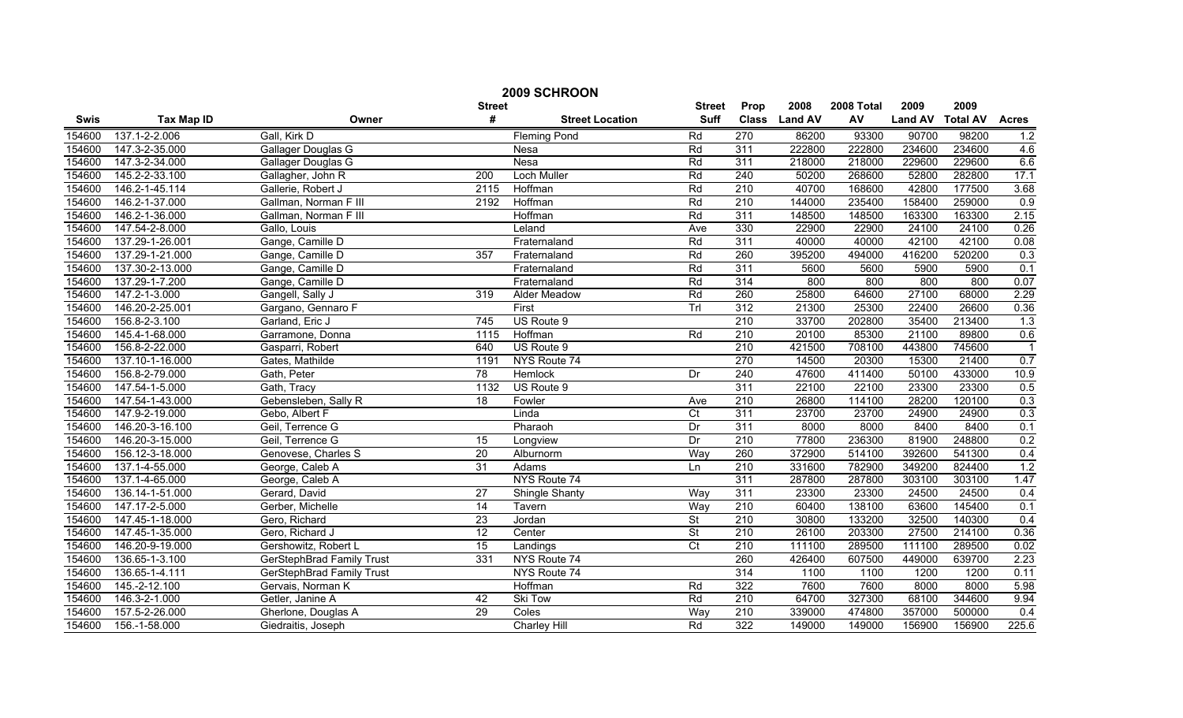# 2009 SCHROON

| Swis | Tax Map ID | Owner | Street # | Street Location | Street Suff | Prop Class | 2008 Land AV | 2008 Total AV | 2009 Land AV | 2009 Total AV | Acres |
|---|---|---|---|---|---|---|---|---|---|---|---|
| 154600 | 137.1-2-2.006 | Gall, Kirk D | | Fleming Pond | Rd | 270 | 86200 | 93300 | 90700 | 98200 | 1.2 |
| 154600 | 147.3-2-35.000 | Gallager Douglas G | | Nesa | Rd | 311 | 222800 | 222800 | 234600 | 234600 | 4.6 |
| 154600 | 147.3-2-34.000 | Gallager Douglas G | | Nesa | Rd | 311 | 218000 | 218000 | 229600 | 229600 | 6.6 |
| 154600 | 145.2-2-33.100 | Gallagher, John R | 200 | Loch Muller | Rd | 240 | 50200 | 268600 | 52800 | 282800 | 17.1 |
| 154600 | 146.2-1-45.114 | Gallerie, Robert J | 2115 | Hoffman | Rd | 210 | 40700 | 168600 | 42800 | 177500 | 3.68 |
| 154600 | 146.2-1-37.000 | Gallman, Norman F III | 2192 | Hoffman | Rd | 210 | 144000 | 235400 | 158400 | 259000 | 0.9 |
| 154600 | 146.2-1-36.000 | Gallman, Norman F III | | Hoffman | Rd | 311 | 148500 | 148500 | 163300 | 163300 | 2.15 |
| 154600 | 147.54-2-8.000 | Gallo, Louis | | Leland | Ave | 330 | 22900 | 22900 | 24100 | 24100 | 0.26 |
| 154600 | 137.29-1-26.001 | Gange, Camille D | | Fraternaland | Rd | 311 | 40000 | 40000 | 42100 | 42100 | 0.08 |
| 154600 | 137.29-1-21.000 | Gange, Camille D | 357 | Fraternaland | Rd | 260 | 395200 | 494000 | 416200 | 520200 | 0.3 |
| 154600 | 137.30-2-13.000 | Gange, Camille D | | Fraternaland | Rd | 311 | 5600 | 5600 | 5900 | 5900 | 0.1 |
| 154600 | 137.29-1-7.200 | Gange, Camille D | | Fraternaland | Rd | 314 | 800 | 800 | 800 | 800 | 0.07 |
| 154600 | 147.2-1-3.000 | Gangell, Sally J | 319 | Alder Meadow | Rd | 260 | 25800 | 64600 | 27100 | 68000 | 2.29 |
| 154600 | 146.20-2-25.001 | Gargano, Gennaro F | | First | Trl | 312 | 21300 | 25300 | 22400 | 26600 | 0.36 |
| 154600 | 156.8-2-3.100 | Garland, Eric J | 745 | US Route 9 | | 210 | 33700 | 202800 | 35400 | 213400 | 1.3 |
| 154600 | 145.4-1-68.000 | Garramone, Donna | 1115 | Hoffman | Rd | 210 | 20100 | 85300 | 21100 | 89800 | 0.6 |
| 154600 | 156.8-2-22.000 | Gasparri, Robert | 640 | US Route 9 | | 210 | 421500 | 708100 | 443800 | 745600 | 1 |
| 154600 | 137.10-1-16.000 | Gates, Mathilde | 1191 | NYS Route 74 | | 270 | 14500 | 20300 | 15300 | 21400 | 0.7 |
| 154600 | 156.8-2-79.000 | Gath, Peter | 78 | Hemlock | Dr | 240 | 47600 | 411400 | 50100 | 433000 | 10.9 |
| 154600 | 147.54-1-5.000 | Gath, Tracy | 1132 | US Route 9 | | 311 | 22100 | 22100 | 23300 | 23300 | 0.5 |
| 154600 | 147.54-1-43.000 | Gebensleben, Sally R | 18 | Fowler | Ave | 210 | 26800 | 114100 | 28200 | 120100 | 0.3 |
| 154600 | 147.9-2-19.000 | Gebo, Albert F | | Linda | Ct | 311 | 23700 | 23700 | 24900 | 24900 | 0.3 |
| 154600 | 146.20-3-16.100 | Geil, Terrence G | | Pharaoh | Dr | 311 | 8000 | 8000 | 8400 | 8400 | 0.1 |
| 154600 | 146.20-3-15.000 | Geil, Terrence G | 15 | Longview | Dr | 210 | 77800 | 236300 | 81900 | 248800 | 0.2 |
| 154600 | 156.12-3-18.000 | Genovese, Charles S | 20 | Alburnorm | Way | 260 | 372900 | 514100 | 392600 | 541300 | 0.4 |
| 154600 | 137.1-4-55.000 | George, Caleb A | 31 | Adams | Ln | 210 | 331600 | 782900 | 349200 | 824400 | 1.2 |
| 154600 | 137.1-4-65.000 | George, Caleb A | | NYS Route 74 | | 311 | 287800 | 287800 | 303100 | 303100 | 1.47 |
| 154600 | 136.14-1-51.000 | Gerard, David | 27 | Shingle Shanty | Way | 311 | 23300 | 23300 | 24500 | 24500 | 0.4 |
| 154600 | 147.17-2-5.000 | Gerber, Michelle | 14 | Tavern | Way | 210 | 60400 | 138100 | 63600 | 145400 | 0.1 |
| 154600 | 147.45-1-18.000 | Gero, Richard | 23 | Jordan | St | 210 | 30800 | 133200 | 32500 | 140300 | 0.4 |
| 154600 | 147.45-1-35.000 | Gero, Richard J | 12 | Center | St | 210 | 26100 | 203300 | 27500 | 214100 | 0.36 |
| 154600 | 146.20-9-19.000 | Gershowitz, Robert L | 15 | Landings | Ct | 210 | 111100 | 289500 | 111100 | 289500 | 0.02 |
| 154600 | 136.65-1-3.100 | GerStephBrad Family Trust | 331 | NYS Route 74 | | 260 | 426400 | 607500 | 449000 | 639700 | 2.23 |
| 154600 | 136.65-1-4.111 | GerStephBrad Family Trust | | NYS Route 74 | | 314 | 1100 | 1100 | 1200 | 1200 | 0.11 |
| 154600 | 145.-2-12.100 | Gervais, Norman K | | Hoffman | Rd | 322 | 7600 | 7600 | 8000 | 8000 | 5.98 |
| 154600 | 146.3-2-1.000 | Getler, Janine A | 42 | Ski Tow | Rd | 210 | 64700 | 327300 | 68100 | 344600 | 9.94 |
| 154600 | 157.5-2-26.000 | Gherlone, Douglas A | 29 | Coles | Way | 210 | 339000 | 474800 | 357000 | 500000 | 0.4 |
| 154600 | 156.-1-58.000 | Giedraitis, Joseph | | Charley Hill | Rd | 322 | 149000 | 149000 | 156900 | 156900 | 225.6 |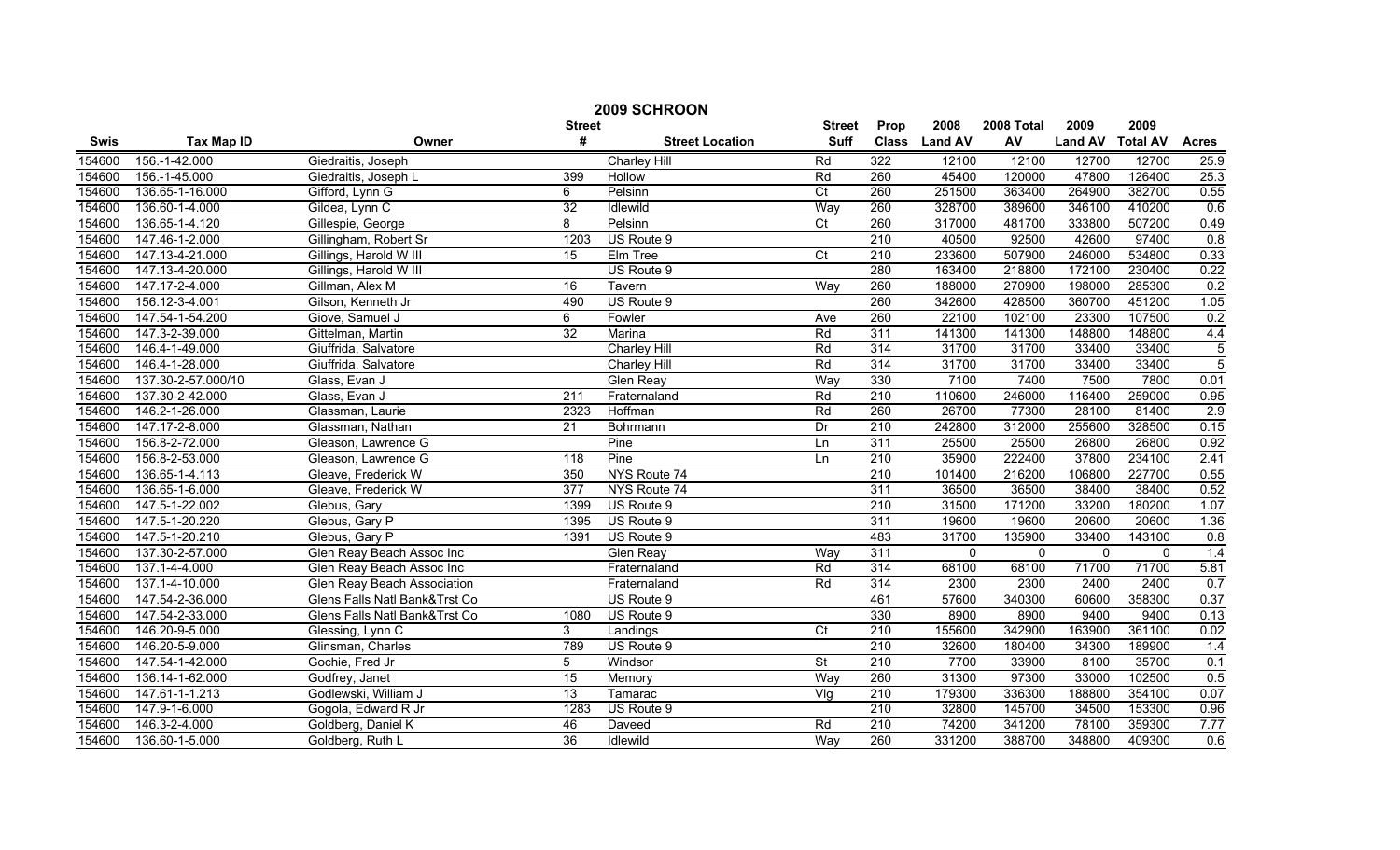# 2009 SCHROON

| Swis | Tax Map ID | Owner | Street # | Street Location | Street Suff | Prop Class | 2008 Land AV | 2008 Total AV | 2009 Land AV | 2009 Total AV | Acres |
|---|---|---|---|---|---|---|---|---|---|---|---|
| 154600 | 156.-1-42.000 | Giedraitis, Joseph | | Charley Hill | Rd | 322 | 12100 | 12100 | 12700 | 12700 | 25.9 |
| 154600 | 156.-1-45.000 | Giedraitis, Joseph L | 399 | Hollow | Rd | 260 | 45400 | 120000 | 47800 | 126400 | 25.3 |
| 154600 | 136.65-1-16.000 | Gifford, Lynn G | 6 | Pelsinn | Ct | 260 | 251500 | 363400 | 264900 | 382700 | 0.55 |
| 154600 | 136.60-1-4.000 | Gildea, Lynn C | 32 | Idlewild | Way | 260 | 328700 | 389600 | 346100 | 410200 | 0.6 |
| 154600 | 136.65-1-4.120 | Gillespie, George | 8 | Pelsinn | Ct | 260 | 317000 | 481700 | 333800 | 507200 | 0.49 |
| 154600 | 147.46-1-2.000 | Gillingham, Robert Sr | 1203 | US Route 9 | | 210 | 40500 | 92500 | 42600 | 97400 | 0.8 |
| 154600 | 147.13-4-21.000 | Gillings, Harold W III | 15 | Elm Tree | Ct | 210 | 233600 | 507900 | 246000 | 534800 | 0.33 |
| 154600 | 147.13-4-20.000 | Gillings, Harold W III | | US Route 9 | | 280 | 163400 | 218800 | 172100 | 230400 | 0.22 |
| 154600 | 147.17-2-4.000 | Gillman, Alex M | 16 | Tavern | Way | 260 | 188000 | 270900 | 198000 | 285300 | 0.2 |
| 154600 | 156.12-3-4.001 | Gilson, Kenneth Jr | 490 | US Route 9 | | 260 | 342600 | 428500 | 360700 | 451200 | 1.05 |
| 154600 | 147.54-1-54.200 | Giove, Samuel J | 6 | Fowler | Ave | 260 | 22100 | 102100 | 23300 | 107500 | 0.2 |
| 154600 | 147.3-2-39.000 | Gittelman, Martin | 32 | Marina | Rd | 311 | 141300 | 141300 | 148800 | 148800 | 4.4 |
| 154600 | 146.4-1-49.000 | Giuffrida, Salvatore | | Charley Hill | Rd | 314 | 31700 | 31700 | 33400 | 33400 | 5 |
| 154600 | 146.4-1-28.000 | Giuffrida, Salvatore | | Charley Hill | Rd | 314 | 31700 | 31700 | 33400 | 33400 | 5 |
| 154600 | 137.30-2-57.000/10 | Glass, Evan J | | Glen Reay | Way | 330 | 7100 | 7400 | 7500 | 7800 | 0.01 |
| 154600 | 137.30-2-42.000 | Glass, Evan J | 211 | Fraternaland | Rd | 210 | 110600 | 246000 | 116400 | 259000 | 0.95 |
| 154600 | 146.2-1-26.000 | Glassman, Laurie | 2323 | Hoffman | Rd | 260 | 26700 | 77300 | 28100 | 81400 | 2.9 |
| 154600 | 147.17-2-8.000 | Glassman, Nathan | 21 | Bohrmann | Dr | 210 | 242800 | 312000 | 255600 | 328500 | 0.15 |
| 154600 | 156.8-2-72.000 | Gleason, Lawrence G | | Pine | Ln | 311 | 25500 | 25500 | 26800 | 26800 | 0.92 |
| 154600 | 156.8-2-53.000 | Gleason, Lawrence G | 118 | Pine | Ln | 210 | 35900 | 222400 | 37800 | 234100 | 2.41 |
| 154600 | 136.65-1-4.113 | Gleave, Frederick W | 350 | NYS Route 74 | | 210 | 101400 | 216200 | 106800 | 227700 | 0.55 |
| 154600 | 136.65-1-6.000 | Gleave, Frederick W | 377 | NYS Route 74 | | 311 | 36500 | 36500 | 38400 | 38400 | 0.52 |
| 154600 | 147.5-1-22.002 | Glebus, Gary | 1399 | US Route 9 | | 210 | 31500 | 171200 | 33200 | 180200 | 1.07 |
| 154600 | 147.5-1-20.220 | Glebus, Gary P | 1395 | US Route 9 | | 311 | 19600 | 19600 | 20600 | 20600 | 1.36 |
| 154600 | 147.5-1-20.210 | Glebus, Gary P | 1391 | US Route 9 | | 483 | 31700 | 135900 | 33400 | 143100 | 0.8 |
| 154600 | 137.30-2-57.000 | Glen Reay Beach Assoc Inc | | Glen Reay | Way | 311 | 0 | 0 | 0 | 0 | 1.4 |
| 154600 | 137.1-4-4.000 | Glen Reay Beach Assoc Inc | | Fraternaland | Rd | 314 | 68100 | 68100 | 71700 | 71700 | 5.81 |
| 154600 | 137.1-4-10.000 | Glen Reay Beach Association | | Fraternaland | Rd | 314 | 2300 | 2300 | 2400 | 2400 | 0.7 |
| 154600 | 147.54-2-36.000 | Glens Falls Natl Bank&Trst Co | | US Route 9 | | 461 | 57600 | 340300 | 60600 | 358300 | 0.37 |
| 154600 | 147.54-2-33.000 | Glens Falls Natl Bank&Trst Co | 1080 | US Route 9 | | 330 | 8900 | 8900 | 9400 | 9400 | 0.13 |
| 154600 | 146.20-9-5.000 | Glessing, Lynn C | 3 | Landings | Ct | 210 | 155600 | 342900 | 163900 | 361100 | 0.02 |
| 154600 | 146.20-5-9.000 | Glinsman, Charles | 789 | US Route 9 | | 210 | 32600 | 180400 | 34300 | 189900 | 1.4 |
| 154600 | 147.54-1-42.000 | Gochie, Fred Jr | 5 | Windsor | St | 210 | 7700 | 33900 | 8100 | 35700 | 0.1 |
| 154600 | 136.14-1-62.000 | Godfrey, Janet | 15 | Memory | Way | 260 | 31300 | 97300 | 33000 | 102500 | 0.5 |
| 154600 | 147.61-1-1.213 | Godlewski, William J | 13 | Tamarac | Vlg | 210 | 179300 | 336300 | 188800 | 354100 | 0.07 |
| 154600 | 147.9-1-6.000 | Gogola, Edward R Jr | 1283 | US Route 9 | | 210 | 32800 | 145700 | 34500 | 153300 | 0.96 |
| 154600 | 146.3-2-4.000 | Goldberg, Daniel K | 46 | Daveed | Rd | 210 | 74200 | 341200 | 78100 | 359300 | 7.77 |
| 154600 | 136.60-1-5.000 | Goldberg, Ruth L | 36 | Idlewild | Way | 260 | 331200 | 388700 | 348800 | 409300 | 0.6 |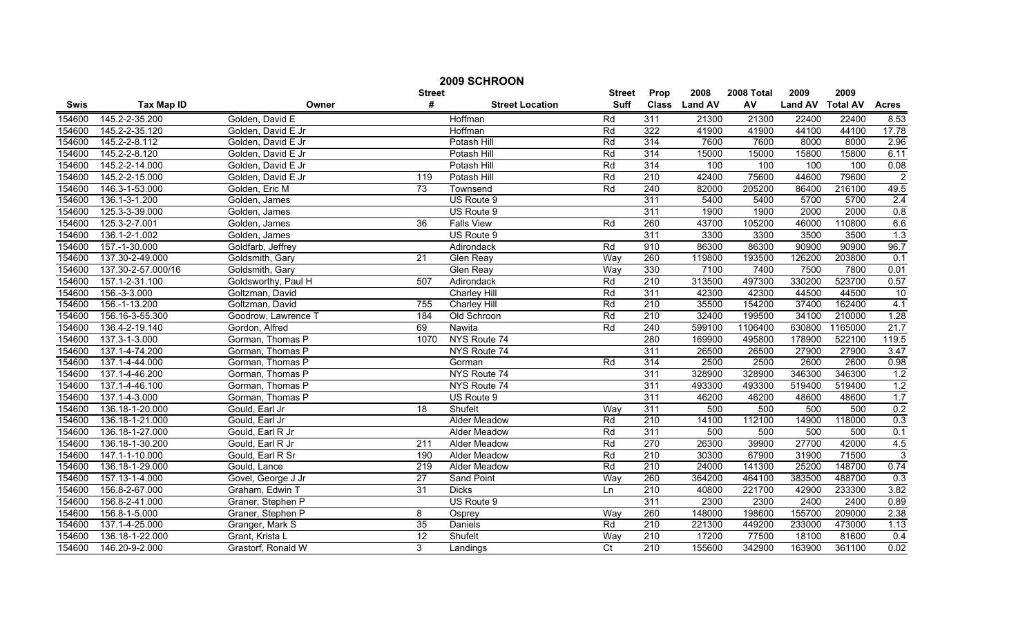# 2009 SCHROON

| Swis | Tax Map ID | Owner | Street # | Street Location | Street Suff | Prop Class | 2008 Land AV | 2008 Total AV | 2009 Land AV | 2009 Total AV | Acres |
|---|---|---|---|---|---|---|---|---|---|---|---|
| 154600 | 145.2-2-35.200 | Golden, David E | | Hoffman | Rd | 311 | 21300 | 21300 | 22400 | 22400 | 8.53 |
| 154600 | 145.2-2-35.120 | Golden, David E Jr | | Hoffman | Rd | 322 | 41900 | 41900 | 44100 | 44100 | 17.78 |
| 154600 | 145.2-2-8.112 | Golden, David E Jr | | Potash Hill | Rd | 314 | 7600 | 7600 | 8000 | 8000 | 2.96 |
| 154600 | 145.2-2-8.120 | Golden, David E Jr | | Potash Hill | Rd | 314 | 15000 | 15000 | 15800 | 15800 | 6.11 |
| 154600 | 145.2-2-14.000 | Golden, David E Jr | | Potash Hill | Rd | 314 | 100 | 100 | 100 | 100 | 0.08 |
| 154600 | 145.2-2-15.000 | Golden, David E Jr | 119 | Potash Hill | Rd | 210 | 42400 | 75600 | 44600 | 79600 | 2 |
| 154600 | 146.3-1-53.000 | Golden, Eric M | 73 | Townsend | Rd | 240 | 82000 | 205200 | 86400 | 216100 | 49.5 |
| 154600 | 136.1-3-1.200 | Golden, James | | US Route 9 | | 311 | 5400 | 5400 | 5700 | 5700 | 2.4 |
| 154600 | 125.3-3-39.000 | Golden, James | | US Route 9 | | 311 | 1900 | 1900 | 2000 | 2000 | 0.8 |
| 154600 | 125.3-2-7.001 | Golden, James | 36 | Falls View | Rd | 260 | 43700 | 105200 | 46000 | 110800 | 6.6 |
| 154600 | 136.1-2-1.002 | Golden, James | | US Route 9 | | 311 | 3300 | 3300 | 3500 | 3500 | 1.3 |
| 154600 | 157.-1-30.000 | Goldfarb, Jeffrey | | Adirondack | Rd | 910 | 86300 | 86300 | 90900 | 90900 | 96.7 |
| 154600 | 137.30-2-49.000 | Goldsmith, Gary | 21 | Glen Reay | Way | 260 | 119800 | 193500 | 126200 | 203800 | 0.1 |
| 154600 | 137.30-2-57.000/16 | Goldsmith, Gary | | Glen Reay | Way | 330 | 7100 | 7400 | 7500 | 7800 | 0.01 |
| 154600 | 157.1-2-31.100 | Goldsworthy, Paul H | 507 | Adirondack | Rd | 210 | 313500 | 497300 | 330200 | 523700 | 0.57 |
| 154600 | 156.-3-3.000 | Goltzman, David | | Charley Hill | Rd | 311 | 42300 | 42300 | 44500 | 44500 | 10 |
| 154600 | 156.-1-13.200 | Goltzman, David | 755 | Charley Hill | Rd | 210 | 35500 | 154200 | 37400 | 162400 | 4.1 |
| 154600 | 156.16-3-55.300 | Goodrow, Lawrence T | 184 | Old Schroon | Rd | 210 | 32400 | 199500 | 34100 | 210000 | 1.28 |
| 154600 | 136.4-2-19.140 | Gordon, Alfred | 69 | Nawita | Rd | 240 | 599100 | 1106400 | 630800 | 1165000 | 21.7 |
| 154600 | 137.3-1-3.000 | Gorman, Thomas P | 1070 | NYS Route 74 | | 280 | 169900 | 495800 | 178900 | 522100 | 119.5 |
| 154600 | 137.1-4-74.200 | Gorman, Thomas P | | NYS Route 74 | | 311 | 26500 | 26500 | 27900 | 27900 | 3.47 |
| 154600 | 137.1-4-44.000 | Gorman, Thomas P | | Gorman | Rd | 314 | 2500 | 2500 | 2600 | 2600 | 0.98 |
| 154600 | 137.1-4-46.200 | Gorman, Thomas P | | NYS Route 74 | | 311 | 328900 | 328900 | 346300 | 346300 | 1.2 |
| 154600 | 137.1-4-46.100 | Gorman, Thomas P | | NYS Route 74 | | 311 | 493300 | 493300 | 519400 | 519400 | 1.2 |
| 154600 | 137.1-4-3.000 | Gorman, Thomas P | | US Route 9 | | 311 | 46200 | 46200 | 48600 | 48600 | 1.7 |
| 154600 | 136.18-1-20.000 | Gould, Earl Jr | 18 | Shufelt | Way | 311 | 500 | 500 | 500 | 500 | 0.2 |
| 154600 | 136.18-1-21.000 | Gould, Earl Jr | | Alder Meadow | Rd | 210 | 14100 | 112100 | 14900 | 118000 | 0.3 |
| 154600 | 136.18-1-27.000 | Gould, Earl R Jr | | Alder Meadow | Rd | 311 | 500 | 500 | 500 | 500 | 0.1 |
| 154600 | 136.18-1-30.200 | Gould, Earl R Jr | 211 | Alder Meadow | Rd | 270 | 26300 | 39900 | 27700 | 42000 | 4.5 |
| 154600 | 147.1-1-10.000 | Gould, Earl R Sr | 190 | Alder Meadow | Rd | 210 | 30300 | 67900 | 31900 | 71500 | 3 |
| 154600 | 136.18-1-29.000 | Gould, Lance | 219 | Alder Meadow | Rd | 210 | 24000 | 141300 | 25200 | 148700 | 0.74 |
| 154600 | 157.13-1-4.000 | Govel, George J Jr | 27 | Sand Point | Way | 260 | 364200 | 464100 | 383500 | 488700 | 0.3 |
| 154600 | 156.8-2-67.000 | Graham, Edwin T | 31 | Dicks | Ln | 210 | 40800 | 221700 | 42900 | 233300 | 3.82 |
| 154600 | 156.8-2-41.000 | Graner, Stephen P | | US Route 9 | | 311 | 2300 | 2300 | 2400 | 2400 | 0.89 |
| 154600 | 156.8-1-5.000 | Graner, Stephen P | 8 | Osprey | Way | 260 | 148000 | 198600 | 155700 | 209000 | 2.38 |
| 154600 | 137.1-4-25.000 | Granger, Mark S | 35 | Daniels | Rd | 210 | 221300 | 449200 | 233000 | 473000 | 1.13 |
| 154600 | 136.18-1-22.000 | Grant, Krista L | 12 | Shufelt | Way | 210 | 17200 | 77500 | 18100 | 81600 | 0.4 |
| 154600 | 146.20-9-2.000 | Grastorf, Ronald W | 3 | Landings | Ct | 210 | 155600 | 342900 | 163900 | 361100 | 0.02 |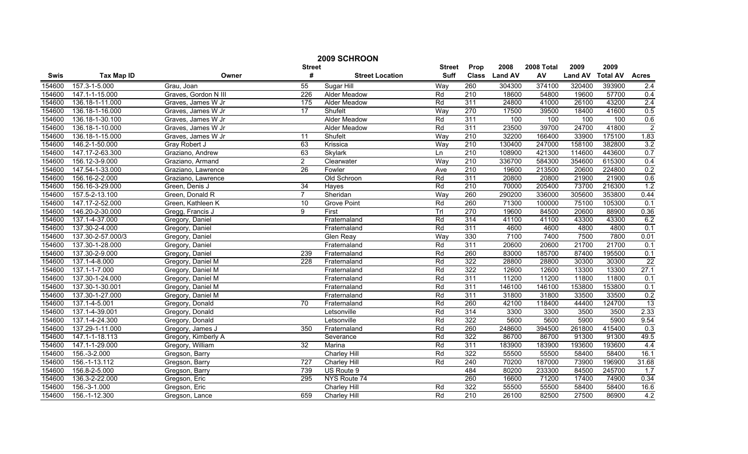# 2009 SCHROON

| Swis | Tax Map ID | Owner | Street # | Street Location | Street Suff | Prop Class | 2008 Land AV | 2008 Total AV | 2009 Land AV | 2009 Total AV | Acres |
|---|---|---|---|---|---|---|---|---|---|---|---|
| 154600 | 157.3-1-5.000 | Grau, Joan | 55 | Sugar Hill | Way | 260 | 304300 | 374100 | 320400 | 393900 | 2.4 |
| 154600 | 147.1-1-15.000 | Graves, Gordon N III | 226 | Alder Meadow | Rd | 210 | 18600 | 54800 | 19600 | 57700 | 0.4 |
| 154600 | 136.18-1-11.000 | Graves, James W Jr | 175 | Alder Meadow | Rd | 311 | 24800 | 41000 | 26100 | 43200 | 2.4 |
| 154600 | 136.18-1-16.000 | Graves, James W Jr | 17 | Shufelt | Way | 270 | 17500 | 39500 | 18400 | 41600 | 0.5 |
| 154600 | 136.18-1-30.100 | Graves, James W Jr | | Alder Meadow | Rd | 311 | 100 | 100 | 100 | 100 | 0.6 |
| 154600 | 136.18-1-10.000 | Graves, James W Jr | | Alder Meadow | Rd | 311 | 23500 | 39700 | 24700 | 41800 | 2 |
| 154600 | 136.18-1-15.000 | Graves, James W Jr | 11 | Shufelt | Way | 210 | 32200 | 166400 | 33900 | 175100 | 1.83 |
| 154600 | 146.2-1-50.000 | Gray Robert J | 63 | Krissica | Way | 210 | 130400 | 247000 | 158100 | 382800 | 3.2 |
| 154600 | 147.17-2-63.300 | Graziano, Andrew | 63 | Skylark | Ln | 210 | 108900 | 421300 | 114600 | 443600 | 0.7 |
| 154600 | 156.12-3-9.000 | Graziano, Armand | 2 | Clearwater | Way | 210 | 336700 | 584300 | 354600 | 615300 | 0.4 |
| 154600 | 147.54-1-33.000 | Graziano, Lawrence | 26 | Fowler | Ave | 210 | 19600 | 213500 | 20600 | 224800 | 0.2 |
| 154600 | 156.16-2-2.000 | Graziano, Lawrence | | Old Schroon | Rd | 311 | 20800 | 20800 | 21900 | 21900 | 0.6 |
| 154600 | 156.16-3-29.000 | Green, Denis J | 34 | Hayes | Rd | 210 | 70000 | 205400 | 73700 | 216300 | 1.2 |
| 154600 | 157.5-2-13.100 | Green, Donald R | 7 | Sheridan | Way | 260 | 290200 | 336000 | 305600 | 353800 | 0.44 |
| 154600 | 147.17-2-52.000 | Green, Kathleen K | 10 | Grove Point | Rd | 260 | 71300 | 100000 | 75100 | 105300 | 0.1 |
| 154600 | 146.20-2-30.000 | Gregg, Francis J | 9 | First | Trl | 270 | 19600 | 84500 | 20600 | 88900 | 0.36 |
| 154600 | 137.1-4-37.000 | Gregory, Daniel | | Fraternaland | Rd | 314 | 41100 | 41100 | 43300 | 43300 | 6.2 |
| 154600 | 137.30-2-4.000 | Gregory, Daniel | | Fraternaland | Rd | 311 | 4600 | 4600 | 4800 | 4800 | 0.1 |
| 154600 | 137.30-2-57.000/3 | Gregory, Daniel | | Glen Reay | Way | 330 | 7100 | 7400 | 7500 | 7800 | 0.01 |
| 154600 | 137.30-1-28.000 | Gregory, Daniel | | Fraternaland | Rd | 311 | 20600 | 20600 | 21700 | 21700 | 0.1 |
| 154600 | 137.30-2-9.000 | Gregory, Daniel | 239 | Fraternaland | Rd | 260 | 83000 | 185700 | 87400 | 195500 | 0.1 |
| 154600 | 137.1-4-8.000 | Gregory, Daniel M | 228 | Fraternaland | Rd | 322 | 28800 | 28800 | 30300 | 30300 | 22 |
| 154600 | 137.1-1-7.000 | Gregory, Daniel M | | Fraternaland | Rd | 322 | 12600 | 12600 | 13300 | 13300 | 27.1 |
| 154600 | 137.30-1-24.000 | Gregory, Daniel M | | Fraternaland | Rd | 311 | 11200 | 11200 | 11800 | 11800 | 0.1 |
| 154600 | 137.30-1-30.001 | Gregory, Daniel M | | Fraternaland | Rd | 311 | 146100 | 146100 | 153800 | 153800 | 0.1 |
| 154600 | 137.30-1-27.000 | Gregory, Daniel M | | Fraternaland | Rd | 311 | 31800 | 31800 | 33500 | 33500 | 0.2 |
| 154600 | 137.1-4-5.001 | Gregory, Donald | 70 | Fraternaland | Rd | 260 | 42100 | 118400 | 44400 | 124700 | 13 |
| 154600 | 137.1-4-39.001 | Gregory, Donald | | Letsonville | Rd | 314 | 3300 | 3300 | 3500 | 3500 | 2.33 |
| 154600 | 137.1-4-24.300 | Gregory, Donald | | Letsonville | Rd | 322 | 5600 | 5600 | 5900 | 5900 | 9.54 |
| 154600 | 137.29-1-11.000 | Gregory, James J | 350 | Fraternaland | Rd | 260 | 248600 | 394500 | 261800 | 415400 | 0.3 |
| 154600 | 147.1-1-18.113 | Gregory, Kimberly A | | Severance | Rd | 322 | 86700 | 86700 | 91300 | 91300 | 49.5 |
| 154600 | 147.1-1-29.000 | Gregory, William | 32 | Marina | Rd | 311 | 183900 | 183900 | 193600 | 193600 | 4.4 |
| 154600 | 156.-3-2.000 | Gregson, Barry | | Charley Hill | Rd | 322 | 55500 | 55500 | 58400 | 58400 | 16.1 |
| 154600 | 156.-1-13.112 | Gregson, Barry | 727 | Charley Hill | Rd | 240 | 70200 | 187000 | 73900 | 196900 | 31.68 |
| 154600 | 156.8-2-5.000 | Gregson, Barry | 739 | US Route 9 | | 484 | 80200 | 233300 | 84500 | 245700 | 1.7 |
| 154600 | 136.3-2-22.000 | Gregson, Eric | 295 | NYS Route 74 | | 260 | 16600 | 71200 | 17400 | 74900 | 0.34 |
| 154600 | 156.-3-1.000 | Gregson, Eric | | Charley Hill | Rd | 322 | 55500 | 55500 | 58400 | 58400 | 16.6 |
| 154600 | 156.-1-12.300 | Gregson, Lance | 659 | Charley Hill | Rd | 210 | 26100 | 82500 | 27500 | 86900 | 4.2 |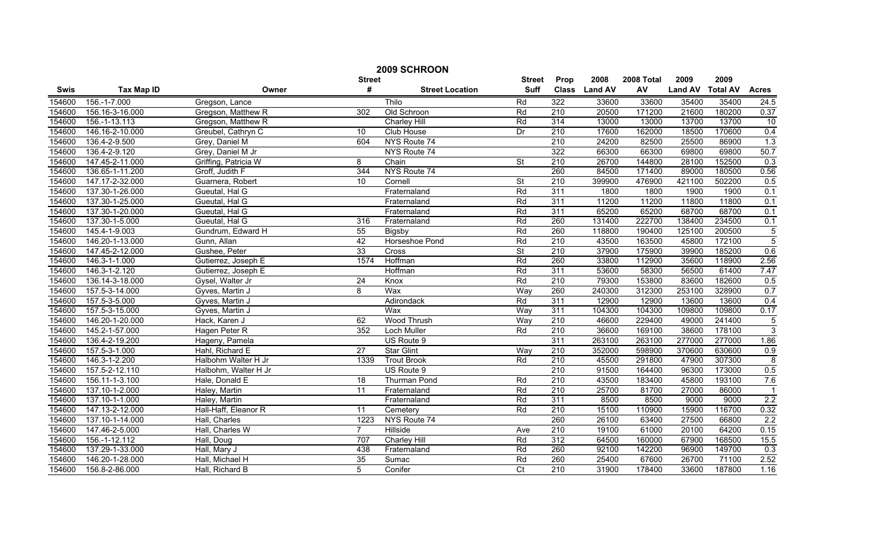# 2009 SCHROON

| Swis | Tax Map ID | Owner | Street # | Street Location | Street Suff | Prop Class | 2008 Land AV | 2008 Total AV | 2009 Land AV | 2009 Total AV | Acres |
|---|---|---|---|---|---|---|---|---|---|---|---|
| 154600 | 156.-1-7.000 | Gregson, Lance | | Thilo | Rd | 322 | 33600 | 33600 | 35400 | 35400 | 24.5 |
| 154600 | 156.16-3-16.000 | Gregson, Matthew R | 302 | Old Schroon | Rd | 210 | 20500 | 171200 | 21600 | 180200 | 0.37 |
| 154600 | 156.-1-13.113 | Gregson, Matthew R | | Charley Hill | Rd | 314 | 13000 | 13000 | 13700 | 13700 | 10 |
| 154600 | 146.16-2-10.000 | Greubel, Cathryn C | 10 | Club House | Dr | 210 | 17600 | 162000 | 18500 | 170600 | 0.4 |
| 154600 | 136.4-2-9.500 | Grey, Daniel M | 604 | NYS Route 74 | | 210 | 24200 | 82500 | 25500 | 86900 | 1.3 |
| 154600 | 136.4-2-9.120 | Grey, Daniel M Jr | | NYS Route 74 | | 322 | 66300 | 66300 | 69800 | 69800 | 50.7 |
| 154600 | 147.45-2-11.000 | Griffing, Patricia W | 8 | Chain | St | 210 | 26700 | 144800 | 28100 | 152500 | 0.3 |
| 154600 | 136.65-1-11.200 | Groff, Judith F | 344 | NYS Route 74 | | 260 | 84500 | 171400 | 89000 | 180500 | 0.56 |
| 154600 | 147.17-2-32.000 | Guarnera, Robert | 10 | Cornell | St | 210 | 399900 | 476900 | 421100 | 502200 | 0.5 |
| 154600 | 137.30-1-26.000 | Gueutal, Hal G | | Fraternaland | Rd | 311 | 1800 | 1800 | 1900 | 1900 | 0.1 |
| 154600 | 137.30-1-25.000 | Gueutal, Hal G | | Fraternaland | Rd | 311 | 11200 | 11200 | 11800 | 11800 | 0.1 |
| 154600 | 137.30-1-20.000 | Gueutal, Hal G | | Fraternaland | Rd | 311 | 65200 | 65200 | 68700 | 68700 | 0.1 |
| 154600 | 137.30-1-5.000 | Gueutal, Hal G | 316 | Fraternaland | Rd | 260 | 131400 | 222700 | 138400 | 234500 | 0.1 |
| 154600 | 145.4-1-9.003 | Gundrum, Edward H | 55 | Bigsby | Rd | 260 | 118800 | 190400 | 125100 | 200500 | 5 |
| 154600 | 146.20-1-13.000 | Gunn, Allan | 42 | Horseshoe Pond | Rd | 210 | 43500 | 163500 | 45800 | 172100 | 5 |
| 154600 | 147.45-2-12.000 | Gushee, Peter | 33 | Cross | St | 210 | 37900 | 175900 | 39900 | 185200 | 0.6 |
| 154600 | 146.3-1-1.000 | Gutierrez, Joseph E | 1574 | Hoffman | Rd | 260 | 33800 | 112900 | 35600 | 118900 | 2.56 |
| 154600 | 146.3-1-2.120 | Gutierrez, Joseph E | | Hoffman | Rd | 311 | 53600 | 58300 | 56500 | 61400 | 7.47 |
| 154600 | 136.14-3-18.000 | Gysel, Walter Jr | 24 | Knox | Rd | 210 | 79300 | 153800 | 83600 | 182600 | 0.5 |
| 154600 | 157.5-3-14.000 | Gyves, Martin J | 8 | Wax | Way | 260 | 240300 | 312300 | 253100 | 328900 | 0.7 |
| 154600 | 157.5-3-5.000 | Gyves, Martin J | | Adirondack | Rd | 311 | 12900 | 12900 | 13600 | 13600 | 0.4 |
| 154600 | 157.5-3-15.000 | Gyves, Martin J | | Wax | Way | 311 | 104300 | 104300 | 109800 | 109800 | 0.17 |
| 154600 | 146.20-1-20.000 | Hack, Karen J | 62 | Wood Thrush | Way | 210 | 46600 | 229400 | 49000 | 241400 | 5 |
| 154600 | 145.2-1-57.000 | Hagen Peter R | 352 | Loch Muller | Rd | 210 | 36600 | 169100 | 38600 | 178100 | 3 |
| 154600 | 136.4-2-19.200 | Hageny, Pamela | | US Route 9 | | 311 | 263100 | 263100 | 277000 | 277000 | 1.86 |
| 154600 | 157.5-3-1.000 | Hahl, Richard E | 27 | Star Glint | Way | 210 | 352000 | 598900 | 370600 | 630600 | 0.9 |
| 154600 | 146.3-1-2.200 | Halbohm Walter H Jr | 1339 | Trout Brook | Rd | 210 | 45500 | 291800 | 47900 | 307300 | 8 |
| 154600 | 157.5-2-12.110 | Halbohm, Walter H Jr | | US Route 9 | | 210 | 91500 | 164400 | 96300 | 173000 | 0.5 |
| 154600 | 156.11-1-3.100 | Hale, Donald E | 18 | Thurman Pond | Rd | 210 | 43500 | 183400 | 45800 | 193100 | 7.6 |
| 154600 | 137.10-1-2.000 | Haley, Martin | 11 | Fraternaland | Rd | 210 | 25700 | 81700 | 27000 | 86000 | 1 |
| 154600 | 137.10-1-1.000 | Haley, Martin | | Fraternaland | Rd | 311 | 8500 | 8500 | 9000 | 9000 | 2.2 |
| 154600 | 147.13-2-12.000 | Hall-Haff, Eleanor R | 11 | Cemetery | Rd | 210 | 15100 | 110900 | 15900 | 116700 | 0.32 |
| 154600 | 137.10-1-14.000 | Hall, Charles | 1223 | NYS Route 74 | | 260 | 26100 | 63400 | 27500 | 66800 | 2.2 |
| 154600 | 147.46-2-5.000 | Hall, Charles W | 7 | Hillside | Ave | 210 | 19100 | 61000 | 20100 | 64200 | 0.15 |
| 154600 | 156.-1-12.112 | Hall, Doug | 707 | Charley Hill | Rd | 312 | 64500 | 160000 | 67900 | 168500 | 15.5 |
| 154600 | 137.29-1-33.000 | Hall, Mary J | 438 | Fraternaland | Rd | 260 | 92100 | 142200 | 96900 | 149700 | 0.3 |
| 154600 | 146.20-1-28.000 | Hall, Michael H | 35 | Sumac | Rd | 260 | 25400 | 67600 | 26700 | 71100 | 2.52 |
| 154600 | 156.8-2-86.000 | Hall, Richard B | 5 | Conifer | Ct | 210 | 31900 | 178400 | 33600 | 187800 | 1.16 |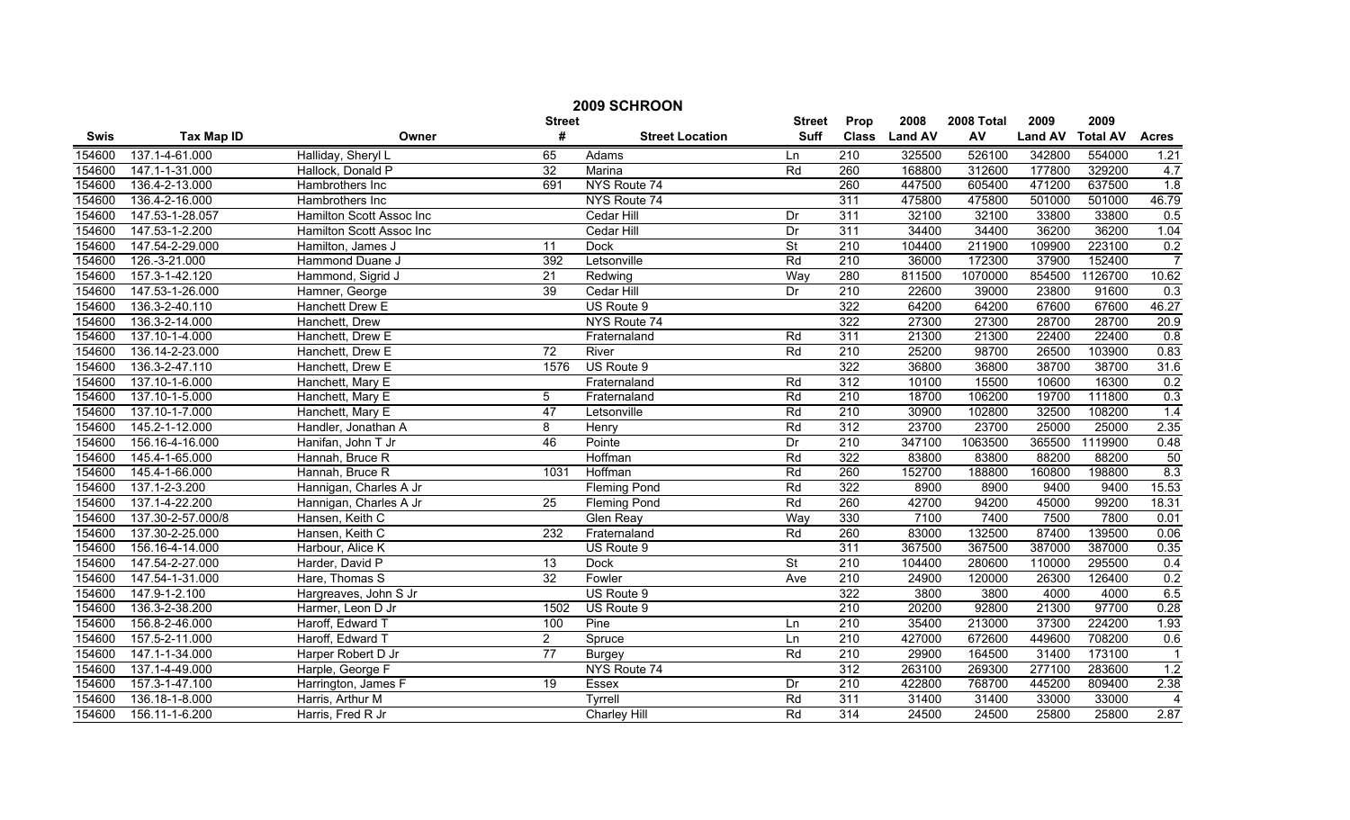# 2009 SCHROON

| Swis | Tax Map ID | Owner | Street # | Street Location | Street Suff | Prop Class | 2008 Land AV | 2008 Total AV | 2009 Land AV | 2009 Total AV | Acres |
|---|---|---|---|---|---|---|---|---|---|---|---|
| 154600 | 137.1-4-61.000 | Halliday, Sheryl L | 65 | Adams | Ln | 210 | 325500 | 526100 | 342800 | 554000 | 1.21 |
| 154600 | 147.1-1-31.000 | Hallock, Donald P | 32 | Marina | Rd | 260 | 168800 | 312600 | 177800 | 329200 | 4.7 |
| 154600 | 136.4-2-13.000 | Hambrothers Inc | 691 | NYS Route 74 | | 260 | 447500 | 605400 | 471200 | 637500 | 1.8 |
| 154600 | 136.4-2-16.000 | Hambrothers Inc | | NYS Route 74 | | 311 | 475800 | 475800 | 501000 | 501000 | 46.79 |
| 154600 | 147.53-1-28.057 | Hamilton Scott Assoc Inc | | Cedar Hill | Dr | 311 | 32100 | 32100 | 33800 | 33800 | 0.5 |
| 154600 | 147.53-1-2.200 | Hamilton Scott Assoc Inc | | Cedar Hill | Dr | 311 | 34400 | 34400 | 36200 | 36200 | 1.04 |
| 154600 | 147.54-2-29.000 | Hamilton, James J | 11 | Dock | St | 210 | 104400 | 211900 | 109900 | 223100 | 0.2 |
| 154600 | 126.-3-21.000 | Hammond Duane J | 392 | Letsonville | Rd | 210 | 36000 | 172300 | 37900 | 152400 | 7 |
| 154600 | 157.3-1-42.120 | Hammond, Sigrid J | 21 | Redwing | Way | 280 | 811500 | 1070000 | 854500 | 1126700 | 10.62 |
| 154600 | 147.53-1-26.000 | Hamner, George | 39 | Cedar Hill | Dr | 210 | 22600 | 39000 | 23800 | 91600 | 0.3 |
| 154600 | 136.3-2-40.110 | Hanchett Drew E | | US Route 9 | | 322 | 64200 | 64200 | 67600 | 67600 | 46.27 |
| 154600 | 136.3-2-14.000 | Hanchett, Drew | | NYS Route 74 | | 322 | 27300 | 27300 | 28700 | 28700 | 20.9 |
| 154600 | 137.10-1-4.000 | Hanchett, Drew E | | Fraternaland | Rd | 311 | 21300 | 21300 | 22400 | 22400 | 0.8 |
| 154600 | 136.14-2-23.000 | Hanchett, Drew E | 72 | River | Rd | 210 | 25200 | 98700 | 26500 | 103900 | 0.83 |
| 154600 | 136.3-2-47.110 | Hanchett, Drew E | 1576 | US Route 9 | | 322 | 36800 | 36800 | 38700 | 38700 | 31.6 |
| 154600 | 137.10-1-6.000 | Hanchett, Mary E | | Fraternaland | Rd | 312 | 10100 | 15500 | 10600 | 16300 | 0.2 |
| 154600 | 137.10-1-5.000 | Hanchett, Mary E | 5 | Fraternaland | Rd | 210 | 18700 | 106200 | 19700 | 111800 | 0.3 |
| 154600 | 137.10-1-7.000 | Hanchett, Mary E | 47 | Letsonville | Rd | 210 | 30900 | 102800 | 32500 | 108200 | 1.4 |
| 154600 | 145.2-1-12.000 | Handler, Jonathan A | 8 | Henry | Rd | 312 | 23700 | 23700 | 25000 | 25000 | 2.35 |
| 154600 | 156.16-4-16.000 | Hanifan, John T Jr | 46 | Pointe | Dr | 210 | 347100 | 1063500 | 365500 | 1119900 | 0.48 |
| 154600 | 145.4-1-65.000 | Hannah, Bruce R | | Hoffman | Rd | 322 | 83800 | 83800 | 88200 | 88200 | 50 |
| 154600 | 145.4-1-66.000 | Hannah, Bruce R | 1031 | Hoffman | Rd | 260 | 152700 | 188800 | 160800 | 198800 | 8.3 |
| 154600 | 137.1-2-3.200 | Hannigan, Charles A Jr | | Fleming Pond | Rd | 322 | 8900 | 8900 | 9400 | 9400 | 15.53 |
| 154600 | 137.1-4-22.200 | Hannigan, Charles A Jr | 25 | Fleming Pond | Rd | 260 | 42700 | 94200 | 45000 | 99200 | 18.31 |
| 154600 | 137.30-2-57.000/8 | Hansen, Keith C | | Glen Reay | Way | 330 | 7100 | 7400 | 7500 | 7800 | 0.01 |
| 154600 | 137.30-2-25.000 | Hansen, Keith C | 232 | Fraternaland | Rd | 260 | 83000 | 132500 | 87400 | 139500 | 0.06 |
| 154600 | 156.16-4-14.000 | Harbour, Alice K | | US Route 9 | | 311 | 367500 | 367500 | 387000 | 387000 | 0.35 |
| 154600 | 147.54-2-27.000 | Harder, David P | 13 | Dock | St | 210 | 104400 | 280600 | 110000 | 295500 | 0.4 |
| 154600 | 147.54-1-31.000 | Hare, Thomas S | 32 | Fowler | Ave | 210 | 24900 | 120000 | 26300 | 126400 | 0.2 |
| 154600 | 147.9-1-2.100 | Hargreaves, John S Jr | | US Route 9 | | 322 | 3800 | 3800 | 4000 | 4000 | 6.5 |
| 154600 | 136.3-2-38.200 | Harmer, Leon D Jr | 1502 | US Route 9 | | 210 | 20200 | 92800 | 21300 | 97700 | 0.28 |
| 154600 | 156.8-2-46.000 | Haroff, Edward T | 100 | Pine | Ln | 210 | 35400 | 213000 | 37300 | 224200 | 1.93 |
| 154600 | 157.5-2-11.000 | Haroff, Edward T | 2 | Spruce | Ln | 210 | 427000 | 672600 | 449600 | 708200 | 0.6 |
| 154600 | 147.1-1-34.000 | Harper Robert D Jr | 77 | Burgey | Rd | 210 | 29900 | 164500 | 31400 | 173100 | 1 |
| 154600 | 137.1-4-49.000 | Harple, George F | | NYS Route 74 | | 312 | 263100 | 269300 | 277100 | 283600 | 1.2 |
| 154600 | 157.3-1-47.100 | Harrington, James F | 19 | Essex | Dr | 210 | 422800 | 768700 | 445200 | 809400 | 2.38 |
| 154600 | 136.18-1-8.000 | Harris, Arthur M | | Tyrrell | Rd | 311 | 31400 | 31400 | 33000 | 33000 | 4 |
| 154600 | 156.11-1-6.200 | Harris, Fred R Jr | | Charley Hill | Rd | 314 | 24500 | 24500 | 25800 | 25800 | 2.87 |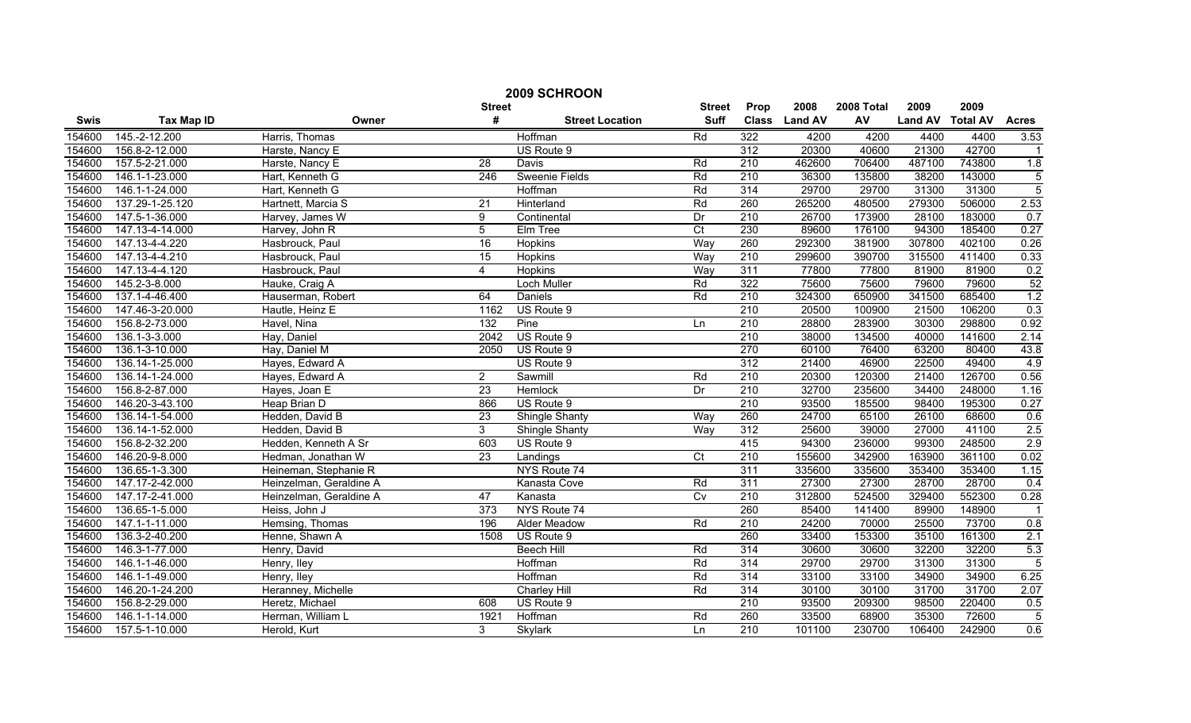# 2009 SCHROON

| Swis | Tax Map ID | Owner | Street # | Street Location | Street Suff | Prop Class | 2008 Land AV | 2008 Total AV | 2009 Land AV | 2009 Total AV | Acres |
|---|---|---|---|---|---|---|---|---|---|---|---|
| 154600 | 145.-2-12.200 | Harris, Thomas | | Hoffman | Rd | 322 | 4200 | 4200 | 4400 | 4400 | 3.53 |
| 154600 | 156.8-2-12.000 | Harste, Nancy E | | US Route 9 | | 312 | 20300 | 40600 | 21300 | 42700 | 1 |
| 154600 | 157.5-2-21.000 | Harste, Nancy E | 28 | Davis | Rd | 210 | 462600 | 706400 | 487100 | 743800 | 1.8 |
| 154600 | 146.1-1-23.000 | Hart, Kenneth G | 246 | Sweenie Fields | Rd | 210 | 36300 | 135800 | 38200 | 143000 | 5 |
| 154600 | 146.1-1-24.000 | Hart, Kenneth G | | Hoffman | Rd | 314 | 29700 | 29700 | 31300 | 31300 | 5 |
| 154600 | 137.29-1-25.120 | Hartnett, Marcia S | 21 | Hinterland | Rd | 260 | 265200 | 480500 | 279300 | 506000 | 2.53 |
| 154600 | 147.5-1-36.000 | Harvey, James W | 9 | Continental | Dr | 210 | 26700 | 173900 | 28100 | 183000 | 0.7 |
| 154600 | 147.13-4-14.000 | Harvey, John R | 5 | Elm Tree | Ct | 230 | 89600 | 176100 | 94300 | 185400 | 0.27 |
| 154600 | 147.13-4-4.220 | Hasbrouck, Paul | 16 | Hopkins | Way | 260 | 292300 | 381900 | 307800 | 402100 | 0.26 |
| 154600 | 147.13-4-4.210 | Hasbrouck, Paul | 15 | Hopkins | Way | 210 | 299600 | 390700 | 315500 | 411400 | 0.33 |
| 154600 | 147.13-4-4.120 | Hasbrouck, Paul | 4 | Hopkins | Way | 311 | 77800 | 77800 | 81900 | 81900 | 0.2 |
| 154600 | 145.2-3-8.000 | Hauke, Craig A | | Loch Muller | Rd | 322 | 75600 | 75600 | 79600 | 79600 | 52 |
| 154600 | 137.1-4-46.400 | Hauserman, Robert | 64 | Daniels | Rd | 210 | 324300 | 650900 | 341500 | 685400 | 1.2 |
| 154600 | 147.46-3-20.000 | Hautle, Heinz E | 1162 | US Route 9 | | 210 | 20500 | 100900 | 21500 | 106200 | 0.3 |
| 154600 | 156.8-2-73.000 | Havel, Nina | 132 | Pine | Ln | 210 | 28800 | 283900 | 30300 | 298800 | 0.92 |
| 154600 | 136.1-3-3.000 | Hay, Daniel | 2042 | US Route 9 | | 210 | 38000 | 134500 | 40000 | 141600 | 2.14 |
| 154600 | 136.1-3-10.000 | Hay, Daniel M | 2050 | US Route 9 | | 270 | 60100 | 76400 | 63200 | 80400 | 43.8 |
| 154600 | 136.14-1-25.000 | Hayes, Edward A | | US Route 9 | | 312 | 21400 | 46900 | 22500 | 49400 | 4.9 |
| 154600 | 136.14-1-24.000 | Hayes, Edward A | 2 | Sawmill | Rd | 210 | 20300 | 120300 | 21400 | 126700 | 0.56 |
| 154600 | 156.8-2-87.000 | Hayes, Joan E | 23 | Hemlock | Dr | 210 | 32700 | 235600 | 34400 | 248000 | 1.16 |
| 154600 | 146.20-3-43.100 | Heap Brian D | 866 | US Route 9 | | 210 | 93500 | 185500 | 98400 | 195300 | 0.27 |
| 154600 | 136.14-1-54.000 | Hedden, David B | 23 | Shingle Shanty | Way | 260 | 24700 | 65100 | 26100 | 68600 | 0.6 |
| 154600 | 136.14-1-52.000 | Hedden, David B | 3 | Shingle Shanty | Way | 312 | 25600 | 39000 | 27000 | 41100 | 2.5 |
| 154600 | 156.8-2-32.200 | Hedden, Kenneth A Sr | 603 | US Route 9 | | 415 | 94300 | 236000 | 99300 | 248500 | 2.9 |
| 154600 | 146.20-9-8.000 | Hedman, Jonathan W | 23 | Landings | Ct | 210 | 155600 | 342900 | 163900 | 361100 | 0.02 |
| 154600 | 136.65-1-3.300 | Heineman, Stephanie R | | NYS Route 74 | | 311 | 335600 | 335600 | 353400 | 353400 | 1.15 |
| 154600 | 147.17-2-42.000 | Heinzelman, Geraldine A | | Kanasta Cove | Rd | 311 | 27300 | 27300 | 28700 | 28700 | 0.4 |
| 154600 | 147.17-2-41.000 | Heinzelman, Geraldine A | 47 | Kanasta | Cv | 210 | 312800 | 524500 | 329400 | 552300 | 0.28 |
| 154600 | 136.65-1-5.000 | Heiss, John J | 373 | NYS Route 74 | | 260 | 85400 | 141400 | 89900 | 148900 | 1 |
| 154600 | 147.1-1-11.000 | Hemsing, Thomas | 196 | Alder Meadow | Rd | 210 | 24200 | 70000 | 25500 | 73700 | 0.8 |
| 154600 | 136.3-2-40.200 | Henne, Shawn A | 1508 | US Route 9 | | 260 | 33400 | 153300 | 35100 | 161300 | 2.1 |
| 154600 | 146.3-1-77.000 | Henry, David | | Beech Hill | Rd | 314 | 30600 | 30600 | 32200 | 32200 | 5.3 |
| 154600 | 146.1-1-46.000 | Henry, Iley | | Hoffman | Rd | 314 | 29700 | 29700 | 31300 | 31300 | 5 |
| 154600 | 146.1-1-49.000 | Henry, Iley | | Hoffman | Rd | 314 | 33100 | 33100 | 34900 | 34900 | 6.25 |
| 154600 | 146.20-1-24.200 | Heranney, Michelle | | Charley Hill | Rd | 314 | 30100 | 30100 | 31700 | 31700 | 2.07 |
| 154600 | 156.8-2-29.000 | Heretz, Michael | 608 | US Route 9 | | 210 | 93500 | 209300 | 98500 | 220400 | 0.5 |
| 154600 | 146.1-1-14.000 | Herman, William L | 1921 | Hoffman | Rd | 260 | 33500 | 68900 | 35300 | 72600 | 5 |
| 154600 | 157.5-1-10.000 | Herold, Kurt | 3 | Skylark | Ln | 210 | 101100 | 230700 | 106400 | 242900 | 0.6 |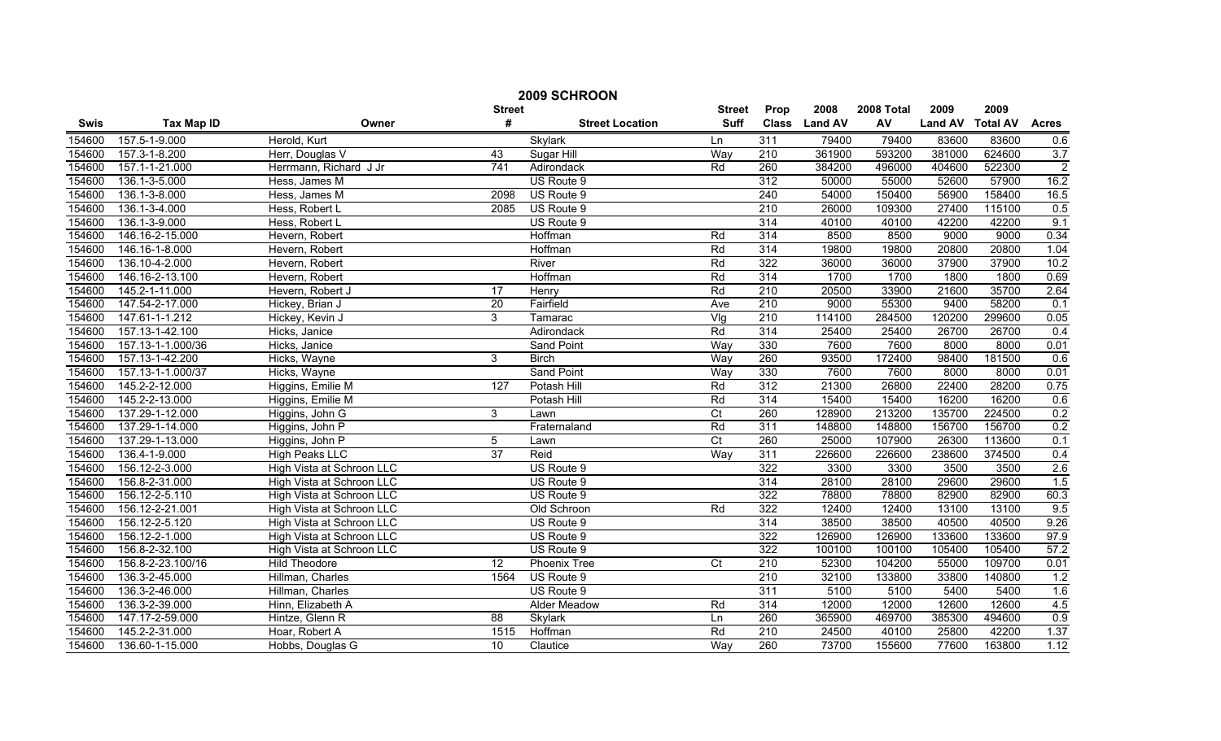# 2009 SCHROON

| Swis | Tax Map ID | Owner | Street # | Street Location | Street Suff | Prop Class | 2008 Land AV | 2008 Total AV | 2009 Land AV | 2009 Total AV | Acres |
|---|---|---|---|---|---|---|---|---|---|---|---|
| 154600 | 157.5-1-9.000 | Herold, Kurt | | Skylark | Ln | 311 | 79400 | 79400 | 83600 | 83600 | 0.6 |
| 154600 | 157.3-1-8.200 | Herr, Douglas V | 43 | Sugar Hill | Way | 210 | 361900 | 593200 | 381000 | 624600 | 3.7 |
| 154600 | 157.1-1-21.000 | Herrmann, Richard J Jr | 741 | Adirondack | Rd | 260 | 384200 | 496000 | 404600 | 522300 | 2 |
| 154600 | 136.1-3-5.000 | Hess, James M | | US Route 9 | | 312 | 50000 | 55000 | 52600 | 57900 | 16.2 |
| 154600 | 136.1-3-8.000 | Hess, James M | 2098 | US Route 9 | | 240 | 54000 | 150400 | 56900 | 158400 | 16.5 |
| 154600 | 136.1-3-4.000 | Hess, Robert L | 2085 | US Route 9 | | 210 | 26000 | 109300 | 27400 | 115100 | 0.5 |
| 154600 | 136.1-3-9.000 | Hess, Robert L | | US Route 9 | | 314 | 40100 | 40100 | 42200 | 42200 | 9.1 |
| 154600 | 146.16-2-15.000 | Hevern, Robert | | Hoffman | Rd | 314 | 8500 | 8500 | 9000 | 9000 | 0.34 |
| 154600 | 146.16-1-8.000 | Hevern, Robert | | Hoffman | Rd | 314 | 19800 | 19800 | 20800 | 20800 | 1.04 |
| 154600 | 136.10-4-2.000 | Hevern, Robert | | River | Rd | 322 | 36000 | 36000 | 37900 | 37900 | 10.2 |
| 154600 | 146.16-2-13.100 | Hevern, Robert | | Hoffman | Rd | 314 | 1700 | 1700 | 1800 | 1800 | 0.69 |
| 154600 | 145.2-1-11.000 | Hevern, Robert J | 17 | Henry | Rd | 210 | 20500 | 33900 | 21600 | 35700 | 2.64 |
| 154600 | 147.54-2-17.000 | Hickey, Brian J | 20 | Fairfield | Ave | 210 | 9000 | 55300 | 9400 | 58200 | 0.1 |
| 154600 | 147.61-1-1.212 | Hickey, Kevin J | 3 | Tamarac | Vlg | 210 | 114100 | 284500 | 120200 | 299600 | 0.05 |
| 154600 | 157.13-1-42.100 | Hicks, Janice | | Adirondack | Rd | 314 | 25400 | 25400 | 26700 | 26700 | 0.4 |
| 154600 | 157.13-1-1.000/36 | Hicks, Janice | | Sand Point | Way | 330 | 7600 | 7600 | 8000 | 8000 | 0.01 |
| 154600 | 157.13-1-42.200 | Hicks, Wayne | 3 | Birch | Way | 260 | 93500 | 172400 | 98400 | 181500 | 0.6 |
| 154600 | 157.13-1-1.000/37 | Hicks, Wayne | | Sand Point | Way | 330 | 7600 | 7600 | 8000 | 8000 | 0.01 |
| 154600 | 145.2-2-12.000 | Higgins, Emilie M | 127 | Potash Hill | Rd | 312 | 21300 | 26800 | 22400 | 28200 | 0.75 |
| 154600 | 145.2-2-13.000 | Higgins, Emilie M | | Potash Hill | Rd | 314 | 15400 | 15400 | 16200 | 16200 | 0.6 |
| 154600 | 137.29-1-12.000 | Higgins, John G | 3 | Lawn | Ct | 260 | 128900 | 213200 | 135700 | 224500 | 0.2 |
| 154600 | 137.29-1-14.000 | Higgins, John P | | Fraternaland | Rd | 311 | 148800 | 148800 | 156700 | 156700 | 0.2 |
| 154600 | 137.29-1-13.000 | Higgins, John P | 5 | Lawn | Ct | 260 | 25000 | 107900 | 26300 | 113600 | 0.1 |
| 154600 | 136.4-1-9.000 | High Peaks LLC | 37 | Reid | Way | 311 | 226600 | 226600 | 238600 | 374500 | 0.4 |
| 154600 | 156.12-2-3.000 | High Vista at Schroon LLC | | US Route 9 | | 322 | 3300 | 3300 | 3500 | 3500 | 2.6 |
| 154600 | 156.8-2-31.000 | High Vista at Schroon LLC | | US Route 9 | | 314 | 28100 | 28100 | 29600 | 29600 | 1.5 |
| 154600 | 156.12-2-5.110 | High Vista at Schroon LLC | | US Route 9 | | 322 | 78800 | 78800 | 82900 | 82900 | 60.3 |
| 154600 | 156.12-2-21.001 | High Vista at Schroon LLC | | Old Schroon | Rd | 322 | 12400 | 12400 | 13100 | 13100 | 9.5 |
| 154600 | 156.12-2-5.120 | High Vista at Schroon LLC | | US Route 9 | | 314 | 38500 | 38500 | 40500 | 40500 | 9.26 |
| 154600 | 156.12-2-1.000 | High Vista at Schroon LLC | | US Route 9 | | 322 | 126900 | 126900 | 133600 | 133600 | 97.9 |
| 154600 | 156.8-2-32.100 | High Vista at Schroon LLC | | US Route 9 | | 322 | 100100 | 100100 | 105400 | 105400 | 57.2 |
| 154600 | 156.8-2-23.100/16 | Hild Theodore | 12 | Phoenix Tree | Ct | 210 | 52300 | 104200 | 55000 | 109700 | 0.01 |
| 154600 | 136.3-2-45.000 | Hillman, Charles | 1564 | US Route 9 | | 210 | 32100 | 133800 | 33800 | 140800 | 1.2 |
| 154600 | 136.3-2-46.000 | Hillman, Charles | | US Route 9 | | 311 | 5100 | 5100 | 5400 | 5400 | 1.6 |
| 154600 | 136.3-2-39.000 | Hinn, Elizabeth A | | Alder Meadow | Rd | 314 | 12000 | 12000 | 12600 | 12600 | 4.5 |
| 154600 | 147.17-2-59.000 | Hintze, Glenn R | 88 | Skylark | Ln | 260 | 365900 | 469700 | 385300 | 494600 | 0.9 |
| 154600 | 145.2-2-31.000 | Hoar, Robert A | 1515 | Hoffman | Rd | 210 | 24500 | 40100 | 25800 | 42200 | 1.37 |
| 154600 | 136.60-1-15.000 | Hobbs, Douglas G | 10 | Clautice | Way | 260 | 73700 | 155600 | 77600 | 163800 | 1.12 |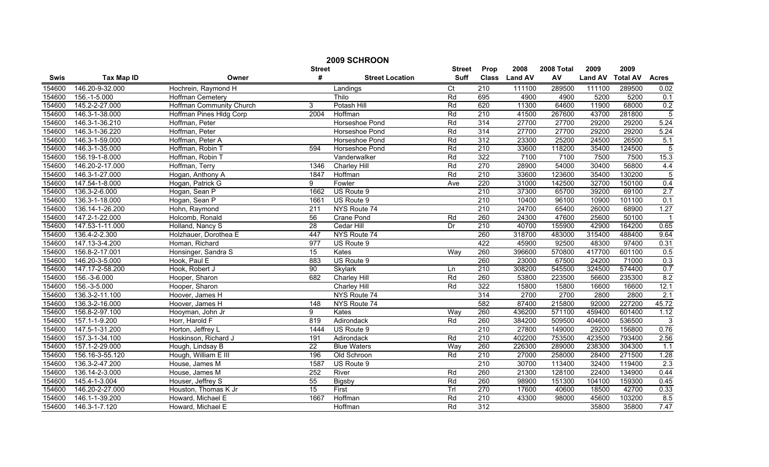# 2009 SCHROON

| Swis | Tax Map ID | Owner | Street # | Street Location | Street Suff | Prop Class | 2008 Land AV | 2008 Total AV | 2009 Land AV | 2009 Total AV | Acres |
|---|---|---|---|---|---|---|---|---|---|---|---|
| 154600 | 146.20-9-32.000 | Hochrein, Raymond H | | Landings | Ct | 210 | 111100 | 289500 | 111100 | 289500 | 0.02 |
| 154600 | 156.-1-5.000 | Hoffman Cemetery | | Thilo | Rd | 695 | 4900 | 4900 | 5200 | 5200 | 0.1 |
| 154600 | 145.2-2-27.000 | Hoffman Community Church | 3 | Potash Hill | Rd | 620 | 11300 | 64600 | 11900 | 68000 | 0.2 |
| 154600 | 146.3-1-38.000 | Hoffman Pines Hldg Corp | 2004 | Hoffman | Rd | 210 | 41500 | 267600 | 43700 | 281800 | 5 |
| 154600 | 146.3-1-36.210 | Hoffman, Peter | | Horseshoe Pond | Rd | 314 | 27700 | 27700 | 29200 | 29200 | 5.24 |
| 154600 | 146.3-1-36.220 | Hoffman, Peter | | Horseshoe Pond | Rd | 314 | 27700 | 27700 | 29200 | 29200 | 5.24 |
| 154600 | 146.3-1-59.000 | Hoffman, Peter A | | Horseshoe Pond | Rd | 312 | 23300 | 25200 | 24500 | 26500 | 5.1 |
| 154600 | 146.3-1-35.000 | Hoffman, Robin T | 594 | Horseshoe Pond | Rd | 210 | 33600 | 118200 | 35400 | 124500 | 5 |
| 154600 | 156.19-1-8.000 | Hoffman, Robin T | | Vanderwalker | Rd | 322 | 7100 | 7100 | 7500 | 7500 | 15.3 |
| 154600 | 146.20-2-17.000 | Hoffman, Terry | 1346 | Charley Hill | Rd | 270 | 28900 | 54000 | 30400 | 56800 | 4.4 |
| 154600 | 146.3-1-27.000 | Hogan, Anthony A | 1847 | Hoffman | Rd | 210 | 33600 | 123600 | 35400 | 130200 | 5 |
| 154600 | 147.54-1-8.000 | Hogan, Patrick G | 9 | Fowler | Ave | 220 | 31000 | 142500 | 32700 | 150100 | 0.4 |
| 154600 | 136.3-2-6.000 | Hogan, Sean P | 1662 | US Route 9 | | 210 | 37300 | 65700 | 39200 | 69100 | 2.7 |
| 154600 | 136.3-1-18.000 | Hogan, Sean P | 1661 | US Route 9 | | 210 | 10400 | 96100 | 10900 | 101100 | 0.1 |
| 154600 | 136.14-1-26.200 | Hohn, Raymond | 211 | NYS Route 74 | | 210 | 24700 | 65400 | 26000 | 68900 | 1.27 |
| 154600 | 147.2-1-22.000 | Holcomb, Ronald | 56 | Crane Pond | Rd | 260 | 24300 | 47600 | 25600 | 50100 | 1 |
| 154600 | 147.53-1-11.000 | Holland, Nancy S | 28 | Cedar Hill | Dr | 210 | 40700 | 155900 | 42900 | 164200 | 0.65 |
| 154600 | 136.4-2-2.300 | Holzhauer, Dorothea E | 447 | NYS Route 74 | | 260 | 318700 | 483000 | 315400 | 488400 | 9.64 |
| 154600 | 147.13-3-4.200 | Homan, Richard | 977 | US Route 9 | | 422 | 45900 | 92500 | 48300 | 97400 | 0.31 |
| 154600 | 156.8-2-17.001 | Honsinger, Sandra S | 15 | Kates | Way | 260 | 396600 | 570800 | 417700 | 601100 | 0.5 |
| 154600 | 146.20-3-5.000 | Hook, Paul E | 883 | US Route 9 | | 260 | 23000 | 67500 | 24200 | 71000 | 0.3 |
| 154600 | 147.17-2-58.200 | Hook, Robert J | 90 | Skylark | Ln | 210 | 308200 | 545500 | 324500 | 574400 | 0.7 |
| 154600 | 156.-3-6.000 | Hooper, Sharon | 682 | Charley Hill | Rd | 260 | 53800 | 223500 | 56600 | 235300 | 8.2 |
| 154600 | 156.-3-5.000 | Hooper, Sharon | | Charley Hill | Rd | 322 | 15800 | 15800 | 16600 | 16600 | 12.1 |
| 154600 | 136.3-2-11.100 | Hoover, James H | | NYS Route 74 | | 314 | 2700 | 2700 | 2800 | 2800 | 2.1 |
| 154600 | 136.3-2-16.000 | Hoover, James H | 148 | NYS Route 74 | | 582 | 87400 | 215800 | 92000 | 227200 | 45.72 |
| 154600 | 156.8-2-97.100 | Hooyman, John Jr | 9 | Kates | Way | 260 | 436200 | 571100 | 459400 | 601400 | 1.12 |
| 154600 | 157.1-1-9.200 | Horr, Harold F | 819 | Adirondack | Rd | 260 | 384200 | 509500 | 404600 | 536500 | 3 |
| 154600 | 147.5-1-31.200 | Horton, Jeffrey L | 1444 | US Route 9 | | 210 | 27800 | 149000 | 29200 | 156800 | 0.76 |
| 154600 | 157.3-1-34.100 | Hoskinson, Richard J | 191 | Adirondack | Rd | 210 | 402200 | 753500 | 423500 | 793400 | 2.56 |
| 154600 | 157.1-2-29.000 | Hough, Lindsay B | 22 | Blue Waters | Way | 260 | 226300 | 289000 | 238300 | 304300 | 1.1 |
| 154600 | 156.16-3-55.120 | Hough, William E III | 196 | Old Schroon | Rd | 210 | 27000 | 258000 | 28400 | 271500 | 1.28 |
| 154600 | 136.3-2-47.200 | House, James M | 1587 | US Route 9 | | 210 | 30700 | 113400 | 32400 | 119400 | 2.3 |
| 154600 | 136.14-2-3.000 | House, James M | 252 | River | Rd | 260 | 21300 | 128100 | 22400 | 134900 | 0.44 |
| 154600 | 145.4-1-3.004 | Houser, Jeffrey S | 55 | Bigsby | Rd | 260 | 98900 | 151300 | 104100 | 159300 | 0.45 |
| 154600 | 146.20-2-27.000 | Houston, Thomas K Jr | 15 | First | Trl | 270 | 17600 | 40600 | 18500 | 42700 | 0.33 |
| 154600 | 146.1-1-39.200 | Howard, Michael E | 1667 | Hoffman | Rd | 210 | 43300 | 98000 | 45600 | 103200 | 8.5 |
| 154600 | 146.3-1-7.120 | Howard, Michael E | | Hoffman | Rd | 312 | | | 35800 | 35800 | 7.47 |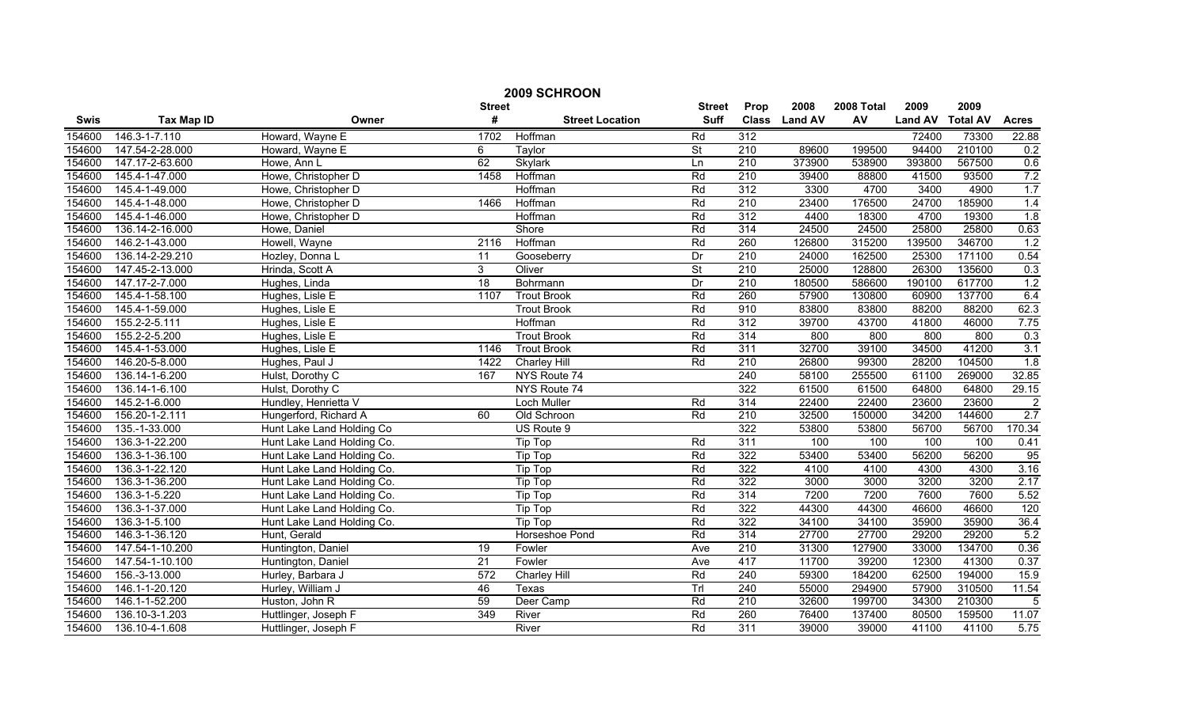# 2009 SCHROON

| Swis | Tax Map ID | Owner | Street # | Street Location | Street Suff | Prop Class | 2008 Land AV | 2008 Total AV | 2009 Land AV | 2009 Total AV | Acres |
|---|---|---|---|---|---|---|---|---|---|---|---|
| 154600 | 146.3-1-7.110 | Howard, Wayne E | 1702 | Hoffman | Rd | 312 | | | 72400 | 73300 | 22.88 |
| 154600 | 147.54-2-28.000 | Howard, Wayne E | 6 | Taylor | St | 210 | 89600 | 199500 | 94400 | 210100 | 0.2 |
| 154600 | 147.17-2-63.600 | Howe, Ann L | 62 | Skylark | Ln | 210 | 373900 | 538900 | 393800 | 567500 | 0.6 |
| 154600 | 145.4-1-47.000 | Howe, Christopher D | 1458 | Hoffman | Rd | 210 | 39400 | 88800 | 41500 | 93500 | 7.2 |
| 154600 | 145.4-1-49.000 | Howe, Christopher D | | Hoffman | Rd | 312 | 3300 | 4700 | 3400 | 4900 | 1.7 |
| 154600 | 145.4-1-48.000 | Howe, Christopher D | 1466 | Hoffman | Rd | 210 | 23400 | 176500 | 24700 | 185900 | 1.4 |
| 154600 | 145.4-1-46.000 | Howe, Christopher D | | Hoffman | Rd | 312 | 4400 | 18300 | 4700 | 19300 | 1.8 |
| 154600 | 136.14-2-16.000 | Howe, Daniel | | Shore | Rd | 314 | 24500 | 24500 | 25800 | 25800 | 0.63 |
| 154600 | 146.2-1-43.000 | Howell, Wayne | 2116 | Hoffman | Rd | 260 | 126800 | 315200 | 139500 | 346700 | 1.2 |
| 154600 | 136.14-2-29.210 | Hozley, Donna L | 11 | Gooseberry | Dr | 210 | 24000 | 162500 | 25300 | 171100 | 0.54 |
| 154600 | 147.45-2-13.000 | Hrinda, Scott A | 3 | Oliver | St | 210 | 25000 | 128800 | 26300 | 135600 | 0.3 |
| 154600 | 147.17-2-7.000 | Hughes, Linda | 18 | Bohrmann | Dr | 210 | 180500 | 586600 | 190100 | 617700 | 1.2 |
| 154600 | 145.4-1-58.100 | Hughes, Lisle E | 1107 | Trout Brook | Rd | 260 | 57900 | 130800 | 60900 | 137700 | 6.4 |
| 154600 | 145.4-1-59.000 | Hughes, Lisle E | | Trout Brook | Rd | 910 | 83800 | 83800 | 88200 | 88200 | 62.3 |
| 154600 | 155.2-2-5.111 | Hughes, Lisle E | | Hoffman | Rd | 312 | 39700 | 43700 | 41800 | 46000 | 7.75 |
| 154600 | 155.2-2-5.200 | Hughes, Lisle E | | Trout Brook | Rd | 314 | 800 | 800 | 800 | 800 | 0.3 |
| 154600 | 145.4-1-53.000 | Hughes, Lisle E | 1146 | Trout Brook | Rd | 311 | 32700 | 39100 | 34500 | 41200 | 3.1 |
| 154600 | 146.20-5-8.000 | Hughes, Paul J | 1422 | Charley Hill | Rd | 210 | 26800 | 99300 | 28200 | 104500 | 1.8 |
| 154600 | 136.14-1-6.200 | Hulst, Dorothy C | 167 | NYS Route 74 | | 240 | 58100 | 255500 | 61100 | 269000 | 32.85 |
| 154600 | 136.14-1-6.100 | Hulst, Dorothy C | | NYS Route 74 | | 322 | 61500 | 61500 | 64800 | 64800 | 29.15 |
| 154600 | 145.2-1-6.000 | Hundley, Henrietta V | | Loch Muller | Rd | 314 | 22400 | 22400 | 23600 | 23600 | 2 |
| 154600 | 156.20-1-2.111 | Hungerford, Richard A | 60 | Old Schroon | Rd | 210 | 32500 | 150000 | 34200 | 144600 | 2.7 |
| 154600 | 135.-1-33.000 | Hunt Lake Land Holding Co | | US Route 9 | | 322 | 53800 | 53800 | 56700 | 56700 | 170.34 |
| 154600 | 136.3-1-22.200 | Hunt Lake Land Holding Co. | | Tip Top | Rd | 311 | 100 | 100 | 100 | 100 | 0.41 |
| 154600 | 136.3-1-36.100 | Hunt Lake Land Holding Co. | | Tip Top | Rd | 322 | 53400 | 53400 | 56200 | 56200 | 95 |
| 154600 | 136.3-1-22.120 | Hunt Lake Land Holding Co. | | Tip Top | Rd | 322 | 4100 | 4100 | 4300 | 4300 | 3.16 |
| 154600 | 136.3-1-36.200 | Hunt Lake Land Holding Co. | | Tip Top | Rd | 322 | 3000 | 3000 | 3200 | 3200 | 2.17 |
| 154600 | 136.3-1-5.220 | Hunt Lake Land Holding Co. | | Tip Top | Rd | 314 | 7200 | 7200 | 7600 | 7600 | 5.52 |
| 154600 | 136.3-1-37.000 | Hunt Lake Land Holding Co. | | Tip Top | Rd | 322 | 44300 | 44300 | 46600 | 46600 | 120 |
| 154600 | 136.3-1-5.100 | Hunt Lake Land Holding Co. | | Tip Top | Rd | 322 | 34100 | 34100 | 35900 | 35900 | 36.4 |
| 154600 | 146.3-1-36.120 | Hunt, Gerald | | Horseshoe Pond | Rd | 314 | 27700 | 27700 | 29200 | 29200 | 5.2 |
| 154600 | 147.54-1-10.200 | Huntington, Daniel | 19 | Fowler | Ave | 210 | 31300 | 127900 | 33000 | 134700 | 0.36 |
| 154600 | 147.54-1-10.100 | Huntington, Daniel | 21 | Fowler | Ave | 417 | 11700 | 39200 | 12300 | 41300 | 0.37 |
| 154600 | 156.-3-13.000 | Hurley, Barbara J | 572 | Charley Hill | Rd | 240 | 59300 | 184200 | 62500 | 194000 | 15.9 |
| 154600 | 146.1-1-20.120 | Hurley, William J | 46 | Texas | Trl | 240 | 55000 | 294900 | 57900 | 310500 | 11.54 |
| 154600 | 146.1-1-52.200 | Huston, John R | 59 | Deer Camp | Rd | 210 | 32600 | 199700 | 34300 | 210300 | 5 |
| 154600 | 136.10-3-1.203 | Huttlinger, Joseph F | 349 | River | Rd | 260 | 76400 | 137400 | 80500 | 159500 | 11.07 |
| 154600 | 136.10-4-1.608 | Huttlinger, Joseph F | | River | Rd | 311 | 39000 | 39000 | 41100 | 41100 | 5.75 |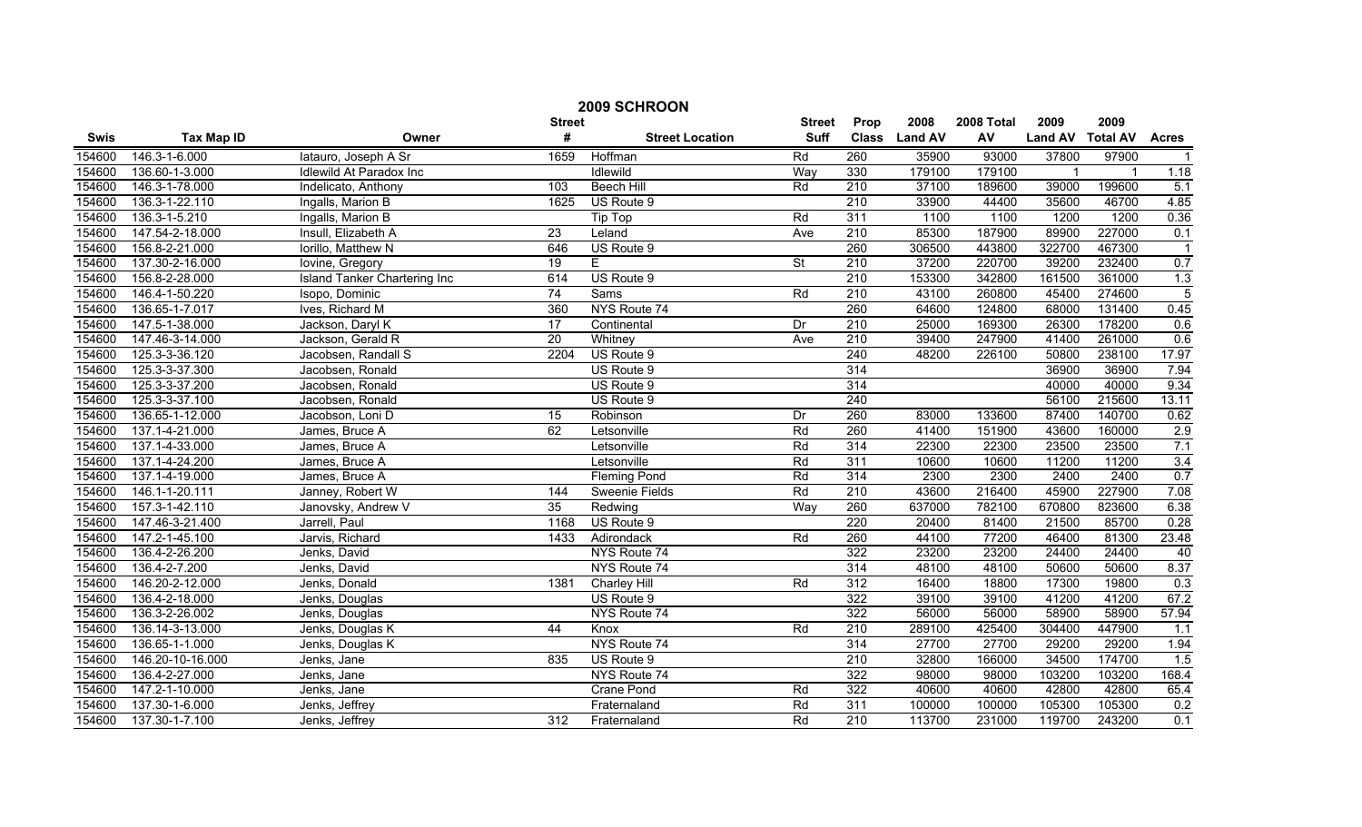# 2009 SCHROON

| Swis | Tax Map ID | Owner | Street # | Street Location | Street Suff | Prop Class | 2008 Land AV | 2008 Total AV | 2009 Land AV | 2009 Total AV | Acres |
|---|---|---|---|---|---|---|---|---|---|---|---|
| 154600 | 146.3-1-6.000 | Iatauro, Joseph A Sr | 1659 | Hoffman | Rd | 260 | 35900 | 93000 | 37800 | 97900 | 1 |
| 154600 | 136.60-1-3.000 | Idlewild At Paradox Inc | | Idlewild | Way | 330 | 179100 | 179100 | 1 | 1 | 1.18 |
| 154600 | 146.3-1-78.000 | Indelicato, Anthony | 103 | Beech Hill | Rd | 210 | 37100 | 189600 | 39000 | 199600 | 5.1 |
| 154600 | 136.3-1-22.110 | Ingalls, Marion B | 1625 | US Route 9 | | 210 | 33900 | 44400 | 35600 | 46700 | 4.85 |
| 154600 | 136.3-1-5.210 | Ingalls, Marion B | | Tip Top | Rd | 311 | 1100 | 1100 | 1200 | 1200 | 0.36 |
| 154600 | 147.54-2-18.000 | Insull, Elizabeth A | 23 | Leland | Ave | 210 | 85300 | 187900 | 89900 | 227000 | 0.1 |
| 154600 | 156.8-2-21.000 | Iorillo, Matthew N | 646 | US Route 9 | | 260 | 306500 | 443800 | 322700 | 467300 | 1 |
| 154600 | 137.30-2-16.000 | Iovine, Gregory | 19 | E | St | 210 | 37200 | 220700 | 39200 | 232400 | 0.7 |
| 154600 | 156.8-2-28.000 | Island Tanker Chartering Inc | 614 | US Route 9 | | 210 | 153300 | 342800 | 161500 | 361000 | 1.3 |
| 154600 | 146.4-1-50.220 | Isopo, Dominic | 74 | Sams | Rd | 210 | 43100 | 260800 | 45400 | 274600 | 5 |
| 154600 | 136.65-1-7.017 | Ives, Richard M | 360 | NYS Route 74 | | 260 | 64600 | 124800 | 68000 | 131400 | 0.45 |
| 154600 | 147.5-1-38.000 | Jackson, Daryl K | 17 | Continental | Dr | 210 | 25000 | 169300 | 26300 | 178200 | 0.6 |
| 154600 | 147.46-3-14.000 | Jackson, Gerald R | 20 | Whitney | Ave | 210 | 39400 | 247900 | 41400 | 261000 | 0.6 |
| 154600 | 125.3-3-36.120 | Jacobsen, Randall S | 2204 | US Route 9 | | 240 | 48200 | 226100 | 50800 | 238100 | 17.97 |
| 154600 | 125.3-3-37.300 | Jacobsen, Ronald | | US Route 9 | | 314 | | | 36900 | 36900 | 7.94 |
| 154600 | 125.3-3-37.200 | Jacobsen, Ronald | | US Route 9 | | 314 | | | 40000 | 40000 | 9.34 |
| 154600 | 125.3-3-37.100 | Jacobsen, Ronald | | US Route 9 | | 240 | | | 56100 | 215600 | 13.11 |
| 154600 | 136.65-1-12.000 | Jacobson, Loni D | 15 | Robinson | Dr | 260 | 83000 | 133600 | 87400 | 140700 | 0.62 |
| 154600 | 137.1-4-21.000 | James, Bruce A | 62 | Letsonville | Rd | 260 | 41400 | 151900 | 43600 | 160000 | 2.9 |
| 154600 | 137.1-4-33.000 | James, Bruce A | | Letsonville | Rd | 314 | 22300 | 22300 | 23500 | 23500 | 7.1 |
| 154600 | 137.1-4-24.200 | James, Bruce A | | Letsonville | Rd | 311 | 10600 | 10600 | 11200 | 11200 | 3.4 |
| 154600 | 137.1-4-19.000 | James, Bruce A | | Fleming Pond | Rd | 314 | 2300 | 2300 | 2400 | 2400 | 0.7 |
| 154600 | 146.1-1-20.111 | Janney, Robert W | 144 | Sweenie Fields | Rd | 210 | 43600 | 216400 | 45900 | 227900 | 7.08 |
| 154600 | 157.3-1-42.110 | Janovsky, Andrew V | 35 | Redwing | Way | 260 | 637000 | 782100 | 670800 | 823600 | 6.38 |
| 154600 | 147.46-3-21.400 | Jarrell, Paul | 1168 | US Route 9 | | 220 | 20400 | 81400 | 21500 | 85700 | 0.28 |
| 154600 | 147.2-1-45.100 | Jarvis, Richard | 1433 | Adirondack | Rd | 260 | 44100 | 77200 | 46400 | 81300 | 23.48 |
| 154600 | 136.4-2-26.200 | Jenks, David | | NYS Route 74 | | 322 | 23200 | 23200 | 24400 | 24400 | 40 |
| 154600 | 136.4-2-7.200 | Jenks, David | | NYS Route 74 | | 314 | 48100 | 48100 | 50600 | 50600 | 8.37 |
| 154600 | 146.20-2-12.000 | Jenks, Donald | 1381 | Charley Hill | Rd | 312 | 16400 | 18800 | 17300 | 19800 | 0.3 |
| 154600 | 136.4-2-18.000 | Jenks, Douglas | | US Route 9 | | 322 | 39100 | 39100 | 41200 | 41200 | 67.2 |
| 154600 | 136.3-2-26.002 | Jenks, Douglas | | NYS Route 74 | | 322 | 56000 | 56000 | 58900 | 58900 | 57.94 |
| 154600 | 136.14-3-13.000 | Jenks, Douglas K | 44 | Knox | Rd | 210 | 289100 | 425400 | 304400 | 447900 | 1.1 |
| 154600 | 136.65-1-1.000 | Jenks, Douglas K | | NYS Route 74 | | 314 | 27700 | 27700 | 29200 | 29200 | 1.94 |
| 154600 | 146.20-10-16.000 | Jenks, Jane | 835 | US Route 9 | | 210 | 32800 | 166000 | 34500 | 174700 | 1.5 |
| 154600 | 136.4-2-27.000 | Jenks, Jane | | NYS Route 74 | | 322 | 98000 | 98000 | 103200 | 103200 | 168.4 |
| 154600 | 147.2-1-10.000 | Jenks, Jane | | Crane Pond | Rd | 322 | 40600 | 40600 | 42800 | 42800 | 65.4 |
| 154600 | 137.30-1-6.000 | Jenks, Jeffrey | | Fraternaland | Rd | 311 | 100000 | 100000 | 105300 | 105300 | 0.2 |
| 154600 | 137.30-1-7.100 | Jenks, Jeffrey | 312 | Fraternaland | Rd | 210 | 113700 | 231000 | 119700 | 243200 | 0.1 |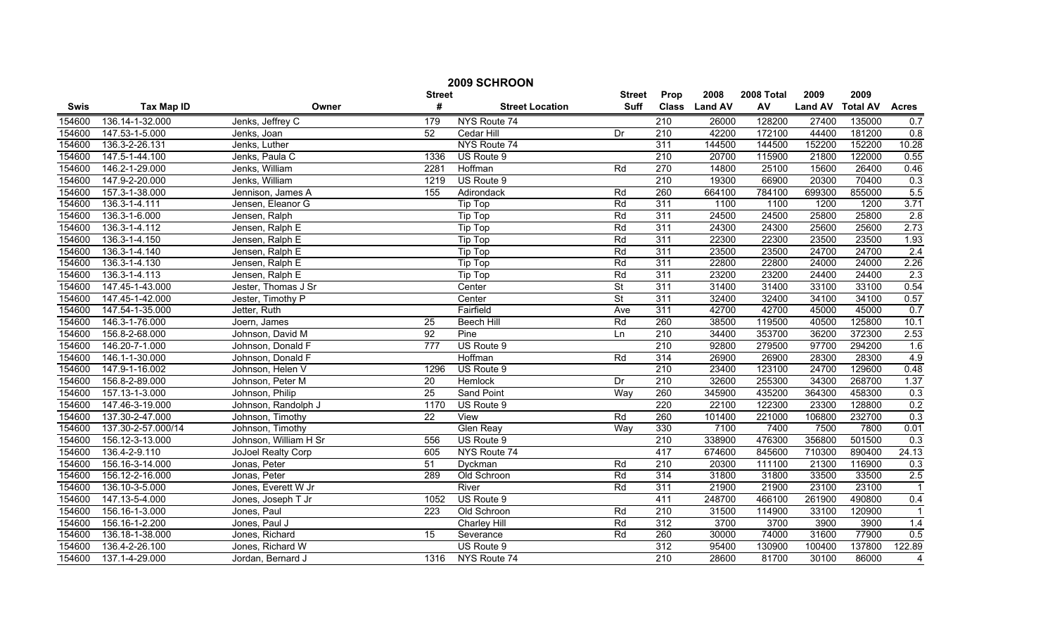## 2009 SCHROON

| Swis | Tax Map ID | Owner | Street # | Street Location | Street Suff | Prop Class | 2008 Land AV | 2008 Total AV | 2009 Land AV | 2009 Total AV | Acres |
|---|---|---|---|---|---|---|---|---|---|---|---|
| 154600 | 136.14-1-32.000 | Jenks, Jeffrey C | 179 | NYS Route 74 | | 210 | 26000 | 128200 | 27400 | 135000 | 0.7 |
| 154600 | 147.53-1-5.000 | Jenks, Joan | 52 | Cedar Hill | Dr | 210 | 42200 | 172100 | 44400 | 181200 | 0.8 |
| 154600 | 136.3-2-26.131 | Jenks, Luther | | NYS Route 74 | | 311 | 144500 | 144500 | 152200 | 152200 | 10.28 |
| 154600 | 147.5-1-44.100 | Jenks, Paula C | 1336 | US Route 9 | | 210 | 20700 | 115900 | 21800 | 122000 | 0.55 |
| 154600 | 146.2-1-29.000 | Jenks, William | 2281 | Hoffman | Rd | 270 | 14800 | 25100 | 15600 | 26400 | 0.46 |
| 154600 | 147.9-2-20.000 | Jenks, William | 1219 | US Route 9 | | 210 | 19300 | 66900 | 20300 | 70400 | 0.3 |
| 154600 | 157.3-1-38.000 | Jennison, James A | 155 | Adirondack | Rd | 260 | 664100 | 784100 | 699300 | 855000 | 5.5 |
| 154600 | 136.3-1-4.111 | Jensen, Eleanor G | | Tip Top | Rd | 311 | 1100 | 1100 | 1200 | 1200 | 3.71 |
| 154600 | 136.3-1-6.000 | Jensen, Ralph | | Tip Top | Rd | 311 | 24500 | 24500 | 25800 | 25800 | 2.8 |
| 154600 | 136.3-1-4.112 | Jensen, Ralph E | | Tip Top | Rd | 311 | 24300 | 24300 | 25600 | 25600 | 2.73 |
| 154600 | 136.3-1-4.150 | Jensen, Ralph E | | Tip Top | Rd | 311 | 22300 | 22300 | 23500 | 23500 | 1.93 |
| 154600 | 136.3-1-4.140 | Jensen, Ralph E | | Tip Top | Rd | 311 | 23500 | 23500 | 24700 | 24700 | 2.4 |
| 154600 | 136.3-1-4.130 | Jensen, Ralph E | | Tip Top | Rd | 311 | 22800 | 22800 | 24000 | 24000 | 2.26 |
| 154600 | 136.3-1-4.113 | Jensen, Ralph E | | Tip Top | Rd | 311 | 23200 | 23200 | 24400 | 24400 | 2.3 |
| 154600 | 147.45-1-43.000 | Jester, Thomas J Sr | | Center | St | 311 | 31400 | 31400 | 33100 | 33100 | 0.54 |
| 154600 | 147.45-1-42.000 | Jester, Timothy P | | Center | St | 311 | 32400 | 32400 | 34100 | 34100 | 0.57 |
| 154600 | 147.54-1-35.000 | Jetter, Ruth | | Fairfield | Ave | 311 | 42700 | 42700 | 45000 | 45000 | 0.7 |
| 154600 | 146.3-1-76.000 | Joern, James | 25 | Beech Hill | Rd | 260 | 38500 | 119500 | 40500 | 125800 | 10.1 |
| 154600 | 156.8-2-68.000 | Johnson, David M | 92 | Pine | Ln | 210 | 34400 | 353700 | 36200 | 372300 | 2.53 |
| 154600 | 146.20-7-1.000 | Johnson, Donald F | 777 | US Route 9 | | 210 | 92800 | 279500 | 97700 | 294200 | 1.6 |
| 154600 | 146.1-1-30.000 | Johnson, Donald F | | Hoffman | Rd | 314 | 26900 | 26900 | 28300 | 28300 | 4.9 |
| 154600 | 147.9-1-16.002 | Johnson, Helen V | 1296 | US Route 9 | | 210 | 23400 | 123100 | 24700 | 129600 | 0.48 |
| 154600 | 156.8-2-89.000 | Johnson, Peter M | 20 | Hemlock | Dr | 210 | 32600 | 255300 | 34300 | 268700 | 1.37 |
| 154600 | 157.13-1-3.000 | Johnson, Philip | 25 | Sand Point | Way | 260 | 345900 | 435200 | 364300 | 458300 | 0.3 |
| 154600 | 147.46-3-19.000 | Johnson, Randolph J | 1170 | US Route 9 | | 220 | 22100 | 122300 | 23300 | 128800 | 0.2 |
| 154600 | 137.30-2-47.000 | Johnson, Timothy | 22 | View | Rd | 260 | 101400 | 221000 | 106800 | 232700 | 0.3 |
| 154600 | 137.30-2-57.000/14 | Johnson, Timothy | | Glen Reay | Way | 330 | 7100 | 7400 | 7500 | 7800 | 0.01 |
| 154600 | 156.12-3-13.000 | Johnson, William H Sr | 556 | US Route 9 | | 210 | 338900 | 476300 | 356800 | 501500 | 0.3 |
| 154600 | 136.4-2-9.110 | JoJoel Realty Corp | 605 | NYS Route 74 | | 417 | 674600 | 845600 | 710300 | 890400 | 24.13 |
| 154600 | 156.16-3-14.000 | Jonas, Peter | 51 | Dyckman | Rd | 210 | 20300 | 111100 | 21300 | 116900 | 0.3 |
| 154600 | 156.12-2-16.000 | Jonas, Peter | 289 | Old Schroon | Rd | 314 | 31800 | 31800 | 33500 | 33500 | 2.5 |
| 154600 | 136.10-3-5.000 | Jones, Everett W Jr | | River | Rd | 311 | 21900 | 21900 | 23100 | 23100 | 1 |
| 154600 | 147.13-5-4.000 | Jones, Joseph T Jr | 1052 | US Route 9 | | 411 | 248700 | 466100 | 261900 | 490800 | 0.4 |
| 154600 | 156.16-1-3.000 | Jones, Paul | 223 | Old Schroon | Rd | 210 | 31500 | 114900 | 33100 | 120900 | 1 |
| 154600 | 156.16-1-2.200 | Jones, Paul J | | Charley Hill | Rd | 312 | 3700 | 3700 | 3900 | 3900 | 1.4 |
| 154600 | 136.18-1-38.000 | Jones, Richard | 15 | Severance | Rd | 260 | 30000 | 74000 | 31600 | 77900 | 0.5 |
| 154600 | 136.4-2-26.100 | Jones, Richard W | | US Route 9 | | 312 | 95400 | 130900 | 100400 | 137800 | 122.89 |
| 154600 | 137.1-4-29.000 | Jordan, Bernard J | 1316 | NYS Route 74 | | 210 | 28600 | 81700 | 30100 | 86000 | 4 |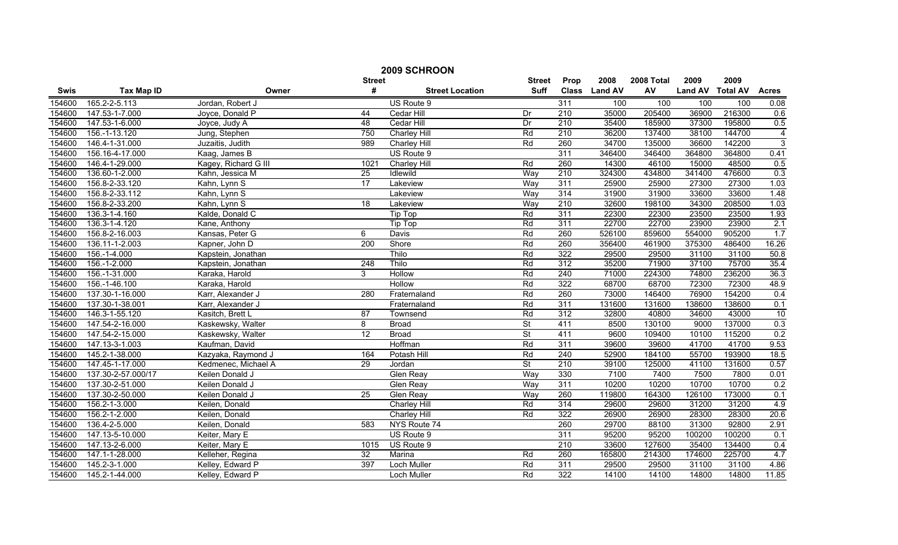# 2009 SCHROON

| Swis | Tax Map ID | Owner | Street # | Street Location | Street Suff | Prop Class | 2008 Land AV | 2008 Total AV | 2009 Land AV | 2009 Total AV | Acres |
|---|---|---|---|---|---|---|---|---|---|---|---|
| 154600 | 165.2-2-5.113 | Jordan, Robert J | | US Route 9 | | 311 | 100 | 100 | 100 | 100 | 0.08 |
| 154600 | 147.53-1-7.000 | Joyce, Donald P | 44 | Cedar Hill | Dr | 210 | 35000 | 205400 | 36900 | 216300 | 0.6 |
| 154600 | 147.53-1-6.000 | Joyce, Judy A | 48 | Cedar Hill | Dr | 210 | 35400 | 185900 | 37300 | 195800 | 0.5 |
| 154600 | 156.-1-13.120 | Jung, Stephen | 750 | Charley Hill | Rd | 210 | 36200 | 137400 | 38100 | 144700 | 4 |
| 154600 | 146.4-1-31.000 | Juzaitis, Judith | 989 | Charley Hill | Rd | 260 | 34700 | 135000 | 36600 | 142200 | 3 |
| 154600 | 156.16-4-17.000 | Kaag, James B | | US Route 9 | | 311 | 346400 | 346400 | 364800 | 364800 | 0.41 |
| 154600 | 146.4-1-29.000 | Kagey, Richard G III | 1021 | Charley Hill | Rd | 260 | 14300 | 46100 | 15000 | 48500 | 0.5 |
| 154600 | 136.60-1-2.000 | Kahn, Jessica M | 25 | Idlewild | Way | 210 | 324300 | 434800 | 341400 | 476600 | 0.3 |
| 154600 | 156.8-2-33.120 | Kahn, Lynn S | 17 | Lakeview | Way | 311 | 25900 | 25900 | 27300 | 27300 | 1.03 |
| 154600 | 156.8-2-33.112 | Kahn, Lynn S | | Lakeview | Way | 314 | 31900 | 31900 | 33600 | 33600 | 1.48 |
| 154600 | 156.8-2-33.200 | Kahn, Lynn S | 18 | Lakeview | Way | 210 | 32600 | 198100 | 34300 | 208500 | 1.03 |
| 154600 | 136.3-1-4.160 | Kalde, Donald C | | Tip Top | Rd | 311 | 22300 | 22300 | 23500 | 23500 | 1.93 |
| 154600 | 136.3-1-4.120 | Kane, Anthony | | Tip Top | Rd | 311 | 22700 | 22700 | 23900 | 23900 | 2.1 |
| 154600 | 156.8-2-16.003 | Kansas, Peter G | 6 | Davis | Rd | 260 | 526100 | 859600 | 554000 | 905200 | 1.7 |
| 154600 | 136.11-1-2.003 | Kapner, John D | 200 | Shore | Rd | 260 | 356400 | 461900 | 375300 | 486400 | 16.26 |
| 154600 | 156.-1-4.000 | Kapstein, Jonathan | | Thilo | Rd | 322 | 29500 | 29500 | 31100 | 31100 | 50.8 |
| 154600 | 156.-1-2.000 | Kapstein, Jonathan | 248 | Thilo | Rd | 312 | 35200 | 71900 | 37100 | 75700 | 35.4 |
| 154600 | 156.-1-31.000 | Karaka, Harold | 3 | Hollow | Rd | 240 | 71000 | 224300 | 74800 | 236200 | 36.3 |
| 154600 | 156.-1-46.100 | Karaka, Harold | | Hollow | Rd | 322 | 68700 | 68700 | 72300 | 72300 | 48.9 |
| 154600 | 137.30-1-16.000 | Karr, Alexander J | 280 | Fraternaland | Rd | 260 | 73000 | 146400 | 76900 | 154200 | 0.4 |
| 154600 | 137.30-1-38.001 | Karr, Alexander J | | Fraternaland | Rd | 311 | 131600 | 131600 | 138600 | 138600 | 0.1 |
| 154600 | 146.3-1-55.120 | Kasitch, Brett L | 87 | Townsend | Rd | 312 | 32800 | 40800 | 34600 | 43000 | 10 |
| 154600 | 147.54-2-16.000 | Kaskewsky, Walter | 8 | Broad | St | 411 | 8500 | 130100 | 9000 | 137000 | 0.3 |
| 154600 | 147.54-2-15.000 | Kaskewsky, Walter | 12 | Broad | St | 411 | 9600 | 109400 | 10100 | 115200 | 0.2 |
| 154600 | 147.13-3-1.003 | Kaufman, David | | Hoffman | Rd | 311 | 39600 | 39600 | 41700 | 41700 | 9.53 |
| 154600 | 145.2-1-38.000 | Kazyaka, Raymond J | 164 | Potash Hill | Rd | 240 | 52900 | 184100 | 55700 | 193900 | 18.5 |
| 154600 | 147.45-1-17.000 | Kedmenec, Michael A | 29 | Jordan | St | 210 | 39100 | 125000 | 41100 | 131600 | 0.57 |
| 154600 | 137.30-2-57.000/17 | Keilen Donald J | | Glen Reay | Way | 330 | 7100 | 7400 | 7500 | 7800 | 0.01 |
| 154600 | 137.30-2-51.000 | Keilen Donald J | | Glen Reay | Way | 311 | 10200 | 10200 | 10700 | 10700 | 0.2 |
| 154600 | 137.30-2-50.000 | Keilen Donald J | 25 | Glen Reay | Way | 260 | 119800 | 164300 | 126100 | 173000 | 0.1 |
| 154600 | 156.2-1-3.000 | Keilen, Donald | | Charley Hill | Rd | 314 | 29600 | 29600 | 31200 | 31200 | 4.9 |
| 154600 | 156.2-1-2.000 | Keilen, Donald | | Charley Hill | Rd | 322 | 26900 | 26900 | 28300 | 28300 | 20.6 |
| 154600 | 136.4-2-5.000 | Keilen, Donald | 583 | NYS Route 74 | | 260 | 29700 | 88100 | 31300 | 92800 | 2.91 |
| 154600 | 147.13-5-10.000 | Keiter, Mary E | | US Route 9 | | 311 | 95200 | 95200 | 100200 | 100200 | 0.1 |
| 154600 | 147.13-2-6.000 | Keiter, Mary E | 1015 | US Route 9 | | 210 | 33600 | 127600 | 35400 | 134400 | 0.4 |
| 154600 | 147.1-1-28.000 | Kelleher, Regina | 32 | Marina | Rd | 260 | 165800 | 214300 | 174600 | 225700 | 4.7 |
| 154600 | 145.2-3-1.000 | Kelley, Edward P | 397 | Loch Muller | Rd | 311 | 29500 | 29500 | 31100 | 31100 | 4.86 |
| 154600 | 145.2-1-44.000 | Kelley, Edward P | | Loch Muller | Rd | 322 | 14100 | 14100 | 14800 | 14800 | 11.85 |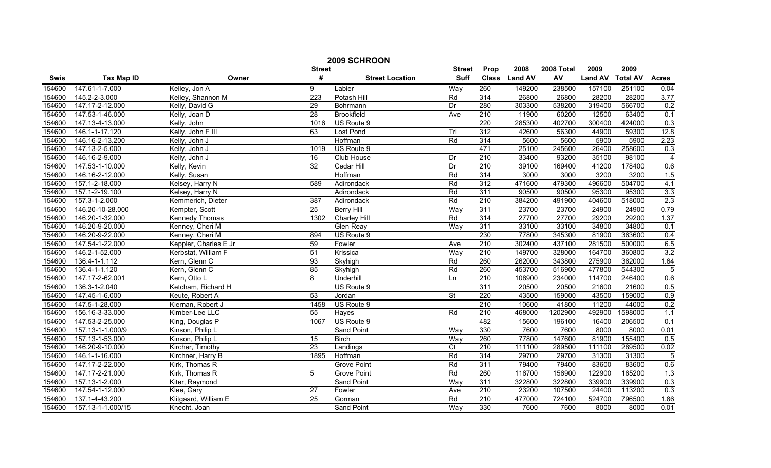# 2009 SCHROON

| Swis | Tax Map ID | Owner | Street # | Street Location | Street Suff | Prop Class | 2008 Land AV | 2008 Total AV | 2009 Land AV | 2009 Total AV | Acres |
|---|---|---|---|---|---|---|---|---|---|---|---|
| 154600 | 147.61-1-7.000 | Kelley, Jon A | 9 | Labier | Way | 260 | 149200 | 238500 | 157100 | 251100 | 0.04 |
| 154600 | 145.2-2-3.000 | Kelley, Shannon M | 223 | Potash Hill | Rd | 314 | 26800 | 26800 | 28200 | 28200 | 3.77 |
| 154600 | 147.17-2-12.000 | Kelly, David G | 29 | Bohrmann | Dr | 280 | 303300 | 538200 | 319400 | 566700 | 0.2 |
| 154600 | 147.53-1-46.000 | Kelly, Joan D | 28 | Brookfield | Ave | 210 | 11900 | 60200 | 12500 | 63400 | 0.1 |
| 154600 | 147.13-4-13.000 | Kelly, John | 1016 | US Route 9 |  | 220 | 285300 | 402700 | 300400 | 424000 | 0.3 |
| 154600 | 146.1-1-17.120 | Kelly, John F III | 63 | Lost Pond | Trl | 312 | 42600 | 56300 | 44900 | 59300 | 12.8 |
| 154600 | 146.16-2-13.200 | Kelly, John J |  | Hoffman | Rd | 314 | 5600 | 5600 | 5900 | 5900 | 2.23 |
| 154600 | 147.13-2-5.000 | Kelly, John J | 1019 | US Route 9 |  | 471 | 25100 | 245600 | 26400 | 258600 | 0.3 |
| 154600 | 146.16-2-9.000 | Kelly, John J | 16 | Club House | Dr | 210 | 33400 | 93200 | 35100 | 98100 | 4 |
| 154600 | 147.53-1-10.000 | Kelly, Kevin | 32 | Cedar Hill | Dr | 210 | 39100 | 169400 | 41200 | 178400 | 0.6 |
| 154600 | 146.16-2-12.000 | Kelly, Susan |  | Hoffman | Rd | 314 | 3000 | 3000 | 3200 | 3200 | 1.5 |
| 154600 | 157.1-2-18.000 | Kelsey, Harry N | 589 | Adirondack | Rd | 312 | 471600 | 479300 | 496600 | 504700 | 4.1 |
| 154600 | 157.1-2-19.100 | Kelsey, Harry N |  | Adirondack | Rd | 311 | 90500 | 90500 | 95300 | 95300 | 3.3 |
| 154600 | 157.3-1-2.000 | Kemmerich, Dieter | 387 | Adirondack | Rd | 210 | 384200 | 491900 | 404600 | 518000 | 2.3 |
| 154600 | 146.20-10-28.000 | Kempter, Scott | 25 | Berry Hill | Way | 311 | 23700 | 23700 | 24900 | 24900 | 0.79 |
| 154600 | 146.20-1-32.000 | Kennedy Thomas | 1302 | Charley Hill | Rd | 314 | 27700 | 27700 | 29200 | 29200 | 1.37 |
| 154600 | 146.20-9-20.000 | Kenney, Cheri M |  | Glen Reay | Way | 311 | 33100 | 33100 | 34800 | 34800 | 0.1 |
| 154600 | 146.20-9-22.000 | Kenney, Cheri M | 894 | US Route 9 |  | 230 | 77800 | 345300 | 81900 | 363600 | 0.4 |
| 154600 | 147.54-1-22.000 | Keppler, Charles E Jr | 59 | Fowler | Ave | 210 | 302400 | 437100 | 281500 | 500000 | 6.5 |
| 154600 | 146.2-1-52.000 | Kerbstat, William F | 51 | Krissica | Way | 210 | 149700 | 328000 | 164700 | 360800 | 3.2 |
| 154600 | 136.4-1-1.112 | Kern, Glenn C | 93 | Skyhigh | Rd | 260 | 262000 | 343800 | 275900 | 362000 | 1.64 |
| 154600 | 136.4-1-1.120 | Kern, Glenn C | 85 | Skyhigh | Rd | 260 | 453700 | 516900 | 477800 | 544300 | 5 |
| 154600 | 147.17-2-62.001 | Kern, Otto L | 8 | Underhill | Ln | 210 | 108900 | 234000 | 114700 | 246400 | 0.6 |
| 154600 | 136.3-1-2.040 | Ketcham, Richard H |  | US Route 9 |  | 311 | 20500 | 20500 | 21600 | 21600 | 0.5 |
| 154600 | 147.45-1-6.000 | Keute, Robert A | 53 | Jordan | St | 220 | 43500 | 159000 | 43500 | 159000 | 0.9 |
| 154600 | 147.5-1-28.000 | Kiernan, Robert J | 1458 | US Route 9 |  | 210 | 10600 | 41800 | 11200 | 44000 | 0.2 |
| 154600 | 156.16-3-33.000 | Kimber-Lee LLC | 55 | Hayes | Rd | 210 | 468000 | 1202900 | 492900 | 1598000 | 1.1 |
| 154600 | 147.53-2-25.000 | King, Douglas P | 1067 | US Route 9 |  | 482 | 15600 | 196100 | 16400 | 206500 | 0.1 |
| 154600 | 157.13-1-1.000/9 | Kinson, Philip L |  | Sand Point | Way | 330 | 7600 | 7600 | 8000 | 8000 | 0.01 |
| 154600 | 157.13-1-53.000 | Kinson, Philip L | 15 | Birch | Way | 260 | 77800 | 147600 | 81900 | 155400 | 0.5 |
| 154600 | 146.20-9-10.000 | Kircher, Timothy | 23 | Landings | Ct | 210 | 111100 | 289500 | 111100 | 289500 | 0.02 |
| 154600 | 146.1-1-16.000 | Kirchner, Harry B | 1895 | Hoffman | Rd | 314 | 29700 | 29700 | 31300 | 31300 | 5 |
| 154600 | 147.17-2-22.000 | Kirk, Thomas R |  | Grove Point | Rd | 311 | 79400 | 79400 | 83600 | 83600 | 0.6 |
| 154600 | 147.17-2-21.000 | Kirk, Thomas R | 5 | Grove Point | Rd | 260 | 116700 | 156900 | 122900 | 165200 | 1.3 |
| 154600 | 157.13-1-2.000 | Kiter, Raymond |  | Sand Point | Way | 311 | 322800 | 322800 | 339900 | 339900 | 0.3 |
| 154600 | 147.54-1-12.000 | Klee, Gary | 27 | Fowler | Ave | 210 | 23200 | 107500 | 24400 | 113200 | 0.3 |
| 154600 | 137.1-4-43.200 | Klitgaard, William E | 25 | Gorman | Rd | 210 | 477000 | 724100 | 524700 | 796500 | 1.86 |
| 154600 | 157.13-1-1.000/15 | Knecht, Joan |  | Sand Point | Way | 330 | 7600 | 7600 | 8000 | 8000 | 0.01 |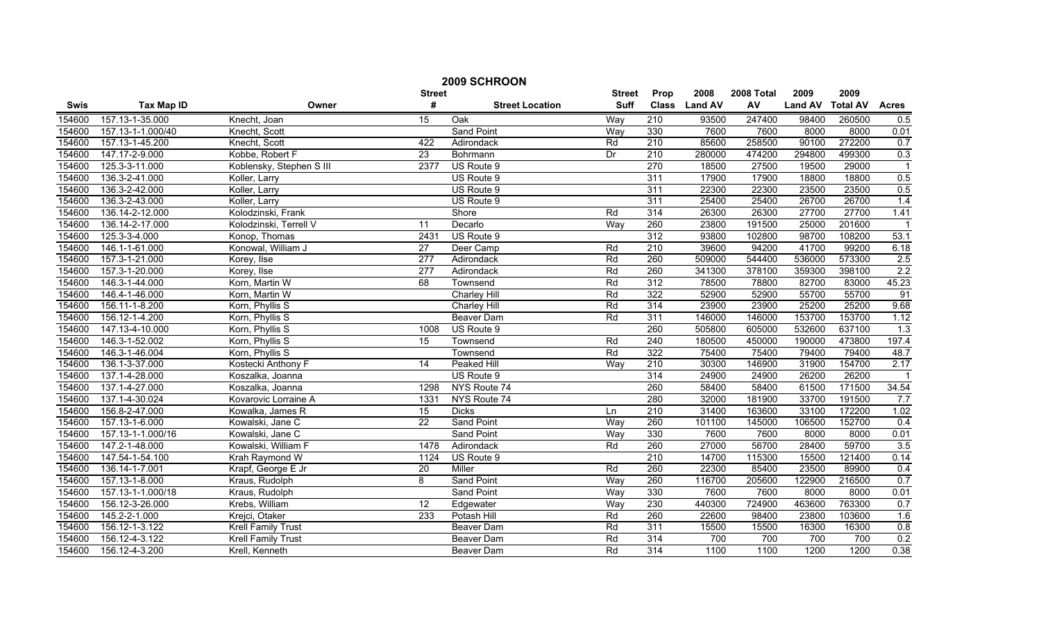# 2009 SCHROON

| Swis | Tax Map ID | Owner | Street # | Street Location | Street Suff | Prop Class | 2008 Land AV | 2008 Total AV | 2009 Land AV | 2009 Total AV | Acres |
|---|---|---|---|---|---|---|---|---|---|---|---|
| 154600 | 157.13-1-35.000 | Knecht, Joan | 15 | Oak | Way | 210 | 93500 | 247400 | 98400 | 260500 | 0.5 |
| 154600 | 157.13-1-1.000/40 | Knecht, Scott | | Sand Point | Way | 330 | 7600 | 7600 | 8000 | 8000 | 0.01 |
| 154600 | 157.13-1-45.200 | Knecht, Scott | 422 | Adirondack | Rd | 210 | 85600 | 258500 | 90100 | 272200 | 0.7 |
| 154600 | 147.17-2-9.000 | Kobbe, Robert F | 23 | Bohrmann | Dr | 210 | 280000 | 474200 | 294800 | 499300 | 0.3 |
| 154600 | 125.3-3-11.000 | Koblensky, Stephen S III | 2377 | US Route 9 | | 270 | 18500 | 27500 | 19500 | 29000 | 1 |
| 154600 | 136.3-2-41.000 | Koller, Larry | | US Route 9 | | 311 | 17900 | 17900 | 18800 | 18800 | 0.5 |
| 154600 | 136.3-2-42.000 | Koller, Larry | | US Route 9 | | 311 | 22300 | 22300 | 23500 | 23500 | 0.5 |
| 154600 | 136.3-2-43.000 | Koller, Larry | | US Route 9 | | 311 | 25400 | 25400 | 26700 | 26700 | 1.4 |
| 154600 | 136.14-2-12.000 | Kolodzinski, Frank | | Shore | Rd | 314 | 26300 | 26300 | 27700 | 27700 | 1.41 |
| 154600 | 136.14-2-17.000 | Kolodzinski, Terrell V | 11 | Decarlo | Way | 260 | 23800 | 191500 | 25000 | 201600 | 1 |
| 154600 | 125.3-3-4.000 | Konop, Thomas | 2431 | US Route 9 | | 312 | 93800 | 102800 | 98700 | 108200 | 53.1 |
| 154600 | 146.1-1-61.000 | Konowal, William J | 27 | Deer Camp | Rd | 210 | 39600 | 94200 | 41700 | 99200 | 6.18 |
| 154600 | 157.3-1-21.000 | Korey, Ilse | 277 | Adirondack | Rd | 260 | 509000 | 544400 | 536000 | 573300 | 2.5 |
| 154600 | 157.3-1-20.000 | Korey, Ilse | 277 | Adirondack | Rd | 260 | 341300 | 378100 | 359300 | 398100 | 2.2 |
| 154600 | 146.3-1-44.000 | Korn, Martin W | 68 | Townsend | Rd | 312 | 78500 | 78800 | 82700 | 83000 | 45.23 |
| 154600 | 146.4-1-46.000 | Korn, Martin W | | Charley Hill | Rd | 322 | 52900 | 52900 | 55700 | 55700 | 91 |
| 154600 | 156.11-1-8.200 | Korn, Phyllis S | | Charley Hill | Rd | 314 | 23900 | 23900 | 25200 | 25200 | 9.68 |
| 154600 | 156.12-1-4.200 | Korn, Phyllis S | | Beaver Dam | Rd | 311 | 146000 | 146000 | 153700 | 153700 | 1.12 |
| 154600 | 147.13-4-10.000 | Korn, Phyllis S | 1008 | US Route 9 | | 260 | 505800 | 605000 | 532600 | 637100 | 1.3 |
| 154600 | 146.3-1-52.002 | Korn, Phyllis S | 15 | Townsend | Rd | 240 | 180500 | 450000 | 190000 | 473800 | 197.4 |
| 154600 | 146.3-1-46.004 | Korn, Phyllis S | | Townsend | Rd | 322 | 75400 | 75400 | 79400 | 79400 | 48.7 |
| 154600 | 136.1-3-37.000 | Kostecki Anthony F | 14 | Peaked Hill | Way | 210 | 30300 | 146900 | 31900 | 154700 | 2.17 |
| 154600 | 137.1-4-28.000 | Koszalka, Joanna | | US Route 9 | | 314 | 24900 | 24900 | 26200 | 26200 | 1 |
| 154600 | 137.1-4-27.000 | Koszalka, Joanna | 1298 | NYS Route 74 | | 260 | 58400 | 58400 | 61500 | 171500 | 34.54 |
| 154600 | 137.1-4-30.024 | Kovarovic Lorraine A | 1331 | NYS Route 74 | | 280 | 32000 | 181900 | 33700 | 191500 | 7.7 |
| 154600 | 156.8-2-47.000 | Kowalka, James R | 15 | Dicks | Ln | 210 | 31400 | 163600 | 33100 | 172200 | 1.02 |
| 154600 | 157.13-1-6.000 | Kowalski, Jane C | 22 | Sand Point | Way | 260 | 101100 | 145000 | 106500 | 152700 | 0.4 |
| 154600 | 157.13-1-1.000/16 | Kowalski, Jane C | | Sand Point | Way | 330 | 7600 | 7600 | 8000 | 8000 | 0.01 |
| 154600 | 147.2-1-48.000 | Kowalski, William F | 1478 | Adirondack | Rd | 260 | 27000 | 56700 | 28400 | 59700 | 3.5 |
| 154600 | 147.54-1-54.100 | Krah Raymond W | 1124 | US Route 9 | | 210 | 14700 | 115300 | 15500 | 121400 | 0.14 |
| 154600 | 136.14-1-7.001 | Krapf, George E Jr | 20 | Miller | Rd | 260 | 22300 | 85400 | 23500 | 89900 | 0.4 |
| 154600 | 157.13-1-8.000 | Kraus, Rudolph | 8 | Sand Point | Way | 260 | 116700 | 205600 | 122900 | 216500 | 0.7 |
| 154600 | 157.13-1-1.000/18 | Kraus, Rudolph | | Sand Point | Way | 330 | 7600 | 7600 | 8000 | 8000 | 0.01 |
| 154600 | 156.12-3-26.000 | Krebs, William | 12 | Edgewater | Way | 230 | 440300 | 724900 | 463600 | 763300 | 0.7 |
| 154600 | 145.2-2-1.000 | Krejci, Otaker | 233 | Potash Hill | Rd | 260 | 22600 | 98400 | 23800 | 103600 | 1.6 |
| 154600 | 156.12-1-3.122 | Krell Family Trust | | Beaver Dam | Rd | 311 | 15500 | 15500 | 16300 | 16300 | 0.8 |
| 154600 | 156.12-4-3.122 | Krell Family Trust | | Beaver Dam | Rd | 314 | 700 | 700 | 700 | 700 | 0.2 |
| 154600 | 156.12-4-3.200 | Krell, Kenneth | | Beaver Dam | Rd | 314 | 1100 | 1100 | 1200 | 1200 | 0.38 |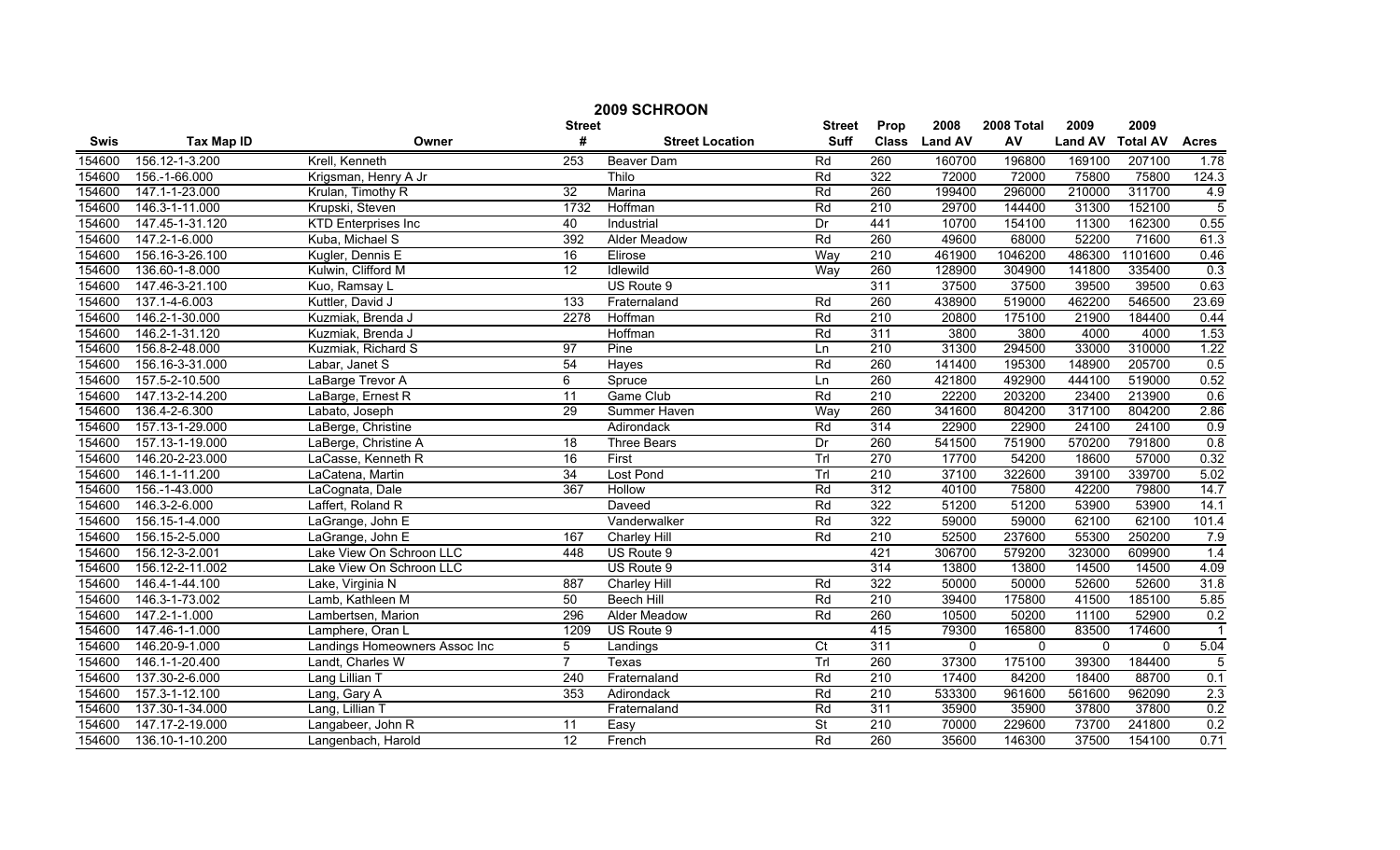# 2009 SCHROON

| Swis | Tax Map ID | Owner | Street # | Street Location | Street Suff | Prop Class | 2008 Land AV | 2008 Total AV | 2009 Land AV | 2009 Total AV | Acres |
|---|---|---|---|---|---|---|---|---|---|---|---|
| 154600 | 156.12-1-3.200 | Krell, Kenneth | 253 | Beaver Dam | Rd | 260 | 160700 | 196800 | 169100 | 207100 | 1.78 |
| 154600 | 156.-1-66.000 | Krigsman, Henry A Jr | | Thilo | Rd | 322 | 72000 | 72000 | 75800 | 75800 | 124.3 |
| 154600 | 147.1-1-23.000 | Krulan, Timothy R | 32 | Marina | Rd | 260 | 199400 | 296000 | 210000 | 311700 | 4.9 |
| 154600 | 146.3-1-11.000 | Krupski, Steven | 1732 | Hoffman | Rd | 210 | 29700 | 144400 | 31300 | 152100 | 5 |
| 154600 | 147.45-1-31.120 | KTD Enterprises Inc | 40 | Industrial | Dr | 441 | 10700 | 154100 | 11300 | 162300 | 0.55 |
| 154600 | 147.2-1-6.000 | Kuba, Michael S | 392 | Alder Meadow | Rd | 260 | 49600 | 68000 | 52200 | 71600 | 61.3 |
| 154600 | 156.16-3-26.100 | Kugler, Dennis E | 16 | Elirose | Way | 210 | 461900 | 1046200 | 486300 | 1101600 | 0.46 |
| 154600 | 136.60-1-8.000 | Kulwin, Clifford M | 12 | Idlewild | Way | 260 | 128900 | 304900 | 141800 | 335400 | 0.3 |
| 154600 | 147.46-3-21.100 | Kuo, Ramsay L | | US Route 9 | | 311 | 37500 | 37500 | 39500 | 39500 | 0.63 |
| 154600 | 137.1-4-6.003 | Kuttler, David J | 133 | Fraternaland | Rd | 260 | 438900 | 519000 | 462200 | 546500 | 23.69 |
| 154600 | 146.2-1-30.000 | Kuzmiak, Brenda J | 2278 | Hoffman | Rd | 210 | 20800 | 175100 | 21900 | 184400 | 0.44 |
| 154600 | 146.2-1-31.120 | Kuzmiak, Brenda J | | Hoffman | Rd | 311 | 3800 | 3800 | 4000 | 4000 | 1.53 |
| 154600 | 156.8-2-48.000 | Kuzmiak, Richard S | 97 | Pine | Ln | 210 | 31300 | 294500 | 33000 | 310000 | 1.22 |
| 154600 | 156.16-3-31.000 | Labar, Janet S | 54 | Hayes | Rd | 260 | 141400 | 195300 | 148900 | 205700 | 0.5 |
| 154600 | 157.5-2-10.500 | LaBarge Trevor A | 6 | Spruce | Ln | 260 | 421800 | 492900 | 444100 | 519000 | 0.52 |
| 154600 | 147.13-2-14.200 | LaBarge, Ernest R | 11 | Game Club | Rd | 210 | 22200 | 203200 | 23400 | 213900 | 0.6 |
| 154600 | 136.4-2-6.300 | Labato, Joseph | 29 | Summer Haven | Way | 260 | 341600 | 804200 | 317100 | 804200 | 2.86 |
| 154600 | 157.13-1-29.000 | LaBerge, Christine | | Adirondack | Rd | 314 | 22900 | 22900 | 24100 | 24100 | 0.9 |
| 154600 | 157.13-1-19.000 | LaBerge, Christine A | 18 | Three Bears | Dr | 260 | 541500 | 751900 | 570200 | 791800 | 0.8 |
| 154600 | 146.20-2-23.000 | LaCasse, Kenneth R | 16 | First | Trl | 270 | 17700 | 54200 | 18600 | 57000 | 0.32 |
| 154600 | 146.1-1-11.200 | LaCatena, Martin | 34 | Lost Pond | Trl | 210 | 37100 | 322600 | 39100 | 339700 | 5.02 |
| 154600 | 156.-1-43.000 | LaCognata, Dale | 367 | Hollow | Rd | 312 | 40100 | 75800 | 42200 | 79800 | 14.7 |
| 154600 | 146.3-2-6.000 | Laffert, Roland R | | Daveed | Rd | 322 | 51200 | 51200 | 53900 | 53900 | 14.1 |
| 154600 | 156.15-1-4.000 | LaGrange, John E | | Vanderwalker | Rd | 322 | 59000 | 59000 | 62100 | 62100 | 101.4 |
| 154600 | 156.15-2-5.000 | LaGrange, John E | 167 | Charley Hill | Rd | 210 | 52500 | 237600 | 55300 | 250200 | 7.9 |
| 154600 | 156.12-3-2.001 | Lake View On Schroon LLC | 448 | US Route 9 | | 421 | 306700 | 579200 | 323000 | 609900 | 1.4 |
| 154600 | 156.12-2-11.002 | Lake View On Schroon LLC | | US Route 9 | | 314 | 13800 | 13800 | 14500 | 14500 | 4.09 |
| 154600 | 146.4-1-44.100 | Lake, Virginia N | 887 | Charley Hill | Rd | 322 | 50000 | 50000 | 52600 | 52600 | 31.8 |
| 154600 | 146.3-1-73.002 | Lamb, Kathleen M | 50 | Beech Hill | Rd | 210 | 39400 | 175800 | 41500 | 185100 | 5.85 |
| 154600 | 147.2-1-1.000 | Lambertsen, Marion | 296 | Alder Meadow | Rd | 260 | 10500 | 50200 | 11100 | 52900 | 0.2 |
| 154600 | 147.46-1-1.000 | Lamphere, Oran L | 1209 | US Route 9 | | 415 | 79300 | 165800 | 83500 | 174600 | 1 |
| 154600 | 146.20-9-1.000 | Landings Homeowners Assoc Inc | 5 | Landings | Ct | 311 | 0 | 0 | 0 | 0 | 5.04 |
| 154600 | 146.1-1-20.400 | Landt, Charles W | 7 | Texas | Trl | 260 | 37300 | 175100 | 39300 | 184400 | 5 |
| 154600 | 137.30-2-6.000 | Lang Lillian T | 240 | Fraternaland | Rd | 210 | 17400 | 84200 | 18400 | 88700 | 0.1 |
| 154600 | 157.3-1-12.100 | Lang, Gary A | 353 | Adirondack | Rd | 210 | 533300 | 961600 | 561600 | 962090 | 2.3 |
| 154600 | 137.30-1-34.000 | Lang, Lillian T | | Fraternaland | Rd | 311 | 35900 | 35900 | 37800 | 37800 | 0.2 |
| 154600 | 147.17-2-19.000 | Langabeer, John R | 11 | Easy | St | 210 | 70000 | 229600 | 73700 | 241800 | 0.2 |
| 154600 | 136.10-1-10.200 | Langenbach, Harold | 12 | French | Rd | 260 | 35600 | 146300 | 37500 | 154100 | 0.71 |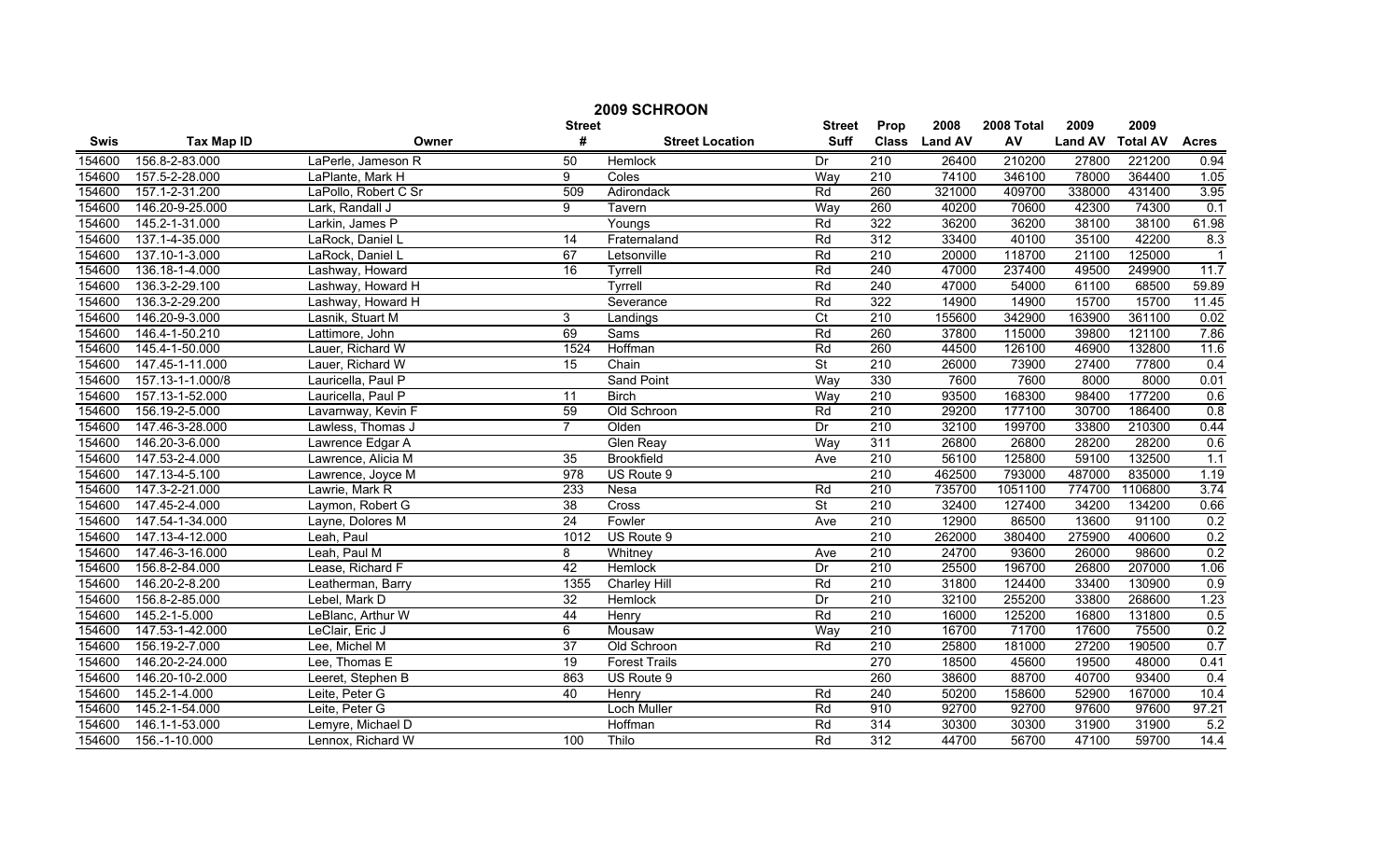# 2009 SCHROON

| Swis | Tax Map ID | Owner | Street # | Street Location | Street Suff | Prop Class | 2008 Land AV | 2008 Total AV | 2009 Land AV | 2009 Total AV | Acres |
|---|---|---|---|---|---|---|---|---|---|---|---|
| 154600 | 156.8-2-83.000 | LaPerle, Jameson R | 50 | Hemlock | Dr | 210 | 26400 | 210200 | 27800 | 221200 | 0.94 |
| 154600 | 157.5-2-28.000 | LaPlante, Mark H | 9 | Coles | Way | 210 | 74100 | 346100 | 78000 | 364400 | 1.05 |
| 154600 | 157.1-2-31.200 | LaPollo, Robert C Sr | 509 | Adirondack | Rd | 260 | 321000 | 409700 | 338000 | 431400 | 3.95 |
| 154600 | 146.20-9-25.000 | Lark, Randall J | 9 | Tavern | Way | 260 | 40200 | 70600 | 42300 | 74300 | 0.1 |
| 154600 | 145.2-1-31.000 | Larkin, James P | | Youngs | Rd | 322 | 36200 | 36200 | 38100 | 38100 | 61.98 |
| 154600 | 137.1-4-35.000 | LaRock, Daniel L | 14 | Fraternaland | Rd | 312 | 33400 | 40100 | 35100 | 42200 | 8.3 |
| 154600 | 137.10-1-3.000 | LaRock, Daniel L | 67 | Letsonville | Rd | 210 | 20000 | 118700 | 21100 | 125000 | 1 |
| 154600 | 136.18-1-4.000 | Lashway, Howard | 16 | Tyrrell | Rd | 240 | 47000 | 237400 | 49500 | 249900 | 11.7 |
| 154600 | 136.3-2-29.100 | Lashway, Howard H | | Tyrrell | Rd | 240 | 47000 | 54000 | 61100 | 68500 | 59.89 |
| 154600 | 136.3-2-29.200 | Lashway, Howard H | | Severance | Rd | 322 | 14900 | 14900 | 15700 | 15700 | 11.45 |
| 154600 | 146.20-9-3.000 | Lasnik, Stuart M | 3 | Landings | Ct | 210 | 155600 | 342900 | 163900 | 361100 | 0.02 |
| 154600 | 146.4-1-50.210 | Lattimore, John | 69 | Sams | Rd | 260 | 37800 | 115000 | 39800 | 121100 | 7.86 |
| 154600 | 145.4-1-50.000 | Lauer, Richard W | 1524 | Hoffman | Rd | 260 | 44500 | 126100 | 46900 | 132800 | 11.6 |
| 154600 | 147.45-1-11.000 | Lauer, Richard W | 15 | Chain | St | 210 | 26000 | 73900 | 27400 | 77800 | 0.4 |
| 154600 | 157.13-1-1.000/8 | Lauricella, Paul P | | Sand Point | Way | 330 | 7600 | 7600 | 8000 | 8000 | 0.01 |
| 154600 | 157.13-1-52.000 | Lauricella, Paul P | 11 | Birch | Way | 210 | 93500 | 168300 | 98400 | 177200 | 0.6 |
| 154600 | 156.19-2-5.000 | Lavarnway, Kevin F | 59 | Old Schroon | Rd | 210 | 29200 | 177100 | 30700 | 186400 | 0.8 |
| 154600 | 147.46-3-28.000 | Lawless, Thomas J | 7 | Olden | Dr | 210 | 32100 | 199700 | 33800 | 210300 | 0.44 |
| 154600 | 146.20-3-6.000 | Lawrence Edgar A | | Glen Reay | Way | 311 | 26800 | 26800 | 28200 | 28200 | 0.6 |
| 154600 | 147.53-2-4.000 | Lawrence, Alicia M | 35 | Brookfield | Ave | 210 | 56100 | 125800 | 59100 | 132500 | 1.1 |
| 154600 | 147.13-4-5.100 | Lawrence, Joyce M | 978 | US Route 9 | | 210 | 462500 | 793000 | 487000 | 835000 | 1.19 |
| 154600 | 147.3-2-21.000 | Lawrie, Mark R | 233 | Nesa | Rd | 210 | 735700 | 1051100 | 774700 | 1106800 | 3.74 |
| 154600 | 147.45-2-4.000 | Laymon, Robert G | 38 | Cross | St | 210 | 32400 | 127400 | 34200 | 134200 | 0.66 |
| 154600 | 147.54-1-34.000 | Layne, Dolores M | 24 | Fowler | Ave | 210 | 12900 | 86500 | 13600 | 91100 | 0.2 |
| 154600 | 147.13-4-12.000 | Leah, Paul | 1012 | US Route 9 | | 210 | 262000 | 380400 | 275900 | 400600 | 0.2 |
| 154600 | 147.46-3-16.000 | Leah, Paul M | 8 | Whitney | Ave | 210 | 24700 | 93600 | 26000 | 98600 | 0.2 |
| 154600 | 156.8-2-84.000 | Lease, Richard F | 42 | Hemlock | Dr | 210 | 25500 | 196700 | 26800 | 207000 | 1.06 |
| 154600 | 146.20-2-8.200 | Leatherman, Barry | 1355 | Charley Hill | Rd | 210 | 31800 | 124400 | 33400 | 130900 | 0.9 |
| 154600 | 156.8-2-85.000 | Lebel, Mark D | 32 | Hemlock | Dr | 210 | 32100 | 255200 | 33800 | 268600 | 1.23 |
| 154600 | 145.2-1-5.000 | LeBlanc, Arthur W | 44 | Henry | Rd | 210 | 16000 | 125200 | 16800 | 131800 | 0.5 |
| 154600 | 147.53-1-42.000 | LeClair, Eric J | 6 | Mousaw | Way | 210 | 16700 | 71700 | 17600 | 75500 | 0.2 |
| 154600 | 156.19-2-7.000 | Lee, Michel M | 37 | Old Schroon | Rd | 210 | 25800 | 181000 | 27200 | 190500 | 0.7 |
| 154600 | 146.20-2-24.000 | Lee, Thomas E | 19 | Forest Trails | | 270 | 18500 | 45600 | 19500 | 48000 | 0.41 |
| 154600 | 146.20-10-2.000 | Leeret, Stephen B | 863 | US Route 9 | | 260 | 38600 | 88700 | 40700 | 93400 | 0.4 |
| 154600 | 145.2-1-4.000 | Leite, Peter G | 40 | Henry | Rd | 240 | 50200 | 158600 | 52900 | 167000 | 10.4 |
| 154600 | 145.2-1-54.000 | Leite, Peter G | | Loch Muller | Rd | 910 | 92700 | 92700 | 97600 | 97600 | 97.21 |
| 154600 | 146.1-1-53.000 | Lemyre, Michael D | | Hoffman | Rd | 314 | 30300 | 30300 | 31900 | 31900 | 5.2 |
| 154600 | 156.-1-10.000 | Lennox, Richard W | 100 | Thilo | Rd | 312 | 44700 | 56700 | 47100 | 59700 | 14.4 |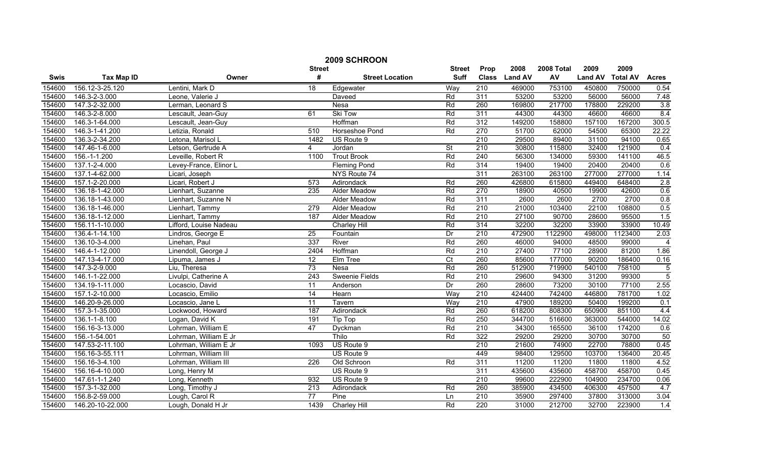# 2009 SCHROON

| Swis | Tax Map ID | Owner | Street # | Street Location | Street Suff | Prop Class | 2008 Land AV | 2008 Total AV | 2009 Land AV | 2009 Total AV | Acres |
|---|---|---|---|---|---|---|---|---|---|---|---|
| 154600 | 156.12-3-25.120 | Lentini, Mark D | 18 | Edgewater | Way | 210 | 469000 | 753100 | 450800 | 750000 | 0.54 |
| 154600 | 146.3-2-3.000 | Leone, Valerie J | | Daveed | Rd | 311 | 53200 | 53200 | 56000 | 56000 | 7.48 |
| 154600 | 147.3-2-32.000 | Lerman, Leonard S | | Nesa | Rd | 260 | 169800 | 217700 | 178800 | 229200 | 3.8 |
| 154600 | 146.3-2-8.000 | Lescault, Jean-Guy | 61 | Ski Tow | Rd | 311 | 44300 | 44300 | 46600 | 46600 | 8.4 |
| 154600 | 146.3-1-64.000 | Lescault, Jean-Guy | | Hoffman | Rd | 312 | 149200 | 158800 | 157100 | 167200 | 300.5 |
| 154600 | 146.3-1-41.200 | Letizia, Ronald | 510 | Horseshoe Pond | Rd | 270 | 51700 | 62000 | 54500 | 65300 | 22.22 |
| 154600 | 136.3-2-34.200 | Letona, Marisol L | 1482 | US Route 9 | | 210 | 29500 | 89400 | 31100 | 94100 | 0.65 |
| 154600 | 147.46-1-6.000 | Letson, Gertrude A | 4 | Jordan | St | 210 | 30800 | 115800 | 32400 | 121900 | 0.4 |
| 154600 | 156.-1-1.200 | Leveille, Robert R | 1100 | Trout Brook | Rd | 240 | 56300 | 134000 | 59300 | 141100 | 46.5 |
| 154600 | 137.1-2-4.000 | Levey-France, Elinor L | | Fleming Pond | Rd | 314 | 19400 | 19400 | 20400 | 20400 | 0.6 |
| 154600 | 137.1-4-62.000 | Licari, Joseph | | NYS Route 74 | | 311 | 263100 | 263100 | 277000 | 277000 | 1.14 |
| 154600 | 157.1-2-20.000 | Licari, Robert J | 573 | Adirondack | Rd | 260 | 426800 | 615800 | 449400 | 648400 | 2.8 |
| 154600 | 136.18-1-42.000 | Lienhart, Suzanne | 235 | Alder Meadow | Rd | 270 | 18900 | 40500 | 19900 | 42600 | 0.6 |
| 154600 | 136.18-1-43.000 | Lienhart, Suzanne N | | Alder Meadow | Rd | 311 | 2600 | 2600 | 2700 | 2700 | 0.8 |
| 154600 | 136.18-1-46.000 | Lienhart, Tammy | 279 | Alder Meadow | Rd | 210 | 21000 | 103400 | 22100 | 108800 | 0.5 |
| 154600 | 136.18-1-12.000 | Lienhart, Tammy | 187 | Alder Meadow | Rd | 210 | 27100 | 90700 | 28600 | 95500 | 1.5 |
| 154600 | 156.11-1-10.000 | Lifford, Louise Nadeau | | Charley Hill | Rd | 314 | 32200 | 32200 | 33900 | 33900 | 10.49 |
| 154600 | 136.4-1-14.100 | Lindros, George E | 25 | Fountain | Dr | 210 | 472900 | 1122900 | 498000 | 1123400 | 2.03 |
| 154600 | 136.10-3-4.000 | Linehan, Paul | 337 | River | Rd | 260 | 46000 | 94000 | 48500 | 99000 | 4 |
| 154600 | 146.4-1-12.000 | Linendoll, George J | 2404 | Hoffman | Rd | 210 | 27400 | 77100 | 28900 | 81200 | 1.86 |
| 154600 | 147.13-4-17.000 | Lipuma, James J | 12 | Elm Tree | Ct | 260 | 85600 | 177000 | 90200 | 186400 | 0.16 |
| 154600 | 147.3-2-9.000 | Liu, Theresa | 73 | Nesa | Rd | 260 | 512900 | 719900 | 540100 | 758100 | 5 |
| 154600 | 146.1-1-22.000 | Livulpi, Catherine A | 243 | Sweenie Fields | Rd | 210 | 29600 | 94300 | 31200 | 99300 | 5 |
| 154600 | 134.19-1-11.000 | Locascio, David | 11 | Anderson | Dr | 260 | 28600 | 73200 | 30100 | 77100 | 2.55 |
| 154600 | 157.1-2-10.000 | Locascio, Emilio | 14 | Hearn | Way | 210 | 424400 | 742400 | 446800 | 781700 | 1.02 |
| 154600 | 146.20-9-26.000 | Locascio, Jane L | 11 | Tavern | Way | 210 | 47900 | 189200 | 50400 | 199200 | 0.1 |
| 154600 | 157.3-1-35.000 | Lockwood, Howard | 187 | Adirondack | Rd | 260 | 618200 | 808300 | 650900 | 851100 | 4.4 |
| 154600 | 136.1-1-8.100 | Logan, David K | 191 | Tip Top | Rd | 250 | 344700 | 516600 | 363000 | 544000 | 14.02 |
| 154600 | 156.16-3-13.000 | Lohrman, William E | 47 | Dyckman | Rd | 210 | 34300 | 165500 | 36100 | 174200 | 0.6 |
| 154600 | 156.-1-54.001 | Lohrman, William E Jr | | Thilo | Rd | 322 | 29200 | 29200 | 30700 | 30700 | 50 |
| 154600 | 147.53-2-11.100 | Lohrman, William E Jr | 1093 | US Route 9 | | 210 | 21600 | 74900 | 22700 | 78800 | 0.45 |
| 154600 | 156.16-3-55.111 | Lohrman, William III | | US Route 9 | | 449 | 98400 | 129500 | 103700 | 136400 | 20.45 |
| 154600 | 156.16-3-4.100 | Lohrman, William III | 226 | Old Schroon | Rd | 311 | 11200 | 11200 | 11800 | 11800 | 4.52 |
| 154600 | 156.16-4-10.000 | Long, Henry M | | US Route 9 | | 311 | 435600 | 435600 | 458700 | 458700 | 0.45 |
| 154600 | 147.61-1-1.240 | Long, Kenneth | 932 | US Route 9 | | 210 | 99600 | 222900 | 104900 | 234700 | 0.06 |
| 154600 | 157.3-1-32.000 | Long, Timothy J | 213 | Adirondack | Rd | 260 | 385900 | 434500 | 406300 | 457500 | 4.7 |
| 154600 | 156.8-2-59.000 | Lough, Carol R | 77 | Pine | Ln | 210 | 35900 | 297400 | 37800 | 313000 | 3.04 |
| 154600 | 146.20-10-22.000 | Lough, Donald H Jr | 1439 | Charley Hill | Rd | 220 | 31000 | 212700 | 32700 | 223900 | 1.4 |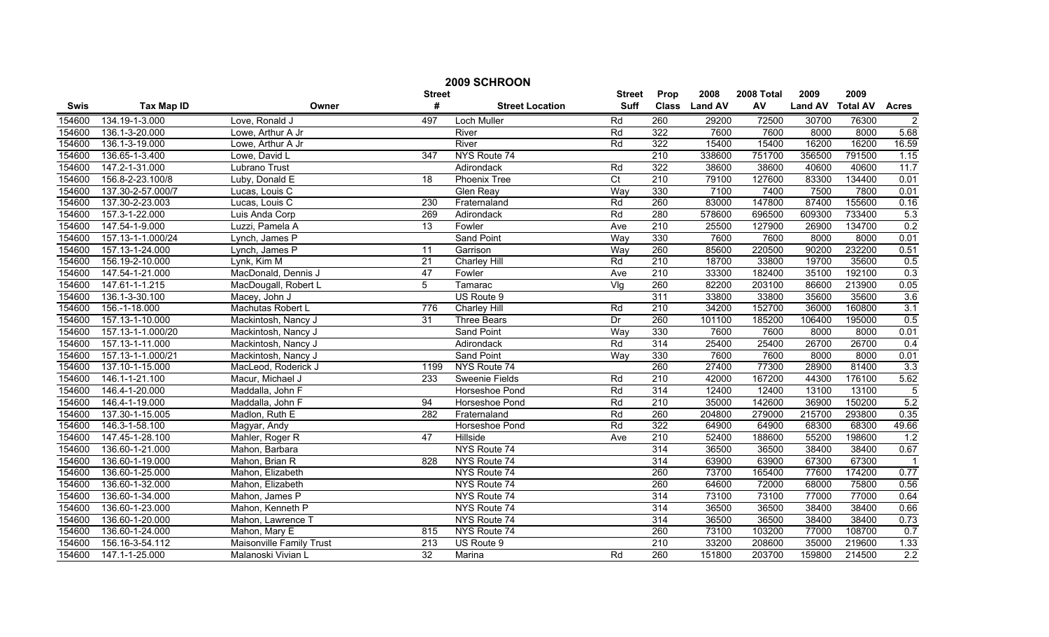# 2009 SCHROON

| Swis | Tax Map ID | Owner | Street # | Street Location | Street Suff | Prop Class | 2008 Land AV | 2008 Total AV | 2009 Land AV | 2009 Total AV | Acres |
|---|---|---|---|---|---|---|---|---|---|---|---|
| 154600 | 134.19-1-3.000 | Love, Ronald J | 497 | Loch Muller | Rd | 260 | 29200 | 72500 | 30700 | 76300 | 2 |
| 154600 | 136.1-3-20.000 | Lowe, Arthur A Jr | | River | Rd | 322 | 7600 | 7600 | 8000 | 8000 | 5.68 |
| 154600 | 136.1-3-19.000 | Lowe, Arthur A Jr | | River | Rd | 322 | 15400 | 15400 | 16200 | 16200 | 16.59 |
| 154600 | 136.65-1-3.400 | Lowe, David L | 347 | NYS Route 74 | | 210 | 338600 | 751700 | 356500 | 791500 | 1.15 |
| 154600 | 147.2-1-31.000 | Lubrano Trust | | Adirondack | Rd | 322 | 38600 | 38600 | 40600 | 40600 | 11.7 |
| 154600 | 156.8-2-23.100/8 | Luby, Donald E | 18 | Phoenix Tree | Ct | 210 | 79100 | 127600 | 83300 | 134400 | 0.01 |
| 154600 | 137.30-2-57.000/7 | Lucas, Louis C | | Glen Reay | Way | 330 | 7100 | 7400 | 7500 | 7800 | 0.01 |
| 154600 | 137.30-2-23.003 | Lucas, Louis C | 230 | Fraternaland | Rd | 260 | 83000 | 147800 | 87400 | 155600 | 0.16 |
| 154600 | 157.3-1-22.000 | Luis Anda Corp | 269 | Adirondack | Rd | 280 | 578600 | 696500 | 609300 | 733400 | 5.3 |
| 154600 | 147.54-1-9.000 | Luzzi, Pamela A | 13 | Fowler | Ave | 210 | 25500 | 127900 | 26900 | 134700 | 0.2 |
| 154600 | 157.13-1-1.000/24 | Lynch, James P | | Sand Point | Way | 330 | 7600 | 7600 | 8000 | 8000 | 0.01 |
| 154600 | 157.13-1-24.000 | Lynch, James P | 11 | Garrison | Way | 260 | 85600 | 220500 | 90200 | 232200 | 0.51 |
| 154600 | 156.19-2-10.000 | Lynk, Kim M | 21 | Charley Hill | Rd | 210 | 18700 | 33800 | 19700 | 35600 | 0.5 |
| 154600 | 147.54-1-21.000 | MacDonald, Dennis J | 47 | Fowler | Ave | 210 | 33300 | 182400 | 35100 | 192100 | 0.3 |
| 154600 | 147.61-1-1.215 | MacDougall, Robert L | 5 | Tamarac | Vlg | 260 | 82200 | 203100 | 86600 | 213900 | 0.05 |
| 154600 | 136.1-3-30.100 | Macey, John J | | US Route 9 | | 311 | 33800 | 33800 | 35600 | 35600 | 3.6 |
| 154600 | 156.-1-18.000 | Machutas Robert L | 776 | Charley Hill | Rd | 210 | 34200 | 152700 | 36000 | 160800 | 3.1 |
| 154600 | 157.13-1-10.000 | Mackintosh, Nancy J | 31 | Three Bears | Dr | 260 | 101100 | 185200 | 106400 | 195000 | 0.5 |
| 154600 | 157.13-1-1.000/20 | Mackintosh, Nancy J | | Sand Point | Way | 330 | 7600 | 7600 | 8000 | 8000 | 0.01 |
| 154600 | 157.13-1-11.000 | Mackintosh, Nancy J | | Adirondack | Rd | 314 | 25400 | 25400 | 26700 | 26700 | 0.4 |
| 154600 | 157.13-1-1.000/21 | Mackintosh, Nancy J | | Sand Point | Way | 330 | 7600 | 7600 | 8000 | 8000 | 0.01 |
| 154600 | 137.10-1-15.000 | MacLeod, Roderick J | 1199 | NYS Route 74 | | 260 | 27400 | 77300 | 28900 | 81400 | 3.3 |
| 154600 | 146.1-1-21.100 | Macur, Michael J | 233 | Sweenie Fields | Rd | 210 | 42000 | 167200 | 44300 | 176100 | 5.62 |
| 154600 | 146.4-1-20.000 | Maddalla, John F | | Horseshoe Pond | Rd | 314 | 12400 | 12400 | 13100 | 13100 | 5 |
| 154600 | 146.4-1-19.000 | Maddalla, John F | 94 | Horseshoe Pond | Rd | 210 | 35000 | 142600 | 36900 | 150200 | 5.2 |
| 154600 | 137.30-1-15.005 | Madlon, Ruth E | 282 | Fraternaland | Rd | 260 | 204800 | 279000 | 215700 | 293800 | 0.35 |
| 154600 | 146.3-1-58.100 | Magyar, Andy | | Horseshoe Pond | Rd | 322 | 64900 | 64900 | 68300 | 68300 | 49.66 |
| 154600 | 147.45-1-28.100 | Mahler, Roger R | 47 | Hillside | Ave | 210 | 52400 | 188600 | 55200 | 198600 | 1.2 |
| 154600 | 136.60-1-21.000 | Mahon, Barbara | | NYS Route 74 | | 314 | 36500 | 36500 | 38400 | 38400 | 0.67 |
| 154600 | 136.60-1-19.000 | Mahon, Brian R | 828 | NYS Route 74 | | 314 | 63900 | 63900 | 67300 | 67300 | 1 |
| 154600 | 136.60-1-25.000 | Mahon, Elizabeth | | NYS Route 74 | | 260 | 73700 | 165400 | 77600 | 174200 | 0.77 |
| 154600 | 136.60-1-32.000 | Mahon, Elizabeth | | NYS Route 74 | | 260 | 64600 | 72000 | 68000 | 75800 | 0.56 |
| 154600 | 136.60-1-34.000 | Mahon, James P | | NYS Route 74 | | 314 | 73100 | 73100 | 77000 | 77000 | 0.64 |
| 154600 | 136.60-1-23.000 | Mahon, Kenneth P | | NYS Route 74 | | 314 | 36500 | 36500 | 38400 | 38400 | 0.66 |
| 154600 | 136.60-1-20.000 | Mahon, Lawrence T | | NYS Route 74 | | 314 | 36500 | 36500 | 38400 | 38400 | 0.73 |
| 154600 | 136.60-1-24.000 | Mahon, Mary E | 815 | NYS Route 74 | | 260 | 73100 | 103200 | 77000 | 108700 | 0.7 |
| 154600 | 156.16-3-54.112 | Maisonville Family Trust | 213 | US Route 9 | | 210 | 33200 | 208600 | 35000 | 219600 | 1.33 |
| 154600 | 147.1-1-25.000 | Malanoski Vivian L | 32 | Marina | Rd | 260 | 151800 | 203700 | 159800 | 214500 | 2.2 |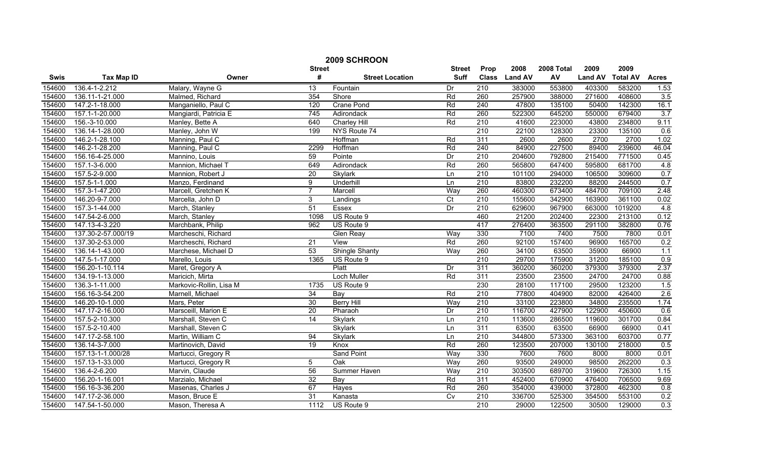# 2009 SCHROON

| Swis | Tax Map ID | Owner | Street # | Street Location | Street Suff | Prop Class | 2008 Land AV | 2008 Total AV | 2009 Land AV | 2009 Total AV | Acres |
|---|---|---|---|---|---|---|---|---|---|---|---|
| 154600 | 136.4-1-2.212 | Malary, Wayne G | 13 | Fountain | Dr | 210 | 383000 | 553800 | 403300 | 583200 | 1.53 |
| 154600 | 136.11-1-21.000 | Malmed, Richard | 354 | Shore | Rd | 260 | 257900 | 388000 | 271600 | 408600 | 3.5 |
| 154600 | 147.2-1-18.000 | Manganiello, Paul C | 120 | Crane Pond | Rd | 240 | 47800 | 135100 | 50400 | 142300 | 16.1 |
| 154600 | 157.1-1-20.000 | Mangiardi, Patricia E | 745 | Adirondack | Rd | 260 | 522300 | 645200 | 550000 | 679400 | 3.7 |
| 154600 | 156.-3-10.000 | Manley, Bette A | 640 | Charley Hill | Rd | 210 | 41600 | 223000 | 43800 | 234800 | 9.11 |
| 154600 | 136.14-1-28.000 | Manley, John W | 199 | NYS Route 74 | | 210 | 22100 | 128300 | 23300 | 135100 | 0.6 |
| 154600 | 146.2-1-28.100 | Manning, Paul C | | Hoffman | Rd | 311 | 2600 | 2600 | 2700 | 2700 | 1.02 |
| 154600 | 146.2-1-28.200 | Manning, Paul C | 2299 | Hoffman | Rd | 240 | 84900 | 227500 | 89400 | 239600 | 46.04 |
| 154600 | 156.16-4-25.000 | Mannino, Louis | 59 | Pointe | Dr | 210 | 204600 | 792800 | 215400 | 771500 | 0.45 |
| 154600 | 157.1-3-6.000 | Mannion, Michael T | 649 | Adirondack | Rd | 260 | 565800 | 647400 | 595800 | 681700 | 4.8 |
| 154600 | 157.5-2-9.000 | Mannion, Robert J | 20 | Skylark | Ln | 210 | 101100 | 294000 | 106500 | 309600 | 0.7 |
| 154600 | 157.5-1-1.000 | Manzo, Ferdinand | 9 | Underhill | Ln | 210 | 83800 | 232200 | 88200 | 244500 | 0.7 |
| 154600 | 157.3-1-47.200 | Marcell, Gretchen K | 7 | Marcell | Way | 260 | 460300 | 673400 | 484700 | 709100 | 2.48 |
| 154600 | 146.20-9-7.000 | Marcella, John D | 3 | Landings | Ct | 210 | 155600 | 342900 | 163900 | 361100 | 0.02 |
| 154600 | 157.3-1-44.000 | March, Stanley | 51 | Essex | Dr | 210 | 629600 | 967900 | 663000 | 1019200 | 4.8 |
| 154600 | 147.54-2-6.000 | March, Stanley | 1098 | US Route 9 | | 460 | 21200 | 202400 | 22300 | 213100 | 0.12 |
| 154600 | 147.13-4-3.220 | Marchbank, Philip | 962 | US Route 9 | | 417 | 276400 | 363500 | 291100 | 382800 | 0.76 |
| 154600 | 137.30-2-57.000/19 | Marcheschi, Richard | | Glen Reay | Way | 330 | 7100 | 7400 | 7500 | 7800 | 0.01 |
| 154600 | 137.30-2-53.000 | Marcheschi, Richard | 21 | View | Rd | 260 | 92100 | 157400 | 96900 | 165700 | 0.2 |
| 154600 | 136.14-1-43.000 | Marchese, Michael D | 53 | Shingle Shanty | Way | 260 | 34100 | 63500 | 35900 | 66900 | 1.1 |
| 154600 | 147.5-1-17.000 | Marello, Louis | 1365 | US Route 9 | | 210 | 29700 | 175900 | 31200 | 185100 | 0.9 |
| 154600 | 156.20-1-10.114 | Maret, Gregory A | | Platt | Dr | 311 | 360200 | 360200 | 379300 | 379300 | 2.37 |
| 154600 | 134.19-1-13.000 | Maricich, Mirta | | Loch Muller | Rd | 311 | 23500 | 23500 | 24700 | 24700 | 0.88 |
| 154600 | 136.3-1-11.000 | Markovic-Rollin, Lisa M | 1735 | US Route 9 | | 230 | 28100 | 117100 | 29500 | 123200 | 1.5 |
| 154600 | 156.16-3-54.200 | Marnell, Michael | 34 | Bay | Rd | 210 | 77800 | 404900 | 82000 | 426400 | 2.6 |
| 154600 | 146.20-10-1.000 | Mars, Peter | 30 | Berry Hill | Way | 210 | 33100 | 223800 | 34800 | 235500 | 1.74 |
| 154600 | 147.17-2-16.000 | Marsceill, Marion E | 20 | Pharaoh | Dr | 210 | 116700 | 427900 | 122900 | 450600 | 0.6 |
| 154600 | 157.5-2-10.300 | Marshall, Steven C | 14 | Skylark | Ln | 210 | 113600 | 286500 | 119600 | 301700 | 0.84 |
| 154600 | 157.5-2-10.400 | Marshall, Steven C | | Skylark | Ln | 311 | 63500 | 63500 | 66900 | 66900 | 0.41 |
| 154600 | 147.17-2-58.100 | Martin, William C | 94 | Skylark | Ln | 210 | 344800 | 573300 | 363100 | 603700 | 0.77 |
| 154600 | 136.14-3-7.000 | Martinovich, David | 19 | Knox | Rd | 260 | 123500 | 207000 | 130100 | 218000 | 0.5 |
| 154600 | 157.13-1-1.000/28 | Martucci, Gregory R | | Sand Point | Way | 330 | 7600 | 7600 | 8000 | 8000 | 0.01 |
| 154600 | 157.13-1-33.000 | Martucci, Gregory R | 5 | Oak | Way | 260 | 93500 | 249000 | 98500 | 262200 | 0.3 |
| 154600 | 136.4-2-6.200 | Marvin, Claude | 56 | Summer Haven | Way | 210 | 303500 | 689700 | 319600 | 726300 | 1.15 |
| 154600 | 156.20-1-16.001 | Marzialo, Michael | 32 | Bay | Rd | 311 | 452400 | 670900 | 476400 | 706500 | 9.69 |
| 154600 | 156.16-3-36.200 | Masenas, Charles J | 67 | Hayes | Rd | 260 | 354000 | 439000 | 372800 | 462300 | 0.8 |
| 154600 | 147.17-2-36.000 | Mason, Bruce E | 31 | Kanasta | Cv | 210 | 336700 | 525300 | 354500 | 553100 | 0.2 |
| 154600 | 147.54-1-50.000 | Mason, Theresa A | 1112 | US Route 9 | | 210 | 29000 | 122500 | 30500 | 129000 | 0.3 |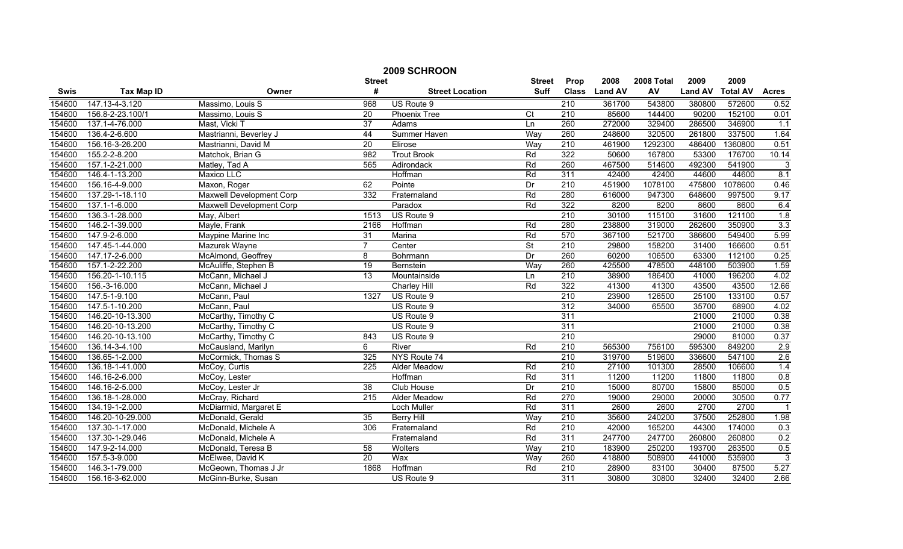# 2009 SCHROON

| Swis | Tax Map ID | Owner | Street # | Street Location | Street Suff | Prop Class | 2008 Land AV | 2008 Total AV | 2009 Land AV | 2009 Total AV | Acres |
|---|---|---|---|---|---|---|---|---|---|---|---|
| 154600 | 147.13-4-3.120 | Massimo, Louis S | 968 | US Route 9 | | 210 | 361700 | 543800 | 380800 | 572600 | 0.52 |
| 154600 | 156.8-2-23.100/1 | Massimo, Louis S | 20 | Phoenix Tree | Ct | 210 | 85600 | 144400 | 90200 | 152100 | 0.01 |
| 154600 | 137.1-4-76.000 | Mast, Vicki T | 37 | Adams | Ln | 260 | 272000 | 329400 | 286500 | 346900 | 1.1 |
| 154600 | 136.4-2-6.600 | Mastrianni, Beverley J | 44 | Summer Haven | Way | 260 | 248600 | 320500 | 261800 | 337500 | 1.64 |
| 154600 | 156.16-3-26.200 | Mastrianni, David M | 20 | Elirose | Way | 210 | 461900 | 1292300 | 486400 | 1360800 | 0.51 |
| 154600 | 155.2-2-8.200 | Matchok, Brian G | 982 | Trout Brook | Rd | 322 | 50600 | 167800 | 53300 | 176700 | 10.14 |
| 154600 | 157.1-2-21.000 | Matley, Tad A | 565 | Adirondack | Rd | 260 | 467500 | 514600 | 492300 | 541900 | 3 |
| 154600 | 146.4-1-13.200 | Maxico LLC | | Hoffman | Rd | 311 | 42400 | 42400 | 44600 | 44600 | 8.1 |
| 154600 | 156.16-4-9.000 | Maxon, Roger | 62 | Pointe | Dr | 210 | 451900 | 1078100 | 475800 | 1078600 | 0.46 |
| 154600 | 137.29-1-18.110 | Maxwell Development Corp | 332 | Fraternaland | Rd | 280 | 616000 | 947300 | 648600 | 997500 | 9.17 |
| 154600 | 137.1-1-6.000 | Maxwell Development Corp | | Paradox | Rd | 322 | 8200 | 8200 | 8600 | 8600 | 6.4 |
| 154600 | 136.3-1-28.000 | May, Albert | 1513 | US Route 9 | | 210 | 30100 | 115100 | 31600 | 121100 | 1.8 |
| 154600 | 146.2-1-39.000 | Mayle, Frank | 2166 | Hoffman | Rd | 280 | 238800 | 319000 | 262600 | 350900 | 3.3 |
| 154600 | 147.9-2-6.000 | Maypine Marine Inc | 31 | Marina | Rd | 570 | 367100 | 521700 | 386600 | 549400 | 5.99 |
| 154600 | 147.45-1-44.000 | Mazurek Wayne | 7 | Center | St | 210 | 29800 | 158200 | 31400 | 166600 | 0.51 |
| 154600 | 147.17-2-6.000 | McAlmond, Geoffrey | 8 | Bohrmann | Dr | 260 | 60200 | 106500 | 63300 | 112100 | 0.25 |
| 154600 | 157.1-2-22.200 | McAuliffe, Stephen B | 19 | Bernstein | Way | 260 | 425500 | 478500 | 448100 | 503900 | 1.59 |
| 154600 | 156.20-1-10.115 | McCann, Michael J | 13 | Mountainside | Ln | 210 | 38900 | 186400 | 41000 | 196200 | 4.02 |
| 154600 | 156.-3-16.000 | McCann, Michael J | | Charley Hill | Rd | 322 | 41300 | 41300 | 43500 | 43500 | 12.66 |
| 154600 | 147.5-1-9.100 | McCann, Paul | 1327 | US Route 9 | | 210 | 23900 | 126500 | 25100 | 133100 | 0.57 |
| 154600 | 147.5-1-10.200 | McCann, Paul | | US Route 9 | | 312 | 34000 | 65500 | 35700 | 68900 | 4.02 |
| 154600 | 146.20-10-13.300 | McCarthy, Timothy C | | US Route 9 | | 311 | | | 21000 | 21000 | 0.38 |
| 154600 | 146.20-10-13.200 | McCarthy, Timothy C | | US Route 9 | | 311 | | | 21000 | 21000 | 0.38 |
| 154600 | 146.20-10-13.100 | McCarthy, Timothy C | 843 | US Route 9 | | 210 | | | 29000 | 81000 | 0.37 |
| 154600 | 136.14-3-4.100 | McCausland, Marilyn | 6 | River | Rd | 210 | 565300 | 756100 | 595300 | 849200 | 2.9 |
| 154600 | 136.65-1-2.000 | McCormick, Thomas S | 325 | NYS Route 74 | | 210 | 319700 | 519600 | 336600 | 547100 | 2.6 |
| 154600 | 136.18-1-41.000 | McCoy, Curtis | 225 | Alder Meadow | Rd | 210 | 27100 | 101300 | 28500 | 106600 | 1.4 |
| 154600 | 146.16-2-6.000 | McCoy, Lester | | Hoffman | Rd | 311 | 11200 | 11200 | 11800 | 11800 | 0.8 |
| 154600 | 146.16-2-5.000 | McCoy, Lester Jr | 38 | Club House | Dr | 210 | 15000 | 80700 | 15800 | 85000 | 0.5 |
| 154600 | 136.18-1-28.000 | McCray, Richard | 215 | Alder Meadow | Rd | 270 | 19000 | 29000 | 20000 | 30500 | 0.77 |
| 154600 | 134.19-1-2.000 | McDiarmid, Margaret E | | Loch Muller | Rd | 311 | 2600 | 2600 | 2700 | 2700 | 1 |
| 154600 | 146.20-10-29.000 | McDonald, Gerald | 35 | Berry Hill | Way | 210 | 35600 | 240200 | 37500 | 252800 | 1.98 |
| 154600 | 137.30-1-17.000 | McDonald, Michele A | 306 | Fraternaland | Rd | 210 | 42000 | 165200 | 44300 | 174000 | 0.3 |
| 154600 | 137.30-1-29.046 | McDonald, Michele A | | Fraternaland | Rd | 311 | 247700 | 247700 | 260800 | 260800 | 0.2 |
| 154600 | 147.9-2-14.000 | McDonald, Teresa B | 58 | Wolters | Way | 210 | 183900 | 250200 | 193700 | 263500 | 0.5 |
| 154600 | 157.5-3-9.000 | McElwee, David K | 20 | Wax | Way | 260 | 418800 | 508900 | 441000 | 535900 | 3 |
| 154600 | 146.3-1-79.000 | McGeown, Thomas J Jr | 1868 | Hoffman | Rd | 210 | 28900 | 83100 | 30400 | 87500 | 5.27 |
| 154600 | 156.16-3-62.000 | McGinn-Burke, Susan | | US Route 9 | | 311 | 30800 | 30800 | 32400 | 32400 | 2.66 |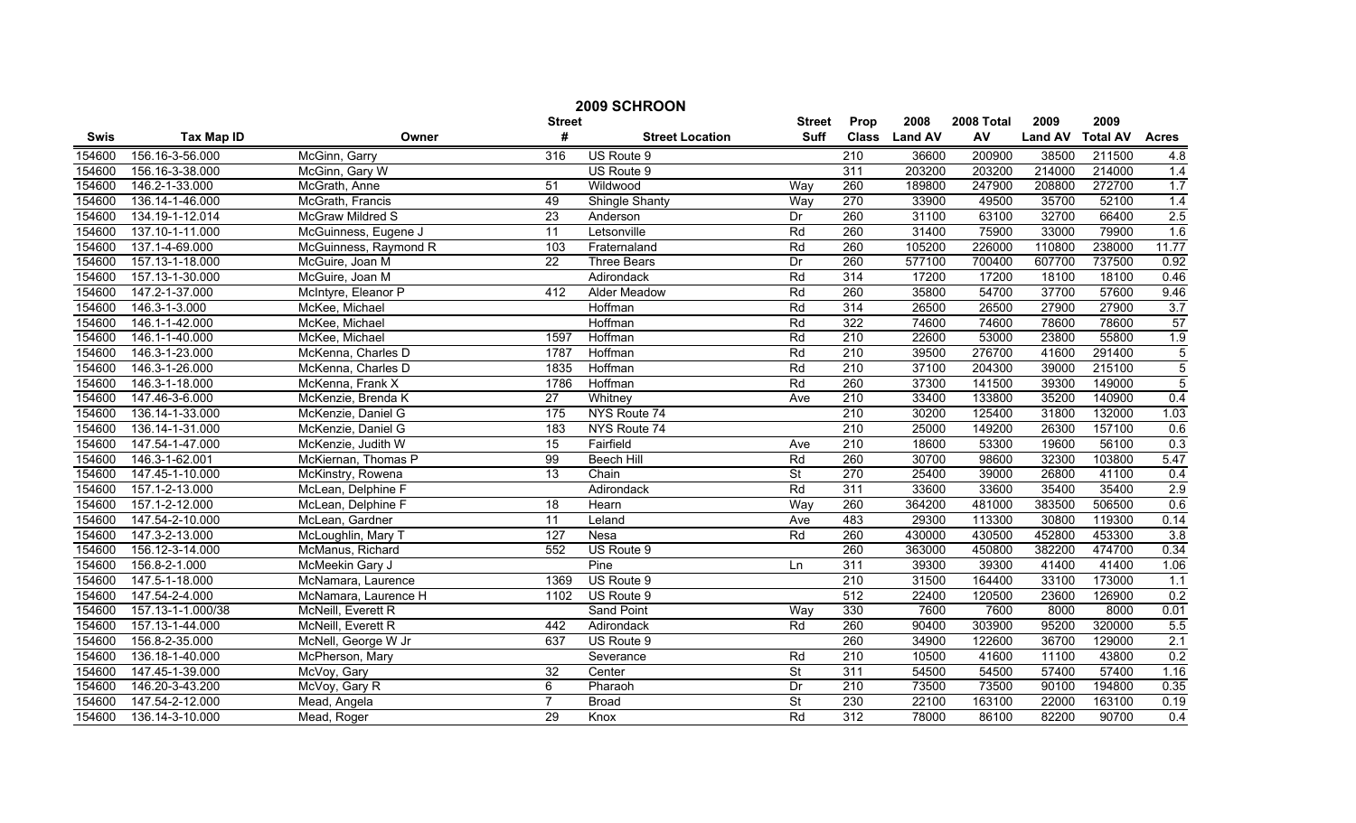# 2009 SCHROON

| Swis | Tax Map ID | Owner | Street # | Street Location | Street Suff | Prop Class | 2008 Land AV | 2008 Total AV | 2009 Land AV | 2009 Total AV | Acres |
|---|---|---|---|---|---|---|---|---|---|---|---|
| 154600 | 156.16-3-56.000 | McGinn, Garry | 316 | US Route 9 | | 210 | 36600 | 200900 | 38500 | 211500 | 4.8 |
| 154600 | 156.16-3-38.000 | McGinn, Gary W | | US Route 9 | | 311 | 203200 | 203200 | 214000 | 214000 | 1.4 |
| 154600 | 146.2-1-33.000 | McGrath, Anne | 51 | Wildwood | Way | 260 | 189800 | 247900 | 208800 | 272700 | 1.7 |
| 154600 | 136.14-1-46.000 | McGrath, Francis | 49 | Shingle Shanty | Way | 270 | 33900 | 49500 | 35700 | 52100 | 1.4 |
| 154600 | 134.19-1-12.014 | McGraw Mildred S | 23 | Anderson | Dr | 260 | 31100 | 63100 | 32700 | 66400 | 2.5 |
| 154600 | 137.10-1-11.000 | McGuinness, Eugene J | 11 | Letsonville | Rd | 260 | 31400 | 75900 | 33000 | 79900 | 1.6 |
| 154600 | 137.1-4-69.000 | McGuinness, Raymond R | 103 | Fraternaland | Rd | 260 | 105200 | 226000 | 110800 | 238000 | 11.77 |
| 154600 | 157.13-1-18.000 | McGuire, Joan M | 22 | Three Bears | Dr | 260 | 577100 | 700400 | 607700 | 737500 | 0.92 |
| 154600 | 157.13-1-30.000 | McGuire, Joan M | | Adirondack | Rd | 314 | 17200 | 17200 | 18100 | 18100 | 0.46 |
| 154600 | 147.2-1-37.000 | McIntyre, Eleanor P | 412 | Alder Meadow | Rd | 260 | 35800 | 54700 | 37700 | 57600 | 9.46 |
| 154600 | 146.3-1-3.000 | McKee, Michael | | Hoffman | Rd | 314 | 26500 | 26500 | 27900 | 27900 | 3.7 |
| 154600 | 146.1-1-42.000 | McKee, Michael | | Hoffman | Rd | 322 | 74600 | 74600 | 78600 | 78600 | 57 |
| 154600 | 146.1-1-40.000 | McKee, Michael | 1597 | Hoffman | Rd | 210 | 22600 | 53000 | 23800 | 55800 | 1.9 |
| 154600 | 146.3-1-23.000 | McKenna, Charles D | 1787 | Hoffman | Rd | 210 | 39500 | 276700 | 41600 | 291400 | 5 |
| 154600 | 146.3-1-26.000 | McKenna, Charles D | 1835 | Hoffman | Rd | 210 | 37100 | 204300 | 39000 | 215100 | 5 |
| 154600 | 146.3-1-18.000 | McKenna, Frank X | 1786 | Hoffman | Rd | 260 | 37300 | 141500 | 39300 | 149000 | 5 |
| 154600 | 147.46-3-6.000 | McKenzie, Brenda K | 27 | Whitney | Ave | 210 | 33400 | 133800 | 35200 | 140900 | 0.4 |
| 154600 | 136.14-1-33.000 | McKenzie, Daniel G | 175 | NYS Route 74 | | 210 | 30200 | 125400 | 31800 | 132000 | 1.03 |
| 154600 | 136.14-1-31.000 | McKenzie, Daniel G | 183 | NYS Route 74 | | 210 | 25000 | 149200 | 26300 | 157100 | 0.6 |
| 154600 | 147.54-1-47.000 | McKenzie, Judith W | 15 | Fairfield | Ave | 210 | 18600 | 53300 | 19600 | 56100 | 0.3 |
| 154600 | 146.3-1-62.001 | McKiernan, Thomas P | 99 | Beech Hill | Rd | 260 | 30700 | 98600 | 32300 | 103800 | 5.47 |
| 154600 | 147.45-1-10.000 | McKinstry, Rowena | 13 | Chain | St | 270 | 25400 | 39000 | 26800 | 41100 | 0.4 |
| 154600 | 157.1-2-13.000 | McLean, Delphine F | | Adirondack | Rd | 311 | 33600 | 33600 | 35400 | 35400 | 2.9 |
| 154600 | 157.1-2-12.000 | McLean, Delphine F | 18 | Hearn | Way | 260 | 364200 | 481000 | 383500 | 506500 | 0.6 |
| 154600 | 147.54-2-10.000 | McLean, Gardner | 11 | Leland | Ave | 483 | 29300 | 113300 | 30800 | 119300 | 0.14 |
| 154600 | 147.3-2-13.000 | McLoughlin, Mary T | 127 | Nesa | Rd | 260 | 430000 | 430500 | 452800 | 453300 | 3.8 |
| 154600 | 156.12-3-14.000 | McManus, Richard | 552 | US Route 9 | | 260 | 363000 | 450800 | 382200 | 474700 | 0.34 |
| 154600 | 156.8-2-1.000 | McMeekin Gary J | | Pine | Ln | 311 | 39300 | 39300 | 41400 | 41400 | 1.06 |
| 154600 | 147.5-1-18.000 | McNamara, Laurence | 1369 | US Route 9 | | 210 | 31500 | 164400 | 33100 | 173000 | 1.1 |
| 154600 | 147.54-2-4.000 | McNamara, Laurence H | 1102 | US Route 9 | | 512 | 22400 | 120500 | 23600 | 126900 | 0.2 |
| 154600 | 157.13-1-1.000/38 | McNeill, Everett R | | Sand Point | Way | 330 | 7600 | 7600 | 8000 | 8000 | 0.01 |
| 154600 | 157.13-1-44.000 | McNeill, Everett R | 442 | Adirondack | Rd | 260 | 90400 | 303900 | 95200 | 320000 | 5.5 |
| 154600 | 156.8-2-35.000 | McNell, George W Jr | 637 | US Route 9 | | 260 | 34900 | 122600 | 36700 | 129000 | 2.1 |
| 154600 | 136.18-1-40.000 | McPherson, Mary | | Severance | Rd | 210 | 10500 | 41600 | 11100 | 43800 | 0.2 |
| 154600 | 147.45-1-39.000 | McVoy, Gary | 32 | Center | St | 311 | 54500 | 54500 | 57400 | 57400 | 1.16 |
| 154600 | 146.20-3-43.200 | McVoy, Gary R | 6 | Pharaoh | Dr | 210 | 73500 | 73500 | 90100 | 194800 | 0.35 |
| 154600 | 147.54-2-12.000 | Mead, Angela | 7 | Broad | St | 230 | 22100 | 163100 | 22000 | 163100 | 0.19 |
| 154600 | 136.14-3-10.000 | Mead, Roger | 29 | Knox | Rd | 312 | 78000 | 86100 | 82200 | 90700 | 0.4 |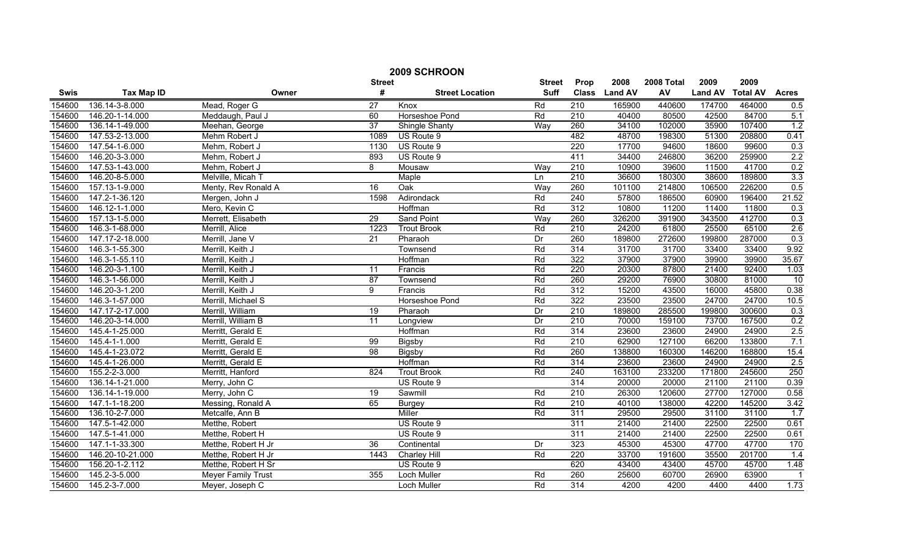# 2009 SCHROON

| Swis | Tax Map ID | Owner | Street # | Street Location | Street Suff | Prop Class | 2008 Land AV | 2008 Total AV | 2009 Land AV | 2009 Total AV | Acres |
|---|---|---|---|---|---|---|---|---|---|---|---|
| 154600 | 136.14-3-8.000 | Mead, Roger G | 27 | Knox | Rd | 210 | 165900 | 440600 | 174700 | 464000 | 0.5 |
| 154600 | 146.20-1-14.000 | Meddaugh, Paul J | 60 | Horseshoe Pond | Rd | 210 | 40400 | 80500 | 42500 | 84700 | 5.1 |
| 154600 | 136.14-1-49.000 | Meehan, George | 37 | Shingle Shanty | Way | 260 | 34100 | 102000 | 35900 | 107400 | 1.2 |
| 154600 | 147.53-2-13.000 | Mehm Robert J | 1089 | US Route 9 | | 482 | 48700 | 198300 | 51300 | 208800 | 0.41 |
| 154600 | 147.54-1-6.000 | Mehm, Robert J | 1130 | US Route 9 | | 220 | 17700 | 94600 | 18600 | 99600 | 0.3 |
| 154600 | 146.20-3-3.000 | Mehm, Robert J | 893 | US Route 9 | | 411 | 34400 | 246800 | 36200 | 259900 | 2.2 |
| 154600 | 147.53-1-43.000 | Mehm, Robert J | 8 | Mousaw | Way | 210 | 10900 | 39600 | 11500 | 41700 | 0.2 |
| 154600 | 146.20-8-5.000 | Melville, Micah T | | Maple | Ln | 210 | 36600 | 180300 | 38600 | 189800 | 3.3 |
| 154600 | 157.13-1-9.000 | Menty, Rev Ronald A | 16 | Oak | Way | 260 | 101100 | 214800 | 106500 | 226200 | 0.5 |
| 154600 | 147.2-1-36.120 | Mergen, John J | 1598 | Adirondack | Rd | 240 | 57800 | 186500 | 60900 | 196400 | 21.52 |
| 154600 | 146.12-1-1.000 | Mero, Kevin C | | Hoffman | Rd | 312 | 10800 | 11200 | 11400 | 11800 | 0.3 |
| 154600 | 157.13-1-5.000 | Merrett, Elisabeth | 29 | Sand Point | Way | 260 | 326200 | 391900 | 343500 | 412700 | 0.3 |
| 154600 | 146.3-1-68.000 | Merrill, Alice | 1223 | Trout Brook | Rd | 210 | 24200 | 61800 | 25500 | 65100 | 2.6 |
| 154600 | 147.17-2-18.000 | Merrill, Jane V | 21 | Pharaoh | Dr | 260 | 189800 | 272600 | 199800 | 287000 | 0.3 |
| 154600 | 146.3-1-55.300 | Merrill, Keith J | | Townsend | Rd | 314 | 31700 | 31700 | 33400 | 33400 | 9.92 |
| 154600 | 146.3-1-55.110 | Merrill, Keith J | | Hoffman | Rd | 322 | 37900 | 37900 | 39900 | 39900 | 35.67 |
| 154600 | 146.20-3-1.100 | Merrill, Keith J | 11 | Francis | Rd | 220 | 20300 | 87800 | 21400 | 92400 | 1.03 |
| 154600 | 146.3-1-56.000 | Merrill, Keith J | 87 | Townsend | Rd | 260 | 29200 | 76900 | 30800 | 81000 | 10 |
| 154600 | 146.20-3-1.200 | Merrill, Keith J | 9 | Francis | Rd | 312 | 15200 | 43500 | 16000 | 45800 | 0.38 |
| 154600 | 146.3-1-57.000 | Merrill, Michael S | | Horseshoe Pond | Rd | 322 | 23500 | 23500 | 24700 | 24700 | 10.5 |
| 154600 | 147.17-2-17.000 | Merrill, William | 19 | Pharaoh | Dr | 210 | 189800 | 285500 | 199800 | 300600 | 0.3 |
| 154600 | 146.20-3-14.000 | Merrill, William B | 11 | Longview | Dr | 210 | 70000 | 159100 | 73700 | 167500 | 0.2 |
| 154600 | 145.4-1-25.000 | Merritt, Gerald E | | Hoffman | Rd | 314 | 23600 | 23600 | 24900 | 24900 | 2.5 |
| 154600 | 145.4-1-1.000 | Merritt, Gerald E | 99 | Bigsby | Rd | 210 | 62900 | 127100 | 66200 | 133800 | 7.1 |
| 154600 | 145.4-1-23.072 | Merritt, Gerald E | 98 | Bigsby | Rd | 260 | 138800 | 160300 | 146200 | 168800 | 15.4 |
| 154600 | 145.4-1-26.000 | Merritt, Gerald E | | Hoffman | Rd | 314 | 23600 | 23600 | 24900 | 24900 | 2.5 |
| 154600 | 155.2-2-3.000 | Merritt, Hanford | 824 | Trout Brook | Rd | 240 | 163100 | 233200 | 171800 | 245600 | 250 |
| 154600 | 136.14-1-21.000 | Merry, John C | | US Route 9 | | 314 | 20000 | 20000 | 21100 | 21100 | 0.39 |
| 154600 | 136.14-1-19.000 | Merry, John C | 19 | Sawmill | Rd | 210 | 26300 | 120600 | 27700 | 127000 | 0.58 |
| 154600 | 147.1-1-18.200 | Messing, Ronald A | 65 | Burgey | Rd | 210 | 40100 | 138000 | 42200 | 145200 | 3.42 |
| 154600 | 136.10-2-7.000 | Metcalfe, Ann B | | Miller | Rd | 311 | 29500 | 29500 | 31100 | 31100 | 1.7 |
| 154600 | 147.5-1-42.000 | Metthe, Robert | | US Route 9 | | 311 | 21400 | 21400 | 22500 | 22500 | 0.61 |
| 154600 | 147.5-1-41.000 | Metthe, Robert H | | US Route 9 | | 311 | 21400 | 21400 | 22500 | 22500 | 0.61 |
| 154600 | 147.1-1-33.300 | Metthe, Robert H Jr | 36 | Continental | Dr | 323 | 45300 | 45300 | 47700 | 47700 | 170 |
| 154600 | 146.20-10-21.000 | Metthe, Robert H Jr | 1443 | Charley Hill | Rd | 220 | 33700 | 191600 | 35500 | 201700 | 1.4 |
| 154600 | 156.20-1-2.112 | Metthe, Robert H Sr | | US Route 9 | | 620 | 43400 | 43400 | 45700 | 45700 | 1.48 |
| 154600 | 145.2-3-5.000 | Meyer Family Trust | 355 | Loch Muller | Rd | 260 | 25600 | 60700 | 26900 | 63900 | 1 |
| 154600 | 145.2-3-7.000 | Meyer, Joseph C | | Loch Muller | Rd | 314 | 4200 | 4200 | 4400 | 4400 | 1.73 |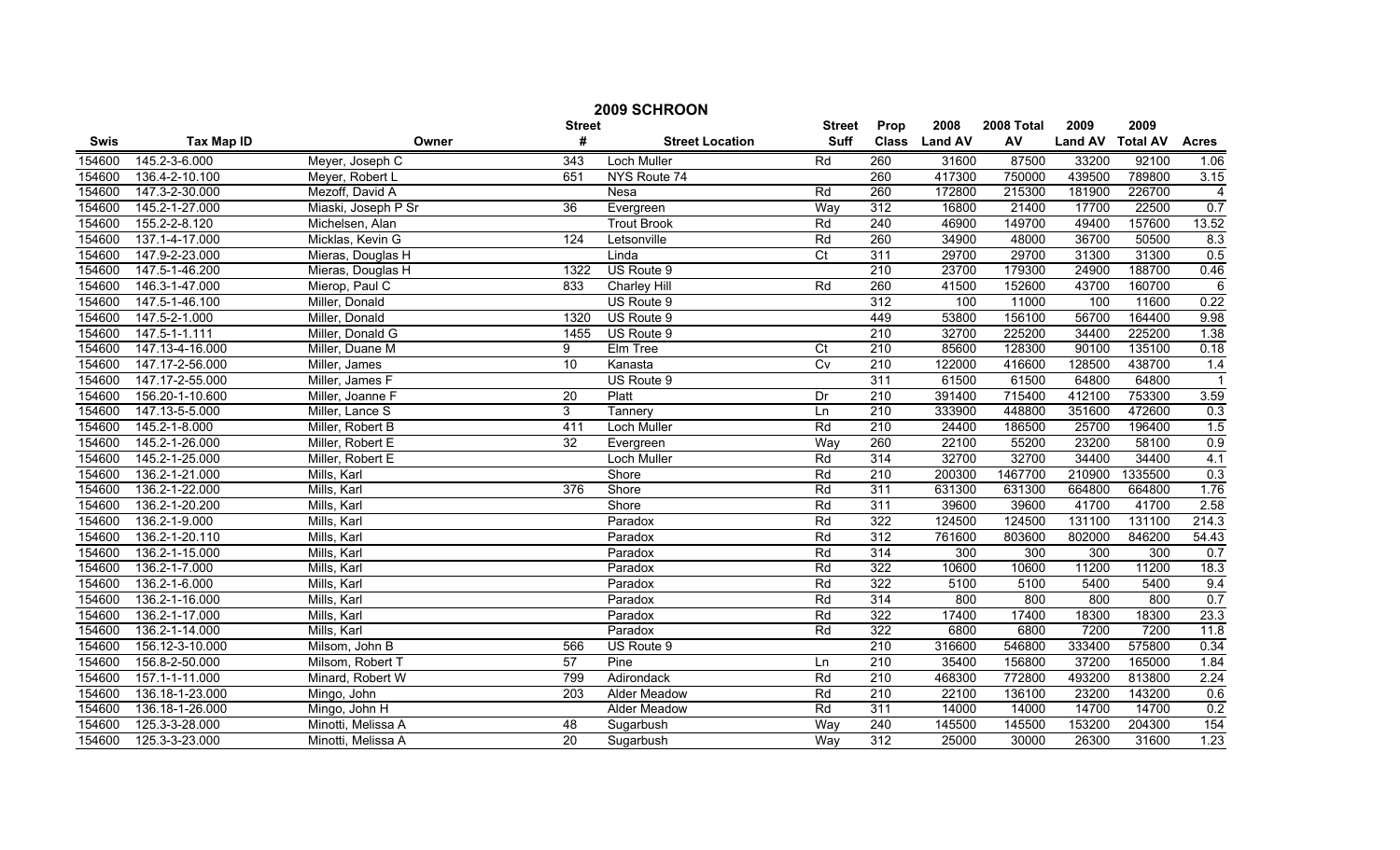# 2009 SCHROON

| Swis | Tax Map ID | Owner | Street # | Street Location | Street Suff | Prop Class | 2008 Land AV | 2008 Total AV | 2009 Land AV | 2009 Total AV | Acres |
|---|---|---|---|---|---|---|---|---|---|---|---|
| 154600 | 145.2-3-6.000 | Meyer, Joseph C | 343 | Loch Muller | Rd | 260 | 31600 | 87500 | 33200 | 92100 | 1.06 |
| 154600 | 136.4-2-10.100 | Meyer, Robert L | 651 | NYS Route 74 | | 260 | 417300 | 750000 | 439500 | 789800 | 3.15 |
| 154600 | 147.3-2-30.000 | Mezoff, David A | | Nesa | Rd | 260 | 172800 | 215300 | 181900 | 226700 | 4 |
| 154600 | 145.2-1-27.000 | Miaski, Joseph P Sr | 36 | Evergreen | Way | 312 | 16800 | 21400 | 17700 | 22500 | 0.7 |
| 154600 | 155.2-2-8.120 | Michelsen, Alan | | Trout Brook | Rd | 240 | 46900 | 149700 | 49400 | 157600 | 13.52 |
| 154600 | 137.1-4-17.000 | Micklas, Kevin G | 124 | Letsonville | Rd | 260 | 34900 | 48000 | 36700 | 50500 | 8.3 |
| 154600 | 147.9-2-23.000 | Mieras, Douglas H | | Linda | Ct | 311 | 29700 | 29700 | 31300 | 31300 | 0.5 |
| 154600 | 147.5-1-46.200 | Mieras, Douglas H | 1322 | US Route 9 | | 210 | 23700 | 179300 | 24900 | 188700 | 0.46 |
| 154600 | 146.3-1-47.000 | Mierop, Paul C | 833 | Charley Hill | Rd | 260 | 41500 | 152600 | 43700 | 160700 | 6 |
| 154600 | 147.5-1-46.100 | Miller, Donald | | US Route 9 | | 312 | 100 | 11000 | 100 | 11600 | 0.22 |
| 154600 | 147.5-2-1.000 | Miller, Donald | 1320 | US Route 9 | | 449 | 53800 | 156100 | 56700 | 164400 | 9.98 |
| 154600 | 147.5-1-1.111 | Miller, Donald G | 1455 | US Route 9 | | 210 | 32700 | 225200 | 34400 | 225200 | 1.38 |
| 154600 | 147.13-4-16.000 | Miller, Duane M | 9 | Elm Tree | Ct | 210 | 85600 | 128300 | 90100 | 135100 | 0.18 |
| 154600 | 147.17-2-56.000 | Miller, James | 10 | Kanasta | Cv | 210 | 122000 | 416600 | 128500 | 438700 | 1.4 |
| 154600 | 147.17-2-55.000 | Miller, James F | | US Route 9 | | 311 | 61500 | 61500 | 64800 | 64800 | 1 |
| 154600 | 156.20-1-10.600 | Miller, Joanne F | 20 | Platt | Dr | 210 | 391400 | 715400 | 412100 | 753300 | 3.59 |
| 154600 | 147.13-5-5.000 | Miller, Lance S | 3 | Tannery | Ln | 210 | 333900 | 448800 | 351600 | 472600 | 0.3 |
| 154600 | 145.2-1-8.000 | Miller, Robert B | 411 | Loch Muller | Rd | 210 | 24400 | 186500 | 25700 | 196400 | 1.5 |
| 154600 | 145.2-1-26.000 | Miller, Robert E | 32 | Evergreen | Way | 260 | 22100 | 55200 | 23200 | 58100 | 0.9 |
| 154600 | 145.2-1-25.000 | Miller, Robert E | | Loch Muller | Rd | 314 | 32700 | 32700 | 34400 | 34400 | 4.1 |
| 154600 | 136.2-1-21.000 | Mills, Karl | | Shore | Rd | 210 | 200300 | 1467700 | 210900 | 1335500 | 0.3 |
| 154600 | 136.2-1-22.000 | Mills, Karl | 376 | Shore | Rd | 311 | 631300 | 631300 | 664800 | 664800 | 1.76 |
| 154600 | 136.2-1-20.200 | Mills, Karl | | Shore | Rd | 311 | 39600 | 39600 | 41700 | 41700 | 2.58 |
| 154600 | 136.2-1-9.000 | Mills, Karl | | Paradox | Rd | 322 | 124500 | 124500 | 131100 | 131100 | 214.3 |
| 154600 | 136.2-1-20.110 | Mills, Karl | | Paradox | Rd | 312 | 761600 | 803600 | 802000 | 846200 | 54.43 |
| 154600 | 136.2-1-15.000 | Mills, Karl | | Paradox | Rd | 314 | 300 | 300 | 300 | 300 | 0.7 |
| 154600 | 136.2-1-7.000 | Mills, Karl | | Paradox | Rd | 322 | 10600 | 10600 | 11200 | 11200 | 18.3 |
| 154600 | 136.2-1-6.000 | Mills, Karl | | Paradox | Rd | 322 | 5100 | 5100 | 5400 | 5400 | 9.4 |
| 154600 | 136.2-1-16.000 | Mills, Karl | | Paradox | Rd | 314 | 800 | 800 | 800 | 800 | 0.7 |
| 154600 | 136.2-1-17.000 | Mills, Karl | | Paradox | Rd | 322 | 17400 | 17400 | 18300 | 18300 | 23.3 |
| 154600 | 136.2-1-14.000 | Mills, Karl | | Paradox | Rd | 322 | 6800 | 6800 | 7200 | 7200 | 11.8 |
| 154600 | 156.12-3-10.000 | Milsom, John B | 566 | US Route 9 | | 210 | 316600 | 546800 | 333400 | 575800 | 0.34 |
| 154600 | 156.8-2-50.000 | Milsom, Robert T | 57 | Pine | Ln | 210 | 35400 | 156800 | 37200 | 165000 | 1.84 |
| 154600 | 157.1-1-11.000 | Minard, Robert W | 799 | Adirondack | Rd | 210 | 468300 | 772800 | 493200 | 813800 | 2.24 |
| 154600 | 136.18-1-23.000 | Mingo, John | 203 | Alder Meadow | Rd | 210 | 22100 | 136100 | 23200 | 143200 | 0.6 |
| 154600 | 136.18-1-26.000 | Mingo, John H | | Alder Meadow | Rd | 311 | 14000 | 14000 | 14700 | 14700 | 0.2 |
| 154600 | 125.3-3-28.000 | Minotti, Melissa A | 48 | Sugarbush | Way | 240 | 145500 | 145500 | 153200 | 204300 | 154 |
| 154600 | 125.3-3-23.000 | Minotti, Melissa A | 20 | Sugarbush | Way | 312 | 25000 | 30000 | 26300 | 31600 | 1.23 |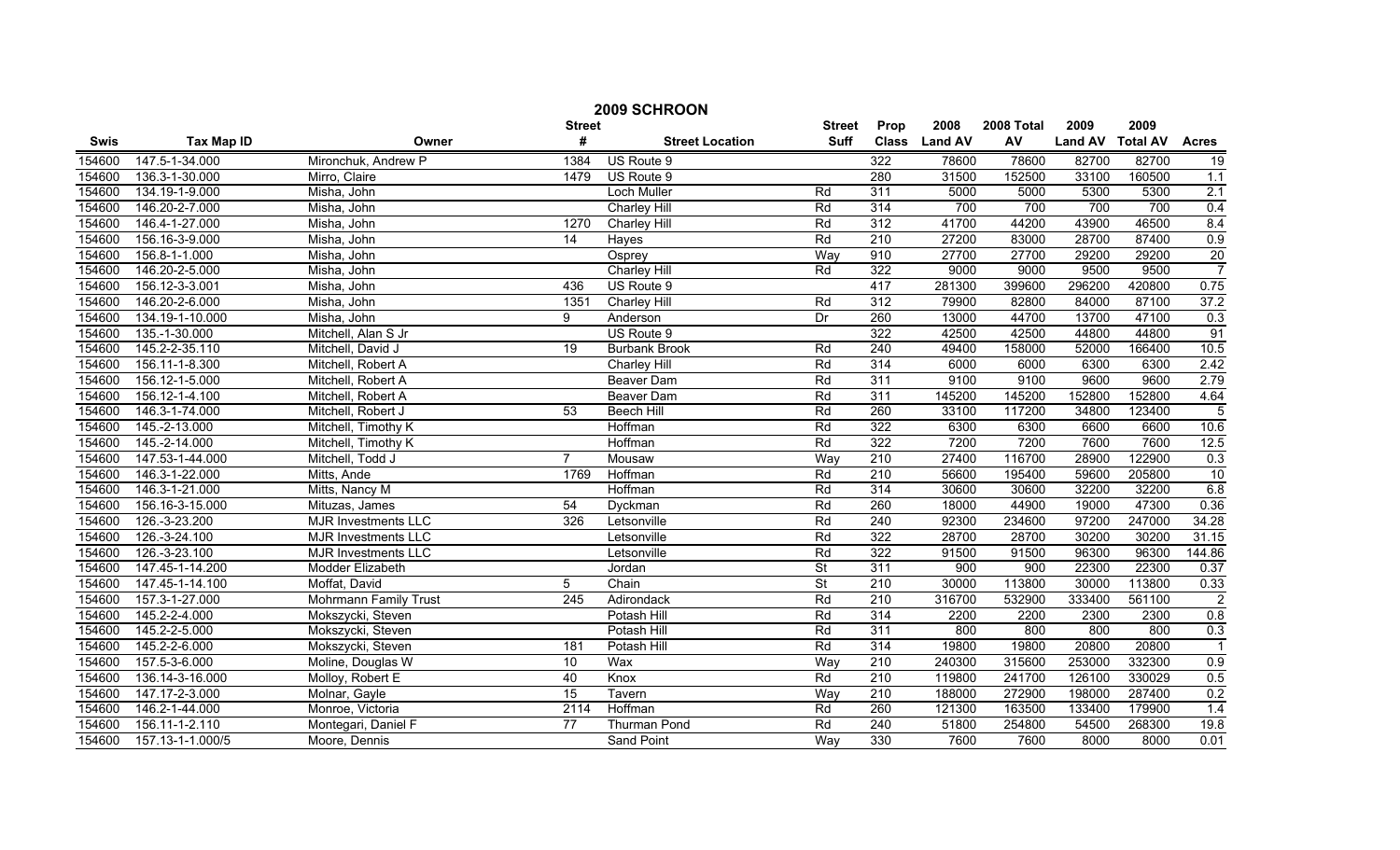# 2009 SCHROON

| Swis | Tax Map ID | Owner | Street # | Street Location | Street Suff | Prop Class | 2008 Land AV | 2008 Total AV | 2009 Land AV | 2009 Total AV | Acres |
|---|---|---|---|---|---|---|---|---|---|---|---|
| 154600 | 147.5-1-34.000 | Mironchuk, Andrew P | 1384 | US Route 9 | | 322 | 78600 | 78600 | 82700 | 82700 | 19 |
| 154600 | 136.3-1-30.000 | Mirro, Claire | 1479 | US Route 9 | | 280 | 31500 | 152500 | 33100 | 160500 | 1.1 |
| 154600 | 134.19-1-9.000 | Misha, John | | Loch Muller | Rd | 311 | 5000 | 5000 | 5300 | 5300 | 2.1 |
| 154600 | 146.20-2-7.000 | Misha, John | | Charley Hill | Rd | 314 | 700 | 700 | 700 | 700 | 0.4 |
| 154600 | 146.4-1-27.000 | Misha, John | 1270 | Charley Hill | Rd | 312 | 41700 | 44200 | 43900 | 46500 | 8.4 |
| 154600 | 156.16-3-9.000 | Misha, John | 14 | Hayes | Rd | 210 | 27200 | 83000 | 28700 | 87400 | 0.9 |
| 154600 | 156.8-1-1.000 | Misha, John | | Osprey | Way | 910 | 27700 | 27700 | 29200 | 29200 | 20 |
| 154600 | 146.20-2-5.000 | Misha, John | | Charley Hill | Rd | 322 | 9000 | 9000 | 9500 | 9500 | 7 |
| 154600 | 156.12-3-3.001 | Misha, John | 436 | US Route 9 | | 417 | 281300 | 399600 | 296200 | 420800 | 0.75 |
| 154600 | 146.20-2-6.000 | Misha, John | 1351 | Charley Hill | Rd | 312 | 79900 | 82800 | 84000 | 87100 | 37.2 |
| 154600 | 134.19-1-10.000 | Misha, John | 9 | Anderson | Dr | 260 | 13000 | 44700 | 13700 | 47100 | 0.3 |
| 154600 | 135.-1-30.000 | Mitchell, Alan S Jr | | US Route 9 | | 322 | 42500 | 42500 | 44800 | 44800 | 91 |
| 154600 | 145.2-2-35.110 | Mitchell, David J | 19 | Burbank Brook | Rd | 240 | 49400 | 158000 | 52000 | 166400 | 10.5 |
| 154600 | 156.11-1-8.300 | Mitchell, Robert A | | Charley Hill | Rd | 314 | 6000 | 6000 | 6300 | 6300 | 2.42 |
| 154600 | 156.12-1-5.000 | Mitchell, Robert A | | Beaver Dam | Rd | 311 | 9100 | 9100 | 9600 | 9600 | 2.79 |
| 154600 | 156.12-1-4.100 | Mitchell, Robert A | | Beaver Dam | Rd | 311 | 145200 | 145200 | 152800 | 152800 | 4.64 |
| 154600 | 146.3-1-74.000 | Mitchell, Robert J | 53 | Beech Hill | Rd | 260 | 33100 | 117200 | 34800 | 123400 | 5 |
| 154600 | 145.-2-13.000 | Mitchell, Timothy K | | Hoffman | Rd | 322 | 6300 | 6300 | 6600 | 6600 | 10.6 |
| 154600 | 145.-2-14.000 | Mitchell, Timothy K | | Hoffman | Rd | 322 | 7200 | 7200 | 7600 | 7600 | 12.5 |
| 154600 | 147.53-1-44.000 | Mitchell, Todd J | 7 | Mousaw | Way | 210 | 27400 | 116700 | 28900 | 122900 | 0.3 |
| 154600 | 146.3-1-22.000 | Mitts, Ande | 1769 | Hoffman | Rd | 210 | 56600 | 195400 | 59600 | 205800 | 10 |
| 154600 | 146.3-1-21.000 | Mitts, Nancy M | | Hoffman | Rd | 314 | 30600 | 30600 | 32200 | 32200 | 6.8 |
| 154600 | 156.16-3-15.000 | Mituzas, James | 54 | Dyckman | Rd | 260 | 18000 | 44900 | 19000 | 47300 | 0.36 |
| 154600 | 126.-3-23.200 | MJR Investments LLC | 326 | Letsonville | Rd | 240 | 92300 | 234600 | 97200 | 247000 | 34.28 |
| 154600 | 126.-3-24.100 | MJR Investments LLC | | Letsonville | Rd | 322 | 28700 | 28700 | 30200 | 30200 | 31.15 |
| 154600 | 126.-3-23.100 | MJR Investments LLC | | Letsonville | Rd | 322 | 91500 | 91500 | 96300 | 96300 | 144.86 |
| 154600 | 147.45-1-14.200 | Modder Elizabeth | | Jordan | St | 311 | 900 | 900 | 22300 | 22300 | 0.37 |
| 154600 | 147.45-1-14.100 | Moffat, David | 5 | Chain | St | 210 | 30000 | 113800 | 30000 | 113800 | 0.33 |
| 154600 | 157.3-1-27.000 | Mohrmann Family Trust | 245 | Adirondack | Rd | 210 | 316700 | 532900 | 333400 | 561100 | 2 |
| 154600 | 145.2-2-4.000 | Mokszycki, Steven | | Potash Hill | Rd | 314 | 2200 | 2200 | 2300 | 2300 | 0.8 |
| 154600 | 145.2-2-5.000 | Mokszycki, Steven | | Potash Hill | Rd | 311 | 800 | 800 | 800 | 800 | 0.3 |
| 154600 | 145.2-2-6.000 | Mokszycki, Steven | 181 | Potash Hill | Rd | 314 | 19800 | 19800 | 20800 | 20800 | 1 |
| 154600 | 157.5-3-6.000 | Moline, Douglas W | 10 | Wax | Way | 210 | 240300 | 315600 | 253000 | 332300 | 0.9 |
| 154600 | 136.14-3-16.000 | Molloy, Robert E | 40 | Knox | Rd | 210 | 119800 | 241700 | 126100 | 330029 | 0.5 |
| 154600 | 147.17-2-3.000 | Molnar, Gayle | 15 | Tavern | Way | 210 | 188000 | 272900 | 198000 | 287400 | 0.2 |
| 154600 | 146.2-1-44.000 | Monroe, Victoria | 2114 | Hoffman | Rd | 260 | 121300 | 163500 | 133400 | 179900 | 1.4 |
| 154600 | 156.11-1-2.110 | Montegari, Daniel F | 77 | Thurman Pond | Rd | 240 | 51800 | 254800 | 54500 | 268300 | 19.8 |
| 154600 | 157.13-1-1.000/5 | Moore, Dennis | | Sand Point | Way | 330 | 7600 | 7600 | 8000 | 8000 | 0.01 |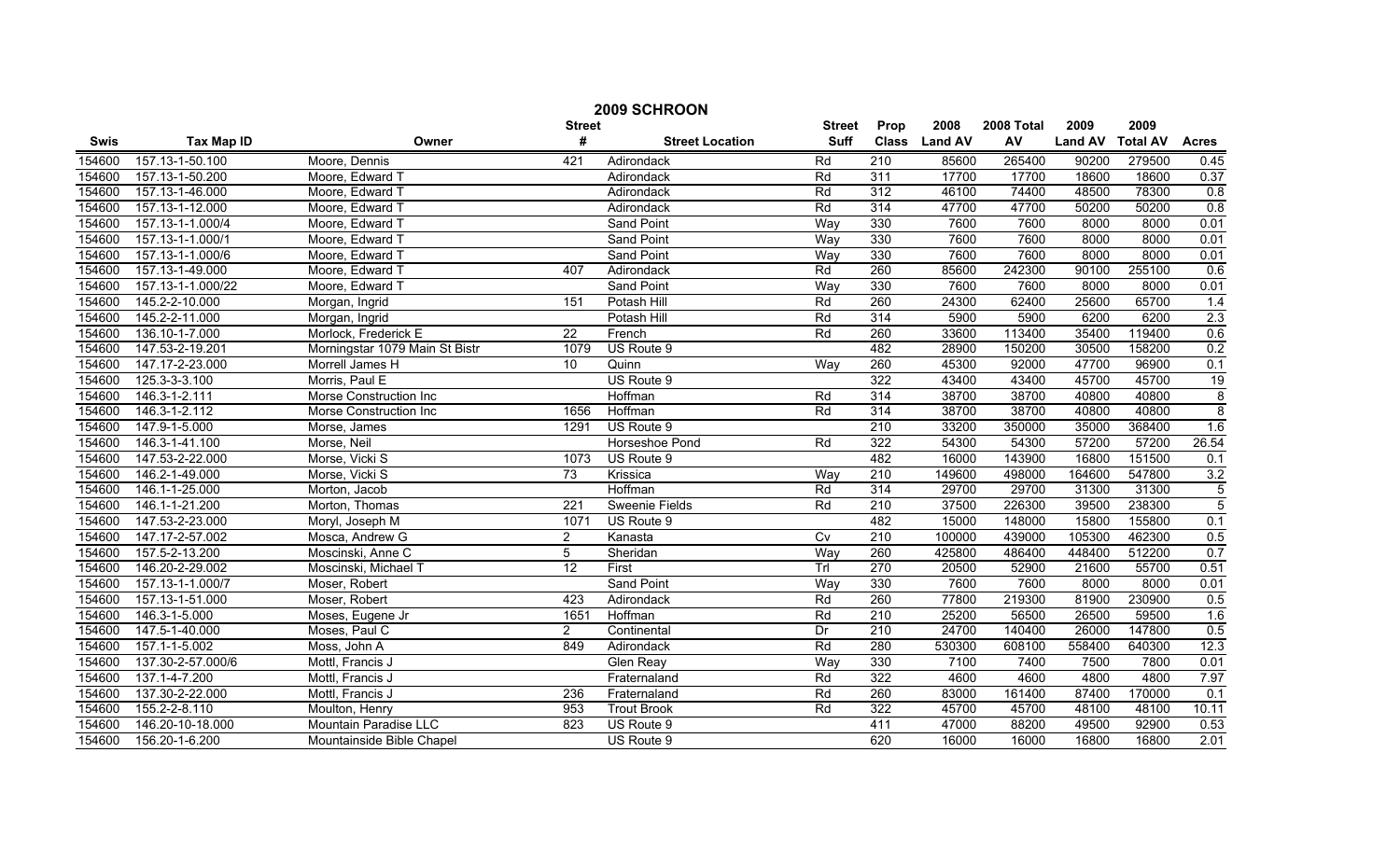# 2009 SCHROON

| Swis | Tax Map ID | Owner | Street # | Street Location | Street Suff | Prop Class | 2008 Land AV | 2008 Total AV | 2009 Land AV | 2009 Total AV | Acres |
|---|---|---|---|---|---|---|---|---|---|---|---|
| 154600 | 157.13-1-50.100 | Moore, Dennis | 421 | Adirondack | Rd | 210 | 85600 | 265400 | 90200 | 279500 | 0.45 |
| 154600 | 157.13-1-50.200 | Moore, Edward T | | Adirondack | Rd | 311 | 17700 | 17700 | 18600 | 18600 | 0.37 |
| 154600 | 157.13-1-46.000 | Moore, Edward T | | Adirondack | Rd | 312 | 46100 | 74400 | 48500 | 78300 | 0.8 |
| 154600 | 157.13-1-12.000 | Moore, Edward T | | Adirondack | Rd | 314 | 47700 | 47700 | 50200 | 50200 | 0.8 |
| 154600 | 157.13-1-1.000/4 | Moore, Edward T | | Sand Point | Way | 330 | 7600 | 7600 | 8000 | 8000 | 0.01 |
| 154600 | 157.13-1-1.000/1 | Moore, Edward T | | Sand Point | Way | 330 | 7600 | 7600 | 8000 | 8000 | 0.01 |
| 154600 | 157.13-1-1.000/6 | Moore, Edward T | | Sand Point | Way | 330 | 7600 | 7600 | 8000 | 8000 | 0.01 |
| 154600 | 157.13-1-49.000 | Moore, Edward T | 407 | Adirondack | Rd | 260 | 85600 | 242300 | 90100 | 255100 | 0.6 |
| 154600 | 157.13-1-1.000/22 | Moore, Edward T | | Sand Point | Way | 330 | 7600 | 7600 | 8000 | 8000 | 0.01 |
| 154600 | 145.2-2-10.000 | Morgan, Ingrid | 151 | Potash Hill | Rd | 260 | 24300 | 62400 | 25600 | 65700 | 1.4 |
| 154600 | 145.2-2-11.000 | Morgan, Ingrid | | Potash Hill | Rd | 314 | 5900 | 5900 | 6200 | 6200 | 2.3 |
| 154600 | 136.10-1-7.000 | Morlock, Frederick E | 22 | French | Rd | 260 | 33600 | 113400 | 35400 | 119400 | 0.6 |
| 154600 | 147.53-2-19.201 | Morningstar 1079 Main St Bistr | 1079 | US Route 9 | | 482 | 28900 | 150200 | 30500 | 158200 | 0.2 |
| 154600 | 147.17-2-23.000 | Morrell James H | 10 | Quinn | Way | 260 | 45300 | 92000 | 47700 | 96900 | 0.1 |
| 154600 | 125.3-3-3.100 | Morris, Paul E | | US Route 9 | | 322 | 43400 | 43400 | 45700 | 45700 | 19 |
| 154600 | 146.3-1-2.111 | Morse Construction Inc | | Hoffman | Rd | 314 | 38700 | 38700 | 40800 | 40800 | 8 |
| 154600 | 146.3-1-2.112 | Morse Construction Inc | 1656 | Hoffman | Rd | 314 | 38700 | 38700 | 40800 | 40800 | 8 |
| 154600 | 147.9-1-5.000 | Morse, James | 1291 | US Route 9 | | 210 | 33200 | 350000 | 35000 | 368400 | 1.6 |
| 154600 | 146.3-1-41.100 | Morse, Neil | | Horseshoe Pond | Rd | 322 | 54300 | 54300 | 57200 | 57200 | 26.54 |
| 154600 | 147.53-2-22.000 | Morse, Vicki S | 1073 | US Route 9 | | 482 | 16000 | 143900 | 16800 | 151500 | 0.1 |
| 154600 | 146.2-1-49.000 | Morse, Vicki S | 73 | Krissica | Way | 210 | 149600 | 498000 | 164600 | 547800 | 3.2 |
| 154600 | 146.1-1-25.000 | Morton, Jacob | | Hoffman | Rd | 314 | 29700 | 29700 | 31300 | 31300 | 5 |
| 154600 | 146.1-1-21.200 | Morton, Thomas | 221 | Sweenie Fields | Rd | 210 | 37500 | 226300 | 39500 | 238300 | 5 |
| 154600 | 147.53-2-23.000 | Moryl, Joseph M | 1071 | US Route 9 | | 482 | 15000 | 148000 | 15800 | 155800 | 0.1 |
| 154600 | 147.17-2-57.002 | Mosca, Andrew G | 2 | Kanasta | Cv | 210 | 100000 | 439000 | 105300 | 462300 | 0.5 |
| 154600 | 157.5-2-13.200 | Moscinski, Anne C | 5 | Sheridan | Way | 260 | 425800 | 486400 | 448400 | 512200 | 0.7 |
| 154600 | 146.20-2-29.002 | Moscinski, Michael T | 12 | First | Trl | 270 | 20500 | 52900 | 21600 | 55700 | 0.51 |
| 154600 | 157.13-1-1.000/7 | Moser, Robert | | Sand Point | Way | 330 | 7600 | 7600 | 8000 | 8000 | 0.01 |
| 154600 | 157.13-1-51.000 | Moser, Robert | 423 | Adirondack | Rd | 260 | 77800 | 219300 | 81900 | 230900 | 0.5 |
| 154600 | 146.3-1-5.000 | Moses, Eugene Jr | 1651 | Hoffman | Rd | 210 | 25200 | 56500 | 26500 | 59500 | 1.6 |
| 154600 | 147.5-1-40.000 | Moses, Paul C | 2 | Continental | Dr | 210 | 24700 | 140400 | 26000 | 147800 | 0.5 |
| 154600 | 157.1-1-5.002 | Moss, John A | 849 | Adirondack | Rd | 280 | 530300 | 608100 | 558400 | 640300 | 12.3 |
| 154600 | 137.30-2-57.000/6 | Mottl, Francis J | | Glen Reay | Way | 330 | 7100 | 7400 | 7500 | 7800 | 0.01 |
| 154600 | 137.1-4-7.200 | Mottl, Francis J | | Fraternaland | Rd | 322 | 4600 | 4600 | 4800 | 4800 | 7.97 |
| 154600 | 137.30-2-22.000 | Mottl, Francis J | 236 | Fraternaland | Rd | 260 | 83000 | 161400 | 87400 | 170000 | 0.1 |
| 154600 | 155.2-2-8.110 | Moulton, Henry | 953 | Trout Brook | Rd | 322 | 45700 | 45700 | 48100 | 48100 | 10.11 |
| 154600 | 146.20-10-18.000 | Mountain Paradise LLC | 823 | US Route 9 | | 411 | 47000 | 88200 | 49500 | 92900 | 0.53 |
| 154600 | 156.20-1-6.200 | Mountainside Bible Chapel | | US Route 9 | | 620 | 16000 | 16000 | 16800 | 16800 | 2.01 |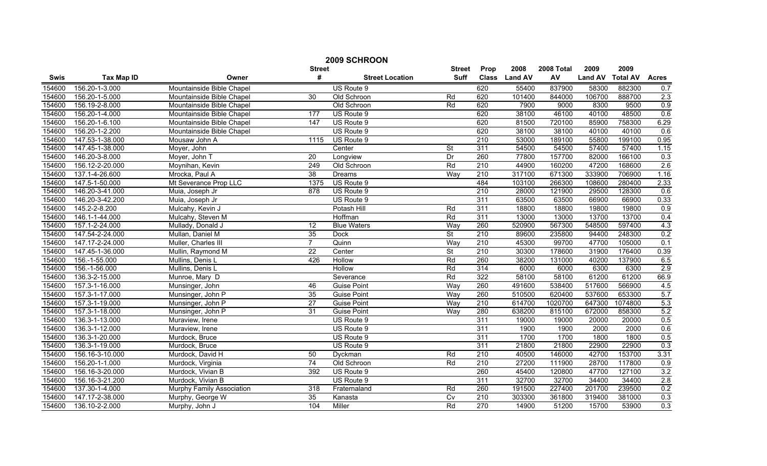# 2009 SCHROON

| Swis | Tax Map ID | Owner | Street # | Street Location | Street Suff | Prop Class | 2008 Land AV | 2008 Total AV | 2009 Land AV | 2009 Total AV | Acres |
|---|---|---|---|---|---|---|---|---|---|---|---|
| 154600 | 156.20-1-3.000 | Mountainside Bible Chapel | | US Route 9 | | 620 | 55400 | 837900 | 58300 | 882300 | 0.7 |
| 154600 | 156.20-1-5.000 | Mountainside Bible Chapel | 30 | Old Schroon | Rd | 620 | 101400 | 844000 | 106700 | 888700 | 2.3 |
| 154600 | 156.19-2-8.000 | Mountainside Bible Chapel | | Old Schroon | Rd | 620 | 7900 | 9000 | 8300 | 9500 | 0.9 |
| 154600 | 156.20-1-4.000 | Mountainside Bible Chapel | 177 | US Route 9 | | 620 | 38100 | 46100 | 40100 | 48500 | 0.6 |
| 154600 | 156.20-1-6.100 | Mountainside Bible Chapel | 147 | US Route 9 | | 620 | 81500 | 720100 | 85900 | 758300 | 6.29 |
| 154600 | 156.20-1-2.200 | Mountainside Bible Chapel | | US Route 9 | | 620 | 38100 | 38100 | 40100 | 40100 | 0.6 |
| 154600 | 147.53-1-38.000 | Mousaw John A | 1115 | US Route 9 | | 210 | 53000 | 189100 | 55800 | 199100 | 0.95 |
| 154600 | 147.45-1-38.000 | Moyer, John | | Center | St | 311 | 54500 | 54500 | 57400 | 57400 | 1.15 |
| 154600 | 146.20-3-8.000 | Moyer, John T | 20 | Longview | Dr | 260 | 77800 | 157700 | 82000 | 166100 | 0.3 |
| 154600 | 156.12-2-20.000 | Moynihan, Kevin | 249 | Old Schroon | Rd | 210 | 44900 | 160200 | 47200 | 168600 | 2.6 |
| 154600 | 137.1-4-26.600 | Mrocka, Paul A | 38 | Dreams | Way | 210 | 317100 | 671300 | 333900 | 706900 | 1.16 |
| 154600 | 147.5-1-50.000 | Mt Severance Prop LLC | 1375 | US Route 9 | | 484 | 103100 | 266300 | 108600 | 280400 | 2.33 |
| 154600 | 146.20-3-41.000 | Muia, Joseph Jr | 878 | US Route 9 | | 210 | 28000 | 121900 | 29500 | 128300 | 0.6 |
| 154600 | 146.20-3-42.200 | Muia, Joseph Jr | | US Route 9 | | 311 | 63500 | 63500 | 66900 | 66900 | 0.33 |
| 154600 | 145.2-2-8.200 | Mulcahy, Kevin J | | Potash Hill | Rd | 311 | 18800 | 18800 | 19800 | 19800 | 0.9 |
| 154600 | 146.1-1-44.000 | Mulcahy, Steven M | | Hoffman | Rd | 311 | 13000 | 13000 | 13700 | 13700 | 0.4 |
| 154600 | 157.1-2-24.000 | Mullady, Donald J | 12 | Blue Waters | Way | 260 | 520900 | 567300 | 548500 | 597400 | 4.3 |
| 154600 | 147.54-2-24.000 | Mullan, Daniel M | 35 | Dock | St | 210 | 89600 | 235800 | 94400 | 248300 | 0.2 |
| 154600 | 147.17-2-24.000 | Muller, Charles III | 7 | Quinn | Way | 210 | 45300 | 99700 | 47700 | 105000 | 0.1 |
| 154600 | 147.45-1-36.000 | Mullin, Raymond M | 22 | Center | St | 210 | 30300 | 178600 | 31900 | 176400 | 0.39 |
| 154600 | 156.-1-55.000 | Mullins, Denis L | 426 | Hollow | Rd | 260 | 38200 | 131000 | 40200 | 137900 | 6.5 |
| 154600 | 156.-1-56.000 | Mullins, Denis L | | Hollow | Rd | 314 | 6000 | 6000 | 6300 | 6300 | 2.9 |
| 154600 | 136.3-2-15.000 | Munroe, Mary D | | Severance | Rd | 322 | 58100 | 58100 | 61200 | 61200 | 66.9 |
| 154600 | 157.3-1-16.000 | Munsinger, John | 46 | Guise Point | Way | 260 | 491600 | 538400 | 517600 | 566900 | 4.5 |
| 154600 | 157.3-1-17.000 | Munsinger, John P | 35 | Guise Point | Way | 260 | 510500 | 620400 | 537600 | 653300 | 5.7 |
| 154600 | 157.3-1-19.000 | Munsinger, John P | 27 | Guise Point | Way | 210 | 614700 | 1020700 | 647300 | 1074800 | 5.3 |
| 154600 | 157.3-1-18.000 | Munsinger, John P | 31 | Guise Point | Way | 280 | 638200 | 815100 | 672000 | 858300 | 5.2 |
| 154600 | 136.3-1-13.000 | Muraview, Irene | | US Route 9 | | 311 | 19000 | 19000 | 20000 | 20000 | 0.5 |
| 154600 | 136.3-1-12.000 | Muraview, Irene | | US Route 9 | | 311 | 1900 | 1900 | 2000 | 2000 | 0.6 |
| 154600 | 136.3-1-20.000 | Murdock, Bruce | | US Route 9 | | 311 | 1700 | 1700 | 1800 | 1800 | 0.5 |
| 154600 | 136.3-1-19.000 | Murdock, Bruce | | US Route 9 | | 311 | 21800 | 21800 | 22900 | 22900 | 0.3 |
| 154600 | 156.16-3-10.000 | Murdock, David H | 50 | Dyckman | Rd | 210 | 40500 | 146000 | 42700 | 153700 | 3.31 |
| 154600 | 156.20-1-1.000 | Murdock, Virginia | 74 | Old Schroon | Rd | 210 | 27200 | 111900 | 28700 | 117800 | 0.9 |
| 154600 | 156.16-3-20.000 | Murdock, Vivian B | 392 | US Route 9 | | 260 | 45400 | 120800 | 47700 | 127100 | 3.2 |
| 154600 | 156.16-3-21.200 | Murdock, Vivian B | | US Route 9 | | 311 | 32700 | 32700 | 34400 | 34400 | 2.8 |
| 154600 | 137.30-1-4.000 | Murphy Family Association | 318 | Fraternaland | Rd | 260 | 191500 | 227400 | 201700 | 239500 | 0.2 |
| 154600 | 147.17-2-38.000 | Murphy, George W | 35 | Kanasta | Cv | 210 | 303300 | 361800 | 319400 | 381000 | 0.3 |
| 154600 | 136.10-2-2.000 | Murphy, John J | 104 | Miller | Rd | 270 | 14900 | 51200 | 15700 | 53900 | 0.3 |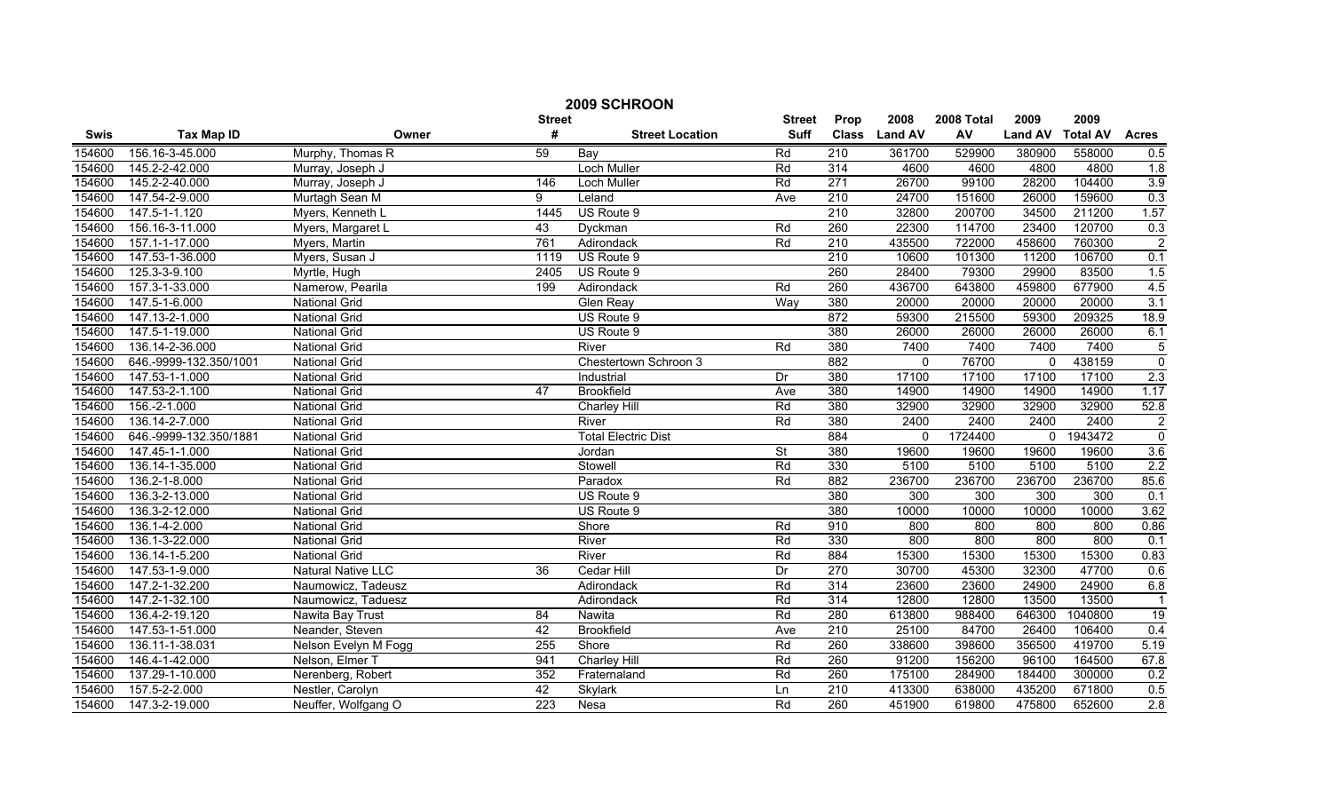# 2009 SCHROON

| Swis | Tax Map ID | Owner | Street # | Street Location | Street Suff | Prop Class | 2008 Land AV | 2008 Total AV | 2009 Land AV | 2009 Total AV | Acres |
|---|---|---|---|---|---|---|---|---|---|---|---|
| 154600 | 156.16-3-45.000 | Murphy, Thomas R | 59 | Bay | Rd | 210 | 361700 | 529900 | 380900 | 558000 | 0.5 |
| 154600 | 145.2-2-42.000 | Murray, Joseph J | | Loch Muller | Rd | 314 | 4600 | 4600 | 4800 | 4800 | 1.8 |
| 154600 | 145.2-2-40.000 | Murray, Joseph J | 146 | Loch Muller | Rd | 271 | 26700 | 99100 | 28200 | 104400 | 3.9 |
| 154600 | 147.54-2-9.000 | Murtagh Sean M | 9 | Leland | Ave | 210 | 24700 | 151600 | 26000 | 159600 | 0.3 |
| 154600 | 147.5-1-1.120 | Myers, Kenneth L | 1445 | US Route 9 | | 210 | 32800 | 200700 | 34500 | 211200 | 1.57 |
| 154600 | 156.16-3-11.000 | Myers, Margaret L | 43 | Dyckman | Rd | 260 | 22300 | 114700 | 23400 | 120700 | 0.3 |
| 154600 | 157.1-1-17.000 | Myers, Martin | 761 | Adirondack | Rd | 210 | 435500 | 722000 | 458600 | 760300 | 2 |
| 154600 | 147.53-1-36.000 | Myers, Susan J | 1119 | US Route 9 | | 210 | 10600 | 101300 | 11200 | 106700 | 0.1 |
| 154600 | 125.3-3-9.100 | Myrtle, Hugh | 2405 | US Route 9 | | 260 | 28400 | 79300 | 29900 | 83500 | 1.5 |
| 154600 | 157.3-1-33.000 | Namerow, Pearila | 199 | Adirondack | Rd | 260 | 436700 | 643800 | 459800 | 677900 | 4.5 |
| 154600 | 147.5-1-6.000 | National Grid | | Glen Reay | Way | 380 | 20000 | 20000 | 20000 | 20000 | 3.1 |
| 154600 | 147.13-2-1.000 | National Grid | | US Route 9 | | 872 | 59300 | 215500 | 59300 | 209325 | 18.9 |
| 154600 | 147.5-1-19.000 | National Grid | | US Route 9 | | 380 | 26000 | 26000 | 26000 | 26000 | 6.1 |
| 154600 | 136.14-2-36.000 | National Grid | | River | Rd | 380 | 7400 | 7400 | 7400 | 7400 | 5 |
| 154600 | 646.-9999-132.350/1001 | National Grid | | Chestertown Schroon 3 | | 882 | 0 | 76700 | 0 | 438159 | 0 |
| 154600 | 147.53-1-1.000 | National Grid | | Industrial | Dr | 380 | 17100 | 17100 | 17100 | 17100 | 2.3 |
| 154600 | 147.53-2-1.100 | National Grid | 47 | Brookfield | Ave | 380 | 14900 | 14900 | 14900 | 14900 | 1.17 |
| 154600 | 156.-2-1.000 | National Grid | | Charley Hill | Rd | 380 | 32900 | 32900 | 32900 | 32900 | 52.8 |
| 154600 | 136.14-2-7.000 | National Grid | | River | Rd | 380 | 2400 | 2400 | 2400 | 2400 | 2 |
| 154600 | 646.-9999-132.350/1881 | National Grid | | Total Electric Dist | | 884 | 0 | 1724400 | 0 | 1943472 | 0 |
| 154600 | 147.45-1-1.000 | National Grid | | Jordan | St | 380 | 19600 | 19600 | 19600 | 19600 | 3.6 |
| 154600 | 136.14-1-35.000 | National Grid | | Stowell | Rd | 330 | 5100 | 5100 | 5100 | 5100 | 2.2 |
| 154600 | 136.2-1-8.000 | National Grid | | Paradox | Rd | 882 | 236700 | 236700 | 236700 | 236700 | 85.6 |
| 154600 | 136.3-2-13.000 | National Grid | | US Route 9 | | 380 | 300 | 300 | 300 | 300 | 0.1 |
| 154600 | 136.3-2-12.000 | National Grid | | US Route 9 | | 380 | 10000 | 10000 | 10000 | 10000 | 3.62 |
| 154600 | 136.1-4-2.000 | National Grid | | Shore | Rd | 910 | 800 | 800 | 800 | 800 | 0.86 |
| 154600 | 136.1-3-22.000 | National Grid | | River | Rd | 330 | 800 | 800 | 800 | 800 | 0.1 |
| 154600 | 136.14-1-5.200 | National Grid | | River | Rd | 884 | 15300 | 15300 | 15300 | 15300 | 0.83 |
| 154600 | 147.53-1-9.000 | Natural Native LLC | 36 | Cedar Hill | Dr | 270 | 30700 | 45300 | 32300 | 47700 | 0.6 |
| 154600 | 147.2-1-32.200 | Naumowicz, Tadeusz | | Adirondack | Rd | 314 | 23600 | 23600 | 24900 | 24900 | 6.8 |
| 154600 | 147.2-1-32.100 | Naumowicz, Taduesz | | Adirondack | Rd | 314 | 12800 | 12800 | 13500 | 13500 | 1 |
| 154600 | 136.4-2-19.120 | Nawita Bay Trust | 84 | Nawita | Rd | 280 | 613800 | 988400 | 646300 | 1040800 | 19 |
| 154600 | 147.53-1-51.000 | Neander, Steven | 42 | Brookfield | Ave | 210 | 25100 | 84700 | 26400 | 106400 | 0.4 |
| 154600 | 136.11-1-38.031 | Nelson Evelyn M Fogg | 255 | Shore | Rd | 260 | 338600 | 398600 | 356500 | 419700 | 5.19 |
| 154600 | 146.4-1-42.000 | Nelson, Elmer T | 941 | Charley Hill | Rd | 260 | 91200 | 156200 | 96100 | 164500 | 67.8 |
| 154600 | 137.29-1-10.000 | Nerenberg, Robert | 352 | Fraternaland | Rd | 260 | 175100 | 284900 | 184400 | 300000 | 0.2 |
| 154600 | 157.5-2-2.000 | Nestler, Carolyn | 42 | Skylark | Ln | 210 | 413300 | 638000 | 435200 | 671800 | 0.5 |
| 154600 | 147.3-2-19.000 | Neuffer, Wolfgang O | 223 | Nesa | Rd | 260 | 451900 | 619800 | 475800 | 652600 | 2.8 |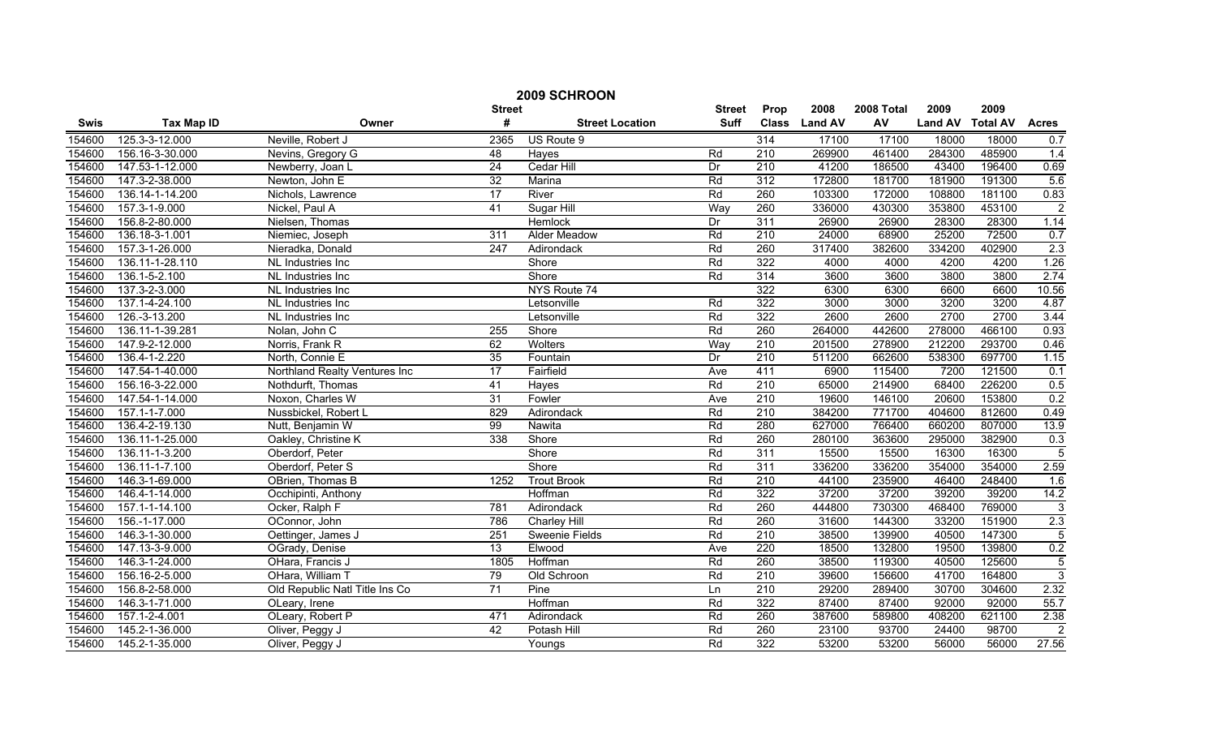# 2009 SCHROON

| Swis | Tax Map ID | Owner | Street # | Street Location | Street Suff | Prop Class | 2008 Land AV | 2008 Total AV | 2009 Land AV | 2009 Total AV | Acres |
|---|---|---|---|---|---|---|---|---|---|---|---|
| 154600 | 125.3-3-12.000 | Neville, Robert J | 2365 | US Route 9 | | 314 | 17100 | 17100 | 18000 | 18000 | 0.7 |
| 154600 | 156.16-3-30.000 | Nevins, Gregory G | 48 | Hayes | Rd | 210 | 269900 | 461400 | 284300 | 485900 | 1.4 |
| 154600 | 147.53-1-12.000 | Newberry, Joan L | 24 | Cedar Hill | Dr | 210 | 41200 | 186500 | 43400 | 196400 | 0.69 |
| 154600 | 147.3-2-38.000 | Newton, John E | 32 | Marina | Rd | 312 | 172800 | 181700 | 181900 | 191300 | 5.6 |
| 154600 | 136.14-1-14.200 | Nichols, Lawrence | 17 | River | Rd | 260 | 103300 | 172000 | 108800 | 181100 | 0.83 |
| 154600 | 157.3-1-9.000 | Nickel, Paul A | 41 | Sugar Hill | Way | 260 | 336000 | 430300 | 353800 | 453100 | 2 |
| 154600 | 156.8-2-80.000 | Nielsen, Thomas | | Hemlock | Dr | 311 | 26900 | 26900 | 28300 | 28300 | 1.14 |
| 154600 | 136.18-3-1.001 | Niemiec, Joseph | 311 | Alder Meadow | Rd | 210 | 24000 | 68900 | 25200 | 72500 | 0.7 |
| 154600 | 157.3-1-26.000 | Nieradka, Donald | 247 | Adirondack | Rd | 260 | 317400 | 382600 | 334200 | 402900 | 2.3 |
| 154600 | 136.11-1-28.110 | NL Industries Inc | | Shore | Rd | 322 | 4000 | 4000 | 4200 | 4200 | 1.26 |
| 154600 | 136.1-5-2.100 | NL Industries Inc | | Shore | Rd | 314 | 3600 | 3600 | 3800 | 3800 | 2.74 |
| 154600 | 137.3-2-3.000 | NL Industries Inc | | NYS Route 74 | | 322 | 6300 | 6300 | 6600 | 6600 | 10.56 |
| 154600 | 137.1-4-24.100 | NL Industries Inc | | Letsonville | Rd | 322 | 3000 | 3000 | 3200 | 3200 | 4.87 |
| 154600 | 126.-3-13.200 | NL Industries Inc | | Letsonville | Rd | 322 | 2600 | 2600 | 2700 | 2700 | 3.44 |
| 154600 | 136.11-1-39.281 | Nolan, John C | 255 | Shore | Rd | 260 | 264000 | 442600 | 278000 | 466100 | 0.93 |
| 154600 | 147.9-2-12.000 | Norris, Frank R | 62 | Wolters | Way | 210 | 201500 | 278900 | 212200 | 293700 | 0.46 |
| 154600 | 136.4-1-2.220 | North, Connie E | 35 | Fountain | Dr | 210 | 511200 | 662600 | 538300 | 697700 | 1.15 |
| 154600 | 147.54-1-40.000 | Northland Realty Ventures Inc | 17 | Fairfield | Ave | 411 | 6900 | 115400 | 7200 | 121500 | 0.1 |
| 154600 | 156.16-3-22.000 | Nothdurft, Thomas | 41 | Hayes | Rd | 210 | 65000 | 214900 | 68400 | 226200 | 0.5 |
| 154600 | 147.54-1-14.000 | Noxon, Charles W | 31 | Fowler | Ave | 210 | 19600 | 146100 | 20600 | 153800 | 0.2 |
| 154600 | 157.1-1-7.000 | Nussbickel, Robert L | 829 | Adirondack | Rd | 210 | 384200 | 771700 | 404600 | 812600 | 0.49 |
| 154600 | 136.4-2-19.130 | Nutt, Benjamin W | 99 | Nawita | Rd | 280 | 627000 | 766400 | 660200 | 807000 | 13.9 |
| 154600 | 136.11-1-25.000 | Oakley, Christine K | 338 | Shore | Rd | 260 | 280100 | 363600 | 295000 | 382900 | 0.3 |
| 154600 | 136.11-1-3.200 | Oberdorf, Peter | | Shore | Rd | 311 | 15500 | 15500 | 16300 | 16300 | 5 |
| 154600 | 136.11-1-7.100 | Oberdorf, Peter S | | Shore | Rd | 311 | 336200 | 336200 | 354000 | 354000 | 2.59 |
| 154600 | 146.3-1-69.000 | OBrien, Thomas B | 1252 | Trout Brook | Rd | 210 | 44100 | 235900 | 46400 | 248400 | 1.6 |
| 154600 | 146.4-1-14.000 | Occhipinti, Anthony | | Hoffman | Rd | 322 | 37200 | 37200 | 39200 | 39200 | 14.2 |
| 154600 | 157.1-1-14.100 | Ocker, Ralph F | 781 | Adirondack | Rd | 260 | 444800 | 730300 | 468400 | 769000 | 3 |
| 154600 | 156.-1-17.000 | OConnor, John | 786 | Charley Hill | Rd | 260 | 31600 | 144300 | 33200 | 151900 | 2.3 |
| 154600 | 146.3-1-30.000 | Oettinger, James J | 251 | Sweenie Fields | Rd | 210 | 38500 | 139900 | 40500 | 147300 | 5 |
| 154600 | 147.13-3-9.000 | OGrady, Denise | 13 | Elwood | Ave | 220 | 18500 | 132800 | 19500 | 139800 | 0.2 |
| 154600 | 146.3-1-24.000 | OHara, Francis J | 1805 | Hoffman | Rd | 260 | 38500 | 119300 | 40500 | 125600 | 5 |
| 154600 | 156.16-2-5.000 | OHara, William T | 79 | Old Schroon | Rd | 210 | 39600 | 156600 | 41700 | 164800 | 3 |
| 154600 | 156.8-2-58.000 | Old Republic Natl Title Ins Co | 71 | Pine | Ln | 210 | 29200 | 289400 | 30700 | 304600 | 2.32 |
| 154600 | 146.3-1-71.000 | OLeary, Irene | | Hoffman | Rd | 322 | 87400 | 87400 | 92000 | 92000 | 55.7 |
| 154600 | 157.1-2-4.001 | OLeary, Robert P | 471 | Adirondack | Rd | 260 | 387600 | 589800 | 408200 | 621100 | 2.38 |
| 154600 | 145.2-1-36.000 | Oliver, Peggy J | 42 | Potash Hill | Rd | 260 | 23100 | 93700 | 24400 | 98700 | 2 |
| 154600 | 145.2-1-35.000 | Oliver, Peggy J | | Youngs | Rd | 322 | 53200 | 53200 | 56000 | 56000 | 27.56 |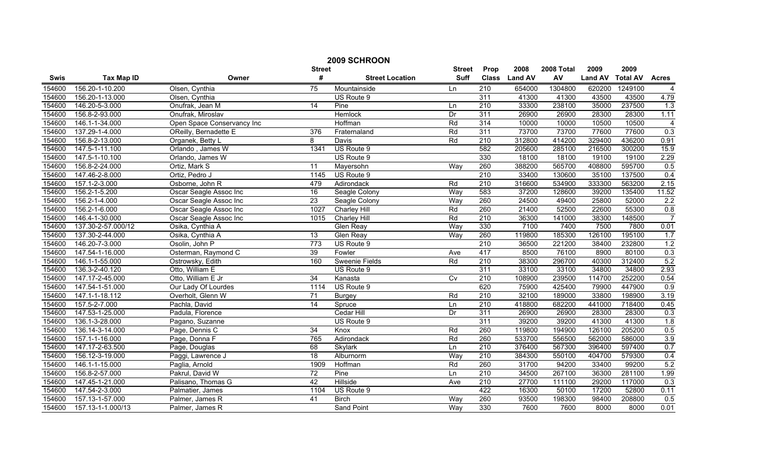# 2009 SCHROON

| Swis | Tax Map ID | Owner | Street # | Street Location | Street Suff | Prop Class | 2008 Land AV | 2008 Total AV | 2009 Land AV | 2009 Total AV | Acres |
|---|---|---|---|---|---|---|---|---|---|---|---|
| 154600 | 156.20-1-10.200 | Olsen, Cynthia | 75 | Mountainside | Ln | 210 | 654000 | 1304800 | 620200 | 1249100 | 4 |
| 154600 | 156.20-1-13.000 | Olsen, Cynthia | | US Route 9 | | 311 | 41300 | 41300 | 43500 | 43500 | 4.79 |
| 154600 | 146.20-5-3.000 | Onufrak, Jean M | 14 | Pine | Ln | 210 | 33300 | 238100 | 35000 | 237500 | 1.3 |
| 154600 | 156.8-2-93.000 | Onufrak, Miroslav | | Hemlock | Dr | 311 | 26900 | 26900 | 28300 | 28300 | 1.11 |
| 154600 | 146.1-1-34.000 | Open Space Conservancy Inc | | Hoffman | Rd | 314 | 10000 | 10000 | 10500 | 10500 | 4 |
| 154600 | 137.29-1-4.000 | OReilly, Bernadette E | 376 | Fraternaland | Rd | 311 | 73700 | 73700 | 77600 | 77600 | 0.3 |
| 154600 | 156.8-2-13.000 | Organek, Betty L | 8 | Davis | Rd | 210 | 312800 | 414200 | 329400 | 436200 | 0.91 |
| 154600 | 147.5-1-11.100 | Orlando , James W | 1341 | US Route 9 | | 582 | 205600 | 285100 | 216500 | 300200 | 15.9 |
| 154600 | 147.5-1-10.100 | Orlando, James W | | US Route 9 | | 330 | 18100 | 18100 | 19100 | 19100 | 2.29 |
| 154600 | 156.8-2-24.000 | Ortiz, Mark S | 11 | Mayersohn | Way | 260 | 388200 | 565700 | 408800 | 595700 | 0.5 |
| 154600 | 147.46-2-8.000 | Ortiz, Pedro J | 1145 | US Route 9 | | 210 | 33400 | 130600 | 35100 | 137500 | 0.4 |
| 154600 | 157.1-2-3.000 | Osborne, John R | 479 | Adirondack | Rd | 210 | 316600 | 534900 | 333300 | 563200 | 2.15 |
| 154600 | 156.2-1-5.200 | Oscar Seagle Assoc Inc | 16 | Seagle Colony | Way | 583 | 37200 | 128600 | 39200 | 135400 | 11.52 |
| 154600 | 156.2-1-4.000 | Oscar Seagle Assoc Inc | 23 | Seagle Colony | Way | 260 | 24500 | 49400 | 25800 | 52000 | 2.2 |
| 154600 | 156.2-1-6.000 | Oscar Seagle Assoc Inc | 1027 | Charley Hill | Rd | 260 | 21400 | 52500 | 22600 | 55300 | 0.8 |
| 154600 | 146.4-1-30.000 | Oscar Seagle Assoc Inc | 1015 | Charley Hill | Rd | 210 | 36300 | 141000 | 38300 | 148500 | 7 |
| 154600 | 137.30-2-57.000/12 | Osika, Cynthia A | | Glen Reay | Way | 330 | 7100 | 7400 | 7500 | 7800 | 0.01 |
| 154600 | 137.30-2-44.000 | Osika, Cynthia A | 13 | Glen Reay | Way | 260 | 119800 | 185300 | 126100 | 195100 | 1.7 |
| 154600 | 146.20-7-3.000 | Osolin, John P | 773 | US Route 9 | | 210 | 36500 | 221200 | 38400 | 232800 | 1.2 |
| 154600 | 147.54-1-16.000 | Osterman, Raymond C | 39 | Fowler | Ave | 417 | 8500 | 76100 | 8900 | 80100 | 0.3 |
| 154600 | 146.1-1-55.000 | Ostrowsky, Edith | 160 | Sweenie Fields | Rd | 210 | 38300 | 296700 | 40300 | 312400 | 5.2 |
| 154600 | 136.3-2-40.120 | Otto, William E | | US Route 9 | | 311 | 33100 | 33100 | 34800 | 34800 | 2.93 |
| 154600 | 147.17-2-45.000 | Otto, William E Jr | 34 | Kanasta | Cv | 210 | 108900 | 239500 | 114700 | 252200 | 0.54 |
| 154600 | 147.54-1-51.000 | Our Lady Of Lourdes | 1114 | US Route 9 | | 620 | 75900 | 425400 | 79900 | 447900 | 0.9 |
| 154600 | 147.1-1-18.112 | Overholt, Glenn W | 71 | Burgey | Rd | 210 | 32100 | 189000 | 33800 | 198900 | 3.19 |
| 154600 | 157.5-2-7.000 | Pachla, David | 14 | Spruce | Ln | 210 | 418800 | 682200 | 441000 | 718400 | 0.45 |
| 154600 | 147.53-1-25.000 | Padula, Florence | | Cedar Hill | Dr | 311 | 26900 | 26900 | 28300 | 28300 | 0.3 |
| 154600 | 136.1-3-28.000 | Pagano, Suzanne | | US Route 9 | | 311 | 39200 | 39200 | 41300 | 41300 | 1.8 |
| 154600 | 136.14-3-14.000 | Page, Dennis C | 34 | Knox | Rd | 260 | 119800 | 194900 | 126100 | 205200 | 0.5 |
| 154600 | 157.1-1-16.000 | Page, Donna F | 765 | Adirondack | Rd | 260 | 533700 | 556500 | 562000 | 586000 | 3.9 |
| 154600 | 147.17-2-63.500 | Page, Douglas | 68 | Skylark | Ln | 210 | 376400 | 567300 | 396400 | 597400 | 0.7 |
| 154600 | 156.12-3-19.000 | Paggi, Lawrence J | 18 | Alburnorm | Way | 210 | 384300 | 550100 | 404700 | 579300 | 0.4 |
| 154600 | 146.1-1-15.000 | Paglia, Arnold | 1909 | Hoffman | Rd | 260 | 31700 | 94200 | 33400 | 99200 | 5.2 |
| 154600 | 156.8-2-57.000 | Pakrul, David W | 72 | Pine | Ln | 210 | 34500 | 267100 | 36300 | 281100 | 1.99 |
| 154600 | 147.45-1-21.000 | Palisano, Thomas G | 42 | Hillside | Ave | 210 | 27700 | 111100 | 29200 | 117000 | 0.3 |
| 154600 | 147.54-2-3.000 | Palmatier, James | 1104 | US Route 9 | | 422 | 16300 | 50100 | 17200 | 52800 | 0.11 |
| 154600 | 157.13-1-57.000 | Palmer, James R | 41 | Birch | Way | 260 | 93500 | 198300 | 98400 | 208800 | 0.5 |
| 154600 | 157.13-1-1.000/13 | Palmer, James R | | Sand Point | Way | 330 | 7600 | 7600 | 8000 | 8000 | 0.01 |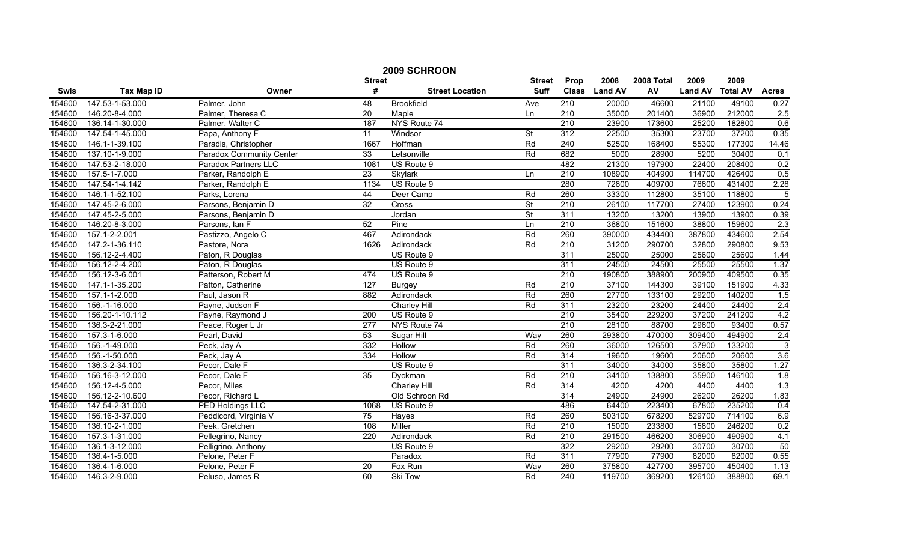# 2009 SCHROON

| Swis | Tax Map ID | Owner | Street # | Street Location | Street Suff | Prop Class | 2008 Land AV | 2008 Total AV | 2009 Land AV | 2009 Total AV | Acres |
|---|---|---|---|---|---|---|---|---|---|---|---|
| 154600 | 147.53-1-53.000 | Palmer, John | 48 | Brookfield | Ave | 210 | 20000 | 46600 | 21100 | 49100 | 0.27 |
| 154600 | 146.20-8-4.000 | Palmer, Theresa C | 20 | Maple | Ln | 210 | 35000 | 201400 | 36900 | 212000 | 2.5 |
| 154600 | 136.14-1-30.000 | Palmer, Walter C | 187 | NYS Route 74 | | 210 | 23900 | 173600 | 25200 | 182800 | 0.6 |
| 154600 | 147.54-1-45.000 | Papa, Anthony F | 11 | Windsor | St | 312 | 22500 | 35300 | 23700 | 37200 | 0.35 |
| 154600 | 146.1-1-39.100 | Paradis, Christopher | 1667 | Hoffman | Rd | 240 | 52500 | 168400 | 55300 | 177300 | 14.46 |
| 154600 | 137.10-1-9.000 | Paradox Community Center | 33 | Letsonville | Rd | 682 | 5000 | 28900 | 5200 | 30400 | 0.1 |
| 154600 | 147.53-2-18.000 | Paradox Partners LLC | 1081 | US Route 9 | | 482 | 21300 | 197900 | 22400 | 208400 | 0.2 |
| 154600 | 157.5-1-7.000 | Parker, Randolph E | 23 | Skylark | Ln | 210 | 108900 | 404900 | 114700 | 426400 | 0.5 |
| 154600 | 147.54-1-4.142 | Parker, Randolph E | 1134 | US Route 9 | | 280 | 72800 | 409700 | 76600 | 431400 | 2.28 |
| 154600 | 146.1-1-52.100 | Parks, Lorena | 44 | Deer Camp | Rd | 260 | 33300 | 112800 | 35100 | 118800 | 5 |
| 154600 | 147.45-2-6.000 | Parsons, Benjamin D | 32 | Cross | St | 210 | 26100 | 117700 | 27400 | 123900 | 0.24 |
| 154600 | 147.45-2-5.000 | Parsons, Benjamin D | | Jordan | St | 311 | 13200 | 13200 | 13900 | 13900 | 0.39 |
| 154600 | 146.20-8-3.000 | Parsons, Ian F | 52 | Pine | Ln | 210 | 36800 | 151600 | 38800 | 159600 | 2.3 |
| 154600 | 157.1-2-2.001 | Pastizzo, Angelo C | 467 | Adirondack | Rd | 260 | 390000 | 434400 | 387800 | 434600 | 2.54 |
| 154600 | 147.2-1-36.110 | Pastore, Nora | 1626 | Adirondack | Rd | 210 | 31200 | 290700 | 32800 | 290800 | 9.53 |
| 154600 | 156.12-2-4.400 | Paton, R Douglas | | US Route 9 | | 311 | 25000 | 25000 | 25600 | 25600 | 1.44 |
| 154600 | 156.12-2-4.200 | Paton, R Douglas | | US Route 9 | | 311 | 24500 | 24500 | 25500 | 25500 | 1.37 |
| 154600 | 156.12-3-6.001 | Patterson, Robert M | 474 | US Route 9 | | 210 | 190800 | 388900 | 200900 | 409500 | 0.35 |
| 154600 | 147.1-1-35.200 | Patton, Catherine | 127 | Burgey | Rd | 210 | 37100 | 144300 | 39100 | 151900 | 4.33 |
| 154600 | 157.1-1-2.000 | Paul, Jason R | 882 | Adirondack | Rd | 260 | 27700 | 133100 | 29200 | 140200 | 1.5 |
| 154600 | 156.-1-16.000 | Payne, Judson F | | Charley Hill | Rd | 311 | 23200 | 23200 | 24400 | 24400 | 2.4 |
| 154600 | 156.20-1-10.112 | Payne, Raymond J | 200 | US Route 9 | | 210 | 35400 | 229200 | 37200 | 241200 | 4.2 |
| 154600 | 136.3-2-21.000 | Peace, Roger L Jr | 277 | NYS Route 74 | | 210 | 28100 | 88700 | 29600 | 93400 | 0.57 |
| 154600 | 157.3-1-6.000 | Pearl, David | 53 | Sugar Hill | Way | 260 | 293800 | 470000 | 309400 | 494900 | 2.4 |
| 154600 | 156.-1-49.000 | Peck, Jay A | 332 | Hollow | Rd | 260 | 36000 | 126500 | 37900 | 133200 | 3 |
| 154600 | 156.-1-50.000 | Peck, Jay A | 334 | Hollow | Rd | 314 | 19600 | 19600 | 20600 | 20600 | 3.6 |
| 154600 | 136.3-2-34.100 | Pecor, Dale F | | US Route 9 | | 311 | 34000 | 34000 | 35800 | 35800 | 1.27 |
| 154600 | 156.16-3-12.000 | Pecor, Dale F | 35 | Dyckman | Rd | 210 | 34100 | 138800 | 35900 | 146100 | 1.8 |
| 154600 | 156.12-4-5.000 | Pecor, Miles | | Charley Hill | Rd | 314 | 4200 | 4200 | 4400 | 4400 | 1.3 |
| 154600 | 156.12-2-10.600 | Pecor, Richard L | | Old Schroon Rd | | 314 | 24900 | 24900 | 26200 | 26200 | 1.83 |
| 154600 | 147.54-2-31.000 | PED Holdings LLC | 1068 | US Route 9 | | 486 | 64400 | 223400 | 67800 | 235200 | 0.4 |
| 154600 | 156.16-3-37.000 | Peddicord, Virginia V | 75 | Hayes | Rd | 260 | 503100 | 678200 | 529700 | 714100 | 6.9 |
| 154600 | 136.10-2-1.000 | Peek, Gretchen | 108 | Miller | Rd | 210 | 15000 | 233800 | 15800 | 246200 | 0.2 |
| 154600 | 157.3-1-31.000 | Pellegrino, Nancy | 220 | Adirondack | Rd | 210 | 291500 | 466200 | 306900 | 490900 | 4.1 |
| 154600 | 136.1-3-12.000 | Pelligrino, Anthony | | US Route 9 | | 322 | 29200 | 29200 | 30700 | 30700 | 50 |
| 154600 | 136.4-1-5.000 | Pelone, Peter F | | Paradox | Rd | 311 | 77900 | 77900 | 82000 | 82000 | 0.55 |
| 154600 | 136.4-1-6.000 | Pelone, Peter F | 20 | Fox Run | Way | 260 | 375800 | 427700 | 395700 | 450400 | 1.13 |
| 154600 | 146.3-2-9.000 | Peluso, James R | 60 | Ski Tow | Rd | 240 | 119700 | 369200 | 126100 | 388800 | 69.1 |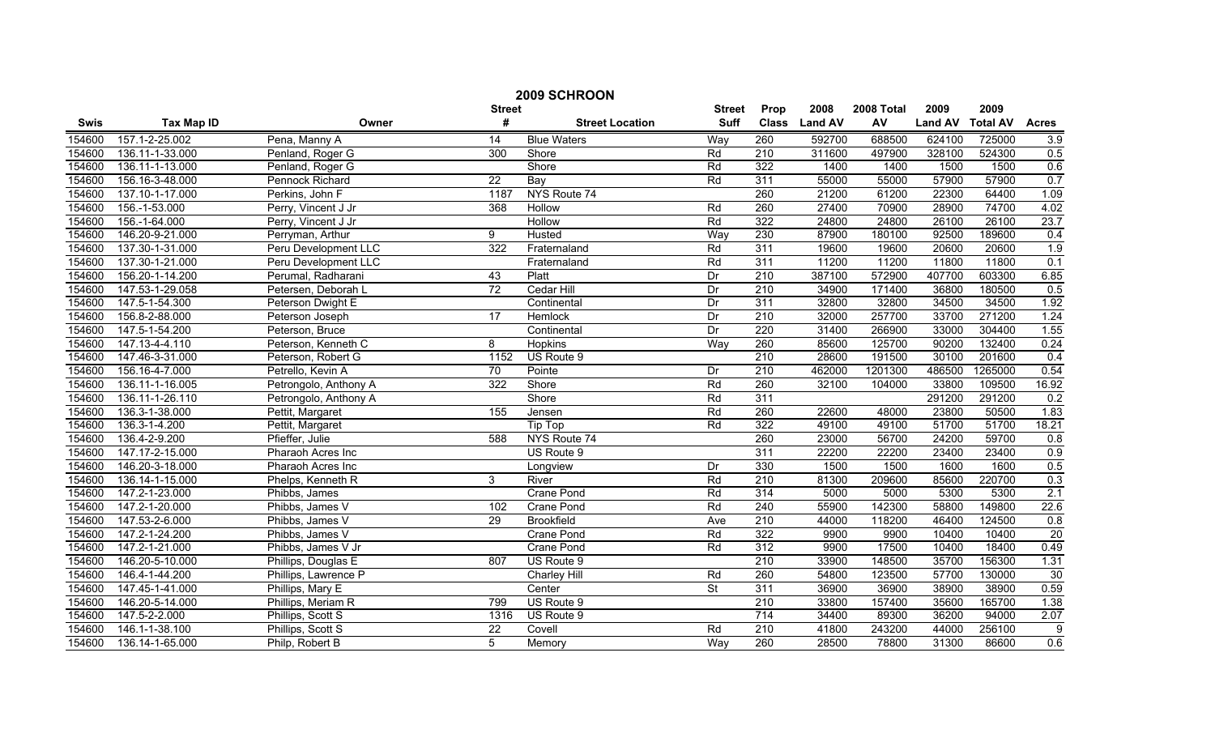# 2009 SCHROON

| Swis | Tax Map ID | Owner | Street # | Street Location | Street Suff | Prop Class | 2008 Land AV | 2008 Total AV | 2009 Land AV | 2009 Total AV | Acres |
|---|---|---|---|---|---|---|---|---|---|---|---|
| 154600 | 157.1-2-25.002 | Pena, Manny A | 14 | Blue Waters | Way | 260 | 592700 | 688500 | 624100 | 725000 | 3.9 |
| 154600 | 136.11-1-33.000 | Penland, Roger G | 300 | Shore | Rd | 210 | 311600 | 497900 | 328100 | 524300 | 0.5 |
| 154600 | 136.11-1-13.000 | Penland, Roger G | | Shore | Rd | 322 | 1400 | 1400 | 1500 | 1500 | 0.6 |
| 154600 | 156.16-3-48.000 | Pennock Richard | 22 | Bay | Rd | 311 | 55000 | 55000 | 57900 | 57900 | 0.7 |
| 154600 | 137.10-1-17.000 | Perkins, John F | 1187 | NYS Route 74 | | 260 | 21200 | 61200 | 22300 | 64400 | 1.09 |
| 154600 | 156.-1-53.000 | Perry, Vincent J Jr | 368 | Hollow | Rd | 260 | 27400 | 70900 | 28900 | 74700 | 4.02 |
| 154600 | 156.-1-64.000 | Perry, Vincent J Jr | | Hollow | Rd | 322 | 24800 | 24800 | 26100 | 26100 | 23.7 |
| 154600 | 146.20-9-21.000 | Perryman, Arthur | 9 | Husted | Way | 230 | 87900 | 180100 | 92500 | 189600 | 0.4 |
| 154600 | 137.30-1-31.000 | Peru Development LLC | 322 | Fraternaland | Rd | 311 | 19600 | 19600 | 20600 | 20600 | 1.9 |
| 154600 | 137.30-1-21.000 | Peru Development LLC | | Fraternaland | Rd | 311 | 11200 | 11200 | 11800 | 11800 | 0.1 |
| 154600 | 156.20-1-14.200 | Perumal, Radharani | 43 | Platt | Dr | 210 | 387100 | 572900 | 407700 | 603300 | 6.85 |
| 154600 | 147.53-1-29.058 | Petersen, Deborah L | 72 | Cedar Hill | Dr | 210 | 34900 | 171400 | 36800 | 180500 | 0.5 |
| 154600 | 147.5-1-54.300 | Peterson Dwight E | | Continental | Dr | 311 | 32800 | 32800 | 34500 | 34500 | 1.92 |
| 154600 | 156.8-2-88.000 | Peterson Joseph | 17 | Hemlock | Dr | 210 | 32000 | 257700 | 33700 | 271200 | 1.24 |
| 154600 | 147.5-1-54.200 | Peterson, Bruce | | Continental | Dr | 220 | 31400 | 266900 | 33000 | 304400 | 1.55 |
| 154600 | 147.13-4-4.110 | Peterson, Kenneth C | 8 | Hopkins | Way | 260 | 85600 | 125700 | 90200 | 132400 | 0.24 |
| 154600 | 147.46-3-31.000 | Peterson, Robert G | 1152 | US Route 9 | | 210 | 28600 | 191500 | 30100 | 201600 | 0.4 |
| 154600 | 156.16-4-7.000 | Petrello, Kevin A | 70 | Pointe | Dr | 210 | 462000 | 1201300 | 486500 | 1265000 | 0.54 |
| 154600 | 136.11-1-16.005 | Petrongolo, Anthony A | 322 | Shore | Rd | 260 | 32100 | 104000 | 33800 | 109500 | 16.92 |
| 154600 | 136.11-1-26.110 | Petrongolo, Anthony A | | Shore | Rd | 311 | | | 291200 | 291200 | 0.2 |
| 154600 | 136.3-1-38.000 | Pettit, Margaret | 155 | Jensen | Rd | 260 | 22600 | 48000 | 23800 | 50500 | 1.83 |
| 154600 | 136.3-1-4.200 | Pettit, Margaret | | Tip Top | Rd | 322 | 49100 | 49100 | 51700 | 51700 | 18.21 |
| 154600 | 136.4-2-9.200 | Pfieffer, Julie | 588 | NYS Route 74 | | 260 | 23000 | 56700 | 24200 | 59700 | 0.8 |
| 154600 | 147.17-2-15.000 | Pharaoh Acres Inc | | US Route 9 | | 311 | 22200 | 22200 | 23400 | 23400 | 0.9 |
| 154600 | 146.20-3-18.000 | Pharaoh Acres Inc | | Longview | Dr | 330 | 1500 | 1500 | 1600 | 1600 | 0.5 |
| 154600 | 136.14-1-15.000 | Phelps, Kenneth R | 3 | River | Rd | 210 | 81300 | 209600 | 85600 | 220700 | 0.3 |
| 154600 | 147.2-1-23.000 | Phibbs, James | | Crane Pond | Rd | 314 | 5000 | 5000 | 5300 | 5300 | 2.1 |
| 154600 | 147.2-1-20.000 | Phibbs, James V | 102 | Crane Pond | Rd | 240 | 55900 | 142300 | 58800 | 149800 | 22.6 |
| 154600 | 147.53-2-6.000 | Phibbs, James V | 29 | Brookfield | Ave | 210 | 44000 | 118200 | 46400 | 124500 | 0.8 |
| 154600 | 147.2-1-24.200 | Phibbs, James V | | Crane Pond | Rd | 322 | 9900 | 9900 | 10400 | 10400 | 20 |
| 154600 | 147.2-1-21.000 | Phibbs, James V Jr | | Crane Pond | Rd | 312 | 9900 | 17500 | 10400 | 18400 | 0.49 |
| 154600 | 146.20-5-10.000 | Phillips, Douglas E | 807 | US Route 9 | | 210 | 33900 | 148500 | 35700 | 156300 | 1.31 |
| 154600 | 146.4-1-44.200 | Phillips, Lawrence P | | Charley Hill | Rd | 260 | 54800 | 123500 | 57700 | 130000 | 30 |
| 154600 | 147.45-1-41.000 | Phillips, Mary E | | Center | St | 311 | 36900 | 36900 | 38900 | 38900 | 0.59 |
| 154600 | 146.20-5-14.000 | Phillips, Meriam R | 799 | US Route 9 | | 210 | 33800 | 157400 | 35600 | 165700 | 1.38 |
| 154600 | 147.5-2-2.000 | Phillips, Scott S | 1316 | US Route 9 | | 714 | 34400 | 89300 | 36200 | 94000 | 2.07 |
| 154600 | 146.1-1-38.100 | Phillips, Scott S | 22 | Covell | Rd | 210 | 41800 | 243200 | 44000 | 256100 | 9 |
| 154600 | 136.14-1-65.000 | Philp, Robert B | 5 | Memory | Way | 260 | 28500 | 78800 | 31300 | 86600 | 0.6 |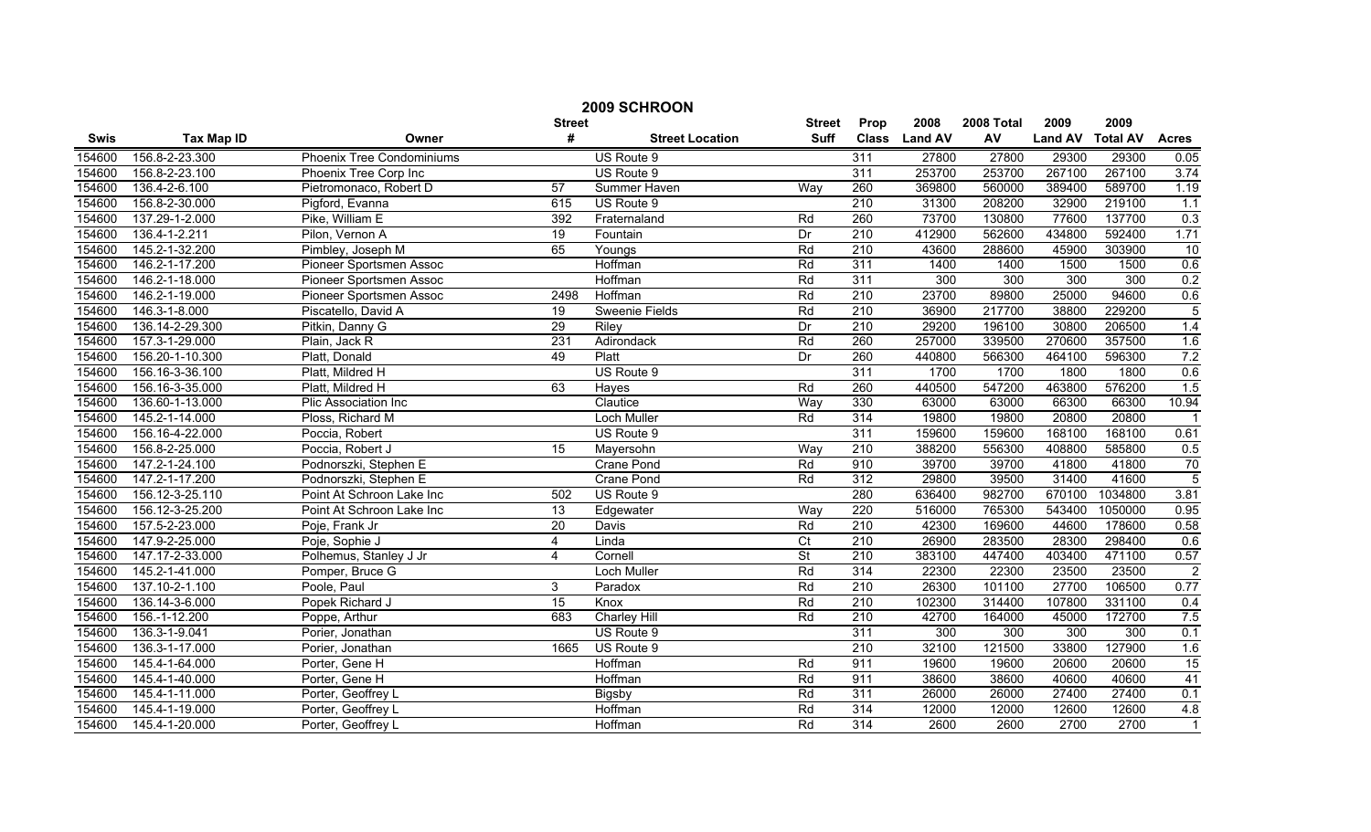# 2009 SCHROON

| Swis | Tax Map ID | Owner | Street # | Street Location | Street Suff | Prop Class | 2008 Land AV | 2008 Total AV | 2009 Land AV | 2009 Total AV | Acres |
|---|---|---|---|---|---|---|---|---|---|---|---|
| 154600 | 156.8-2-23.300 | Phoenix Tree Condominiums | | US Route 9 | | 311 | 27800 | 27800 | 29300 | 29300 | 0.05 |
| 154600 | 156.8-2-23.100 | Phoenix Tree Corp Inc | | US Route 9 | | 311 | 253700 | 253700 | 267100 | 267100 | 3.74 |
| 154600 | 136.4-2-6.100 | Pietromonaco, Robert D | 57 | Summer Haven | Way | 260 | 369800 | 560000 | 389400 | 589700 | 1.19 |
| 154600 | 156.8-2-30.000 | Pigford, Evanna | 615 | US Route 9 | | 210 | 31300 | 208200 | 32900 | 219100 | 1.1 |
| 154600 | 137.29-1-2.000 | Pike, William E | 392 | Fraternaland | Rd | 260 | 73700 | 130800 | 77600 | 137700 | 0.3 |
| 154600 | 136.4-1-2.211 | Pilon, Vernon A | 19 | Fountain | Dr | 210 | 412900 | 562600 | 434800 | 592400 | 1.71 |
| 154600 | 145.2-1-32.200 | Pimbley, Joseph M | 65 | Youngs | Rd | 210 | 43600 | 288600 | 45900 | 303900 | 10 |
| 154600 | 146.2-1-17.200 | Pioneer Sportsmen Assoc | | Hoffman | Rd | 311 | 1400 | 1400 | 1500 | 1500 | 0.6 |
| 154600 | 146.2-1-18.000 | Pioneer Sportsmen Assoc | | Hoffman | Rd | 311 | 300 | 300 | 300 | 300 | 0.2 |
| 154600 | 146.2-1-19.000 | Pioneer Sportsmen Assoc | 2498 | Hoffman | Rd | 210 | 23700 | 89800 | 25000 | 94600 | 0.6 |
| 154600 | 146.3-1-8.000 | Piscatello, David A | 19 | Sweenie Fields | Rd | 210 | 36900 | 217700 | 38800 | 229200 | 5 |
| 154600 | 136.14-2-29.300 | Pitkin, Danny G | 29 | Riley | Dr | 210 | 29200 | 196100 | 30800 | 206500 | 1.4 |
| 154600 | 157.3-1-29.000 | Plain, Jack R | 231 | Adirondack | Rd | 260 | 257000 | 339500 | 270600 | 357500 | 1.6 |
| 154600 | 156.20-1-10.300 | Platt, Donald | 49 | Platt | Dr | 260 | 440800 | 566300 | 464100 | 596300 | 7.2 |
| 154600 | 156.16-3-36.100 | Platt, Mildred H | | US Route 9 | | 311 | 1700 | 1700 | 1800 | 1800 | 0.6 |
| 154600 | 156.16-3-35.000 | Platt, Mildred H | 63 | Hayes | Rd | 260 | 440500 | 547200 | 463800 | 576200 | 1.5 |
| 154600 | 136.60-1-13.000 | Plic Association Inc | | Clautice | Way | 330 | 63000 | 63000 | 66300 | 66300 | 10.94 |
| 154600 | 145.2-1-14.000 | Ploss, Richard M | | Loch Muller | Rd | 314 | 19800 | 19800 | 20800 | 20800 | 1 |
| 154600 | 156.16-4-22.000 | Poccia, Robert | | US Route 9 | | 311 | 159600 | 159600 | 168100 | 168100 | 0.61 |
| 154600 | 156.8-2-25.000 | Poccia, Robert J | 15 | Mayersohn | Way | 210 | 388200 | 556300 | 408800 | 585800 | 0.5 |
| 154600 | 147.2-1-24.100 | Podnorszki, Stephen E | | Crane Pond | Rd | 910 | 39700 | 39700 | 41800 | 41800 | 70 |
| 154600 | 147.2-1-17.200 | Podnorszki, Stephen E | | Crane Pond | Rd | 312 | 29800 | 39500 | 31400 | 41600 | 5 |
| 154600 | 156.12-3-25.110 | Point At Schroon Lake Inc | 502 | US Route 9 | | 280 | 636400 | 982700 | 670100 | 1034800 | 3.81 |
| 154600 | 156.12-3-25.200 | Point At Schroon Lake Inc | 13 | Edgewater | Way | 220 | 516000 | 765300 | 543400 | 1050000 | 0.95 |
| 154600 | 157.5-2-23.000 | Poje, Frank Jr | 20 | Davis | Rd | 210 | 42300 | 169600 | 44600 | 178600 | 0.58 |
| 154600 | 147.9-2-25.000 | Poje, Sophie J | 4 | Linda | Ct | 210 | 26900 | 283500 | 28300 | 298400 | 0.6 |
| 154600 | 147.17-2-33.000 | Polhemus, Stanley J Jr | 4 | Cornell | St | 210 | 383100 | 447400 | 403400 | 471100 | 0.57 |
| 154600 | 145.2-1-41.000 | Pomper, Bruce G | | Loch Muller | Rd | 314 | 22300 | 22300 | 23500 | 23500 | 2 |
| 154600 | 137.10-2-1.100 | Poole, Paul | 3 | Paradox | Rd | 210 | 26300 | 101100 | 27700 | 106500 | 0.77 |
| 154600 | 136.14-3-6.000 | Popek Richard J | 15 | Knox | Rd | 210 | 102300 | 314400 | 107800 | 331100 | 0.4 |
| 154600 | 156.-1-12.200 | Poppe, Arthur | 683 | Charley Hill | Rd | 210 | 42700 | 164000 | 45000 | 172700 | 7.5 |
| 154600 | 136.3-1-9.041 | Porier, Jonathan | | US Route 9 | | 311 | 300 | 300 | 300 | 300 | 0.1 |
| 154600 | 136.3-1-17.000 | Porier, Jonathan | 1665 | US Route 9 | | 210 | 32100 | 121500 | 33800 | 127900 | 1.6 |
| 154600 | 145.4-1-64.000 | Porter, Gene H | | Hoffman | Rd | 911 | 19600 | 19600 | 20600 | 20600 | 15 |
| 154600 | 145.4-1-40.000 | Porter, Gene H | | Hoffman | Rd | 911 | 38600 | 38600 | 40600 | 40600 | 41 |
| 154600 | 145.4-1-11.000 | Porter, Geoffrey L | | Bigsby | Rd | 311 | 26000 | 26000 | 27400 | 27400 | 0.1 |
| 154600 | 145.4-1-19.000 | Porter, Geoffrey L | | Hoffman | Rd | 314 | 12000 | 12000 | 12600 | 12600 | 4.8 |
| 154600 | 145.4-1-20.000 | Porter, Geoffrey L | | Hoffman | Rd | 314 | 2600 | 2600 | 2700 | 2700 | 1 |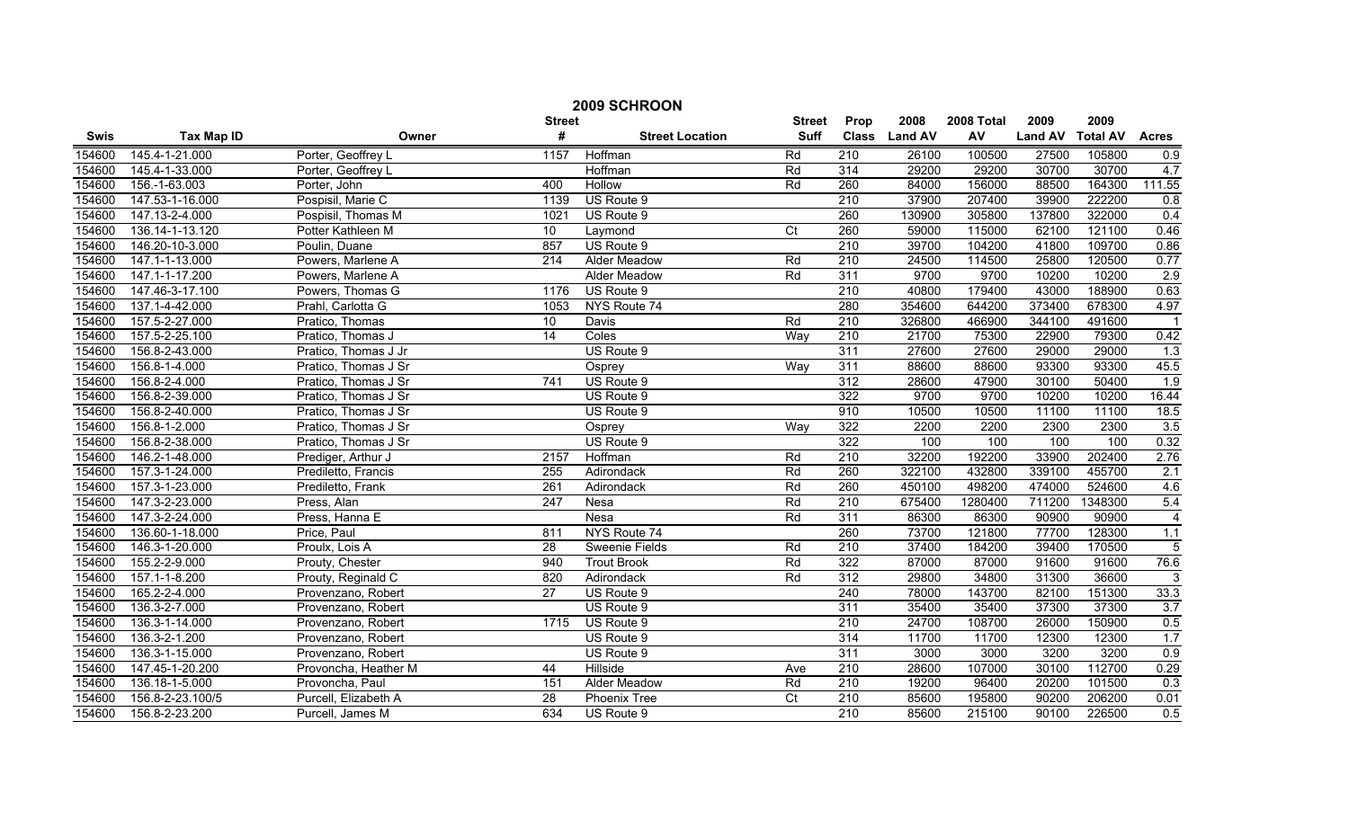## 2009 SCHROON

| Swis | Tax Map ID | Owner | Street # | Street Location | Street Suff | Prop Class | 2008 Land AV | 2008 Total AV | 2009 Land AV | 2009 Total AV | Acres |
|---|---|---|---|---|---|---|---|---|---|---|---|
| 154600 | 145.4-1-21.000 | Porter, Geoffrey L | 1157 | Hoffman | Rd | 210 | 26100 | 100500 | 27500 | 105800 | 0.9 |
| 154600 | 145.4-1-33.000 | Porter, Geoffrey L | | Hoffman | Rd | 314 | 29200 | 29200 | 30700 | 30700 | 4.7 |
| 154600 | 156.-1-63.003 | Porter, John | 400 | Hollow | Rd | 260 | 84000 | 156000 | 88500 | 164300 | 111.55 |
| 154600 | 147.53-1-16.000 | Pospisil, Marie C | 1139 | US Route 9 | | 210 | 37900 | 207400 | 39900 | 222200 | 0.8 |
| 154600 | 147.13-2-4.000 | Pospisil, Thomas M | 1021 | US Route 9 | | 260 | 130900 | 305800 | 137800 | 322000 | 0.4 |
| 154600 | 136.14-1-13.120 | Potter Kathleen M | 10 | Laymond | Ct | 260 | 59000 | 115000 | 62100 | 121100 | 0.46 |
| 154600 | 146.20-10-3.000 | Poulin, Duane | 857 | US Route 9 | | 210 | 39700 | 104200 | 41800 | 109700 | 0.86 |
| 154600 | 147.1-1-13.000 | Powers, Marlene A | 214 | Alder Meadow | Rd | 210 | 24500 | 114500 | 25800 | 120500 | 0.77 |
| 154600 | 147.1-1-17.200 | Powers, Marlene A | | Alder Meadow | Rd | 311 | 9700 | 9700 | 10200 | 10200 | 2.9 |
| 154600 | 147.46-3-17.100 | Powers, Thomas G | 1176 | US Route 9 | | 210 | 40800 | 179400 | 43000 | 188900 | 0.63 |
| 154600 | 137.1-4-42.000 | Prahl, Carlotta G | 1053 | NYS Route 74 | | 280 | 354600 | 644200 | 373400 | 678300 | 4.97 |
| 154600 | 157.5-2-27.000 | Pratico, Thomas | 10 | Davis | Rd | 210 | 326800 | 466900 | 344100 | 491600 | 1 |
| 154600 | 157.5-2-25.100 | Pratico, Thomas J | 14 | Coles | Way | 210 | 21700 | 75300 | 22900 | 79300 | 0.42 |
| 154600 | 156.8-2-43.000 | Pratico, Thomas J Jr | | US Route 9 | | 311 | 27600 | 27600 | 29000 | 29000 | 1.3 |
| 154600 | 156.8-1-4.000 | Pratico, Thomas J Sr | | Osprey | Way | 311 | 88600 | 88600 | 93300 | 93300 | 45.5 |
| 154600 | 156.8-2-4.000 | Pratico, Thomas J Sr | 741 | US Route 9 | | 312 | 28600 | 47900 | 30100 | 50400 | 1.9 |
| 154600 | 156.8-2-39.000 | Pratico, Thomas J Sr | | US Route 9 | | 322 | 9700 | 9700 | 10200 | 10200 | 16.44 |
| 154600 | 156.8-2-40.000 | Pratico, Thomas J Sr | | US Route 9 | | 910 | 10500 | 10500 | 11100 | 11100 | 18.5 |
| 154600 | 156.8-1-2.000 | Pratico, Thomas J Sr | | Osprey | Way | 322 | 2200 | 2200 | 2300 | 2300 | 3.5 |
| 154600 | 156.8-2-38.000 | Pratico, Thomas J Sr | | US Route 9 | | 322 | 100 | 100 | 100 | 100 | 0.32 |
| 154600 | 146.2-1-48.000 | Prediger, Arthur J | 2157 | Hoffman | Rd | 210 | 32200 | 192200 | 33900 | 202400 | 2.76 |
| 154600 | 157.3-1-24.000 | Prediletto, Francis | 255 | Adirondack | Rd | 260 | 322100 | 432800 | 339100 | 455700 | 2.1 |
| 154600 | 157.3-1-23.000 | Prediletto, Frank | 261 | Adirondack | Rd | 260 | 450100 | 498200 | 474000 | 524600 | 4.6 |
| 154600 | 147.3-2-23.000 | Press, Alan | 247 | Nesa | Rd | 210 | 675400 | 1280400 | 711200 | 1348300 | 5.4 |
| 154600 | 147.3-2-24.000 | Press, Hanna E | | Nesa | Rd | 311 | 86300 | 86300 | 90900 | 90900 | 4 |
| 154600 | 136.60-1-18.000 | Price, Paul | 811 | NYS Route 74 | | 260 | 73700 | 121800 | 77700 | 128300 | 1.1 |
| 154600 | 146.3-1-20.000 | Proulx, Lois A | 28 | Sweenie Fields | Rd | 210 | 37400 | 184200 | 39400 | 170500 | 5 |
| 154600 | 155.2-2-9.000 | Prouty, Chester | 940 | Trout Brook | Rd | 322 | 87000 | 87000 | 91600 | 91600 | 76.6 |
| 154600 | 157.1-1-8.200 | Prouty, Reginald C | 820 | Adirondack | Rd | 312 | 29800 | 34800 | 31300 | 36600 | 3 |
| 154600 | 165.2-2-4.000 | Provenzano, Robert | 27 | US Route 9 | | 240 | 78000 | 143700 | 82100 | 151300 | 33.3 |
| 154600 | 136.3-2-7.000 | Provenzano, Robert | | US Route 9 | | 311 | 35400 | 35400 | 37300 | 37300 | 3.7 |
| 154600 | 136.3-1-14.000 | Provenzano, Robert | 1715 | US Route 9 | | 210 | 24700 | 108700 | 26000 | 150900 | 0.5 |
| 154600 | 136.3-2-1.200 | Provenzano, Robert | | US Route 9 | | 314 | 11700 | 11700 | 12300 | 12300 | 1.7 |
| 154600 | 136.3-1-15.000 | Provenzano, Robert | | US Route 9 | | 311 | 3000 | 3000 | 3200 | 3200 | 0.9 |
| 154600 | 147.45-1-20.200 | Provoncha, Heather M | 44 | Hillside | Ave | 210 | 28600 | 107000 | 30100 | 112700 | 0.29 |
| 154600 | 136.18-1-5.000 | Provoncha, Paul | 151 | Alder Meadow | Rd | 210 | 19200 | 96400 | 20200 | 101500 | 0.3 |
| 154600 | 156.8-2-23.100/5 | Purcell, Elizabeth A | 28 | Phoenix Tree | Ct | 210 | 85600 | 195800 | 90200 | 206200 | 0.01 |
| 154600 | 156.8-2-23.200 | Purcell, James M | 634 | US Route 9 | | 210 | 85600 | 215100 | 90100 | 226500 | 0.5 |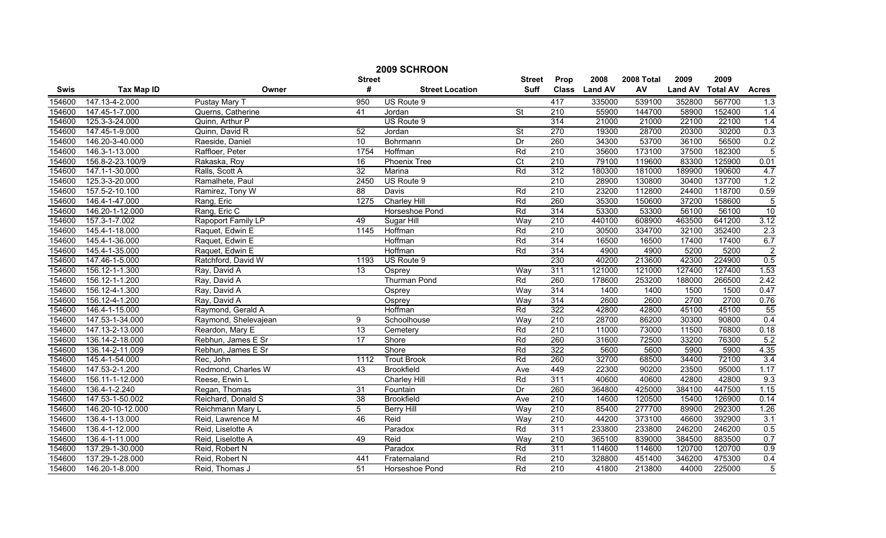# 2009 SCHROON

| Swis | Tax Map ID | Owner | Street # | Street Location | Street Suff | Prop Class | 2008 Land AV | 2008 Total AV | 2009 Land AV | 2009 Total AV | Acres |
|---|---|---|---|---|---|---|---|---|---|---|---|
| 154600 | 147.13-4-2.000 | Pustay Mary T | 950 | US Route 9 | | 417 | 335000 | 539100 | 352800 | 567700 | 1.3 |
| 154600 | 147.45-1-7.000 | Querns, Catherine | 41 | Jordan | St | 210 | 55900 | 144700 | 58900 | 152400 | 1.4 |
| 154600 | 125.3-3-24.000 | Quinn, Arthur P | | US Route 9 | | 314 | 21000 | 21000 | 22100 | 22100 | 1.4 |
| 154600 | 147.45-1-9.000 | Quinn, David R | 52 | Jordan | St | 270 | 19300 | 28700 | 20300 | 30200 | 0.3 |
| 154600 | 146.20-3-40.000 | Raeside, Daniel | 10 | Bohrmann | Dr | 260 | 34300 | 53700 | 36100 | 56500 | 0.2 |
| 154600 | 146.3-1-13.000 | Raffloer, Peter | 1754 | Hoffman | Rd | 210 | 35600 | 173100 | 37500 | 182300 | 5 |
| 154600 | 156.8-2-23.100/9 | Rakaska, Roy | 16 | Phoenix Tree | Ct | 210 | 79100 | 119600 | 83300 | 125900 | 0.01 |
| 154600 | 147.1-1-30.000 | Ralls, Scott A | 32 | Marina | Rd | 312 | 180300 | 181000 | 189900 | 190600 | 4.7 |
| 154600 | 125.3-3-20.000 | Ramalhete, Paul | 2450 | US Route 9 | | 210 | 28900 | 130800 | 30400 | 137700 | 1.2 |
| 154600 | 157.5-2-10.100 | Ramirez, Tony W | 88 | Davis | Rd | 210 | 23200 | 112800 | 24400 | 118700 | 0.59 |
| 154600 | 146.4-1-47.000 | Rang, Eric | 1275 | Charley Hill | Rd | 260 | 35300 | 150600 | 37200 | 158600 | 5 |
| 154600 | 146.20-1-12.000 | Rang, Eric C | | Horseshoe Pond | Rd | 314 | 53300 | 53300 | 56100 | 56100 | 10 |
| 154600 | 157.3-1-7.002 | Rapoport Family LP | 49 | Sugar Hill | Way | 210 | 440100 | 608900 | 463500 | 641200 | 3.12 |
| 154600 | 145.4-1-18.000 | Raquet, Edwin E | 1145 | Hoffman | Rd | 210 | 30500 | 334700 | 32100 | 352400 | 2.3 |
| 154600 | 145.4-1-36.000 | Raquet, Edwin E | | Hoffman | Rd | 314 | 16500 | 16500 | 17400 | 17400 | 6.7 |
| 154600 | 145.4-1-35.000 | Raquet, Edwin E | | Hoffman | Rd | 314 | 4900 | 4900 | 5200 | 5200 | 2 |
| 154600 | 147.46-1-5.000 | Ratchford, David W | 1193 | US Route 9 | | 230 | 40200 | 213600 | 42300 | 224900 | 0.5 |
| 154600 | 156.12-1-1.300 | Ray, David A | 13 | Osprey | Way | 311 | 121000 | 121000 | 127400 | 127400 | 1.53 |
| 154600 | 156.12-1-1.200 | Ray, David A | | Thurman Pond | Rd | 260 | 178600 | 253200 | 188000 | 266500 | 2.42 |
| 154600 | 156.12-4-1.300 | Ray, David A | | Osprey | Way | 314 | 1400 | 1400 | 1500 | 1500 | 0.47 |
| 154600 | 156.12-4-1.200 | Ray, David A | | Osprey | Way | 314 | 2600 | 2600 | 2700 | 2700 | 0.76 |
| 154600 | 146.4-1-15.000 | Raymond, Gerald A | | Hoffman | Rd | 322 | 42800 | 42800 | 45100 | 45100 | 55 |
| 154600 | 147.53-1-34.000 | Raymond, Shelevajean | 9 | Schoolhouse | Way | 210 | 28700 | 86200 | 30300 | 90800 | 0.4 |
| 154600 | 147.13-2-13.000 | Reardon, Mary E | 13 | Cemetery | Rd | 210 | 11000 | 73000 | 11500 | 76800 | 0.18 |
| 154600 | 136.14-2-18.000 | Rebhun, James E Sr | 17 | Shore | Rd | 260 | 31600 | 72500 | 33200 | 76300 | 5.2 |
| 154600 | 136.14-2-11.009 | Rebhun, James E Sr | | Shore | Rd | 322 | 5600 | 5600 | 5900 | 5900 | 4.35 |
| 154600 | 145.4-1-54.000 | Rec, John | 1112 | Trout Brook | Rd | 260 | 32700 | 68500 | 34400 | 72100 | 3.4 |
| 154600 | 147.53-2-1.200 | Redmond, Charles W | 43 | Brookfield | Ave | 449 | 22300 | 90200 | 23500 | 95000 | 1.17 |
| 154600 | 156.11-1-12.000 | Reese, Erwin L | | Charley Hill | Rd | 311 | 40600 | 40600 | 42800 | 42800 | 9.3 |
| 154600 | 136.4-1-2.240 | Regan, Thomas | 31 | Fountain | Dr | 260 | 364800 | 425000 | 384100 | 447500 | 1.15 |
| 154600 | 147.53-1-50.002 | Reichard, Donald S | 38 | Brookfield | Ave | 210 | 14600 | 120500 | 15400 | 126900 | 0.14 |
| 154600 | 146.20-10-12.000 | Reichmann Mary L | 5 | Berry Hill | Way | 210 | 85400 | 277700 | 89900 | 292300 | 1.26 |
| 154600 | 136.4-1-13.000 | Reid, Lawrence M | 46 | Reid | Way | 210 | 44200 | 373100 | 46600 | 392900 | 3.1 |
| 154600 | 136.4-1-12.000 | Reid, Liselotte A | | Paradox | Rd | 311 | 233800 | 233800 | 246200 | 246200 | 0.5 |
| 154600 | 136.4-1-11.000 | Reid, Liselotte A | 49 | Reid | Way | 210 | 365100 | 839000 | 384500 | 883500 | 0.7 |
| 154600 | 137.29-1-30.000 | Reid, Robert N | | Paradox | Rd | 311 | 114600 | 114600 | 120700 | 120700 | 0.9 |
| 154600 | 137.29-1-28.000 | Reid, Robert N | 441 | Fraternaland | Rd | 210 | 328800 | 451400 | 346200 | 475300 | 0.4 |
| 154600 | 146.20-1-8.000 | Reid, Thomas J | 51 | Horseshoe Pond | Rd | 210 | 41800 | 213800 | 44000 | 225000 | 5 |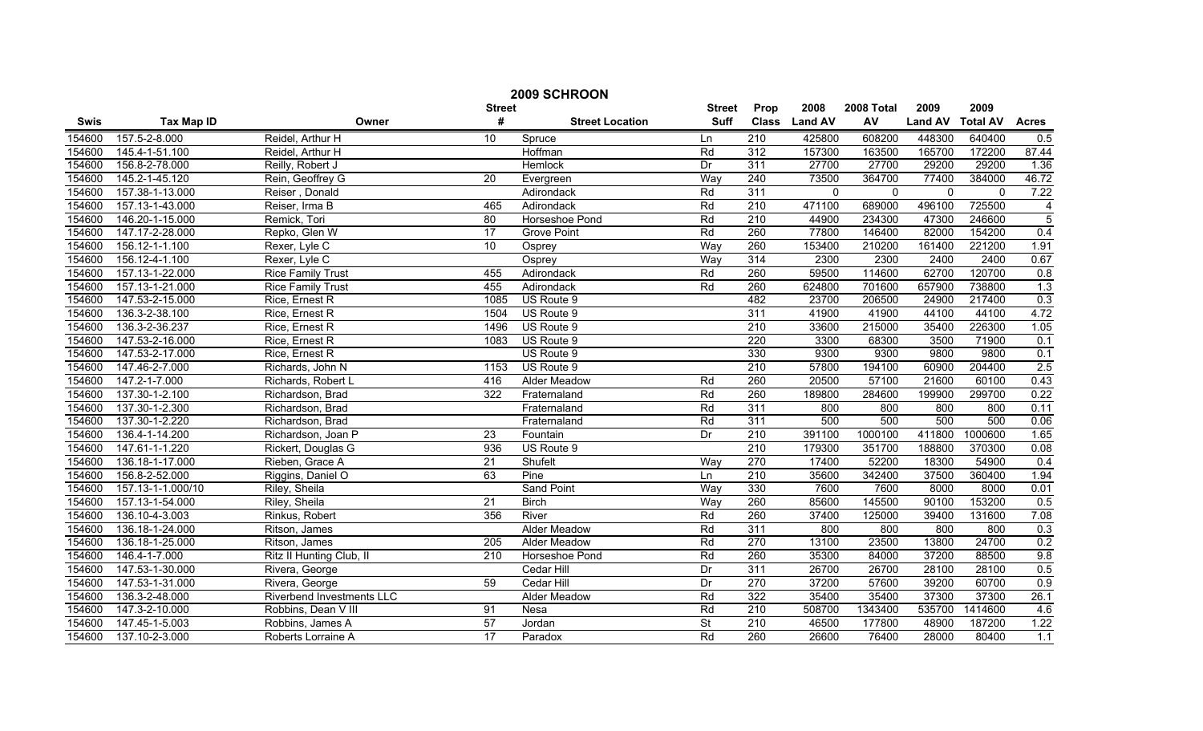# 2009 SCHROON

| Swis | Tax Map ID | Owner | Street # | Street Location | Street Suff | Prop Class | 2008 Land AV | 2008 Total AV | 2009 Land AV | 2009 Total AV | Acres |
|---|---|---|---|---|---|---|---|---|---|---|---|
| 154600 | 157.5-2-8.000 | Reidel, Arthur H | 10 | Spruce | Ln | 210 | 425800 | 608200 | 448300 | 640400 | 0.5 |
| 154600 | 145.4-1-51.100 | Reidel, Arthur H | | Hoffman | Rd | 312 | 157300 | 163500 | 165700 | 172200 | 87.44 |
| 154600 | 156.8-2-78.000 | Reilly, Robert J | | Hemlock | Dr | 311 | 27700 | 27700 | 29200 | 29200 | 1.36 |
| 154600 | 145.2-1-45.120 | Rein, Geoffrey G | 20 | Evergreen | Way | 240 | 73500 | 364700 | 77400 | 384000 | 46.72 |
| 154600 | 157.38-1-13.000 | Reiser , Donald | | Adirondack | Rd | 311 | 0 | 0 | 0 | 0 | 7.22 |
| 154600 | 157.13-1-43.000 | Reiser, Irma B | 465 | Adirondack | Rd | 210 | 471100 | 689000 | 496100 | 725500 | 4 |
| 154600 | 146.20-1-15.000 | Remick, Tori | 80 | Horseshoe Pond | Rd | 210 | 44900 | 234300 | 47300 | 246600 | 5 |
| 154600 | 147.17-2-28.000 | Repko, Glen W | 17 | Grove Point | Rd | 260 | 77800 | 146400 | 82000 | 154200 | 0.4 |
| 154600 | 156.12-1-1.100 | Rexer, Lyle C | 10 | Osprey | Way | 260 | 153400 | 210200 | 161400 | 221200 | 1.91 |
| 154600 | 156.12-4-1.100 | Rexer, Lyle C | | Osprey | Way | 314 | 2300 | 2300 | 2400 | 2400 | 0.67 |
| 154600 | 157.13-1-22.000 | Rice Family Trust | 455 | Adirondack | Rd | 260 | 59500 | 114600 | 62700 | 120700 | 0.8 |
| 154600 | 157.13-1-21.000 | Rice Family Trust | 455 | Adirondack | Rd | 260 | 624800 | 701600 | 657900 | 738800 | 1.3 |
| 154600 | 147.53-2-15.000 | Rice, Ernest R | 1085 | US Route 9 | | 482 | 23700 | 206500 | 24900 | 217400 | 0.3 |
| 154600 | 136.3-2-38.100 | Rice, Ernest R | 1504 | US Route 9 | | 311 | 41900 | 41900 | 44100 | 44100 | 4.72 |
| 154600 | 136.3-2-36.237 | Rice, Ernest R | 1496 | US Route 9 | | 210 | 33600 | 215000 | 35400 | 226300 | 1.05 |
| 154600 | 147.53-2-16.000 | Rice, Ernest R | 1083 | US Route 9 | | 220 | 3300 | 68300 | 3500 | 71900 | 0.1 |
| 154600 | 147.53-2-17.000 | Rice, Ernest R | | US Route 9 | | 330 | 9300 | 9300 | 9800 | 9800 | 0.1 |
| 154600 | 147.46-2-7.000 | Richards, John N | 1153 | US Route 9 | | 210 | 57800 | 194100 | 60900 | 204400 | 2.5 |
| 154600 | 147.2-1-7.000 | Richards, Robert L | 416 | Alder Meadow | Rd | 260 | 20500 | 57100 | 21600 | 60100 | 0.43 |
| 154600 | 137.30-1-2.100 | Richardson, Brad | 322 | Fraternaland | Rd | 260 | 189800 | 284600 | 199900 | 299700 | 0.22 |
| 154600 | 137.30-1-2.300 | Richardson, Brad | | Fraternaland | Rd | 311 | 800 | 800 | 800 | 800 | 0.11 |
| 154600 | 137.30-1-2.220 | Richardson, Brad | | Fraternaland | Rd | 311 | 500 | 500 | 500 | 500 | 0.06 |
| 154600 | 136.4-1-14.200 | Richardson, Joan P | 23 | Fountain | Dr | 210 | 391100 | 1000100 | 411800 | 1000600 | 1.65 |
| 154600 | 147.61-1-1.220 | Rickert, Douglas G | 936 | US Route 9 | | 210 | 179300 | 351700 | 188800 | 370300 | 0.08 |
| 154600 | 136.18-1-17.000 | Rieben, Grace A | 21 | Shufelt | Way | 270 | 17400 | 52200 | 18300 | 54900 | 0.4 |
| 154600 | 156.8-2-52.000 | Riggins, Daniel O | 63 | Pine | Ln | 210 | 35600 | 342400 | 37500 | 360400 | 1.94 |
| 154600 | 157.13-1-1.000/10 | Riley, Sheila | | Sand Point | Way | 330 | 7600 | 7600 | 8000 | 8000 | 0.01 |
| 154600 | 157.13-1-54.000 | Riley, Sheila | 21 | Birch | Way | 260 | 85600 | 145500 | 90100 | 153200 | 0.5 |
| 154600 | 136.10-4-3.003 | Rinkus, Robert | 356 | River | Rd | 260 | 37400 | 125000 | 39400 | 131600 | 7.08 |
| 154600 | 136.18-1-24.000 | Ritson, James | | Alder Meadow | Rd | 311 | 800 | 800 | 800 | 800 | 0.3 |
| 154600 | 136.18-1-25.000 | Ritson, James | 205 | Alder Meadow | Rd | 270 | 13100 | 23500 | 13800 | 24700 | 0.2 |
| 154600 | 146.4-1-7.000 | Ritz II Hunting Club, II | 210 | Horseshoe Pond | Rd | 260 | 35300 | 84000 | 37200 | 88500 | 9.8 |
| 154600 | 147.53-1-30.000 | Rivera, George | | Cedar Hill | Dr | 311 | 26700 | 26700 | 28100 | 28100 | 0.5 |
| 154600 | 147.53-1-31.000 | Rivera, George | 59 | Cedar Hill | Dr | 270 | 37200 | 57600 | 39200 | 60700 | 0.9 |
| 154600 | 136.3-2-48.000 | Riverbend Investments LLC | | Alder Meadow | Rd | 322 | 35400 | 35400 | 37300 | 37300 | 26.1 |
| 154600 | 147.3-2-10.000 | Robbins, Dean V III | 91 | Nesa | Rd | 210 | 508700 | 1343400 | 535700 | 1414600 | 4.6 |
| 154600 | 147.45-1-5.003 | Robbins, James A | 57 | Jordan | St | 210 | 46500 | 177800 | 48900 | 187200 | 1.22 |
| 154600 | 137.10-2-3.000 | Roberts Lorraine A | 17 | Paradox | Rd | 260 | 26600 | 76400 | 28000 | 80400 | 1.1 |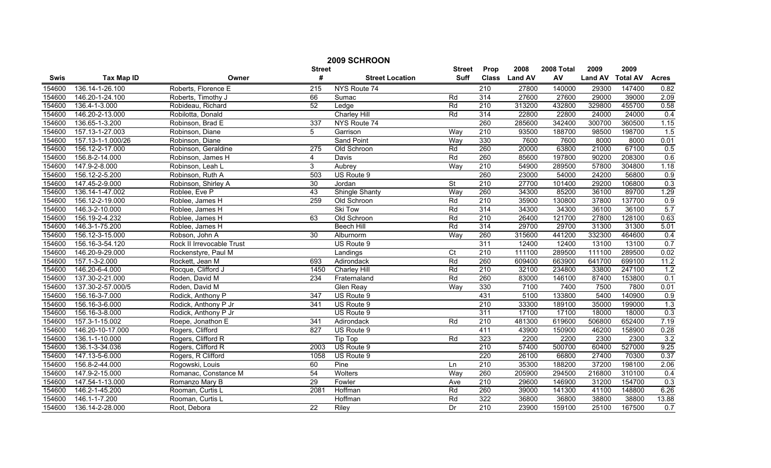# 2009 SCHROON

| Swis | Tax Map ID | Owner | Street # | Street Location | Street Suff | Prop Class | 2008 Land AV | 2008 Total AV | 2009 Land AV | 2009 Total AV | Acres |
|---|---|---|---|---|---|---|---|---|---|---|---|
| 154600 | 136.14-1-26.100 | Roberts, Florence E | 215 | NYS Route 74 | | 210 | 27800 | 140000 | 29300 | 147400 | 0.82 |
| 154600 | 146.20-1-24.100 | Roberts, Timothy J | 66 | Sumac | Rd | 314 | 27600 | 27600 | 29000 | 39000 | 2.09 |
| 154600 | 136.4-1-3.000 | Robideau, Richard | 52 | Ledge | Rd | 210 | 313200 | 432800 | 329800 | 455700 | 0.58 |
| 154600 | 146.20-2-13.000 | Robilotta, Donald | | Charley Hill | Rd | 314 | 22800 | 22800 | 24000 | 24000 | 0.4 |
| 154600 | 136.65-1-3.200 | Robinson, Brad E | 337 | NYS Route 74 | | 260 | 285600 | 342400 | 300700 | 360500 | 1.15 |
| 154600 | 157.13-1-27.003 | Robinson, Diane | 5 | Garrison | Way | 210 | 93500 | 188700 | 98500 | 198700 | 1.5 |
| 154600 | 157.13-1-1.000/26 | Robinson, Diane | | Sand Point | Way | 330 | 7600 | 7600 | 8000 | 8000 | 0.01 |
| 154600 | 156.12-2-17.000 | Robinson, Geraldine | 275 | Old Schroon | Rd | 260 | 20000 | 63800 | 21000 | 67100 | 0.5 |
| 154600 | 156.8-2-14.000 | Robinson, James H | 4 | Davis | Rd | 260 | 85600 | 197800 | 90200 | 208300 | 0.6 |
| 154600 | 147.9-2-8.000 | Robinson, Leah L | 3 | Aubrey | Way | 210 | 54900 | 289500 | 57800 | 304800 | 1.18 |
| 154600 | 156.12-2-5.200 | Robinson, Ruth A | 503 | US Route 9 | | 260 | 23000 | 54000 | 24200 | 56800 | 0.9 |
| 154600 | 147.45-2-9.000 | Robinson, Shirley A | 30 | Jordan | St | 210 | 27700 | 101400 | 29200 | 106800 | 0.3 |
| 154600 | 136.14-1-47.002 | Roblee, Eve P | 43 | Shingle Shanty | Way | 260 | 34300 | 85200 | 36100 | 89700 | 1.29 |
| 154600 | 156.12-2-19.000 | Roblee, James H | 259 | Old Schroon | Rd | 210 | 35900 | 130800 | 37800 | 137700 | 0.9 |
| 154600 | 146.3-2-10.000 | Roblee, James H | | Ski Tow | Rd | 314 | 34300 | 34300 | 36100 | 36100 | 5.7 |
| 154600 | 156.19-2-4.232 | Roblee, James H | 63 | Old Schroon | Rd | 210 | 26400 | 121700 | 27800 | 128100 | 0.63 |
| 154600 | 146.3-1-75.200 | Roblee, James H | | Beech Hill | Rd | 314 | 29700 | 29700 | 31300 | 31300 | 5.01 |
| 154600 | 156.12-3-15.000 | Robson, John A | 30 | Alburnorm | Way | 260 | 315600 | 441200 | 332300 | 464600 | 0.4 |
| 154600 | 156.16-3-54.120 | Rock II Irrevocable Trust | | US Route 9 | | 311 | 12400 | 12400 | 13100 | 13100 | 0.7 |
| 154600 | 146.20-9-29.000 | Rockenstyre, Paul M | | Landings | Ct | 210 | 111100 | 289500 | 111100 | 289500 | 0.02 |
| 154600 | 157.1-3-2.000 | Rockett, Jean M | 693 | Adirondack | Rd | 260 | 609400 | 663900 | 641700 | 699100 | 11.2 |
| 154600 | 146.20-6-4.000 | Rocque, Clifford J | 1450 | Charley Hill | Rd | 210 | 32100 | 234800 | 33800 | 247100 | 1.2 |
| 154600 | 137.30-2-21.000 | Roden, David M | 234 | Fraternaland | Rd | 260 | 83000 | 146100 | 87400 | 153800 | 0.1 |
| 154600 | 137.30-2-57.000/5 | Roden, David M | | Glen Reay | Way | 330 | 7100 | 7400 | 7500 | 7800 | 0.01 |
| 154600 | 156.16-3-7.000 | Rodick, Anthony P | 347 | US Route 9 | | 431 | 5100 | 133800 | 5400 | 140900 | 0.9 |
| 154600 | 156.16-3-6.000 | Rodick, Anthony P Jr | 341 | US Route 9 | | 210 | 33300 | 189100 | 35000 | 199000 | 1.3 |
| 154600 | 156.16-3-8.000 | Rodick, Anthony P Jr | | US Route 9 | | 311 | 17100 | 17100 | 18000 | 18000 | 0.3 |
| 154600 | 157.3-1-15.002 | Roepe, Jonathon E | 341 | Adirondack | Rd | 210 | 481300 | 619600 | 506800 | 652400 | 7.19 |
| 154600 | 146.20-10-17.000 | Rogers, Clifford | 827 | US Route 9 | | 411 | 43900 | 150900 | 46200 | 158900 | 0.28 |
| 154600 | 136.1-1-10.000 | Rogers, Clifford R | | Tip Top | Rd | 323 | 2200 | 2200 | 2300 | 2300 | 3.2 |
| 154600 | 136.1-3-34.036 | Rogers, Clifford R | 2003 | US Route 9 | | 210 | 57400 | 500700 | 60400 | 527000 | 9.25 |
| 154600 | 147.13-5-6.000 | Rogers, R Clifford | 1058 | US Route 9 | | 220 | 26100 | 66800 | 27400 | 70300 | 0.37 |
| 154600 | 156.8-2-44.000 | Rogowski, Louis | 60 | Pine | Ln | 210 | 35300 | 188200 | 37200 | 198100 | 2.06 |
| 154600 | 147.9-2-15.000 | Romanac, Constance M | 54 | Wolters | Way | 260 | 205900 | 294500 | 216800 | 310100 | 0.4 |
| 154600 | 147.54-1-13.000 | Romanzo Mary B | 29 | Fowler | Ave | 210 | 29600 | 146900 | 31200 | 154700 | 0.3 |
| 154600 | 146.2-1-45.200 | Rooman, Curtis L | 2081 | Hoffman | Rd | 260 | 39000 | 141300 | 41100 | 148800 | 6.26 |
| 154600 | 146.1-1-7.200 | Rooman, Curtis L | | Hoffman | Rd | 322 | 36800 | 36800 | 38800 | 38800 | 13.88 |
| 154600 | 136.14-2-28.000 | Root, Debora | 22 | Riley | Dr | 210 | 23900 | 159100 | 25100 | 167500 | 0.7 |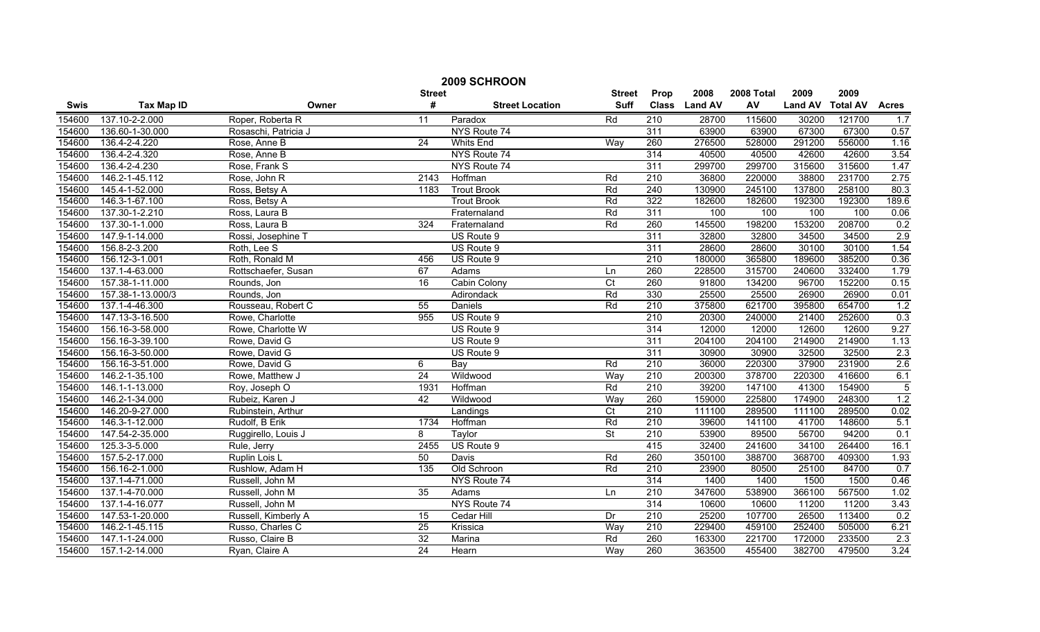# 2009 SCHROON

| Swis | Tax Map ID | Owner | Street # | Street Location | Street Suff | Prop Class | 2008 Land AV | 2008 Total AV | 2009 Land AV | 2009 Total AV | Acres |
|---|---|---|---|---|---|---|---|---|---|---|---|
| 154600 | 137.10-2-2.000 | Roper, Roberta R | 11 | Paradox | Rd | 210 | 28700 | 115600 | 30200 | 121700 | 1.7 |
| 154600 | 136.60-1-30.000 | Rosaschi, Patricia J | | NYS Route 74 | | 311 | 63900 | 63900 | 67300 | 67300 | 0.57 |
| 154600 | 136.4-2-4.220 | Rose, Anne B | 24 | Whits End | Way | 260 | 276500 | 528000 | 291200 | 556000 | 1.16 |
| 154600 | 136.4-2-4.320 | Rose, Anne B | | NYS Route 74 | | 314 | 40500 | 40500 | 42600 | 42600 | 3.54 |
| 154600 | 136.4-2-4.230 | Rose, Frank S | | NYS Route 74 | | 311 | 299700 | 299700 | 315600 | 315600 | 1.47 |
| 154600 | 146.2-1-45.112 | Rose, John R | 2143 | Hoffman | Rd | 210 | 36800 | 220000 | 38800 | 231700 | 2.75 |
| 154600 | 145.4-1-52.000 | Ross, Betsy A | 1183 | Trout Brook | Rd | 240 | 130900 | 245100 | 137800 | 258100 | 80.3 |
| 154600 | 146.3-1-67.100 | Ross, Betsy A | | Trout Brook | Rd | 322 | 182600 | 182600 | 192300 | 192300 | 189.6 |
| 154600 | 137.30-1-2.210 | Ross, Laura B | | Fraternaland | Rd | 311 | 100 | 100 | 100 | 100 | 0.06 |
| 154600 | 137.30-1-1.000 | Ross, Laura B | 324 | Fraternaland | Rd | 260 | 145500 | 198200 | 153200 | 208700 | 0.2 |
| 154600 | 147.9-1-14.000 | Rossi, Josephine T | | US Route 9 | | 311 | 32800 | 32800 | 34500 | 34500 | 2.9 |
| 154600 | 156.8-2-3.200 | Roth, Lee S | | US Route 9 | | 311 | 28600 | 28600 | 30100 | 30100 | 1.54 |
| 154600 | 156.12-3-1.001 | Roth, Ronald M | 456 | US Route 9 | | 210 | 180000 | 365800 | 189600 | 385200 | 0.36 |
| 154600 | 137.1-4-63.000 | Rottschaefer, Susan | 67 | Adams | Ln | 260 | 228500 | 315700 | 240600 | 332400 | 1.79 |
| 154600 | 157.38-1-11.000 | Rounds, Jon | 16 | Cabin Colony | Ct | 260 | 91800 | 134200 | 96700 | 152200 | 0.15 |
| 154600 | 157.38-1-13.000/3 | Rounds, Jon | | Adirondack | Rd | 330 | 25500 | 25500 | 26900 | 26900 | 0.01 |
| 154600 | 137.1-4-46.300 | Rousseau, Robert C | 55 | Daniels | Rd | 210 | 375800 | 621700 | 395800 | 654700 | 1.2 |
| 154600 | 147.13-3-16.500 | Rowe, Charlotte | 955 | US Route 9 | | 210 | 20300 | 240000 | 21400 | 252600 | 0.3 |
| 154600 | 156.16-3-58.000 | Rowe, Charlotte W | | US Route 9 | | 314 | 12000 | 12000 | 12600 | 12600 | 9.27 |
| 154600 | 156.16-3-39.100 | Rowe, David G | | US Route 9 | | 311 | 204100 | 204100 | 214900 | 214900 | 1.13 |
| 154600 | 156.16-3-50.000 | Rowe, David G | | US Route 9 | | 311 | 30900 | 30900 | 32500 | 32500 | 2.3 |
| 154600 | 156.16-3-51.000 | Rowe, David G | 6 | Bay | Rd | 210 | 36000 | 220300 | 37900 | 231900 | 2.6 |
| 154600 | 146.2-1-35.100 | Rowe, Matthew J | 24 | Wildwood | Way | 210 | 200300 | 378700 | 220300 | 416600 | 6.1 |
| 154600 | 146.1-1-13.000 | Roy, Joseph O | 1931 | Hoffman | Rd | 210 | 39200 | 147100 | 41300 | 154900 | 5 |
| 154600 | 146.2-1-34.000 | Rubeiz, Karen J | 42 | Wildwood | Way | 260 | 159000 | 225800 | 174900 | 248300 | 1.2 |
| 154600 | 146.20-9-27.000 | Rubinstein, Arthur | | Landings | Ct | 210 | 111100 | 289500 | 111100 | 289500 | 0.02 |
| 154600 | 146.3-1-12.000 | Rudolf, B Erik | 1734 | Hoffman | Rd | 210 | 39600 | 141100 | 41700 | 148600 | 5.1 |
| 154600 | 147.54-2-35.000 | Ruggirello, Louis J | 8 | Taylor | St | 210 | 53900 | 89500 | 56700 | 94200 | 0.1 |
| 154600 | 125.3-3-5.000 | Rule, Jerry | 2455 | US Route 9 | | 415 | 32400 | 241600 | 34100 | 264400 | 16.1 |
| 154600 | 157.5-2-17.000 | Ruplin Lois L | 50 | Davis | Rd | 260 | 350100 | 388700 | 368700 | 409300 | 1.93 |
| 154600 | 156.16-2-1.000 | Rushlow, Adam H | 135 | Old Schroon | Rd | 210 | 23900 | 80500 | 25100 | 84700 | 0.7 |
| 154600 | 137.1-4-71.000 | Russell, John M | | NYS Route 74 | | 314 | 1400 | 1400 | 1500 | 1500 | 0.46 |
| 154600 | 137.1-4-70.000 | Russell, John M | 35 | Adams | Ln | 210 | 347600 | 538900 | 366100 | 567500 | 1.02 |
| 154600 | 137.1-4-16.077 | Russell, John M | | NYS Route 74 | | 314 | 10600 | 10600 | 11200 | 11200 | 3.43 |
| 154600 | 147.53-1-20.000 | Russell, Kimberly A | 15 | Cedar Hill | Dr | 210 | 25200 | 107700 | 26500 | 113400 | 0.2 |
| 154600 | 146.2-1-45.115 | Russo, Charles C | 25 | Krissica | Way | 210 | 229400 | 459100 | 252400 | 505000 | 6.21 |
| 154600 | 147.1-1-24.000 | Russo, Claire B | 32 | Marina | Rd | 260 | 163300 | 221700 | 172000 | 233500 | 2.3 |
| 154600 | 157.1-2-14.000 | Ryan, Claire A | 24 | Hearn | Way | 260 | 363500 | 455400 | 382700 | 479500 | 3.24 |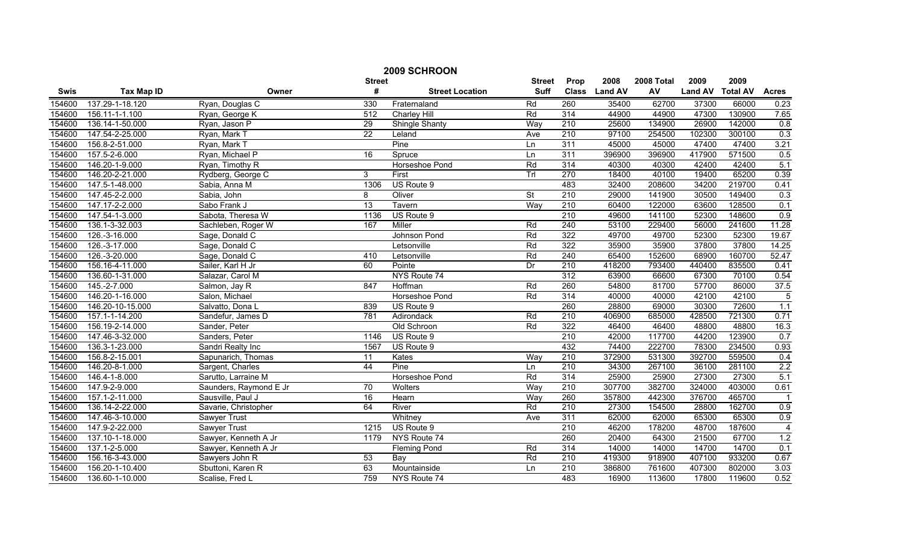# 2009 SCHROON

| Swis | Tax Map ID | Owner | Street # | Street Location | Street Suff | Prop Class | 2008 Land AV | 2008 Total AV | 2009 Land AV | 2009 Total AV | Acres |
|---|---|---|---|---|---|---|---|---|---|---|---|
| 154600 | 137.29-1-18.120 | Ryan, Douglas C | 330 | Fraternaland | Rd | 260 | 35400 | 62700 | 37300 | 66000 | 0.23 |
| 154600 | 156.11-1-1.100 | Ryan, George K | 512 | Charley Hill | Rd | 314 | 44900 | 44900 | 47300 | 130900 | 7.65 |
| 154600 | 136.14-1-50.000 | Ryan, Jason P | 29 | Shingle Shanty | Way | 210 | 25600 | 134900 | 26900 | 142000 | 0.8 |
| 154600 | 147.54-2-25.000 | Ryan, Mark T | 22 | Leland | Ave | 210 | 97100 | 254500 | 102300 | 300100 | 0.3 |
| 154600 | 156.8-2-51.000 | Ryan, Mark T | | Pine | Ln | 311 | 45000 | 45000 | 47400 | 47400 | 3.21 |
| 154600 | 157.5-2-6.000 | Ryan, Michael P | 16 | Spruce | Ln | 311 | 396900 | 396900 | 417900 | 571500 | 0.5 |
| 154600 | 146.20-1-9.000 | Ryan, Timothy R | | Horseshoe Pond | Rd | 314 | 40300 | 40300 | 42400 | 42400 | 5.1 |
| 154600 | 146.20-2-21.000 | Rydberg, George C | 3 | First | Trl | 270 | 18400 | 40100 | 19400 | 65200 | 0.39 |
| 154600 | 147.5-1-48.000 | Sabia, Anna M | 1306 | US Route 9 | | 483 | 32400 | 208600 | 34200 | 219700 | 0.41 |
| 154600 | 147.45-2-2.000 | Sabia, John | 8 | Oliver | St | 210 | 29000 | 141900 | 30500 | 149400 | 0.3 |
| 154600 | 147.17-2-2.000 | Sabo Frank J | 13 | Tavern | Way | 210 | 60400 | 122000 | 63600 | 128500 | 0.1 |
| 154600 | 147.54-1-3.000 | Sabota, Theresa W | 1136 | US Route 9 | | 210 | 49600 | 141100 | 52300 | 148600 | 0.9 |
| 154600 | 136.1-3-32.003 | Sachleben, Roger W | 167 | Miller | Rd | 240 | 53100 | 229400 | 56000 | 241600 | 11.28 |
| 154600 | 126.-3-16.000 | Sage, Donald C | | Johnson Pond | Rd | 322 | 49700 | 49700 | 52300 | 52300 | 19.67 |
| 154600 | 126.-3-17.000 | Sage, Donald C | | Letsonville | Rd | 322 | 35900 | 35900 | 37800 | 37800 | 14.25 |
| 154600 | 126.-3-20.000 | Sage, Donald C | 410 | Letsonville | Rd | 240 | 65400 | 152600 | 68900 | 160700 | 52.47 |
| 154600 | 156.16-4-11.000 | Sailer, Karl H Jr | 60 | Pointe | Dr | 210 | 418200 | 793400 | 440400 | 835500 | 0.41 |
| 154600 | 136.60-1-31.000 | Salazar, Carol M | | NYS Route 74 | | 312 | 63900 | 66600 | 67300 | 70100 | 0.54 |
| 154600 | 145.-2-7.000 | Salmon, Jay R | 847 | Hoffman | Rd | 260 | 54800 | 81700 | 57700 | 86000 | 37.5 |
| 154600 | 146.20-1-16.000 | Salon, Michael | | Horseshoe Pond | Rd | 314 | 40000 | 40000 | 42100 | 42100 | 5 |
| 154600 | 146.20-10-15.000 | Salvatto, Dona L | 839 | US Route 9 | | 260 | 28800 | 69000 | 30300 | 72600 | 1.1 |
| 154600 | 157.1-1-14.200 | Sandefur, James D | 781 | Adirondack | Rd | 210 | 406900 | 685000 | 428500 | 721300 | 0.71 |
| 154600 | 156.19-2-14.000 | Sander, Peter | | Old Schroon | Rd | 322 | 46400 | 46400 | 48800 | 48800 | 16.3 |
| 154600 | 147.46-3-32.000 | Sanders, Peter | 1146 | US Route 9 | | 210 | 42000 | 117700 | 44200 | 123900 | 0.7 |
| 154600 | 136.3-1-23.000 | Sandri Realty Inc | 1567 | US Route 9 | | 432 | 74400 | 222700 | 78300 | 234500 | 0.93 |
| 154600 | 156.8-2-15.001 | Sapunarich, Thomas | 11 | Kates | Way | 210 | 372900 | 531300 | 392700 | 559500 | 0.4 |
| 154600 | 146.20-8-1.000 | Sargent, Charles | 44 | Pine | Ln | 210 | 34300 | 267100 | 36100 | 281100 | 2.2 |
| 154600 | 146.4-1-8.000 | Sarutto, Larraine M | | Horseshoe Pond | Rd | 314 | 25900 | 25900 | 27300 | 27300 | 5.1 |
| 154600 | 147.9-2-9.000 | Saunders, Raymond E Jr | 70 | Wolters | Way | 210 | 307700 | 382700 | 324000 | 403000 | 0.61 |
| 154600 | 157.1-2-11.000 | Sausville, Paul J | 16 | Hearn | Way | 260 | 357800 | 442300 | 376700 | 465700 | 1 |
| 154600 | 136.14-2-22.000 | Savarie, Christopher | 64 | River | Rd | 210 | 27300 | 154500 | 28800 | 162700 | 0.9 |
| 154600 | 147.46-3-10.000 | Sawyer Trust | | Whitney | Ave | 311 | 62000 | 62000 | 65300 | 65300 | 0.9 |
| 154600 | 147.9-2-22.000 | Sawyer Trust | 1215 | US Route 9 | | 210 | 46200 | 178200 | 48700 | 187600 | 4 |
| 154600 | 137.10-1-18.000 | Sawyer, Kenneth A Jr | 1179 | NYS Route 74 | | 260 | 20400 | 64300 | 21500 | 67700 | 1.2 |
| 154600 | 137.1-2-5.000 | Sawyer, Kenneth A Jr | | Fleming Pond | Rd | 314 | 14000 | 14000 | 14700 | 14700 | 0.1 |
| 154600 | 156.16-3-43.000 | Sawyers John R | 53 | Bay | Rd | 210 | 419300 | 918900 | 407100 | 933200 | 0.67 |
| 154600 | 156.20-1-10.400 | Sbuttoni, Karen R | 63 | Mountainside | Ln | 210 | 386800 | 761600 | 407300 | 802000 | 3.03 |
| 154600 | 136.60-1-10.000 | Scalise, Fred L | 759 | NYS Route 74 | | 483 | 16900 | 113600 | 17800 | 119600 | 0.52 |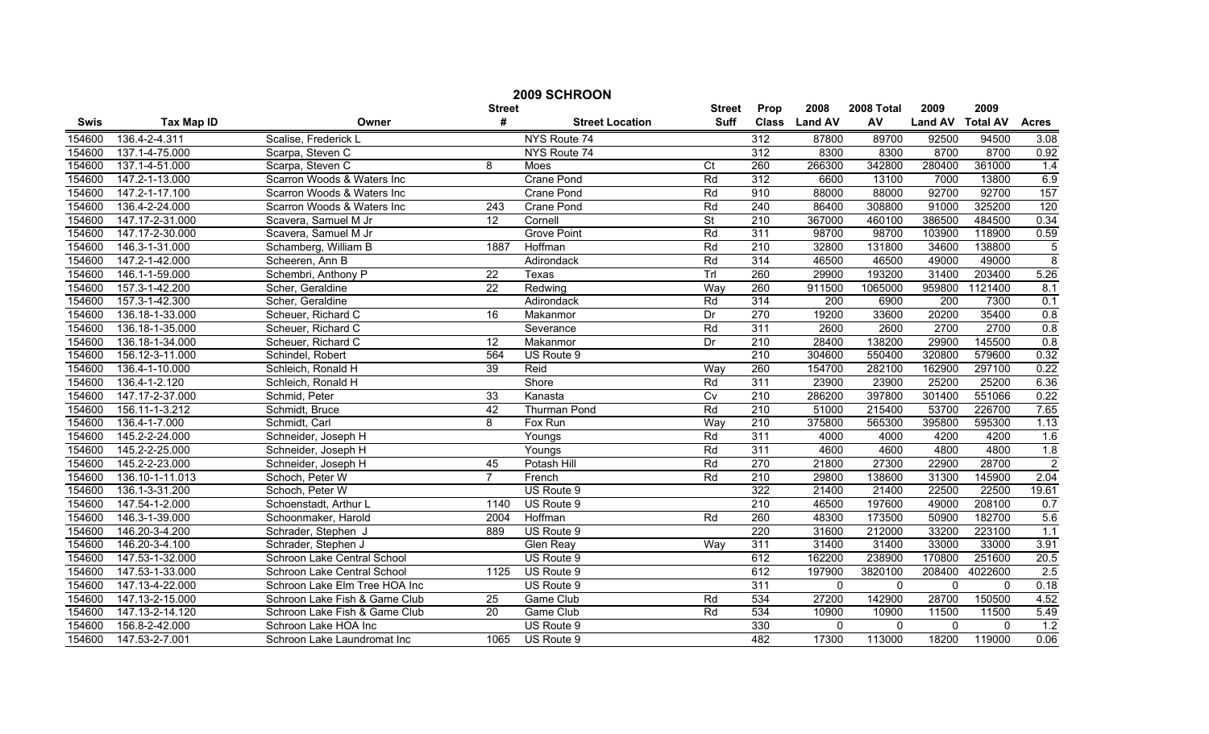# 2009 SCHROON

| Swis | Tax Map ID | Owner | Street # | Street Location | Street Suff | Prop Class | 2008 Land AV | 2008 Total AV | 2009 Land AV | 2009 Total AV | Acres |
|---|---|---|---|---|---|---|---|---|---|---|---|
| 154600 | 136.4-2-4.311 | Scalise, Frederick L | | NYS Route 74 | | 312 | 87800 | 89700 | 92500 | 94500 | 3.08 |
| 154600 | 137.1-4-75.000 | Scarpa, Steven C | | NYS Route 74 | | 312 | 8300 | 8300 | 8700 | 8700 | 0.92 |
| 154600 | 137.1-4-51.000 | Scarpa, Steven C | 8 | Moes | Ct | 260 | 266300 | 342800 | 280400 | 361000 | 1.4 |
| 154600 | 147.2-1-13.000 | Scarron Woods & Waters Inc | | Crane Pond | Rd | 312 | 6600 | 13100 | 7000 | 13800 | 6.9 |
| 154600 | 147.2-1-17.100 | Scarron Woods & Waters Inc | | Crane Pond | Rd | 910 | 88000 | 88000 | 92700 | 92700 | 157 |
| 154600 | 136.4-2-24.000 | Scarron Woods & Waters Inc | 243 | Crane Pond | Rd | 240 | 86400 | 308800 | 91000 | 325200 | 120 |
| 154600 | 147.17-2-31.000 | Scavera, Samuel M Jr | 12 | Cornell | St | 210 | 367000 | 460100 | 386500 | 484500 | 0.34 |
| 154600 | 147.17-2-30.000 | Scavera, Samuel M Jr | | Grove Point | Rd | 311 | 98700 | 98700 | 103900 | 118900 | 0.59 |
| 154600 | 146.3-1-31.000 | Schamberg, William B | 1887 | Hoffman | Rd | 210 | 32800 | 131800 | 34600 | 138800 | 5 |
| 154600 | 147.2-1-42.000 | Scheeren, Ann B | | Adirondack | Rd | 314 | 46500 | 46500 | 49000 | 49000 | 8 |
| 154600 | 146.1-1-59.000 | Schembri, Anthony P | 22 | Texas | Trl | 260 | 29900 | 193200 | 31400 | 203400 | 5.26 |
| 154600 | 157.3-1-42.200 | Scher, Geraldine | 22 | Redwing | Way | 260 | 911500 | 1065000 | 959800 | 1121400 | 8.1 |
| 154600 | 157.3-1-42.300 | Scher, Geraldine | | Adirondack | Rd | 314 | 200 | 6900 | 200 | 7300 | 0.1 |
| 154600 | 136.18-1-33.000 | Scheuer, Richard C | 16 | Makanmor | Dr | 270 | 19200 | 33600 | 20200 | 35400 | 0.8 |
| 154600 | 136.18-1-35.000 | Scheuer, Richard C | | Severance | Rd | 311 | 2600 | 2600 | 2700 | 2700 | 0.8 |
| 154600 | 136.18-1-34.000 | Scheuer, Richard C | 12 | Makanmor | Dr | 210 | 28400 | 138200 | 29900 | 145500 | 0.8 |
| 154600 | 156.12-3-11.000 | Schindel, Robert | 564 | US Route 9 | | 210 | 304600 | 550400 | 320800 | 579600 | 0.32 |
| 154600 | 136.4-1-10.000 | Schleich, Ronald H | 39 | Reid | Way | 260 | 154700 | 282100 | 162900 | 297100 | 0.22 |
| 154600 | 136.4-1-2.120 | Schleich, Ronald H | | Shore | Rd | 311 | 23900 | 23900 | 25200 | 25200 | 6.36 |
| 154600 | 147.17-2-37.000 | Schmid, Peter | 33 | Kanasta | Cv | 210 | 286200 | 397800 | 301400 | 551066 | 0.22 |
| 154600 | 156.11-1-3.212 | Schmidt, Bruce | 42 | Thurman Pond | Rd | 210 | 51000 | 215400 | 53700 | 226700 | 7.65 |
| 154600 | 136.4-1-7.000 | Schmidt, Carl | 8 | Fox Run | Way | 210 | 375800 | 565300 | 395800 | 595300 | 1.13 |
| 154600 | 145.2-2-24.000 | Schneider, Joseph H | | Youngs | Rd | 311 | 4000 | 4000 | 4200 | 4200 | 1.6 |
| 154600 | 145.2-2-25.000 | Schneider, Joseph H | | Youngs | Rd | 311 | 4600 | 4600 | 4800 | 4800 | 1.8 |
| 154600 | 145.2-2-23.000 | Schneider, Joseph H | 45 | Potash Hill | Rd | 270 | 21800 | 27300 | 22900 | 28700 | 2 |
| 154600 | 136.10-1-11.013 | Schoch, Peter W | 7 | French | Rd | 210 | 29800 | 138600 | 31300 | 145900 | 2.04 |
| 154600 | 136.1-3-31.200 | Schoch, Peter W | | US Route 9 | | 322 | 21400 | 21400 | 22500 | 22500 | 19.61 |
| 154600 | 147.54-1-2.000 | Schoenstadt, Arthur L | 1140 | US Route 9 | | 210 | 46500 | 197600 | 49000 | 208100 | 0.7 |
| 154600 | 146.3-1-39.000 | Schoonmaker, Harold | 2004 | Hoffman | Rd | 260 | 48300 | 173500 | 50900 | 182700 | 5.6 |
| 154600 | 146.20-3-4.200 | Schrader, Stephen J | 889 | US Route 9 | | 220 | 31600 | 212000 | 33200 | 223100 | 1.1 |
| 154600 | 146.20-3-4.100 | Schrader, Stephen J | | Glen Reay | Way | 311 | 31400 | 31400 | 33000 | 33000 | 3.91 |
| 154600 | 147.53-1-32.000 | Schroon Lake Central School | | US Route 9 | | 612 | 162200 | 238900 | 170800 | 251600 | 20.5 |
| 154600 | 147.53-1-33.000 | Schroon Lake Central School | 1125 | US Route 9 | | 612 | 197900 | 3820100 | 208400 | 4022600 | 2.5 |
| 154600 | 147.13-4-22.000 | Schroon Lake Elm Tree HOA Inc | | US Route 9 | | 311 | 0 | 0 | 0 | 0 | 0.18 |
| 154600 | 147.13-2-15.000 | Schroon Lake Fish & Game Club | 25 | Game Club | Rd | 534 | 27200 | 142900 | 28700 | 150500 | 4.52 |
| 154600 | 147.13-2-14.120 | Schroon Lake Fish & Game Club | 20 | Game Club | Rd | 534 | 10900 | 10900 | 11500 | 11500 | 5.49 |
| 154600 | 156.8-2-42.000 | Schroon Lake HOA Inc | | US Route 9 | | 330 | 0 | 0 | 0 | 0 | 1.2 |
| 154600 | 147.53-2-7.001 | Schroon Lake Laundromat Inc | 1065 | US Route 9 | | 482 | 17300 | 113000 | 18200 | 119000 | 0.06 |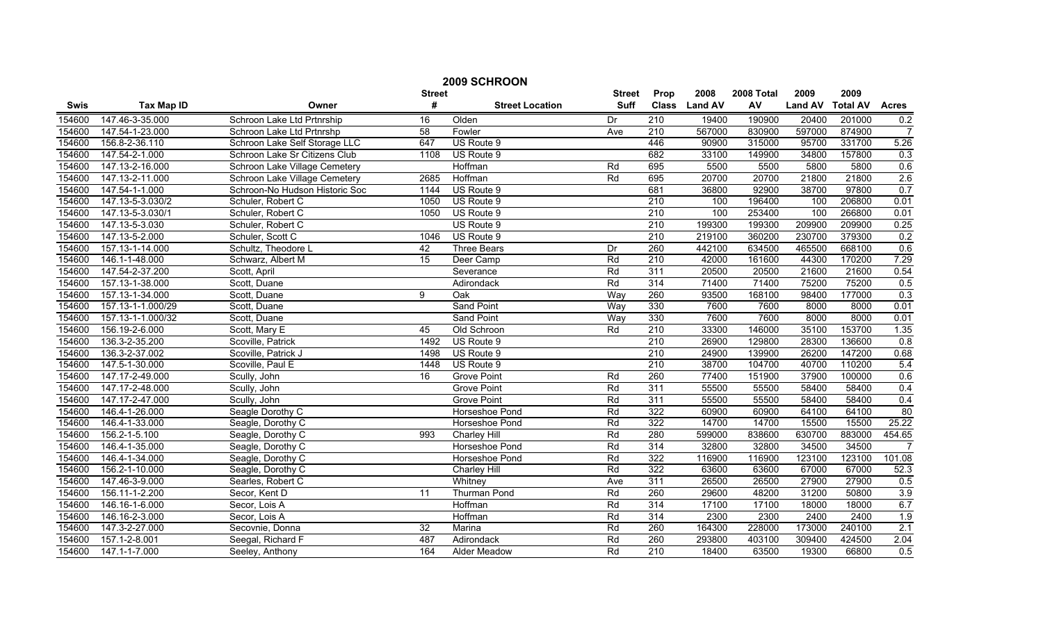# 2009 SCHROON

| Swis | Tax Map ID | Owner | Street # | Street Location | Street Suff | Prop Class | 2008 Land AV | 2008 Total AV | 2009 Land AV | 2009 Total AV | Acres |
|---|---|---|---|---|---|---|---|---|---|---|---|
| 154600 | 147.46-3-35.000 | Schroon Lake Ltd Prtnrship | 16 | Olden | Dr | 210 | 19400 | 190900 | 20400 | 201000 | 0.2 |
| 154600 | 147.54-1-23.000 | Schroon Lake Ltd Prtnrshp | 58 | Fowler | Ave | 210 | 567000 | 830900 | 597000 | 874900 | 7 |
| 154600 | 156.8-2-36.110 | Schroon Lake Self Storage LLC | 647 | US Route 9 | | 446 | 90900 | 315000 | 95700 | 331700 | 5.26 |
| 154600 | 147.54-2-1.000 | Schroon Lake Sr Citizens Club | 1108 | US Route 9 | | 682 | 33100 | 149900 | 34800 | 157800 | 0.3 |
| 154600 | 147.13-2-16.000 | Schroon Lake Village Cemetery | | Hoffman | Rd | 695 | 5500 | 5500 | 5800 | 5800 | 0.6 |
| 154600 | 147.13-2-11.000 | Schroon Lake Village Cemetery | 2685 | Hoffman | Rd | 695 | 20700 | 20700 | 21800 | 21800 | 2.6 |
| 154600 | 147.54-1-1.000 | Schroon-No Hudson Historic Soc | 1144 | US Route 9 | | 681 | 36800 | 92900 | 38700 | 97800 | 0.7 |
| 154600 | 147.13-5-3.030/2 | Schuler, Robert C | 1050 | US Route 9 | | 210 | 100 | 196400 | 100 | 206800 | 0.01 |
| 154600 | 147.13-5-3.030/1 | Schuler, Robert C | 1050 | US Route 9 | | 210 | 100 | 253400 | 100 | 266800 | 0.01 |
| 154600 | 147.13-5-3.030 | Schuler, Robert C | | US Route 9 | | 210 | 199300 | 199300 | 209900 | 209900 | 0.25 |
| 154600 | 147.13-5-2.000 | Schuler, Scott C | 1046 | US Route 9 | | 210 | 219100 | 360200 | 230700 | 379300 | 0.2 |
| 154600 | 157.13-1-14.000 | Schultz, Theodore L | 42 | Three Bears | Dr | 260 | 442100 | 634500 | 465500 | 668100 | 0.6 |
| 154600 | 146.1-1-48.000 | Schwarz, Albert M | 15 | Deer Camp | Rd | 210 | 42000 | 161600 | 44300 | 170200 | 7.29 |
| 154600 | 147.54-2-37.200 | Scott, April | | Severance | Rd | 311 | 20500 | 20500 | 21600 | 21600 | 0.54 |
| 154600 | 157.13-1-38.000 | Scott, Duane | | Adirondack | Rd | 314 | 71400 | 71400 | 75200 | 75200 | 0.5 |
| 154600 | 157.13-1-34.000 | Scott, Duane | 9 | Oak | Way | 260 | 93500 | 168100 | 98400 | 177000 | 0.3 |
| 154600 | 157.13-1-1.000/29 | Scott, Duane | | Sand Point | Way | 330 | 7600 | 7600 | 8000 | 8000 | 0.01 |
| 154600 | 157.13-1-1.000/32 | Scott, Duane | | Sand Point | Way | 330 | 7600 | 7600 | 8000 | 8000 | 0.01 |
| 154600 | 156.19-2-6.000 | Scott, Mary E | 45 | Old Schroon | Rd | 210 | 33300 | 146000 | 35100 | 153700 | 1.35 |
| 154600 | 136.3-2-35.200 | Scoville, Patrick | 1492 | US Route 9 | | 210 | 26900 | 129800 | 28300 | 136600 | 0.8 |
| 154600 | 136.3-2-37.002 | Scoville, Patrick J | 1498 | US Route 9 | | 210 | 24900 | 139900 | 26200 | 147200 | 0.68 |
| 154600 | 147.5-1-30.000 | Scoville, Paul E | 1448 | US Route 9 | | 210 | 38700 | 104700 | 40700 | 110200 | 5.4 |
| 154600 | 147.17-2-49.000 | Scully, John | 16 | Grove Point | Rd | 260 | 77400 | 151900 | 37900 | 100000 | 0.6 |
| 154600 | 147.17-2-48.000 | Scully, John | | Grove Point | Rd | 311 | 55500 | 55500 | 58400 | 58400 | 0.4 |
| 154600 | 147.17-2-47.000 | Scully, John | | Grove Point | Rd | 311 | 55500 | 55500 | 58400 | 58400 | 0.4 |
| 154600 | 146.4-1-26.000 | Seagle Dorothy C | | Horseshoe Pond | Rd | 322 | 60900 | 60900 | 64100 | 64100 | 80 |
| 154600 | 146.4-1-33.000 | Seagle, Dorothy C | | Horseshoe Pond | Rd | 322 | 14700 | 14700 | 15500 | 15500 | 25.22 |
| 154600 | 156.2-1-5.100 | Seagle, Dorothy C | 993 | Charley Hill | Rd | 280 | 599000 | 838600 | 630700 | 883000 | 454.65 |
| 154600 | 146.4-1-35.000 | Seagle, Dorothy C | | Horseshoe Pond | Rd | 314 | 32800 | 32800 | 34500 | 34500 | 7 |
| 154600 | 146.4-1-34.000 | Seagle, Dorothy C | | Horseshoe Pond | Rd | 322 | 116900 | 116900 | 123100 | 123100 | 101.08 |
| 154600 | 156.2-1-10.000 | Seagle, Dorothy C | | Charley Hill | Rd | 322 | 63600 | 63600 | 67000 | 67000 | 52.3 |
| 154600 | 147.46-3-9.000 | Searles, Robert C | | Whitney | Ave | 311 | 26500 | 26500 | 27900 | 27900 | 0.5 |
| 154600 | 156.11-1-2.200 | Secor, Kent D | 11 | Thurman Pond | Rd | 260 | 29600 | 48200 | 31200 | 50800 | 3.9 |
| 154600 | 146.16-1-6.000 | Secor, Lois A | | Hoffman | Rd | 314 | 17100 | 17100 | 18000 | 18000 | 6.7 |
| 154600 | 146.16-2-3.000 | Secor, Lois A | | Hoffman | Rd | 314 | 2300 | 2300 | 2400 | 2400 | 1.9 |
| 154600 | 147.3-2-27.000 | Secovnie, Donna | 32 | Marina | Rd | 260 | 164300 | 228000 | 173000 | 240100 | 2.1 |
| 154600 | 157.1-2-8.001 | Seegal, Richard F | 487 | Adirondack | Rd | 260 | 293800 | 403100 | 309400 | 424500 | 2.04 |
| 154600 | 147.1-1-7.000 | Seeley, Anthony | 164 | Alder Meadow | Rd | 210 | 18400 | 63500 | 19300 | 66800 | 0.5 |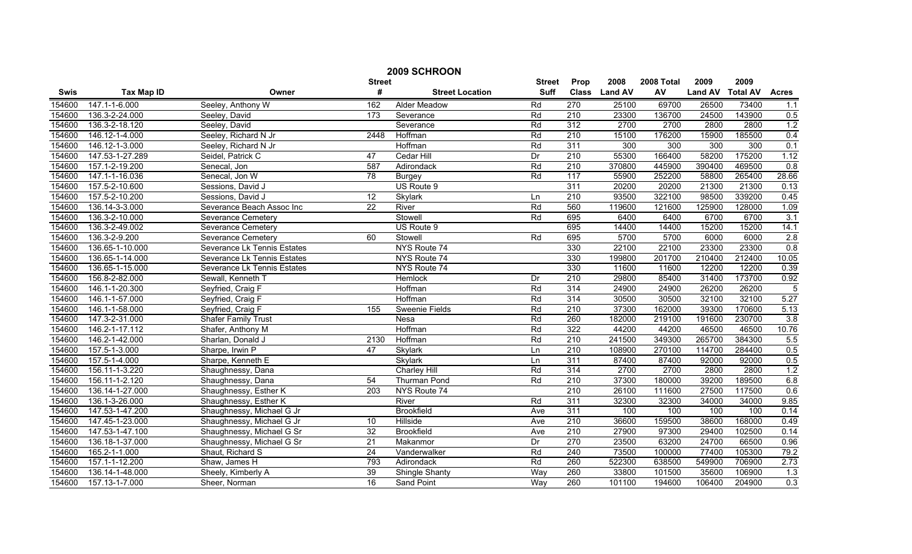# 2009 SCHROON

| Swis | Tax Map ID | Owner | Street # | Street Location | Street Suff | Prop Class | 2008 Land AV | 2008 Total AV | 2009 Land AV | 2009 Total AV | Acres |
|---|---|---|---|---|---|---|---|---|---|---|---|
| 154600 | 147.1-1-6.000 | Seeley, Anthony W | 162 | Alder Meadow | Rd | 270 | 25100 | 69700 | 26500 | 73400 | 1.1 |
| 154600 | 136.3-2-24.000 | Seeley, David | 173 | Severance | Rd | 210 | 23300 | 136700 | 24500 | 143900 | 0.5 |
| 154600 | 136.3-2-18.120 | Seeley, David | | Severance | Rd | 312 | 2700 | 2700 | 2800 | 2800 | 1.2 |
| 154600 | 146.12-1-4.000 | Seeley, Richard N Jr | 2448 | Hoffman | Rd | 210 | 15100 | 176200 | 15900 | 185500 | 0.4 |
| 154600 | 146.12-1-3.000 | Seeley, Richard N Jr | | Hoffman | Rd | 311 | 300 | 300 | 300 | 300 | 0.1 |
| 154600 | 147.53-1-27.289 | Seidel, Patrick C | 47 | Cedar Hill | Dr | 210 | 55300 | 166400 | 58200 | 175200 | 1.12 |
| 154600 | 157.1-2-19.200 | Senecal, Jon | 587 | Adirondack | Rd | 210 | 370800 | 445900 | 390400 | 469500 | 0.8 |
| 154600 | 147.1-1-16.036 | Senecal, Jon W | 78 | Burgey | Rd | 117 | 55900 | 252200 | 58800 | 265400 | 28.66 |
| 154600 | 157.5-2-10.600 | Sessions, David J | | US Route 9 | | 311 | 20200 | 20200 | 21300 | 21300 | 0.13 |
| 154600 | 157.5-2-10.200 | Sessions, David J | 12 | Skylark | Ln | 210 | 93500 | 322100 | 98500 | 339200 | 0.45 |
| 154600 | 136.14-3-3.000 | Severance Beach Assoc Inc | 22 | River | Rd | 560 | 119600 | 121600 | 125900 | 128000 | 1.09 |
| 154600 | 136.3-2-10.000 | Severance Cemetery | | Stowell | Rd | 695 | 6400 | 6400 | 6700 | 6700 | 3.1 |
| 154600 | 136.3-2-49.002 | Severance Cemetery | | US Route 9 | | 695 | 14400 | 14400 | 15200 | 15200 | 14.1 |
| 154600 | 136.3-2-9.200 | Severance Cemetery | 60 | Stowell | Rd | 695 | 5700 | 5700 | 6000 | 6000 | 2.8 |
| 154600 | 136.65-1-10.000 | Severance Lk Tennis Estates | | NYS Route 74 | | 330 | 22100 | 22100 | 23300 | 23300 | 0.8 |
| 154600 | 136.65-1-14.000 | Severance Lk Tennis Estates | | NYS Route 74 | | 330 | 199800 | 201700 | 210400 | 212400 | 10.05 |
| 154600 | 136.65-1-15.000 | Severance Lk Tennis Estates | | NYS Route 74 | | 330 | 11600 | 11600 | 12200 | 12200 | 0.39 |
| 154600 | 156.8-2-82.000 | Sewall, Kenneth T | | Hemlock | Dr | 210 | 29800 | 85400 | 31400 | 173700 | 0.92 |
| 154600 | 146.1-1-20.300 | Seyfried, Craig F | | Hoffman | Rd | 314 | 24900 | 24900 | 26200 | 26200 | 5 |
| 154600 | 146.1-1-57.000 | Seyfried, Craig F | | Hoffman | Rd | 314 | 30500 | 30500 | 32100 | 32100 | 5.27 |
| 154600 | 146.1-1-58.000 | Seyfried, Craig F | 155 | Sweenie Fields | Rd | 210 | 37300 | 162000 | 39300 | 170600 | 5.13 |
| 154600 | 147.3-2-31.000 | Shafer Family Trust | | Nesa | Rd | 260 | 182000 | 219100 | 191600 | 230700 | 3.8 |
| 154600 | 146.2-1-17.112 | Shafer, Anthony M | | Hoffman | Rd | 322 | 44200 | 44200 | 46500 | 46500 | 10.76 |
| 154600 | 146.2-1-42.000 | Sharlan, Donald J | 2130 | Hoffman | Rd | 210 | 241500 | 349300 | 265700 | 384300 | 5.5 |
| 154600 | 157.5-1-3.000 | Sharpe, Irwin P | 47 | Skylark | Ln | 210 | 108900 | 270100 | 114700 | 284400 | 0.5 |
| 154600 | 157.5-1-4.000 | Sharpe, Kenneth E | | Skylark | Ln | 311 | 87400 | 87400 | 92000 | 92000 | 0.5 |
| 154600 | 156.11-1-3.220 | Shaughnessy, Dana | | Charley Hill | Rd | 314 | 2700 | 2700 | 2800 | 2800 | 1.2 |
| 154600 | 156.11-1-2.120 | Shaughnessy, Dana | 54 | Thurman Pond | Rd | 210 | 37300 | 180000 | 39200 | 189500 | 6.8 |
| 154600 | 136.14-1-27.000 | Shaughnessy, Esther K | 203 | NYS Route 74 | | 210 | 26100 | 111600 | 27500 | 117500 | 0.6 |
| 154600 | 136.1-3-26.000 | Shaughnessy, Esther K | | River | Rd | 311 | 32300 | 32300 | 34000 | 34000 | 9.85 |
| 154600 | 147.53-1-47.200 | Shaughnessy, Michael G Jr | | Brookfield | Ave | 311 | 100 | 100 | 100 | 100 | 0.14 |
| 154600 | 147.45-1-23.000 | Shaughnessy, Michael G Jr | 10 | Hillside | Ave | 210 | 36600 | 159500 | 38600 | 168000 | 0.49 |
| 154600 | 147.53-1-47.100 | Shaughnessy, Michael G Sr | 32 | Brookfield | Ave | 210 | 27900 | 97300 | 29400 | 102500 | 0.14 |
| 154600 | 136.18-1-37.000 | Shaughnessy, Michael G Sr | 21 | Makanmor | Dr | 270 | 23500 | 63200 | 24700 | 66500 | 0.96 |
| 154600 | 165.2-1-1.000 | Shaut, Richard S | 24 | Vanderwalker | Rd | 240 | 73500 | 100000 | 77400 | 105300 | 79.2 |
| 154600 | 157.1-1-12.200 | Shaw, James H | 793 | Adirondack | Rd | 260 | 522300 | 638500 | 549900 | 706900 | 2.73 |
| 154600 | 136.14-1-48.000 | Sheely, Kimberly A | 39 | Shingle Shanty | Way | 260 | 33800 | 101500 | 35600 | 106900 | 1.3 |
| 154600 | 157.13-1-7.000 | Sheer, Norman | 16 | Sand Point | Way | 260 | 101100 | 194600 | 106400 | 204900 | 0.3 |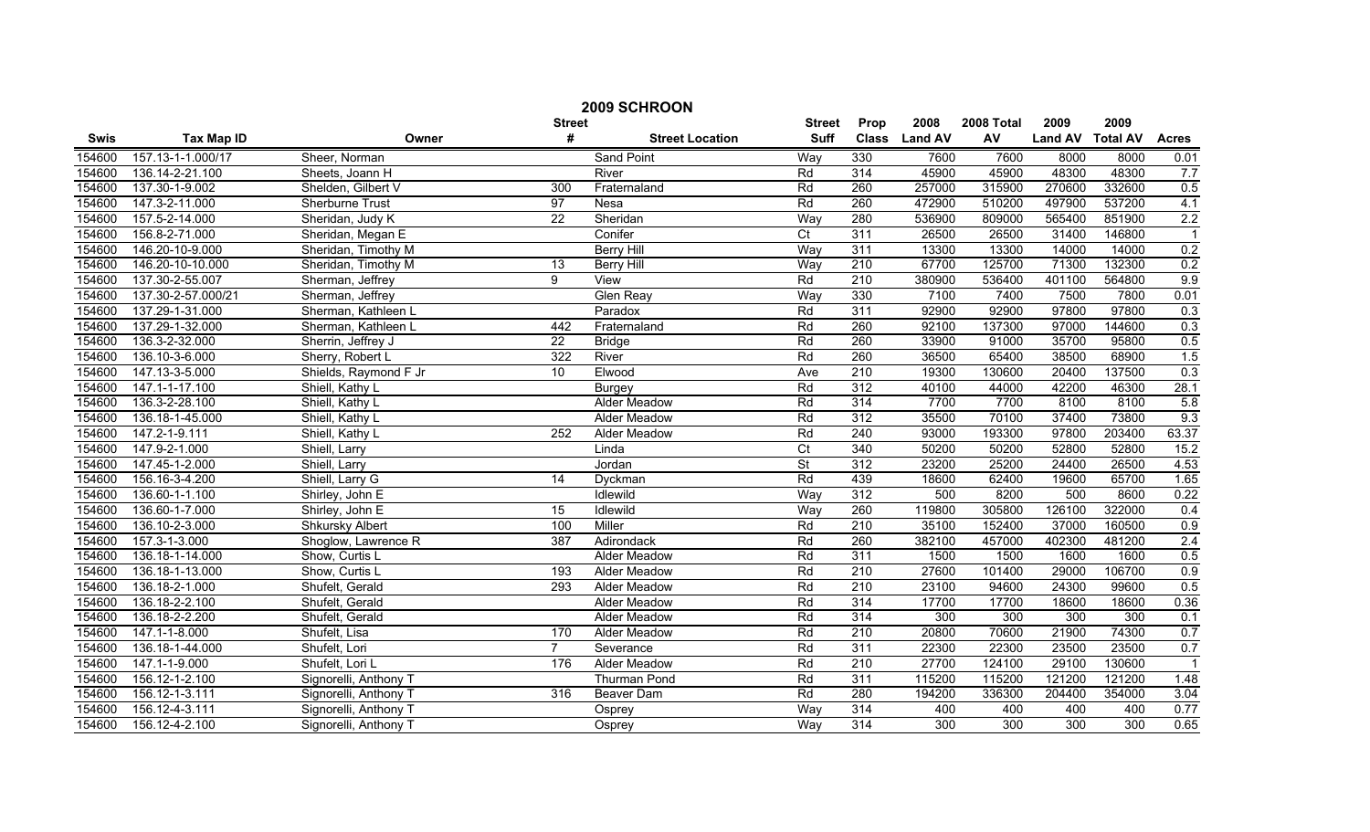# 2009 SCHROON

| Swis | Tax Map ID | Owner | Street # | Street Location | Street Suff | Prop Class | 2008 Land AV | 2008 Total AV | 2009 Land AV | 2009 Total AV | Acres |
|---|---|---|---|---|---|---|---|---|---|---|---|
| 154600 | 157.13-1-1.000/17 | Sheer, Norman | | Sand Point | Way | 330 | 7600 | 7600 | 8000 | 8000 | 0.01 |
| 154600 | 136.14-2-21.100 | Sheets, Joann H | | River | Rd | 314 | 45900 | 45900 | 48300 | 48300 | 7.7 |
| 154600 | 137.30-1-9.002 | Shelden, Gilbert V | 300 | Fraternaland | Rd | 260 | 257000 | 315900 | 270600 | 332600 | 0.5 |
| 154600 | 147.3-2-11.000 | Sherburne Trust | 97 | Nesa | Rd | 260 | 472900 | 510200 | 497900 | 537200 | 4.1 |
| 154600 | 157.5-2-14.000 | Sheridan, Judy K | 22 | Sheridan | Way | 280 | 536900 | 809000 | 565400 | 851900 | 2.2 |
| 154600 | 156.8-2-71.000 | Sheridan, Megan E | | Conifer | Ct | 311 | 26500 | 26500 | 31400 | 146800 | 1 |
| 154600 | 146.20-10-9.000 | Sheridan, Timothy M | | Berry Hill | Way | 311 | 13300 | 13300 | 14000 | 14000 | 0.2 |
| 154600 | 146.20-10-10.000 | Sheridan, Timothy M | 13 | Berry Hill | Way | 210 | 67700 | 125700 | 71300 | 132300 | 0.2 |
| 154600 | 137.30-2-55.007 | Sherman, Jeffrey | 9 | View | Rd | 210 | 380900 | 536400 | 401100 | 564800 | 9.9 |
| 154600 | 137.30-2-57.000/21 | Sherman, Jeffrey | | Glen Reay | Way | 330 | 7100 | 7400 | 7500 | 7800 | 0.01 |
| 154600 | 137.29-1-31.000 | Sherman, Kathleen L | | Paradox | Rd | 311 | 92900 | 92900 | 97800 | 97800 | 0.3 |
| 154600 | 137.29-1-32.000 | Sherman, Kathleen L | 442 | Fraternaland | Rd | 260 | 92100 | 137300 | 97000 | 144600 | 0.3 |
| 154600 | 136.3-2-32.000 | Sherrin, Jeffrey J | 22 | Bridge | Rd | 260 | 33900 | 91000 | 35700 | 95800 | 0.5 |
| 154600 | 136.10-3-6.000 | Sherry, Robert L | 322 | River | Rd | 260 | 36500 | 65400 | 38500 | 68900 | 1.5 |
| 154600 | 147.13-3-5.000 | Shields, Raymond F Jr | 10 | Elwood | Ave | 210 | 19300 | 130600 | 20400 | 137500 | 0.3 |
| 154600 | 147.1-1-17.100 | Shiell, Kathy L | | Burgey | Rd | 312 | 40100 | 44000 | 42200 | 46300 | 28.1 |
| 154600 | 136.3-2-28.100 | Shiell, Kathy L | | Alder Meadow | Rd | 314 | 7700 | 7700 | 8100 | 8100 | 5.8 |
| 154600 | 136.18-1-45.000 | Shiell, Kathy L | | Alder Meadow | Rd | 312 | 35500 | 70100 | 37400 | 73800 | 9.3 |
| 154600 | 147.2-1-9.111 | Shiell, Kathy L | 252 | Alder Meadow | Rd | 240 | 93000 | 193300 | 97800 | 203400 | 63.37 |
| 154600 | 147.9-2-1.000 | Shiell, Larry | | Linda | Ct | 340 | 50200 | 50200 | 52800 | 52800 | 15.2 |
| 154600 | 147.45-1-2.000 | Shiell, Larry | | Jordan | St | 312 | 23200 | 25200 | 24400 | 26500 | 4.53 |
| 154600 | 156.16-3-4.200 | Shiell, Larry G | 14 | Dyckman | Rd | 439 | 18600 | 62400 | 19600 | 65700 | 1.65 |
| 154600 | 136.60-1-1.100 | Shirley, John E | | Idlewild | Way | 312 | 500 | 8200 | 500 | 8600 | 0.22 |
| 154600 | 136.60-1-7.000 | Shirley, John E | 15 | Idlewild | Way | 260 | 119800 | 305800 | 126100 | 322000 | 0.4 |
| 154600 | 136.10-2-3.000 | Shkursky Albert | 100 | Miller | Rd | 210 | 35100 | 152400 | 37000 | 160500 | 0.9 |
| 154600 | 157.3-1-3.000 | Shoglow, Lawrence R | 387 | Adirondack | Rd | 260 | 382100 | 457000 | 402300 | 481200 | 2.4 |
| 154600 | 136.18-1-14.000 | Show, Curtis L | | Alder Meadow | Rd | 311 | 1500 | 1500 | 1600 | 1600 | 0.5 |
| 154600 | 136.18-1-13.000 | Show, Curtis L | 193 | Alder Meadow | Rd | 210 | 27600 | 101400 | 29000 | 106700 | 0.9 |
| 154600 | 136.18-2-1.000 | Shufelt, Gerald | 293 | Alder Meadow | Rd | 210 | 23100 | 94600 | 24300 | 99600 | 0.5 |
| 154600 | 136.18-2-2.100 | Shufelt, Gerald | | Alder Meadow | Rd | 314 | 17700 | 17700 | 18600 | 18600 | 0.36 |
| 154600 | 136.18-2-2.200 | Shufelt, Gerald | | Alder Meadow | Rd | 314 | 300 | 300 | 300 | 300 | 0.1 |
| 154600 | 147.1-1-8.000 | Shufelt, Lisa | 170 | Alder Meadow | Rd | 210 | 20800 | 70600 | 21900 | 74300 | 0.7 |
| 154600 | 136.18-1-44.000 | Shufelt, Lori | 7 | Severance | Rd | 311 | 22300 | 22300 | 23500 | 23500 | 0.7 |
| 154600 | 147.1-1-9.000 | Shufelt, Lori L | 176 | Alder Meadow | Rd | 210 | 27700 | 124100 | 29100 | 130600 | 1 |
| 154600 | 156.12-1-2.100 | Signorelli, Anthony T | | Thurman Pond | Rd | 311 | 115200 | 115200 | 121200 | 121200 | 1.48 |
| 154600 | 156.12-1-3.111 | Signorelli, Anthony T | 316 | Beaver Dam | Rd | 280 | 194200 | 336300 | 204400 | 354000 | 3.04 |
| 154600 | 156.12-4-3.111 | Signorelli, Anthony T | | Osprey | Way | 314 | 400 | 400 | 400 | 400 | 0.77 |
| 154600 | 156.12-4-2.100 | Signorelli, Anthony T | | Osprey | Way | 314 | 300 | 300 | 300 | 300 | 0.65 |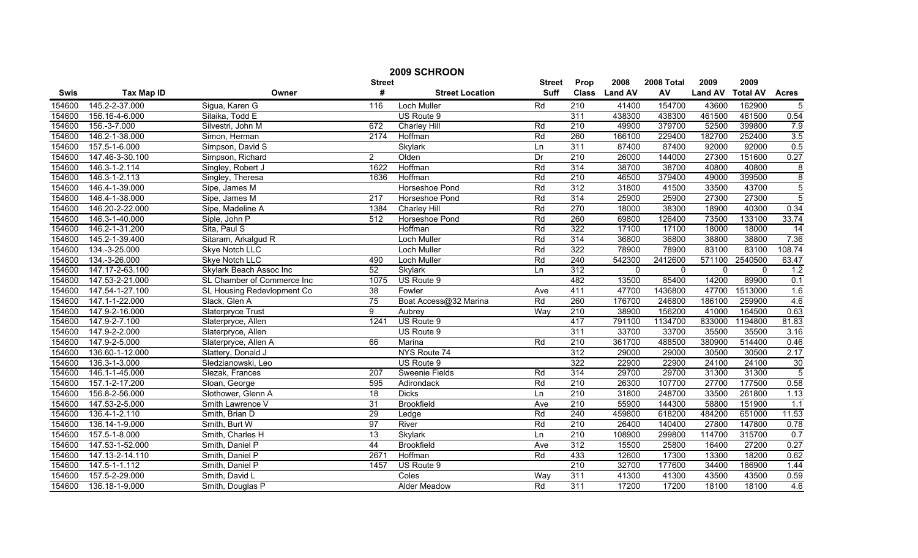# 2009 SCHROON

| Swis | Tax Map ID | Owner | Street # | Street Location | Street Suff | Prop Class | 2008 Land AV | 2008 Total AV | 2009 Land AV | 2009 Total AV | Acres |
|---|---|---|---|---|---|---|---|---|---|---|---|
| 154600 | 145.2-2-37.000 | Sigua, Karen G | 116 | Loch Muller | Rd | 210 | 41400 | 154700 | 43600 | 162900 | 5 |
| 154600 | 156.16-4-6.000 | Silaika, Todd E | | US Route 9 | | 311 | 438300 | 438300 | 461500 | 461500 | 0.54 |
| 154600 | 156.-3-7.000 | Silvestri, John M | 672 | Charley Hill | Rd | 210 | 49900 | 379700 | 52500 | 399800 | 7.9 |
| 154600 | 146.2-1-38.000 | Simon, Herman | 2174 | Hoffman | Rd | 260 | 166100 | 229400 | 182700 | 252400 | 3.5 |
| 154600 | 157.5-1-6.000 | Simpson, David S | | Skylark | Ln | 311 | 87400 | 87400 | 92000 | 92000 | 0.5 |
| 154600 | 147.46-3-30.100 | Simpson, Richard | 2 | Olden | Dr | 210 | 26000 | 144000 | 27300 | 151600 | 0.27 |
| 154600 | 146.3-1-2.114 | Singley, Robert J | 1622 | Hoffman | Rd | 314 | 38700 | 38700 | 40800 | 40800 | 8 |
| 154600 | 146.3-1-2.113 | Singley, Theresa | 1636 | Hoffman | Rd | 210 | 46500 | 379400 | 49000 | 399500 | 8 |
| 154600 | 146.4-1-39.000 | Sipe, James M | | Horseshoe Pond | Rd | 312 | 31800 | 41500 | 33500 | 43700 | 5 |
| 154600 | 146.4-1-38.000 | Sipe, James M | 217 | Horseshoe Pond | Rd | 314 | 25900 | 25900 | 27300 | 27300 | 5 |
| 154600 | 146.20-2-22.000 | Sipe, Madeline A | 1384 | Charley Hill | Rd | 270 | 18000 | 38300 | 18900 | 40300 | 0.34 |
| 154600 | 146.3-1-40.000 | Siple, John P | 512 | Horseshoe Pond | Rd | 260 | 69800 | 126400 | 73500 | 133100 | 33.74 |
| 154600 | 146.2-1-31.200 | Sita, Paul S | | Hoffman | Rd | 322 | 17100 | 17100 | 18000 | 18000 | 14 |
| 154600 | 145.2-1-39.400 | Sitaram, Arkalgud R | | Loch Muller | Rd | 314 | 36800 | 36800 | 38800 | 38800 | 7.36 |
| 154600 | 134.-3-25.000 | Skye Notch LLC | | Loch Muller | Rd | 322 | 78900 | 78900 | 83100 | 83100 | 108.74 |
| 154600 | 134.-3-26.000 | Skye Notch LLC | 490 | Loch Muller | Rd | 240 | 542300 | 2412600 | 571100 | 2540500 | 63.47 |
| 154600 | 147.17-2-63.100 | Skylark Beach Assoc Inc | 52 | Skylark | Ln | 312 | 0 | 0 | 0 | 0 | 1.2 |
| 154600 | 147.53-2-21.000 | SL Chamber of Commerce Inc | 1075 | US Route 9 | | 482 | 13500 | 85400 | 14200 | 89900 | 0.1 |
| 154600 | 147.54-1-27.100 | SL Housing Redevlopment Co | 38 | Fowler | Ave | 411 | 47700 | 1436800 | 47700 | 1513000 | 1.6 |
| 154600 | 147.1-1-22.000 | Slack, Glen A | 75 | Boat Access@32 Marina | Rd | 260 | 176700 | 246800 | 186100 | 259900 | 4.6 |
| 154600 | 147.9-2-16.000 | Slaterpryce Trust | 9 | Aubrey | Way | 210 | 38900 | 156200 | 41000 | 164500 | 0.63 |
| 154600 | 147.9-2-7.100 | Slaterpryce, Allen | 1241 | US Route 9 | | 417 | 791100 | 1134700 | 833000 | 1194800 | 81.83 |
| 154600 | 147.9-2-2.000 | Slaterpryce, Allen | | US Route 9 | | 311 | 33700 | 33700 | 35500 | 35500 | 3.16 |
| 154600 | 147.9-2-5.000 | Slaterpryce, Allen A | 66 | Marina | Rd | 210 | 361700 | 488500 | 380900 | 514400 | 0.46 |
| 154600 | 136.60-1-12.000 | Slattery, Donald J | | NYS Route 74 | | 312 | 29000 | 29000 | 30500 | 30500 | 2.17 |
| 154600 | 136.3-1-3.000 | Sledzianowski, Leo | | US Route 9 | | 322 | 22900 | 22900 | 24100 | 24100 | 30 |
| 154600 | 146.1-1-45.000 | Slezak, Frances | 207 | Sweenie Fields | Rd | 314 | 29700 | 29700 | 31300 | 31300 | 5 |
| 154600 | 157.1-2-17.200 | Sloan, George | 595 | Adirondack | Rd | 210 | 26300 | 107700 | 27700 | 177500 | 0.58 |
| 154600 | 156.8-2-56.000 | Slothower, Glenn A | 18 | Dicks | Ln | 210 | 31800 | 248700 | 33500 | 261800 | 1.13 |
| 154600 | 147.53-2-5.000 | Smith Lawrence V | 31 | Brookfield | Ave | 210 | 55900 | 144300 | 58800 | 151900 | 1.1 |
| 154600 | 136.4-1-2.110 | Smith, Brian D | 29 | Ledge | Rd | 240 | 459800 | 618200 | 484200 | 651000 | 11.53 |
| 154600 | 136.14-1-9.000 | Smith, Burt W | 97 | River | Rd | 210 | 26400 | 140400 | 27800 | 147800 | 0.78 |
| 154600 | 157.5-1-8.000 | Smith, Charles H | 13 | Skylark | Ln | 210 | 108900 | 299800 | 114700 | 315700 | 0.7 |
| 154600 | 147.53-1-52.000 | Smith, Daniel P | 44 | Brookfield | Ave | 312 | 15500 | 25800 | 16400 | 27200 | 0.27 |
| 154600 | 147.13-2-14.110 | Smith, Daniel P | 2671 | Hoffman | Rd | 433 | 12600 | 17300 | 13300 | 18200 | 0.62 |
| 154600 | 147.5-1-1.112 | Smith, Daniel P | 1457 | US Route 9 | | 210 | 32700 | 177600 | 34400 | 186900 | 1.44 |
| 154600 | 157.5-2-29.000 | Smith, David L | | Coles | Way | 311 | 41300 | 41300 | 43500 | 43500 | 0.59 |
| 154600 | 136.18-1-9.000 | Smith, Douglas P | | Alder Meadow | Rd | 311 | 17200 | 17200 | 18100 | 18100 | 4.6 |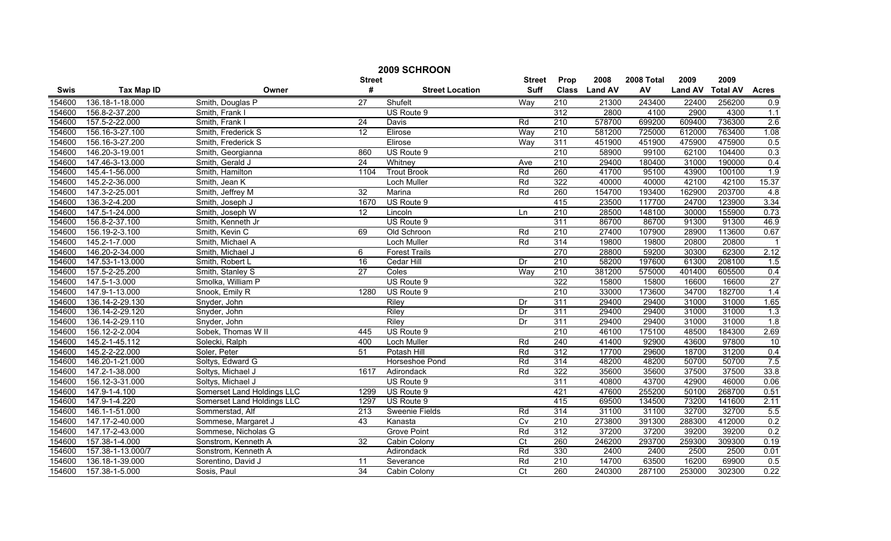# 2009 SCHROON

| Swis | Tax Map ID | Owner | Street # | Street Location | Street Suff | Prop Class | 2008 Land AV | 2008 Total AV | 2009 Land AV | 2009 Total AV | Acres |
|---|---|---|---|---|---|---|---|---|---|---|---|
| 154600 | 136.18-1-18.000 | Smith, Douglas P | 27 | Shufelt | Way | 210 | 21300 | 243400 | 22400 | 256200 | 0.9 |
| 154600 | 156.8-2-37.200 | Smith, Frank I | | US Route 9 | | 312 | 2800 | 4100 | 2900 | 4300 | 1.1 |
| 154600 | 157.5-2-22.000 | Smith, Frank I | 24 | Davis | Rd | 210 | 578700 | 699200 | 609400 | 736300 | 2.6 |
| 154600 | 156.16-3-27.100 | Smith, Frederick S | 12 | Elirose | Way | 210 | 581200 | 725000 | 612000 | 763400 | 1.08 |
| 154600 | 156.16-3-27.200 | Smith, Frederick S | | Elirose | Way | 311 | 451900 | 451900 | 475900 | 475900 | 0.5 |
| 154600 | 146.20-3-19.001 | Smith, Georgianna | 860 | US Route 9 | | 210 | 58900 | 99100 | 62100 | 104400 | 0.3 |
| 154600 | 147.46-3-13.000 | Smith, Gerald J | 24 | Whitney | Ave | 210 | 29400 | 180400 | 31000 | 190000 | 0.4 |
| 154600 | 145.4-1-56.000 | Smith, Hamilton | 1104 | Trout Brook | Rd | 260 | 41700 | 95100 | 43900 | 100100 | 1.9 |
| 154600 | 145.2-2-36.000 | Smith, Jean K | | Loch Muller | Rd | 322 | 40000 | 40000 | 42100 | 42100 | 15.37 |
| 154600 | 147.3-2-25.001 | Smith, Jeffrey M | 32 | Marina | Rd | 260 | 154700 | 193400 | 162900 | 203700 | 4.8 |
| 154600 | 136.3-2-4.200 | Smith, Joseph J | 1670 | US Route 9 | | 415 | 23500 | 117700 | 24700 | 123900 | 3.34 |
| 154600 | 147.5-1-24.000 | Smith, Joseph W | 12 | Lincoln | Ln | 210 | 28500 | 148100 | 30000 | 155900 | 0.73 |
| 154600 | 156.8-2-37.100 | Smith, Kenneth Jr | | US Route 9 | | 311 | 86700 | 86700 | 91300 | 91300 | 46.9 |
| 154600 | 156.19-2-3.100 | Smith, Kevin C | 69 | Old Schroon | Rd | 210 | 27400 | 107900 | 28900 | 113600 | 0.67 |
| 154600 | 145.2-1-7.000 | Smith, Michael A | | Loch Muller | Rd | 314 | 19800 | 19800 | 20800 | 20800 | 1 |
| 154600 | 146.20-2-34.000 | Smith, Michael J | 6 | Forest Trails | | 270 | 28800 | 59200 | 30300 | 62300 | 2.12 |
| 154600 | 147.53-1-13.000 | Smith, Robert L | 16 | Cedar Hill | Dr | 210 | 58200 | 197600 | 61300 | 208100 | 1.5 |
| 154600 | 157.5-2-25.200 | Smith, Stanley S | 27 | Coles | Way | 210 | 381200 | 575000 | 401400 | 605500 | 0.4 |
| 154600 | 147.5-1-3.000 | Smolka, William P | | US Route 9 | | 322 | 15800 | 15800 | 16600 | 16600 | 27 |
| 154600 | 147.9-1-13.000 | Snook, Emily R | 1280 | US Route 9 | | 210 | 33000 | 173600 | 34700 | 182700 | 1.4 |
| 154600 | 136.14-2-29.130 | Snyder, John | | Riley | Dr | 311 | 29400 | 29400 | 31000 | 31000 | 1.65 |
| 154600 | 136.14-2-29.120 | Snyder, John | | Riley | Dr | 311 | 29400 | 29400 | 31000 | 31000 | 1.3 |
| 154600 | 136.14-2-29.110 | Snyder, John | | Riley | Dr | 311 | 29400 | 29400 | 31000 | 31000 | 1.8 |
| 154600 | 156.12-2-2.004 | Sobek, Thomas W II | 445 | US Route 9 | | 210 | 46100 | 175100 | 48500 | 184300 | 2.69 |
| 154600 | 145.2-1-45.112 | Solecki, Ralph | 400 | Loch Muller | Rd | 240 | 41400 | 92900 | 43600 | 97800 | 10 |
| 154600 | 145.2-2-22.000 | Soler, Peter | 51 | Potash Hill | Rd | 312 | 17700 | 29600 | 18700 | 31200 | 0.4 |
| 154600 | 146.20-1-21.000 | Soltys, Edward G | | Horseshoe Pond | Rd | 314 | 48200 | 48200 | 50700 | 50700 | 7.5 |
| 154600 | 147.2-1-38.000 | Soltys, Michael J | 1617 | Adirondack | Rd | 322 | 35600 | 35600 | 37500 | 37500 | 33.8 |
| 154600 | 156.12-3-31.000 | Soltys, Michael J | | US Route 9 | | 311 | 40800 | 43700 | 42900 | 46000 | 0.06 |
| 154600 | 147.9-1-4.100 | Somerset Land Holdings LLC | 1299 | US Route 9 | | 421 | 47600 | 255200 | 50100 | 268700 | 0.51 |
| 154600 | 147.9-1-4.220 | Somerset Land Holdings LLC | 1297 | US Route 9 | | 415 | 69500 | 134500 | 73200 | 141600 | 2.11 |
| 154600 | 146.1-1-51.000 | Sommerstad, Alf | 213 | Sweenie Fields | Rd | 314 | 31100 | 31100 | 32700 | 32700 | 5.5 |
| 154600 | 147.17-2-40.000 | Sommese, Margaret J | 43 | Kanasta | Cv | 210 | 273800 | 391300 | 288300 | 412000 | 0.2 |
| 154600 | 147.17-2-43.000 | Sommese, Nicholas G | | Grove Point | Rd | 312 | 37200 | 37200 | 39200 | 39200 | 0.2 |
| 154600 | 157.38-1-4.000 | Sonstrom, Kenneth A | 32 | Cabin Colony | Ct | 260 | 246200 | 293700 | 259300 | 309300 | 0.19 |
| 154600 | 157.38-1-13.000/7 | Sonstrom, Kenneth A | | Adirondack | Rd | 330 | 2400 | 2400 | 2500 | 2500 | 0.01 |
| 154600 | 136.18-1-39.000 | Sorentino, David J | 11 | Severance | Rd | 210 | 14700 | 63500 | 16200 | 69900 | 0.5 |
| 154600 | 157.38-1-5.000 | Sosis, Paul | 34 | Cabin Colony | Ct | 260 | 240300 | 287100 | 253000 | 302300 | 0.22 |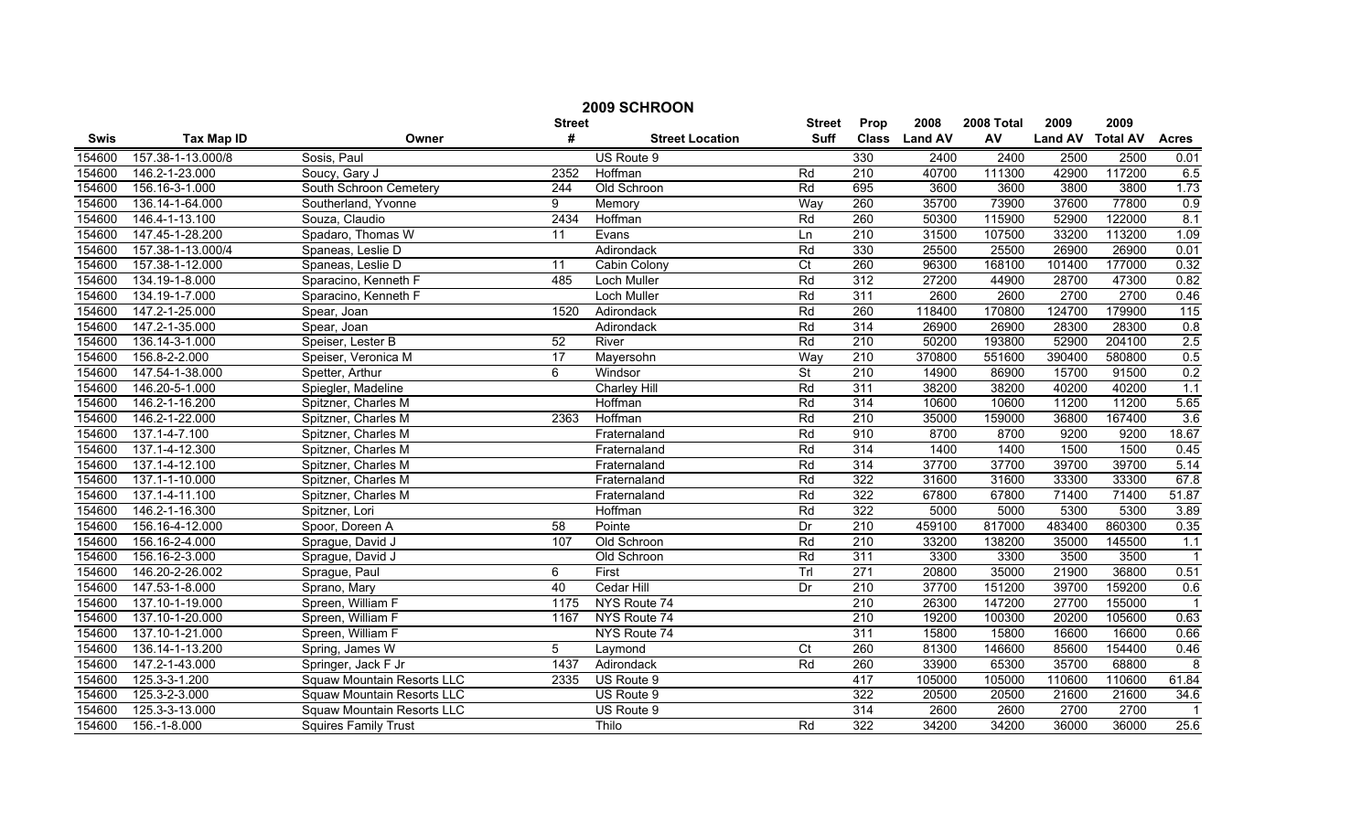# 2009 SCHROON

| Swis | Tax Map ID | Owner | Street # | Street Location | Street Suff | Prop Class | 2008 Land AV | 2008 Total AV | 2009 Land AV | 2009 Total AV | Acres |
|---|---|---|---|---|---|---|---|---|---|---|---|
| 154600 | 157.38-1-13.000/8 | Sosis, Paul | | US Route 9 | | 330 | 2400 | 2400 | 2500 | 2500 | 0.01 |
| 154600 | 146.2-1-23.000 | Soucy, Gary J | 2352 | Hoffman | Rd | 210 | 40700 | 111300 | 42900 | 117200 | 6.5 |
| 154600 | 156.16-3-1.000 | South Schroon Cemetery | 244 | Old Schroon | Rd | 695 | 3600 | 3600 | 3800 | 3800 | 1.73 |
| 154600 | 136.14-1-64.000 | Southerland, Yvonne | 9 | Memory | Way | 260 | 35700 | 73900 | 37600 | 77800 | 0.9 |
| 154600 | 146.4-1-13.100 | Souza, Claudio | 2434 | Hoffman | Rd | 260 | 50300 | 115900 | 52900 | 122000 | 8.1 |
| 154600 | 147.45-1-28.200 | Spadaro, Thomas W | 11 | Evans | Ln | 210 | 31500 | 107500 | 33200 | 113200 | 1.09 |
| 154600 | 157.38-1-13.000/4 | Spaneas, Leslie D | | Adirondack | Rd | 330 | 25500 | 25500 | 26900 | 26900 | 0.01 |
| 154600 | 157.38-1-12.000 | Spaneas, Leslie D | 11 | Cabin Colony | Ct | 260 | 96300 | 168100 | 101400 | 177000 | 0.32 |
| 154600 | 134.19-1-8.000 | Sparacino, Kenneth F | 485 | Loch Muller | Rd | 312 | 27200 | 44900 | 28700 | 47300 | 0.82 |
| 154600 | 134.19-1-7.000 | Sparacino, Kenneth F | | Loch Muller | Rd | 311 | 2600 | 2600 | 2700 | 2700 | 0.46 |
| 154600 | 147.2-1-25.000 | Spear, Joan | 1520 | Adirondack | Rd | 260 | 118400 | 170800 | 124700 | 179900 | 115 |
| 154600 | 147.2-1-35.000 | Spear, Joan | | Adirondack | Rd | 314 | 26900 | 26900 | 28300 | 28300 | 0.8 |
| 154600 | 136.14-3-1.000 | Speiser, Lester B | 52 | River | Rd | 210 | 50200 | 193800 | 52900 | 204100 | 2.5 |
| 154600 | 156.8-2-2.000 | Speiser, Veronica M | 17 | Mayersohn | Way | 210 | 370800 | 551600 | 390400 | 580800 | 0.5 |
| 154600 | 147.54-1-38.000 | Spetter, Arthur | 6 | Windsor | St | 210 | 14900 | 86900 | 15700 | 91500 | 0.2 |
| 154600 | 146.20-5-1.000 | Spiegler, Madeline | | Charley Hill | Rd | 311 | 38200 | 38200 | 40200 | 40200 | 1.1 |
| 154600 | 146.2-1-16.200 | Spitzner, Charles M | | Hoffman | Rd | 314 | 10600 | 10600 | 11200 | 11200 | 5.65 |
| 154600 | 146.2-1-22.000 | Spitzner, Charles M | 2363 | Hoffman | Rd | 210 | 35000 | 159000 | 36800 | 167400 | 3.6 |
| 154600 | 137.1-4-7.100 | Spitzner, Charles M | | Fraternaland | Rd | 910 | 8700 | 8700 | 9200 | 9200 | 18.67 |
| 154600 | 137.1-4-12.300 | Spitzner, Charles M | | Fraternaland | Rd | 314 | 1400 | 1400 | 1500 | 1500 | 0.45 |
| 154600 | 137.1-4-12.100 | Spitzner, Charles M | | Fraternaland | Rd | 314 | 37700 | 37700 | 39700 | 39700 | 5.14 |
| 154600 | 137.1-1-10.000 | Spitzner, Charles M | | Fraternaland | Rd | 322 | 31600 | 31600 | 33300 | 33300 | 67.8 |
| 154600 | 137.1-4-11.100 | Spitzner, Charles M | | Fraternaland | Rd | 322 | 67800 | 67800 | 71400 | 71400 | 51.87 |
| 154600 | 146.2-1-16.300 | Spitzner, Lori | | Hoffman | Rd | 322 | 5000 | 5000 | 5300 | 5300 | 3.89 |
| 154600 | 156.16-4-12.000 | Spoor, Doreen A | 58 | Pointe | Dr | 210 | 459100 | 817000 | 483400 | 860300 | 0.35 |
| 154600 | 156.16-2-4.000 | Sprague, David J | 107 | Old Schroon | Rd | 210 | 33200 | 138200 | 35000 | 145500 | 1.1 |
| 154600 | 156.16-2-3.000 | Sprague, David J | | Old Schroon | Rd | 311 | 3300 | 3300 | 3500 | 3500 | 1 |
| 154600 | 146.20-2-26.002 | Sprague, Paul | 6 | First | Trl | 271 | 20800 | 35000 | 21900 | 36800 | 0.51 |
| 154600 | 147.53-1-8.000 | Sprano, Mary | 40 | Cedar Hill | Dr | 210 | 37700 | 151200 | 39700 | 159200 | 0.6 |
| 154600 | 137.10-1-19.000 | Spreen, William F | 1175 | NYS Route 74 | | 210 | 26300 | 147200 | 27700 | 155000 | 1 |
| 154600 | 137.10-1-20.000 | Spreen, William F | 1167 | NYS Route 74 | | 210 | 19200 | 100300 | 20200 | 105600 | 0.63 |
| 154600 | 137.10-1-21.000 | Spreen, William F | | NYS Route 74 | | 311 | 15800 | 15800 | 16600 | 16600 | 0.66 |
| 154600 | 136.14-1-13.200 | Spring, James W | 5 | Laymond | Ct | 260 | 81300 | 146600 | 85600 | 154400 | 0.46 |
| 154600 | 147.2-1-43.000 | Springer, Jack F Jr | 1437 | Adirondack | Rd | 260 | 33900 | 65300 | 35700 | 68800 | 8 |
| 154600 | 125.3-3-1.200 | Squaw Mountain Resorts LLC | 2335 | US Route 9 | | 417 | 105000 | 105000 | 110600 | 110600 | 61.84 |
| 154600 | 125.3-2-3.000 | Squaw Mountain Resorts LLC | | US Route 9 | | 322 | 20500 | 20500 | 21600 | 21600 | 34.6 |
| 154600 | 125.3-3-13.000 | Squaw Mountain Resorts LLC | | US Route 9 | | 314 | 2600 | 2600 | 2700 | 2700 | 1 |
| 154600 | 156.-1-8.000 | Squires Family Trust | | Thilo | Rd | 322 | 34200 | 34200 | 36000 | 36000 | 25.6 |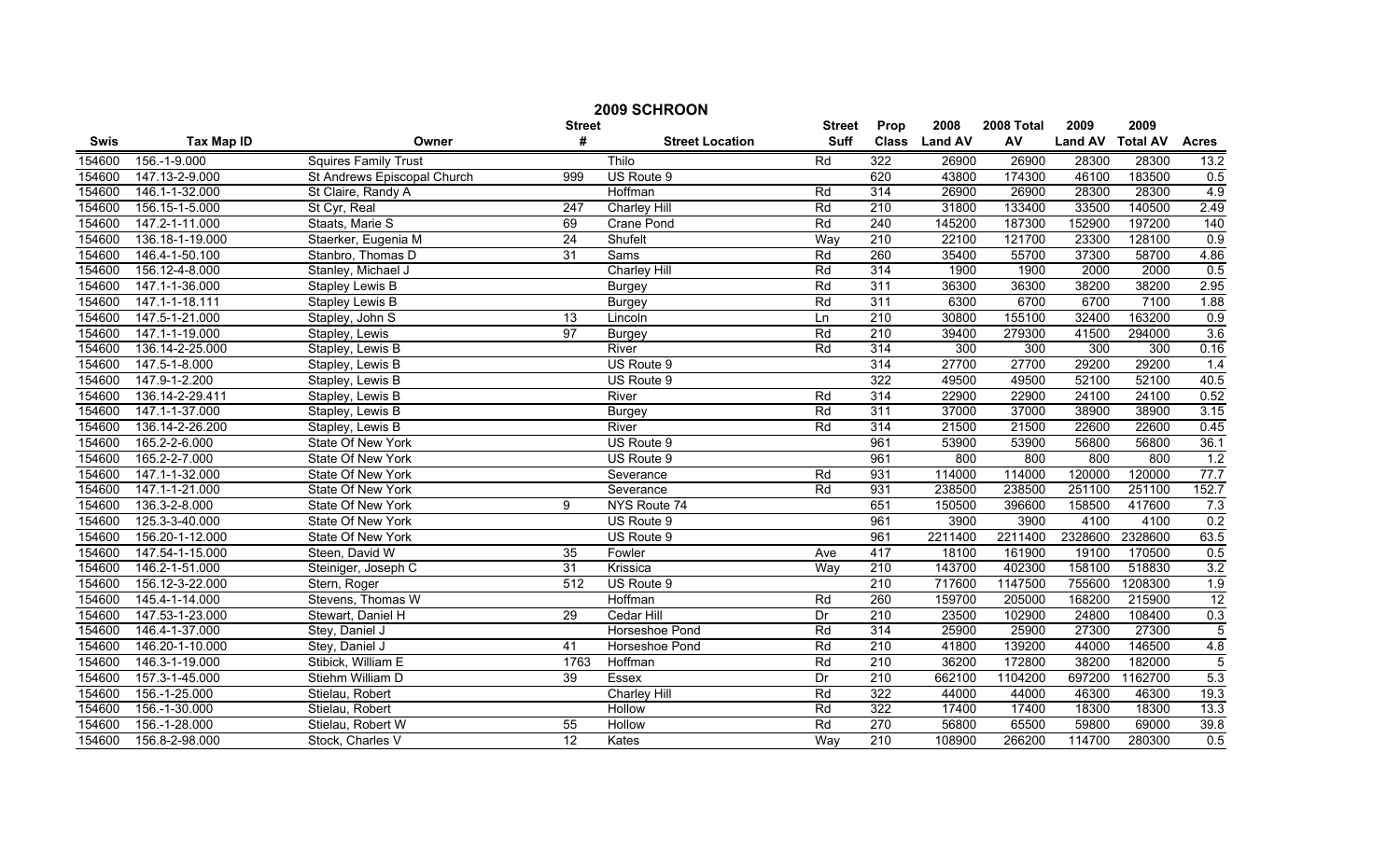# 2009 SCHROON

| Swis | Tax Map ID | Owner | Street # | Street Location | Street Suff | Prop Class | 2008 Land AV | 2008 Total AV | 2009 Land AV | 2009 Total AV | Acres |
|---|---|---|---|---|---|---|---|---|---|---|---|
| 154600 | 156.-1-9.000 | Squires Family Trust | | Thilo | Rd | 322 | 26900 | 26900 | 28300 | 28300 | 13.2 |
| 154600 | 147.13-2-9.000 | St Andrews Episcopal Church | 999 | US Route 9 | | 620 | 43800 | 174300 | 46100 | 183500 | 0.5 |
| 154600 | 146.1-1-32.000 | St Claire, Randy A | | Hoffman | Rd | 314 | 26900 | 26900 | 28300 | 28300 | 4.9 |
| 154600 | 156.15-1-5.000 | St Cyr, Real | 247 | Charley Hill | Rd | 210 | 31800 | 133400 | 33500 | 140500 | 2.49 |
| 154600 | 147.2-1-11.000 | Staats, Marie S | 69 | Crane Pond | Rd | 240 | 145200 | 187300 | 152900 | 197200 | 140 |
| 154600 | 136.18-1-19.000 | Staerker, Eugenia M | 24 | Shufelt | Way | 210 | 22100 | 121700 | 23300 | 128100 | 0.9 |
| 154600 | 146.4-1-50.100 | Stanbro, Thomas D | 31 | Sams | Rd | 260 | 35400 | 55700 | 37300 | 58700 | 4.86 |
| 154600 | 156.12-4-8.000 | Stanley, Michael J | | Charley Hill | Rd | 314 | 1900 | 1900 | 2000 | 2000 | 0.5 |
| 154600 | 147.1-1-36.000 | Stapley Lewis B | | Burgey | Rd | 311 | 36300 | 36300 | 38200 | 38200 | 2.95 |
| 154600 | 147.1-1-18.111 | Stapley Lewis B | | Burgey | Rd | 311 | 6300 | 6700 | 6700 | 7100 | 1.88 |
| 154600 | 147.5-1-21.000 | Stapley, John S | 13 | Lincoln | Ln | 210 | 30800 | 155100 | 32400 | 163200 | 0.9 |
| 154600 | 147.1-1-19.000 | Stapley, Lewis | 97 | Burgey | Rd | 210 | 39400 | 279300 | 41500 | 294000 | 3.6 |
| 154600 | 136.14-2-25.000 | Stapley, Lewis B | | River | Rd | 314 | 300 | 300 | 300 | 300 | 0.16 |
| 154600 | 147.5-1-8.000 | Stapley, Lewis B | | US Route 9 | | 314 | 27700 | 27700 | 29200 | 29200 | 1.4 |
| 154600 | 147.9-1-2.200 | Stapley, Lewis B | | US Route 9 | | 322 | 49500 | 49500 | 52100 | 52100 | 40.5 |
| 154600 | 136.14-2-29.411 | Stapley, Lewis B | | River | Rd | 314 | 22900 | 22900 | 24100 | 24100 | 0.52 |
| 154600 | 147.1-1-37.000 | Stapley, Lewis B | | Burgey | Rd | 311 | 37000 | 37000 | 38900 | 38900 | 3.15 |
| 154600 | 136.14-2-26.200 | Stapley, Lewis B | | River | Rd | 314 | 21500 | 21500 | 22600 | 22600 | 0.45 |
| 154600 | 165.2-2-6.000 | State Of New York | | US Route 9 | | 961 | 53900 | 53900 | 56800 | 56800 | 36.1 |
| 154600 | 165.2-2-7.000 | State Of New York | | US Route 9 | | 961 | 800 | 800 | 800 | 800 | 1.2 |
| 154600 | 147.1-1-32.000 | State Of New York | | Severance | Rd | 931 | 114000 | 114000 | 120000 | 120000 | 77.7 |
| 154600 | 147.1-1-21.000 | State Of New York | | Severance | Rd | 931 | 238500 | 238500 | 251100 | 251100 | 152.7 |
| 154600 | 136.3-2-8.000 | State Of New York | 9 | NYS Route 74 | | 651 | 150500 | 396600 | 158500 | 417600 | 7.3 |
| 154600 | 125.3-3-40.000 | State Of New York | | US Route 9 | | 961 | 3900 | 3900 | 4100 | 4100 | 0.2 |
| 154600 | 156.20-1-12.000 | State Of New York | | US Route 9 | | 961 | 2211400 | 2211400 | 2328600 | 2328600 | 63.5 |
| 154600 | 147.54-1-15.000 | Steen, David W | 35 | Fowler | Ave | 417 | 18100 | 161900 | 19100 | 170500 | 0.5 |
| 154600 | 146.2-1-51.000 | Steiniger, Joseph C | 31 | Krissica | Way | 210 | 143700 | 402300 | 158100 | 518830 | 3.2 |
| 154600 | 156.12-3-22.000 | Stern, Roger | 512 | US Route 9 | | 210 | 717600 | 1147500 | 755600 | 1208300 | 1.9 |
| 154600 | 145.4-1-14.000 | Stevens, Thomas W | | Hoffman | Rd | 260 | 159700 | 205000 | 168200 | 215900 | 12 |
| 154600 | 147.53-1-23.000 | Stewart, Daniel H | 29 | Cedar Hill | Dr | 210 | 23500 | 102900 | 24800 | 108400 | 0.3 |
| 154600 | 146.4-1-37.000 | Stey, Daniel J | | Horseshoe Pond | Rd | 314 | 25900 | 25900 | 27300 | 27300 | 5 |
| 154600 | 146.20-1-10.000 | Stey, Daniel J | 41 | Horseshoe Pond | Rd | 210 | 41800 | 139200 | 44000 | 146500 | 4.8 |
| 154600 | 146.3-1-19.000 | Stibick, William E | 1763 | Hoffman | Rd | 210 | 36200 | 172800 | 38200 | 182000 | 5 |
| 154600 | 157.3-1-45.000 | Stiehm William D | 39 | Essex | Dr | 210 | 662100 | 1104200 | 697200 | 1162700 | 5.3 |
| 154600 | 156.-1-25.000 | Stielau, Robert | | Charley Hill | Rd | 322 | 44000 | 44000 | 46300 | 46300 | 19.3 |
| 154600 | 156.-1-30.000 | Stielau, Robert | | Hollow | Rd | 322 | 17400 | 17400 | 18300 | 18300 | 13.3 |
| 154600 | 156.-1-28.000 | Stielau, Robert W | 55 | Hollow | Rd | 270 | 56800 | 65500 | 59800 | 69000 | 39.8 |
| 154600 | 156.8-2-98.000 | Stock, Charles V | 12 | Kates | Way | 210 | 108900 | 266200 | 114700 | 280300 | 0.5 |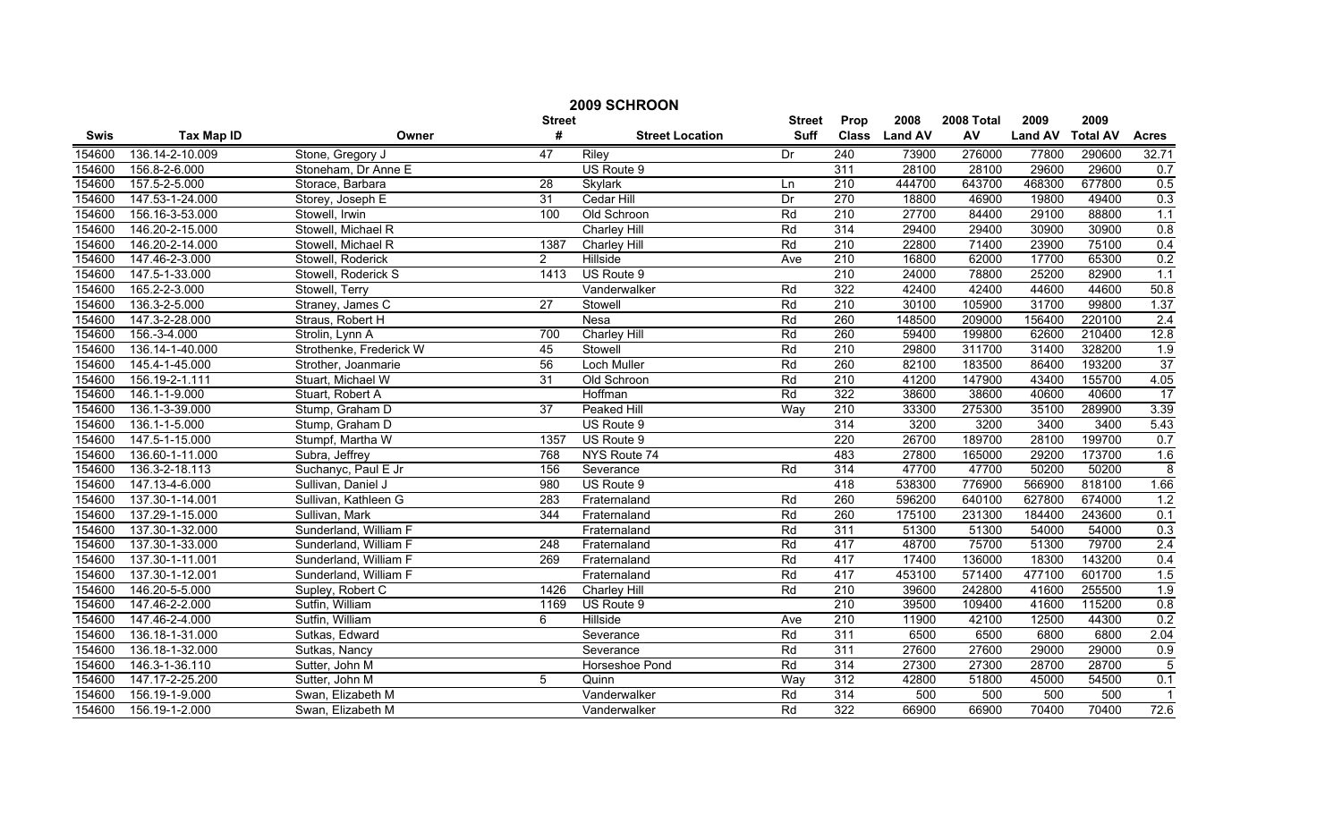# 2009 SCHROON

| Swis | Tax Map ID | Owner | Street # | Street Location | Street Suff | Prop Class | 2008 Land AV | 2008 Total AV | 2009 Land AV | 2009 Total AV | Acres |
|---|---|---|---|---|---|---|---|---|---|---|---|
| 154600 | 136.14-2-10.009 | Stone, Gregory J | 47 | Riley | Dr | 240 | 73900 | 276000 | 77800 | 290600 | 32.71 |
| 154600 | 156.8-2-6.000 | Stoneham, Dr Anne E | | US Route 9 | | 311 | 28100 | 28100 | 29600 | 29600 | 0.7 |
| 154600 | 157.5-2-5.000 | Storace, Barbara | 28 | Skylark | Ln | 210 | 444700 | 643700 | 468300 | 677800 | 0.5 |
| 154600 | 147.53-1-24.000 | Storey, Joseph E | 31 | Cedar Hill | Dr | 270 | 18800 | 46900 | 19800 | 49400 | 0.3 |
| 154600 | 156.16-3-53.000 | Stowell, Irwin | 100 | Old Schroon | Rd | 210 | 27700 | 84400 | 29100 | 88800 | 1.1 |
| 154600 | 146.20-2-15.000 | Stowell, Michael R | | Charley Hill | Rd | 314 | 29400 | 29400 | 30900 | 30900 | 0.8 |
| 154600 | 146.20-2-14.000 | Stowell, Michael R | 1387 | Charley Hill | Rd | 210 | 22800 | 71400 | 23900 | 75100 | 0.4 |
| 154600 | 147.46-2-3.000 | Stowell, Roderick | 2 | Hillside | Ave | 210 | 16800 | 62000 | 17700 | 65300 | 0.2 |
| 154600 | 147.5-1-33.000 | Stowell, Roderick S | 1413 | US Route 9 | | 210 | 24000 | 78800 | 25200 | 82900 | 1.1 |
| 154600 | 165.2-2-3.000 | Stowell, Terry | | Vanderwalker | Rd | 322 | 42400 | 42400 | 44600 | 44600 | 50.8 |
| 154600 | 136.3-2-5.000 | Straney, James C | 27 | Stowell | Rd | 210 | 30100 | 105900 | 31700 | 99800 | 1.37 |
| 154600 | 147.3-2-28.000 | Straus, Robert H | | Nesa | Rd | 260 | 148500 | 209000 | 156400 | 220100 | 2.4 |
| 154600 | 156.-3-4.000 | Strolin, Lynn A | 700 | Charley Hill | Rd | 260 | 59400 | 199800 | 62600 | 210400 | 12.8 |
| 154600 | 136.14-1-40.000 | Strothenke, Frederick W | 45 | Stowell | Rd | 210 | 29800 | 311700 | 31400 | 328200 | 1.9 |
| 154600 | 145.4-1-45.000 | Strother, Joanmarie | 56 | Loch Muller | Rd | 260 | 82100 | 183500 | 86400 | 193200 | 37 |
| 154600 | 156.19-2-1.111 | Stuart, Michael W | 31 | Old Schroon | Rd | 210 | 41200 | 147900 | 43400 | 155700 | 4.05 |
| 154600 | 146.1-1-9.000 | Stuart, Robert A | | Hoffman | Rd | 322 | 38600 | 38600 | 40600 | 40600 | 17 |
| 154600 | 136.1-3-39.000 | Stump, Graham D | 37 | Peaked Hill | Way | 210 | 33300 | 275300 | 35100 | 289900 | 3.39 |
| 154600 | 136.1-1-5.000 | Stump, Graham D | | US Route 9 | | 314 | 3200 | 3200 | 3400 | 3400 | 5.43 |
| 154600 | 147.5-1-15.000 | Stumpf, Martha W | 1357 | US Route 9 | | 220 | 26700 | 189700 | 28100 | 199700 | 0.7 |
| 154600 | 136.60-1-11.000 | Subra, Jeffrey | 768 | NYS Route 74 | | 483 | 27800 | 165000 | 29200 | 173700 | 1.6 |
| 154600 | 136.3-2-18.113 | Suchanyc, Paul E Jr | 156 | Severance | Rd | 314 | 47700 | 47700 | 50200 | 50200 | 8 |
| 154600 | 147.13-4-6.000 | Sullivan, Daniel J | 980 | US Route 9 | | 418 | 538300 | 776900 | 566900 | 818100 | 1.66 |
| 154600 | 137.30-1-14.001 | Sullivan, Kathleen G | 283 | Fraternaland | Rd | 260 | 596200 | 640100 | 627800 | 674000 | 1.2 |
| 154600 | 137.29-1-15.000 | Sullivan, Mark | 344 | Fraternaland | Rd | 260 | 175100 | 231300 | 184400 | 243600 | 0.1 |
| 154600 | 137.30-1-32.000 | Sunderland, William F | | Fraternaland | Rd | 311 | 51300 | 51300 | 54000 | 54000 | 0.3 |
| 154600 | 137.30-1-33.000 | Sunderland, William F | 248 | Fraternaland | Rd | 417 | 48700 | 75700 | 51300 | 79700 | 2.4 |
| 154600 | 137.30-1-11.001 | Sunderland, William F | 269 | Fraternaland | Rd | 417 | 17400 | 136000 | 18300 | 143200 | 0.4 |
| 154600 | 137.30-1-12.001 | Sunderland, William F | | Fraternaland | Rd | 417 | 453100 | 571400 | 477100 | 601700 | 1.5 |
| 154600 | 146.20-5-5.000 | Supley, Robert C | 1426 | Charley Hill | Rd | 210 | 39600 | 242800 | 41600 | 255500 | 1.9 |
| 154600 | 147.46-2-2.000 | Sutfin, William | 1169 | US Route 9 | | 210 | 39500 | 109400 | 41600 | 115200 | 0.8 |
| 154600 | 147.46-2-4.000 | Sutfin, William | 6 | Hillside | Ave | 210 | 11900 | 42100 | 12500 | 44300 | 0.2 |
| 154600 | 136.18-1-31.000 | Sutkas, Edward | | Severance | Rd | 311 | 6500 | 6500 | 6800 | 6800 | 2.04 |
| 154600 | 136.18-1-32.000 | Sutkas, Nancy | | Severance | Rd | 311 | 27600 | 27600 | 29000 | 29000 | 0.9 |
| 154600 | 146.3-1-36.110 | Sutter, John M | | Horseshoe Pond | Rd | 314 | 27300 | 27300 | 28700 | 28700 | 5 |
| 154600 | 147.17-2-25.200 | Sutter, John M | 5 | Quinn | Way | 312 | 42800 | 51800 | 45000 | 54500 | 0.1 |
| 154600 | 156.19-1-9.000 | Swan, Elizabeth M | | Vanderwalker | Rd | 314 | 500 | 500 | 500 | 500 | 1 |
| 154600 | 156.19-1-2.000 | Swan, Elizabeth M | | Vanderwalker | Rd | 322 | 66900 | 66900 | 70400 | 70400 | 72.6 |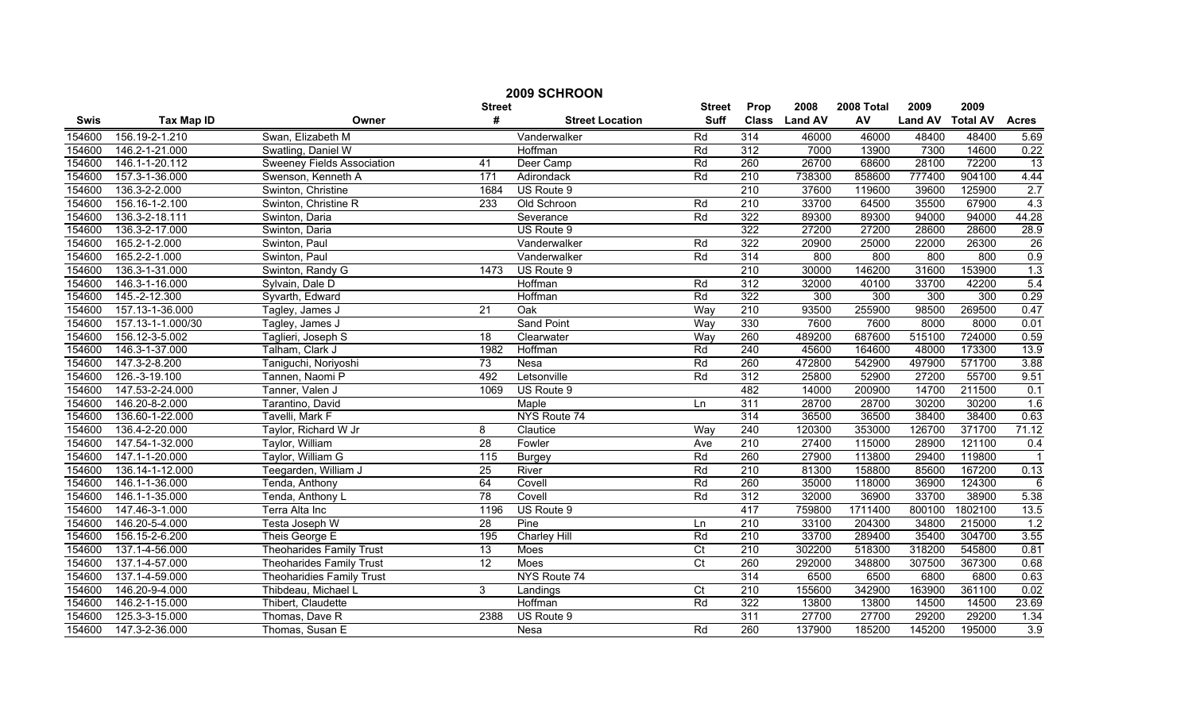# 2009 SCHROON

| Swis | Tax Map ID | Owner | Street # | Street Location | Street Suff | Prop Class | 2008 Land AV | 2008 Total AV | 2009 Land AV | 2009 Total AV | Acres |
|---|---|---|---|---|---|---|---|---|---|---|---|
| 154600 | 156.19-2-1.210 | Swan, Elizabeth M | | Vanderwalker | Rd | 314 | 46000 | 46000 | 48400 | 48400 | 5.69 |
| 154600 | 146.2-1-21.000 | Swatling, Daniel W | | Hoffman | Rd | 312 | 7000 | 13900 | 7300 | 14600 | 0.22 |
| 154600 | 146.1-1-20.112 | Sweeney Fields Association | 41 | Deer Camp | Rd | 260 | 26700 | 68600 | 28100 | 72200 | 13 |
| 154600 | 157.3-1-36.000 | Swenson, Kenneth A | 171 | Adirondack | Rd | 210 | 738300 | 858600 | 777400 | 904100 | 4.44 |
| 154600 | 136.3-2-2.000 | Swinton, Christine | 1684 | US Route 9 | | 210 | 37600 | 119600 | 39600 | 125900 | 2.7 |
| 154600 | 156.16-1-2.100 | Swinton, Christine R | 233 | Old Schroon | Rd | 210 | 33700 | 64500 | 35500 | 67900 | 4.3 |
| 154600 | 136.3-2-18.111 | Swinton, Daria | | Severance | Rd | 322 | 89300 | 89300 | 94000 | 94000 | 44.28 |
| 154600 | 136.3-2-17.000 | Swinton, Daria | | US Route 9 | | 322 | 27200 | 27200 | 28600 | 28600 | 28.9 |
| 154600 | 165.2-1-2.000 | Swinton, Paul | | Vanderwalker | Rd | 322 | 20900 | 25000 | 22000 | 26300 | 26 |
| 154600 | 165.2-2-1.000 | Swinton, Paul | | Vanderwalker | Rd | 314 | 800 | 800 | 800 | 800 | 0.9 |
| 154600 | 136.3-1-31.000 | Swinton, Randy G | 1473 | US Route 9 | | 210 | 30000 | 146200 | 31600 | 153900 | 1.3 |
| 154600 | 146.3-1-16.000 | Sylvain, Dale D | | Hoffman | Rd | 312 | 32000 | 40100 | 33700 | 42200 | 5.4 |
| 154600 | 145.-2-12.300 | Syvarth, Edward | | Hoffman | Rd | 322 | 300 | 300 | 300 | 300 | 0.29 |
| 154600 | 157.13-1-36.000 | Tagley, James J | 21 | Oak | Way | 210 | 93500 | 255900 | 98500 | 269500 | 0.47 |
| 154600 | 157.13-1-1.000/30 | Tagley, James J | | Sand Point | Way | 330 | 7600 | 7600 | 8000 | 8000 | 0.01 |
| 154600 | 156.12-3-5.002 | Taglieri, Joseph S | 18 | Clearwater | Way | 260 | 489200 | 687600 | 515100 | 724000 | 0.59 |
| 154600 | 146.3-1-37.000 | Talham, Clark J | 1982 | Hoffman | Rd | 240 | 45600 | 164600 | 48000 | 173300 | 13.9 |
| 154600 | 147.3-2-8.200 | Taniguchi, Noriyoshi | 73 | Nesa | Rd | 260 | 472800 | 542900 | 497900 | 571700 | 3.88 |
| 154600 | 126.-3-19.100 | Tannen, Naomi P | 492 | Letsonville | Rd | 312 | 25800 | 52900 | 27200 | 55700 | 9.51 |
| 154600 | 147.53-2-24.000 | Tanner, Valen J | 1069 | US Route 9 | | 482 | 14000 | 200900 | 14700 | 211500 | 0.1 |
| 154600 | 146.20-8-2.000 | Tarantino, David | | Maple | Ln | 311 | 28700 | 28700 | 30200 | 30200 | 1.6 |
| 154600 | 136.60-1-22.000 | Tavelli, Mark F | | NYS Route 74 | | 314 | 36500 | 36500 | 38400 | 38400 | 0.63 |
| 154600 | 136.4-2-20.000 | Taylor, Richard W Jr | 8 | Clautice | Way | 240 | 120300 | 353000 | 126700 | 371700 | 71.12 |
| 154600 | 147.54-1-32.000 | Taylor, William | 28 | Fowler | Ave | 210 | 27400 | 115000 | 28900 | 121100 | 0.4 |
| 154600 | 147.1-1-20.000 | Taylor, William G | 115 | Burgey | Rd | 260 | 27900 | 113800 | 29400 | 119800 | 1 |
| 154600 | 136.14-1-12.000 | Teegarden, William J | 25 | River | Rd | 210 | 81300 | 158800 | 85600 | 167200 | 0.13 |
| 154600 | 146.1-1-36.000 | Tenda, Anthony | 64 | Covell | Rd | 260 | 35000 | 118000 | 36900 | 124300 | 6 |
| 154600 | 146.1-1-35.000 | Tenda, Anthony L | 78 | Covell | Rd | 312 | 32000 | 36900 | 33700 | 38900 | 5.38 |
| 154600 | 147.46-3-1.000 | Terra Alta Inc | 1196 | US Route 9 | | 417 | 759800 | 1711400 | 800100 | 1802100 | 13.5 |
| 154600 | 146.20-5-4.000 | Testa Joseph W | 28 | Pine | Ln | 210 | 33100 | 204300 | 34800 | 215000 | 1.2 |
| 154600 | 156.15-2-6.200 | Theis George E | 195 | Charley Hill | Rd | 210 | 33700 | 289400 | 35400 | 304700 | 3.55 |
| 154600 | 137.1-4-56.000 | Theoharides Family Trust | 13 | Moes | Ct | 210 | 302200 | 518300 | 318200 | 545800 | 0.81 |
| 154600 | 137.1-4-57.000 | Theoharides Family Trust | 12 | Moes | Ct | 260 | 292000 | 348800 | 307500 | 367300 | 0.68 |
| 154600 | 137.1-4-59.000 | Theoharidies Family Trust | | NYS Route 74 | | 314 | 6500 | 6500 | 6800 | 6800 | 0.63 |
| 154600 | 146.20-9-4.000 | Thibdeau, Michael L | 3 | Landings | Ct | 210 | 155600 | 342900 | 163900 | 361100 | 0.02 |
| 154600 | 146.2-1-15.000 | Thibert, Claudette | | Hoffman | Rd | 322 | 13800 | 13800 | 14500 | 14500 | 23.69 |
| 154600 | 125.3-3-15.000 | Thomas, Dave R | 2388 | US Route 9 | | 311 | 27700 | 27700 | 29200 | 29200 | 1.34 |
| 154600 | 147.3-2-36.000 | Thomas, Susan E | | Nesa | Rd | 260 | 137900 | 185200 | 145200 | 195000 | 3.9 |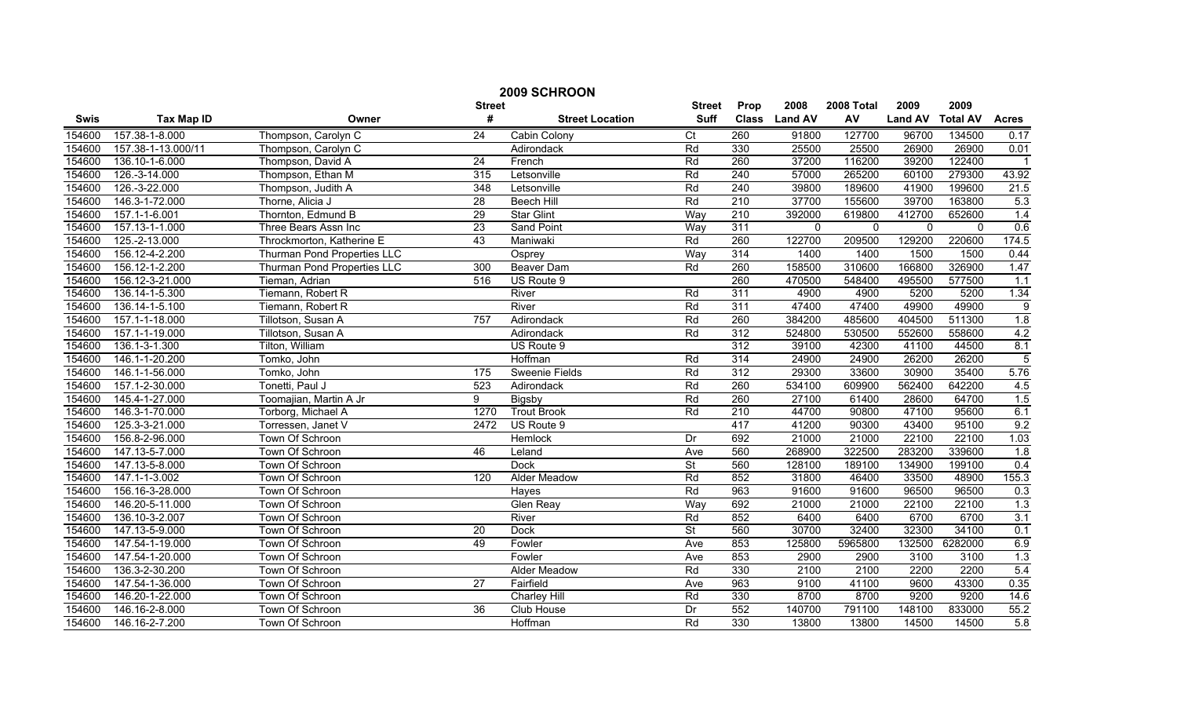# 2009 SCHROON

| Swis | Tax Map ID | Owner | Street # | Street Location | Street Suff | Prop Class | 2008 Land AV | 2008 Total AV | 2009 Land AV | 2009 Total AV | Acres |
|---|---|---|---|---|---|---|---|---|---|---|---|
| 154600 | 157.38-1-8.000 | Thompson, Carolyn C | 24 | Cabin Colony | Ct | 260 | 91800 | 127700 | 96700 | 134500 | 0.17 |
| 154600 | 157.38-1-13.000/11 | Thompson, Carolyn C | | Adirondack | Rd | 330 | 25500 | 25500 | 26900 | 26900 | 0.01 |
| 154600 | 136.10-1-6.000 | Thompson, David A | 24 | French | Rd | 260 | 37200 | 116200 | 39200 | 122400 | 1 |
| 154600 | 126.-3-14.000 | Thompson, Ethan M | 315 | Letsonville | Rd | 240 | 57000 | 265200 | 60100 | 279300 | 43.92 |
| 154600 | 126.-3-22.000 | Thompson, Judith A | 348 | Letsonville | Rd | 240 | 39800 | 189600 | 41900 | 199600 | 21.5 |
| 154600 | 146.3-1-72.000 | Thorne, Alicia J | 28 | Beech Hill | Rd | 210 | 37700 | 155600 | 39700 | 163800 | 5.3 |
| 154600 | 157.1-1-6.001 | Thornton, Edmund B | 29 | Star Glint | Way | 210 | 392000 | 619800 | 412700 | 652600 | 1.4 |
| 154600 | 157.13-1-1.000 | Three Bears Assn Inc | 23 | Sand Point | Way | 311 | 0 | 0 | 0 | 0 | 0.6 |
| 154600 | 125.-2-13.000 | Throckmorton, Katherine E | 43 | Maniwaki | Rd | 260 | 122700 | 209500 | 129200 | 220600 | 174.5 |
| 154600 | 156.12-4-2.200 | Thurman Pond Properties LLC | | Osprey | Way | 314 | 1400 | 1400 | 1500 | 1500 | 0.44 |
| 154600 | 156.12-1-2.200 | Thurman Pond Properties LLC | 300 | Beaver Dam | Rd | 260 | 158500 | 310600 | 166800 | 326900 | 1.47 |
| 154600 | 156.12-3-21.000 | Tieman, Adrian | 516 | US Route 9 | | 260 | 470500 | 548400 | 495500 | 577500 | 1.1 |
| 154600 | 136.14-1-5.300 | Tiemann, Robert R | | River | Rd | 311 | 4900 | 4900 | 5200 | 5200 | 1.34 |
| 154600 | 136.14-1-5.100 | Tiemann, Robert R | | River | Rd | 311 | 47400 | 47400 | 49900 | 49900 | 9 |
| 154600 | 157.1-1-18.000 | Tillotson, Susan A | 757 | Adirondack | Rd | 260 | 384200 | 485600 | 404500 | 511300 | 1.8 |
| 154600 | 157.1-1-19.000 | Tillotson, Susan A | | Adirondack | Rd | 312 | 524800 | 530500 | 552600 | 558600 | 4.2 |
| 154600 | 136.1-3-1.300 | Tilton, William | | US Route 9 | | 312 | 39100 | 42300 | 41100 | 44500 | 8.1 |
| 154600 | 146.1-1-20.200 | Tomko, John | | Hoffman | Rd | 314 | 24900 | 24900 | 26200 | 26200 | 5 |
| 154600 | 146.1-1-56.000 | Tomko, John | 175 | Sweenie Fields | Rd | 312 | 29300 | 33600 | 30900 | 35400 | 5.76 |
| 154600 | 157.1-2-30.000 | Tonetti, Paul J | 523 | Adirondack | Rd | 260 | 534100 | 609900 | 562400 | 642200 | 4.5 |
| 154600 | 145.4-1-27.000 | Toomajian, Martin A Jr | 9 | Bigsby | Rd | 260 | 27100 | 61400 | 28600 | 64700 | 1.5 |
| 154600 | 146.3-1-70.000 | Torborg, Michael A | 1270 | Trout Brook | Rd | 210 | 44700 | 90800 | 47100 | 95600 | 6.1 |
| 154600 | 125.3-3-21.000 | Torressen, Janet V | 2472 | US Route 9 | | 417 | 41200 | 90300 | 43400 | 95100 | 9.2 |
| 154600 | 156.8-2-96.000 | Town Of Schroon | | Hemlock | Dr | 692 | 21000 | 21000 | 22100 | 22100 | 1.03 |
| 154600 | 147.13-5-7.000 | Town Of Schroon | 46 | Leland | Ave | 560 | 268900 | 322500 | 283200 | 339600 | 1.8 |
| 154600 | 147.13-5-8.000 | Town Of Schroon | | Dock | St | 560 | 128100 | 189100 | 134900 | 199100 | 0.4 |
| 154600 | 147.1-1-3.002 | Town Of Schroon | 120 | Alder Meadow | Rd | 852 | 31800 | 46400 | 33500 | 48900 | 155.3 |
| 154600 | 156.16-3-28.000 | Town Of Schroon | | Hayes | Rd | 963 | 91600 | 91600 | 96500 | 96500 | 0.3 |
| 154600 | 146.20-5-11.000 | Town Of Schroon | | Glen Reay | Way | 692 | 21000 | 21000 | 22100 | 22100 | 1.3 |
| 154600 | 136.10-3-2.007 | Town Of Schroon | | River | Rd | 852 | 6400 | 6400 | 6700 | 6700 | 3.1 |
| 154600 | 147.13-5-9.000 | Town Of Schroon | 20 | Dock | St | 560 | 30700 | 32400 | 32300 | 34100 | 0.1 |
| 154600 | 147.54-1-19.000 | Town Of Schroon | 49 | Fowler | Ave | 853 | 125800 | 5965800 | 132500 | 6282000 | 6.9 |
| 154600 | 147.54-1-20.000 | Town Of Schroon | | Fowler | Ave | 853 | 2900 | 2900 | 3100 | 3100 | 1.3 |
| 154600 | 136.3-2-30.200 | Town Of Schroon | | Alder Meadow | Rd | 330 | 2100 | 2100 | 2200 | 2200 | 5.4 |
| 154600 | 147.54-1-36.000 | Town Of Schroon | 27 | Fairfield | Ave | 963 | 9100 | 41100 | 9600 | 43300 | 0.35 |
| 154600 | 146.20-1-22.000 | Town Of Schroon | | Charley Hill | Rd | 330 | 8700 | 8700 | 9200 | 9200 | 14.6 |
| 154600 | 146.16-2-8.000 | Town Of Schroon | 36 | Club House | Dr | 552 | 140700 | 791100 | 148100 | 833000 | 55.2 |
| 154600 | 146.16-2-7.200 | Town Of Schroon | | Hoffman | Rd | 330 | 13800 | 13800 | 14500 | 14500 | 5.8 |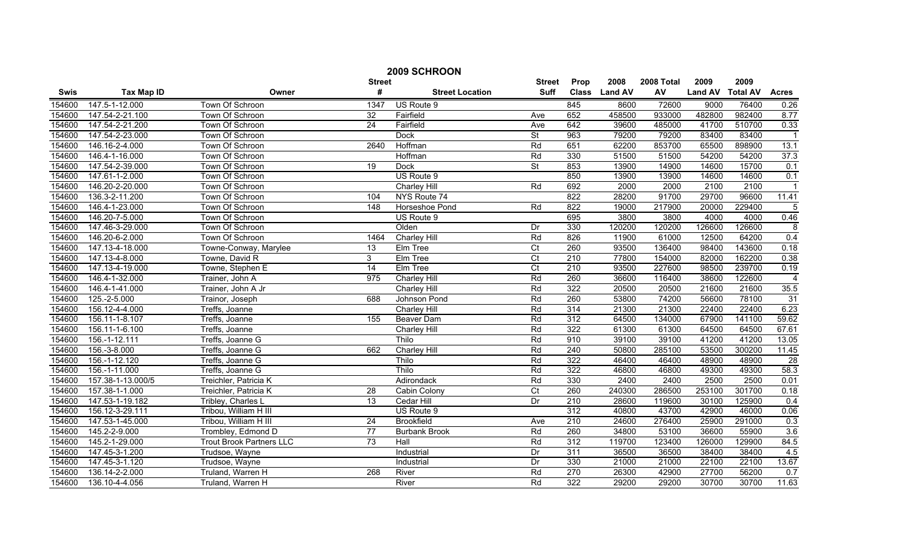# 2009 SCHROON

| Swis | Tax Map ID | Owner | Street # | Street Location | Street Suff | Prop Class | 2008 Land AV | 2008 Total AV | 2009 Land AV | 2009 Total AV | Acres |
|---|---|---|---|---|---|---|---|---|---|---|---|
| 154600 | 147.5-1-12.000 | Town Of Schroon | 1347 | US Route 9 | | 845 | 8600 | 72600 | 9000 | 76400 | 0.26 |
| 154600 | 147.54-2-21.100 | Town Of Schroon | 32 | Fairfield | Ave | 652 | 458500 | 933000 | 482800 | 982400 | 8.77 |
| 154600 | 147.54-2-21.200 | Town Of Schroon | 24 | Fairfield | Ave | 642 | 39600 | 485000 | 41700 | 510700 | 0.33 |
| 154600 | 147.54-2-23.000 | Town Of Schroon | | Dock | St | 963 | 79200 | 79200 | 83400 | 83400 | 1 |
| 154600 | 146.16-2-4.000 | Town Of Schroon | 2640 | Hoffman | Rd | 651 | 62200 | 853700 | 65500 | 898900 | 13.1 |
| 154600 | 146.4-1-16.000 | Town Of Schroon | | Hoffman | Rd | 330 | 51500 | 51500 | 54200 | 54200 | 37.3 |
| 154600 | 147.54-2-39.000 | Town Of Schroon | 19 | Dock | St | 853 | 13900 | 14900 | 14600 | 15700 | 0.1 |
| 154600 | 147.61-1-2.000 | Town Of Schroon | | US Route 9 | | 850 | 13900 | 13900 | 14600 | 14600 | 0.1 |
| 154600 | 146.20-2-20.000 | Town Of Schroon | | Charley Hill | Rd | 692 | 2000 | 2000 | 2100 | 2100 | 1 |
| 154600 | 136.3-2-11.200 | Town Of Schroon | 104 | NYS Route 74 | | 822 | 28200 | 91700 | 29700 | 96600 | 11.41 |
| 154600 | 146.4-1-23.000 | Town Of Schroon | 148 | Horseshoe Pond | Rd | 822 | 19000 | 217900 | 20000 | 229400 | 5 |
| 154600 | 146.20-7-5.000 | Town Of Schroon | | US Route 9 | | 695 | 3800 | 3800 | 4000 | 4000 | 0.46 |
| 154600 | 147.46-3-29.000 | Town Of Schroon | | Olden | Dr | 330 | 120200 | 120200 | 126600 | 126600 | 8 |
| 154600 | 146.20-6-2.000 | Town Of Schroon | 1464 | Charley Hill | Rd | 826 | 11900 | 61000 | 12500 | 64200 | 0.4 |
| 154600 | 147.13-4-18.000 | Towne-Conway, Marylee | 13 | Elm Tree | Ct | 260 | 93500 | 136400 | 98400 | 143600 | 0.18 |
| 154600 | 147.13-4-8.000 | Towne, David R | 3 | Elm Tree | Ct | 210 | 77800 | 154000 | 82000 | 162200 | 0.38 |
| 154600 | 147.13-4-19.000 | Towne, Stephen E | 14 | Elm Tree | Ct | 210 | 93500 | 227600 | 98500 | 239700 | 0.19 |
| 154600 | 146.4-1-32.000 | Trainer, John A | 975 | Charley Hill | Rd | 260 | 36600 | 116400 | 38600 | 122600 | 4 |
| 154600 | 146.4-1-41.000 | Trainer, John A Jr | | Charley Hill | Rd | 322 | 20500 | 20500 | 21600 | 21600 | 35.5 |
| 154600 | 125.-2-5.000 | Trainor, Joseph | 688 | Johnson Pond | Rd | 260 | 53800 | 74200 | 56600 | 78100 | 31 |
| 154600 | 156.12-4-4.000 | Treffs, Joanne | | Charley Hill | Rd | 314 | 21300 | 21300 | 22400 | 22400 | 6.23 |
| 154600 | 156.11-1-8.107 | Treffs, Joanne | 155 | Beaver Dam | Rd | 312 | 64500 | 134000 | 67900 | 141100 | 59.62 |
| 154600 | 156.11-1-6.100 | Treffs, Joanne | | Charley Hill | Rd | 322 | 61300 | 61300 | 64500 | 64500 | 67.61 |
| 154600 | 156.-1-12.111 | Treffs, Joanne G | | Thilo | Rd | 910 | 39100 | 39100 | 41200 | 41200 | 13.05 |
| 154600 | 156.-3-8.000 | Treffs, Joanne G | 662 | Charley Hill | Rd | 240 | 50800 | 285100 | 53500 | 300200 | 11.45 |
| 154600 | 156.-1-12.120 | Treffs, Joanne G | | Thilo | Rd | 322 | 46400 | 46400 | 48900 | 48900 | 28 |
| 154600 | 156.-1-11.000 | Treffs, Joanne G | | Thilo | Rd | 322 | 46800 | 46800 | 49300 | 49300 | 58.3 |
| 154600 | 157.38-1-13.000/5 | Treichler, Patricia K | | Adirondack | Rd | 330 | 2400 | 2400 | 2500 | 2500 | 0.01 |
| 154600 | 157.38-1-1.000 | Treichler, Patricia K | 28 | Cabin Colony | Ct | 260 | 240300 | 286500 | 253100 | 301700 | 0.18 |
| 154600 | 147.53-1-19.182 | Tribley, Charles L | 13 | Cedar Hill | Dr | 210 | 28600 | 119600 | 30100 | 125900 | 0.4 |
| 154600 | 156.12-3-29.111 | Tribou, William H III | | US Route 9 | | 312 | 40800 | 43700 | 42900 | 46000 | 0.06 |
| 154600 | 147.53-1-45.000 | Tribou, William H III | 24 | Brookfield | Ave | 210 | 24600 | 276400 | 25900 | 291000 | 0.3 |
| 154600 | 145.2-2-9.000 | Trombley, Edmond D | 77 | Burbank Brook | Rd | 260 | 34800 | 53100 | 36600 | 55900 | 3.6 |
| 154600 | 145.2-1-29.000 | Trout Brook Partners LLC | 73 | Hall | Rd | 312 | 119700 | 123400 | 126000 | 129900 | 84.5 |
| 154600 | 147.45-3-1.200 | Trudsoe, Wayne | | Industrial | Dr | 311 | 36500 | 36500 | 38400 | 38400 | 4.5 |
| 154600 | 147.45-3-1.120 | Trudsoe, Wayne | | Industrial | Dr | 330 | 21000 | 21000 | 22100 | 22100 | 13.67 |
| 154600 | 136.14-2-2.000 | Truland, Warren H | 268 | River | Rd | 270 | 26300 | 42900 | 27700 | 56200 | 0.7 |
| 154600 | 136.10-4-4.056 | Truland, Warren H | | River | Rd | 322 | 29200 | 29200 | 30700 | 30700 | 11.63 |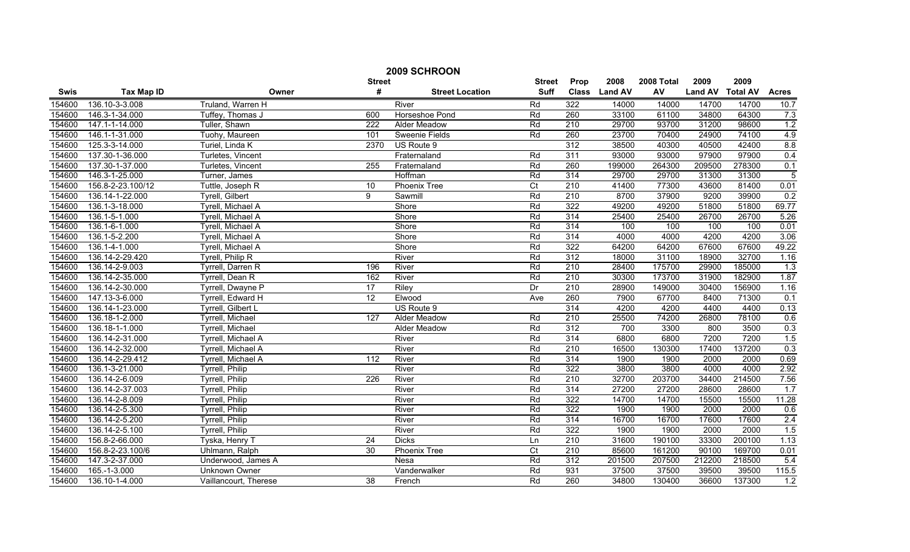# 2009 SCHROON

| Swis | Tax Map ID | Owner | Street # | Street Location | Street Suff | Prop Class | 2008 Land AV | 2008 Total AV | 2009 Land AV | 2009 Total AV | Acres |
|---|---|---|---|---|---|---|---|---|---|---|---|
| 154600 | 136.10-3-3.008 | Truland, Warren H | | River | Rd | 322 | 14000 | 14000 | 14700 | 14700 | 10.7 |
| 154600 | 146.3-1-34.000 | Tuffey, Thomas J | 600 | Horseshoe Pond | Rd | 260 | 33100 | 61100 | 34800 | 64300 | 7.3 |
| 154600 | 147.1-1-14.000 | Tuller, Shawn | 222 | Alder Meadow | Rd | 210 | 29700 | 93700 | 31200 | 98600 | 1.2 |
| 154600 | 146.1-1-31.000 | Tuohy, Maureen | 101 | Sweenie Fields | Rd | 260 | 23700 | 70400 | 24900 | 74100 | 4.9 |
| 154600 | 125.3-3-14.000 | Turiel, Linda K | 2370 | US Route 9 | | 312 | 38500 | 40300 | 40500 | 42400 | 8.8 |
| 154600 | 137.30-1-36.000 | Turletes, Vincent | | Fraternaland | Rd | 311 | 93000 | 93000 | 97900 | 97900 | 0.4 |
| 154600 | 137.30-1-37.000 | Turletes, Vincent | 255 | Fraternaland | Rd | 260 | 199000 | 264300 | 209500 | 278300 | 0.1 |
| 154600 | 146.3-1-25.000 | Turner, James | | Hoffman | Rd | 314 | 29700 | 29700 | 31300 | 31300 | 5 |
| 154600 | 156.8-2-23.100/12 | Tuttle, Joseph R | 10 | Phoenix Tree | Ct | 210 | 41400 | 77300 | 43600 | 81400 | 0.01 |
| 154600 | 136.14-1-22.000 | Tyrell, Gilbert | 9 | Sawmill | Rd | 210 | 8700 | 37900 | 9200 | 39900 | 0.2 |
| 154600 | 136.1-3-18.000 | Tyrell, Michael A | | Shore | Rd | 322 | 49200 | 49200 | 51800 | 51800 | 69.77 |
| 154600 | 136.1-5-1.000 | Tyrell, Michael A | | Shore | Rd | 314 | 25400 | 25400 | 26700 | 26700 | 5.26 |
| 154600 | 136.1-6-1.000 | Tyrell, Michael A | | Shore | Rd | 314 | 100 | 100 | 100 | 100 | 0.01 |
| 154600 | 136.1-5-2.200 | Tyrell, Michael A | | Shore | Rd | 314 | 4000 | 4000 | 4200 | 4200 | 3.06 |
| 154600 | 136.1-4-1.000 | Tyrell, Michael A | | Shore | Rd | 322 | 64200 | 64200 | 67600 | 67600 | 49.22 |
| 154600 | 136.14-2-29.420 | Tyrell, Philip R | | River | Rd | 312 | 18000 | 31100 | 18900 | 32700 | 1.16 |
| 154600 | 136.14-2-9.003 | Tyrrell, Darren R | 196 | River | Rd | 210 | 28400 | 175700 | 29900 | 185000 | 1.3 |
| 154600 | 136.14-2-35.000 | Tyrrell, Dean R | 162 | River | Rd | 210 | 30300 | 173700 | 31900 | 182900 | 1.87 |
| 154600 | 136.14-2-30.000 | Tyrrell, Dwayne P | 17 | Riley | Dr | 210 | 28900 | 149000 | 30400 | 156900 | 1.16 |
| 154600 | 147.13-3-6.000 | Tyrrell, Edward H | 12 | Elwood | Ave | 260 | 7900 | 67700 | 8400 | 71300 | 0.1 |
| 154600 | 136.14-1-23.000 | Tyrrell, Gilbert L | | US Route 9 | | 314 | 4200 | 4200 | 4400 | 4400 | 0.13 |
| 154600 | 136.18-1-2.000 | Tyrrell, Michael | 127 | Alder Meadow | Rd | 210 | 25500 | 74200 | 26800 | 78100 | 0.6 |
| 154600 | 136.18-1-1.000 | Tyrrell, Michael | | Alder Meadow | Rd | 312 | 700 | 3300 | 800 | 3500 | 0.3 |
| 154600 | 136.14-2-31.000 | Tyrrell, Michael A | | River | Rd | 314 | 6800 | 6800 | 7200 | 7200 | 1.5 |
| 154600 | 136.14-2-32.000 | Tyrrell, Michael A | | River | Rd | 210 | 16500 | 130300 | 17400 | 137200 | 0.3 |
| 154600 | 136.14-2-29.412 | Tyrrell, Michael A | 112 | River | Rd | 314 | 1900 | 1900 | 2000 | 2000 | 0.69 |
| 154600 | 136.1-3-21.000 | Tyrrell, Philip | | River | Rd | 322 | 3800 | 3800 | 4000 | 4000 | 2.92 |
| 154600 | 136.14-2-6.009 | Tyrrell, Philip | 226 | River | Rd | 210 | 32700 | 203700 | 34400 | 214500 | 7.56 |
| 154600 | 136.14-2-37.003 | Tyrrell, Philip | | River | Rd | 314 | 27200 | 27200 | 28600 | 28600 | 1.7 |
| 154600 | 136.14-2-8.009 | Tyrrell, Philip | | River | Rd | 322 | 14700 | 14700 | 15500 | 15500 | 11.28 |
| 154600 | 136.14-2-5.300 | Tyrrell, Philip | | River | Rd | 322 | 1900 | 1900 | 2000 | 2000 | 0.6 |
| 154600 | 136.14-2-5.200 | Tyrrell, Philip | | River | Rd | 314 | 16700 | 16700 | 17600 | 17600 | 2.4 |
| 154600 | 136.14-2-5.100 | Tyrrell, Philip | | River | Rd | 322 | 1900 | 1900 | 2000 | 2000 | 1.5 |
| 154600 | 156.8-2-66.000 | Tyska, Henry T | 24 | Dicks | Ln | 210 | 31600 | 190100 | 33300 | 200100 | 1.13 |
| 154600 | 156.8-2-23.100/6 | Uhlmann, Ralph | 30 | Phoenix Tree | Ct | 210 | 85600 | 161200 | 90100 | 169700 | 0.01 |
| 154600 | 147.3-2-37.000 | Underwood, James A | | Nesa | Rd | 312 | 201500 | 207500 | 212200 | 218500 | 5.4 |
| 154600 | 165.-1-3.000 | Unknown Owner | | Vanderwalker | Rd | 931 | 37500 | 37500 | 39500 | 39500 | 115.5 |
| 154600 | 136.10-1-4.000 | Vaillancourt, Therese | 38 | French | Rd | 260 | 34800 | 130400 | 36600 | 137300 | 1.2 |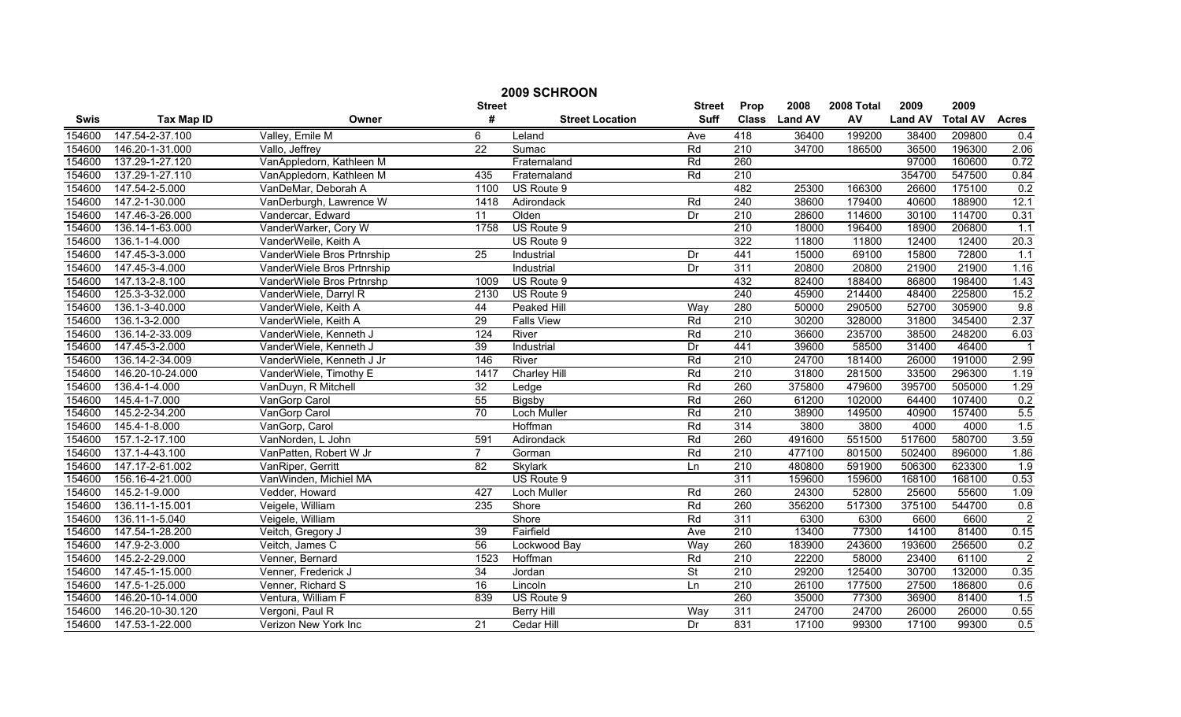## 2009 SCHROON

| Swis | Tax Map ID | Owner | Street # | Street Location | Street Suff | Prop Class | 2008 Land AV | 2008 Total AV | 2009 Land AV | 2009 Total AV | Acres |
|---|---|---|---|---|---|---|---|---|---|---|---|
| 154600 | 147.54-2-37.100 | Valley, Emile M | 6 | Leland | Ave | 418 | 36400 | 199200 | 38400 | 209800 | 0.4 |
| 154600 | 146.20-1-31.000 | Vallo, Jeffrey | 22 | Sumac | Rd | 210 | 34700 | 186500 | 36500 | 196300 | 2.06 |
| 154600 | 137.29-1-27.120 | VanAppledorn, Kathleen M | | Fraternaland | Rd | 260 | | | 97000 | 160600 | 0.72 |
| 154600 | 137.29-1-27.110 | VanAppledorn, Kathleen M | 435 | Fraternaland | Rd | 210 | | | 354700 | 547500 | 0.84 |
| 154600 | 147.54-2-5.000 | VanDeMar, Deborah A | 1100 | US Route 9 | | 482 | 25300 | 166300 | 26600 | 175100 | 0.2 |
| 154600 | 147.2-1-30.000 | VanDerburgh, Lawrence W | 1418 | Adirondack | Rd | 240 | 38600 | 179400 | 40600 | 188900 | 12.1 |
| 154600 | 147.46-3-26.000 | Vandercar, Edward | 11 | Olden | Dr | 210 | 28600 | 114600 | 30100 | 114700 | 0.31 |
| 154600 | 136.14-1-63.000 | VanderWarker, Cory W | 1758 | US Route 9 | | 210 | 18000 | 196400 | 18900 | 206800 | 1.1 |
| 154600 | 136.1-1-4.000 | VanderWeile, Keith A | | US Route 9 | | 322 | 11800 | 11800 | 12400 | 12400 | 20.3 |
| 154600 | 147.45-3-3.000 | VanderWiele Bros Prtnrship | 25 | Industrial | Dr | 441 | 15000 | 69100 | 15800 | 72800 | 1.1 |
| 154600 | 147.45-3-4.000 | VanderWiele Bros Prtnrship | | Industrial | Dr | 311 | 20800 | 20800 | 21900 | 21900 | 1.16 |
| 154600 | 147.13-2-8.100 | VanderWiele Bros Prtnrshp | 1009 | US Route 9 | | 432 | 82400 | 188400 | 86800 | 198400 | 1.43 |
| 154600 | 125.3-3-32.000 | VanderWiele, Darryl R | 2130 | US Route 9 | | 240 | 45900 | 214400 | 48400 | 225800 | 15.2 |
| 154600 | 136.1-3-40.000 | VanderWiele, Keith A | 44 | Peaked Hill | Way | 280 | 50000 | 290500 | 52700 | 305900 | 9.8 |
| 154600 | 136.1-3-2.000 | VanderWiele, Keith A | 29 | Falls View | Rd | 210 | 30200 | 328000 | 31800 | 345400 | 2.37 |
| 154600 | 136.14-2-33.009 | VanderWiele, Kenneth J | 124 | River | Rd | 210 | 36600 | 235700 | 38500 | 248200 | 6.03 |
| 154600 | 147.45-3-2.000 | VanderWiele, Kenneth J | 39 | Industrial | Dr | 441 | 39600 | 58500 | 31400 | 46400 | 1 |
| 154600 | 136.14-2-34.009 | VanderWiele, Kenneth J Jr | 146 | River | Rd | 210 | 24700 | 181400 | 26000 | 191000 | 2.99 |
| 154600 | 146.20-10-24.000 | VanderWiele, Timothy E | 1417 | Charley Hill | Rd | 210 | 31800 | 281500 | 33500 | 296300 | 1.19 |
| 154600 | 136.4-1-4.000 | VanDuyn, R Mitchell | 32 | Ledge | Rd | 260 | 375800 | 479600 | 395700 | 505000 | 1.29 |
| 154600 | 145.4-1-7.000 | VanGorp Carol | 55 | Bigsby | Rd | 260 | 61200 | 102000 | 64400 | 107400 | 0.2 |
| 154600 | 145.2-2-34.200 | VanGorp Carol | 70 | Loch Muller | Rd | 210 | 38900 | 149500 | 40900 | 157400 | 5.5 |
| 154600 | 145.4-1-8.000 | VanGorp, Carol | | Hoffman | Rd | 314 | 3800 | 3800 | 4000 | 4000 | 1.5 |
| 154600 | 157.1-2-17.100 | VanNorden, L John | 591 | Adirondack | Rd | 260 | 491600 | 551500 | 517600 | 580700 | 3.59 |
| 154600 | 137.1-4-43.100 | VanPatten, Robert W Jr | 7 | Gorman | Rd | 210 | 477100 | 801500 | 502400 | 896000 | 1.86 |
| 154600 | 147.17-2-61.002 | VanRiper, Gerritt | 82 | Skylark | Ln | 210 | 480800 | 591900 | 506300 | 623300 | 1.9 |
| 154600 | 156.16-4-21.000 | VanWinden, Michiel MA | | US Route 9 | | 311 | 159600 | 159600 | 168100 | 168100 | 0.53 |
| 154600 | 145.2-1-9.000 | Vedder, Howard | 427 | Loch Muller | Rd | 260 | 24300 | 52800 | 25600 | 55600 | 1.09 |
| 154600 | 136.11-1-15.001 | Veigele, William | 235 | Shore | Rd | 260 | 356200 | 517300 | 375100 | 544700 | 0.8 |
| 154600 | 136.11-1-5.040 | Veigele, William | | Shore | Rd | 311 | 6300 | 6300 | 6600 | 6600 | 2 |
| 154600 | 147.54-1-28.200 | Veitch, Gregory J | 39 | Fairfield | Ave | 210 | 13400 | 77300 | 14100 | 81400 | 0.15 |
| 154600 | 147.9-2-3.000 | Veitch, James C | 56 | Lockwood Bay | Way | 260 | 183900 | 243600 | 193600 | 256500 | 0.2 |
| 154600 | 145.2-2-29.000 | Venner, Bernard | 1523 | Hoffman | Rd | 210 | 22200 | 58000 | 23400 | 61100 | 2 |
| 154600 | 147.45-1-15.000 | Venner, Frederick J | 34 | Jordan | St | 210 | 29200 | 125400 | 30700 | 132000 | 0.35 |
| 154600 | 147.5-1-25.000 | Venner, Richard S | 16 | Lincoln | Ln | 210 | 26100 | 177500 | 27500 | 186800 | 0.6 |
| 154600 | 146.20-10-14.000 | Ventura, William F | 839 | US Route 9 | | 260 | 35000 | 77300 | 36900 | 81400 | 1.5 |
| 154600 | 146.20-10-30.120 | Vergoni, Paul R | | Berry Hill | Way | 311 | 24700 | 24700 | 26000 | 26000 | 0.55 |
| 154600 | 147.53-1-22.000 | Verizon New York Inc | 21 | Cedar Hill | Dr | 831 | 17100 | 99300 | 17100 | 99300 | 0.5 |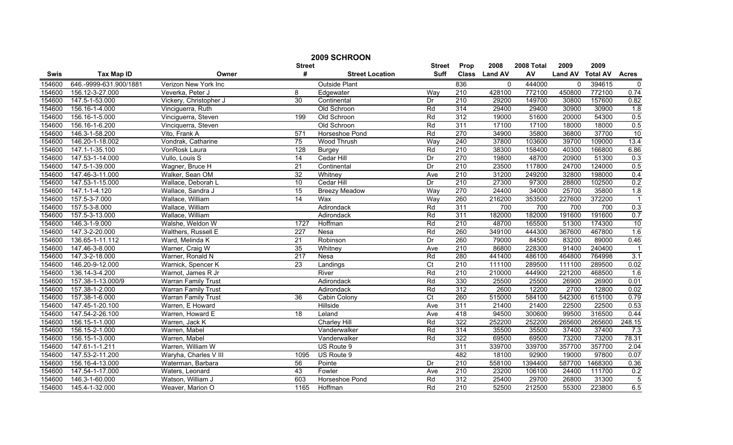# 2009 SCHROON

| Swis | Tax Map ID | Owner | Street # | Street Location | Street Suff | Prop Class | 2008 Land AV | 2008 Total AV | 2009 Land AV | 2009 Total AV | Acres |
|---|---|---|---|---|---|---|---|---|---|---|---|
| 154600 | 646.-9999-631.900/1881 | Verizon New York Inc | | Outside Plant | | 836 | 0 | 444000 | 0 | 394615 | 0 |
| 154600 | 156.12-3-27.000 | Veverka, Peter J | 8 | Edgewater | Way | 210 | 428100 | 772100 | 450800 | 772100 | 0.74 |
| 154600 | 147.5-1-53.000 | Vickery, Christopher J | 30 | Continental | Dr | 210 | 29200 | 149700 | 30800 | 157600 | 0.82 |
| 154600 | 156.16-1-4.000 | Vinciguerra, Ruth | | Old Schroon | Rd | 314 | 29400 | 29400 | 30900 | 30900 | 1.8 |
| 154600 | 156.16-1-5.000 | Vinciguerra, Steven | 199 | Old Schroon | Rd | 312 | 19000 | 51600 | 20000 | 54300 | 0.5 |
| 154600 | 156.16-1-6.200 | Vinciguerra, Steven | | Old Schroon | Rd | 311 | 17100 | 17100 | 18000 | 18000 | 0.5 |
| 154600 | 146.3-1-58.200 | Vito, Frank A | 571 | Horseshoe Pond | Rd | 270 | 34900 | 35800 | 36800 | 37700 | 10 |
| 154600 | 146.20-1-18.002 | Vondrak, Catharine | 75 | Wood Thrush | Way | 240 | 37800 | 103600 | 39700 | 109000 | 13.4 |
| 154600 | 147.1-1-35.100 | VonRosk Laura | 128 | Burgey | Rd | 210 | 38300 | 158400 | 40300 | 166800 | 6.86 |
| 154600 | 147.53-1-14.000 | Vullo, Louis S | 14 | Cedar Hill | Dr | 270 | 19800 | 48700 | 20900 | 51300 | 0.3 |
| 154600 | 147.5-1-39.000 | Wagner, Bruce H | 21 | Continental | Dr | 210 | 23500 | 117800 | 24700 | 124000 | 0.5 |
| 154600 | 147.46-3-11.000 | Walker, Sean OM | 32 | Whitney | Ave | 210 | 31200 | 249200 | 32800 | 198000 | 0.4 |
| 154600 | 147.53-1-15.000 | Wallace, Deborah L | 10 | Cedar Hill | Dr | 210 | 27300 | 97300 | 28800 | 102500 | 0.2 |
| 154600 | 147.1-1-4.120 | Wallace, Sandra J | 15 | Breezy Meadow | Way | 270 | 24400 | 34000 | 25700 | 35800 | 1.8 |
| 154600 | 157.5-3-7.000 | Wallace, William | 14 | Wax | Way | 260 | 216200 | 353500 | 227600 | 372200 | 1 |
| 154600 | 157.5-3-8.000 | Wallace, William | | Adirondack | Rd | 311 | 700 | 700 | 700 | 700 | 0.3 |
| 154600 | 157.5-3-13.000 | Wallace, William | | Adirondack | Rd | 311 | 182000 | 182000 | 191600 | 191600 | 0.7 |
| 154600 | 146.3-1-9.000 | Walshe, Weldon W | 1727 | Hoffman | Rd | 210 | 48700 | 165500 | 51300 | 174300 | 10 |
| 154600 | 147.3-2-20.000 | Walthers, Russell E | 227 | Nesa | Rd | 260 | 349100 | 444300 | 367600 | 467800 | 1.6 |
| 154600 | 136.65-1-11.112 | Ward, Melinda K | 21 | Robinson | Dr | 260 | 79000 | 84500 | 83200 | 89000 | 0.46 |
| 154600 | 147.46-3-8.000 | Warner, Craig W | 35 | Whitney | Ave | 210 | 86800 | 228300 | 91400 | 240400 | 1 |
| 154600 | 147.3-2-18.000 | Warner, Ronald N | 217 | Nesa | Rd | 280 | 441400 | 486100 | 464800 | 764998 | 3.1 |
| 154600 | 146.20-9-12.000 | Warnick, Spencer K | 23 | Landings | Ct | 210 | 111100 | 289500 | 111100 | 289500 | 0.02 |
| 154600 | 136.14-3-4.200 | Warnot, James R Jr | | River | Rd | 210 | 210000 | 444900 | 221200 | 468500 | 1.6 |
| 154600 | 157.38-1-13.000/9 | Warran Family Trust | | Adirondack | Rd | 330 | 25500 | 25500 | 26900 | 26900 | 0.01 |
| 154600 | 157.38-1-2.000 | Warran Family Trust | | Adirondack | Rd | 312 | 2600 | 12200 | 2700 | 12800 | 0.02 |
| 154600 | 157.38-1-6.000 | Warran Family Trust | 36 | Cabin Colony | Ct | 260 | 515000 | 584100 | 542300 | 615100 | 0.79 |
| 154600 | 147.45-1-20.100 | Warren, E Howard | | Hillside | Ave | 311 | 21400 | 21400 | 22500 | 22500 | 0.53 |
| 154600 | 147.54-2-26.100 | Warren, Howard E | 18 | Leland | Ave | 418 | 94500 | 300600 | 99500 | 316500 | 0.44 |
| 154600 | 156.15-1-1.000 | Warren, Jack K | | Charley Hill | Rd | 322 | 252200 | 252200 | 265600 | 265600 | 248.15 |
| 154600 | 156.15-2-1.000 | Warren, Mabel | | Vanderwalker | Rd | 314 | 35500 | 35500 | 37400 | 37400 | 7.3 |
| 154600 | 156.15-1-3.000 | Warren, Mabel | | Vanderwalker | Rd | 322 | 69500 | 69500 | 73200 | 73200 | 78.31 |
| 154600 | 147.61-1-1.211 | Warren, William W | | US Route 9 | | 311 | 339700 | 339700 | 357700 | 357700 | 2.04 |
| 154600 | 147.53-2-11.200 | Waryha, Charles V III | 1095 | US Route 9 | | 482 | 18100 | 92900 | 19000 | 97800 | 0.07 |
| 154600 | 156.16-4-13.000 | Waterman, Barbara | 56 | Pointe | Dr | 210 | 558100 | 1394400 | 587700 | 1468300 | 0.36 |
| 154600 | 147.54-1-17.000 | Waters, Leonard | 43 | Fowler | Ave | 210 | 23200 | 106100 | 24400 | 111700 | 0.2 |
| 154600 | 146.3-1-60.000 | Watson, William J | 603 | Horseshoe Pond | Rd | 312 | 25400 | 29700 | 26800 | 31300 | 5 |
| 154600 | 145.4-1-32.000 | Weaver, Marion O | 1165 | Hoffman | Rd | 210 | 52500 | 212500 | 55300 | 223800 | 6.5 |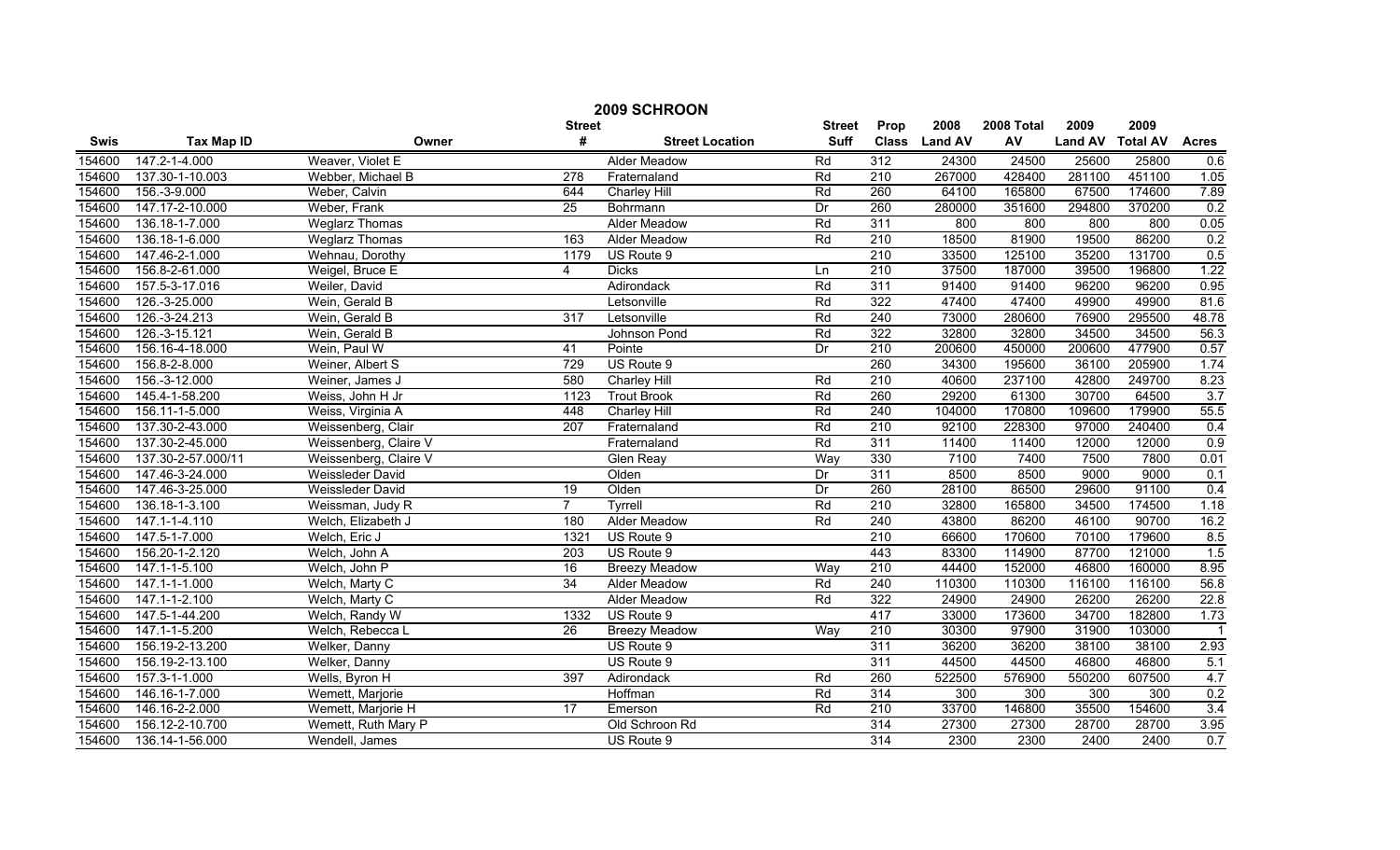# 2009 SCHROON

| Swis | Tax Map ID | Owner | Street # | Street Location | Street Suff | Prop Class | 2008 Land AV | 2008 Total AV | 2009 Land AV | 2009 Total AV | Acres |
|---|---|---|---|---|---|---|---|---|---|---|---|
| 154600 | 147.2-1-4.000 | Weaver, Violet E | | Alder Meadow | Rd | 312 | 24300 | 24500 | 25600 | 25800 | 0.6 |
| 154600 | 137.30-1-10.003 | Webber, Michael B | 278 | Fraternaland | Rd | 210 | 267000 | 428400 | 281100 | 451100 | 1.05 |
| 154600 | 156.-3-9.000 | Weber, Calvin | 644 | Charley Hill | Rd | 260 | 64100 | 165800 | 67500 | 174600 | 7.89 |
| 154600 | 147.17-2-10.000 | Weber, Frank | 25 | Bohrmann | Dr | 260 | 280000 | 351600 | 294800 | 370200 | 0.2 |
| 154600 | 136.18-1-7.000 | Weglarz Thomas | | Alder Meadow | Rd | 311 | 800 | 800 | 800 | 800 | 0.05 |
| 154600 | 136.18-1-6.000 | Weglarz Thomas | 163 | Alder Meadow | Rd | 210 | 18500 | 81900 | 19500 | 86200 | 0.2 |
| 154600 | 147.46-2-1.000 | Wehnau, Dorothy | 1179 | US Route 9 | | 210 | 33500 | 125100 | 35200 | 131700 | 0.5 |
| 154600 | 156.8-2-61.000 | Weigel, Bruce E | 4 | Dicks | Ln | 210 | 37500 | 187000 | 39500 | 196800 | 1.22 |
| 154600 | 157.5-3-17.016 | Weiler, David | | Adirondack | Rd | 311 | 91400 | 91400 | 96200 | 96200 | 0.95 |
| 154600 | 126.-3-25.000 | Wein, Gerald B | | Letsonville | Rd | 322 | 47400 | 47400 | 49900 | 49900 | 81.6 |
| 154600 | 126.-3-24.213 | Wein, Gerald B | 317 | Letsonville | Rd | 240 | 73000 | 280600 | 76900 | 295500 | 48.78 |
| 154600 | 126.-3-15.121 | Wein, Gerald B | | Johnson Pond | Rd | 322 | 32800 | 32800 | 34500 | 34500 | 56.3 |
| 154600 | 156.16-4-18.000 | Wein, Paul W | 41 | Pointe | Dr | 210 | 200600 | 450000 | 200600 | 477900 | 0.57 |
| 154600 | 156.8-2-8.000 | Weiner, Albert S | 729 | US Route 9 | | 260 | 34300 | 195600 | 36100 | 205900 | 1.74 |
| 154600 | 156.-3-12.000 | Weiner, James J | 580 | Charley Hill | Rd | 210 | 40600 | 237100 | 42800 | 249700 | 8.23 |
| 154600 | 145.4-1-58.200 | Weiss, John H Jr | 1123 | Trout Brook | Rd | 260 | 29200 | 61300 | 30700 | 64500 | 3.7 |
| 154600 | 156.11-1-5.000 | Weiss, Virginia A | 448 | Charley Hill | Rd | 240 | 104000 | 170800 | 109600 | 179900 | 55.5 |
| 154600 | 137.30-2-43.000 | Weissenberg, Clair | 207 | Fraternaland | Rd | 210 | 92100 | 228300 | 97000 | 240400 | 0.4 |
| 154600 | 137.30-2-45.000 | Weissenberg, Claire V | | Fraternaland | Rd | 311 | 11400 | 11400 | 12000 | 12000 | 0.9 |
| 154600 | 137.30-2-57.000/11 | Weissenberg, Claire V | | Glen Reay | Way | 330 | 7100 | 7400 | 7500 | 7800 | 0.01 |
| 154600 | 147.46-3-24.000 | Weissleder David | | Olden | Dr | 311 | 8500 | 8500 | 9000 | 9000 | 0.1 |
| 154600 | 147.46-3-25.000 | Weissleder David | 19 | Olden | Dr | 260 | 28100 | 86500 | 29600 | 91100 | 0.4 |
| 154600 | 136.18-1-3.100 | Weissman, Judy R | 7 | Tyrrell | Rd | 210 | 32800 | 165800 | 34500 | 174500 | 1.18 |
| 154600 | 147.1-1-4.110 | Welch, Elizabeth J | 180 | Alder Meadow | Rd | 240 | 43800 | 86200 | 46100 | 90700 | 16.2 |
| 154600 | 147.5-1-7.000 | Welch, Eric J | 1321 | US Route 9 | | 210 | 66600 | 170600 | 70100 | 179600 | 8.5 |
| 154600 | 156.20-1-2.120 | Welch, John A | 203 | US Route 9 | | 443 | 83300 | 114900 | 87700 | 121000 | 1.5 |
| 154600 | 147.1-1-5.100 | Welch, John P | 16 | Breezy Meadow | Way | 210 | 44400 | 152000 | 46800 | 160000 | 8.95 |
| 154600 | 147.1-1-1.000 | Welch, Marty C | 34 | Alder Meadow | Rd | 240 | 110300 | 110300 | 116100 | 116100 | 56.8 |
| 154600 | 147.1-1-2.100 | Welch, Marty C | | Alder Meadow | Rd | 322 | 24900 | 24900 | 26200 | 26200 | 22.8 |
| 154600 | 147.5-1-44.200 | Welch, Randy W | 1332 | US Route 9 | | 417 | 33000 | 173600 | 34700 | 182800 | 1.73 |
| 154600 | 147.1-1-5.200 | Welch, Rebecca L | 26 | Breezy Meadow | Way | 210 | 30300 | 97900 | 31900 | 103000 | 1 |
| 154600 | 156.19-2-13.200 | Welker, Danny | | US Route 9 | | 311 | 36200 | 36200 | 38100 | 38100 | 2.93 |
| 154600 | 156.19-2-13.100 | Welker, Danny | | US Route 9 | | 311 | 44500 | 44500 | 46800 | 46800 | 5.1 |
| 154600 | 157.3-1-1.000 | Wells, Byron H | 397 | Adirondack | Rd | 260 | 522500 | 576900 | 550200 | 607500 | 4.7 |
| 154600 | 146.16-1-7.000 | Wemett, Marjorie | | Hoffman | Rd | 314 | 300 | 300 | 300 | 300 | 0.2 |
| 154600 | 146.16-2-2.000 | Wemett, Marjorie H | 17 | Emerson | Rd | 210 | 33700 | 146800 | 35500 | 154600 | 3.4 |
| 154600 | 156.12-2-10.700 | Wemett, Ruth Mary P | | Old Schroon Rd | | 314 | 27300 | 27300 | 28700 | 28700 | 3.95 |
| 154600 | 136.14-1-56.000 | Wendell, James | | US Route 9 | | 314 | 2300 | 2300 | 2400 | 2400 | 0.7 |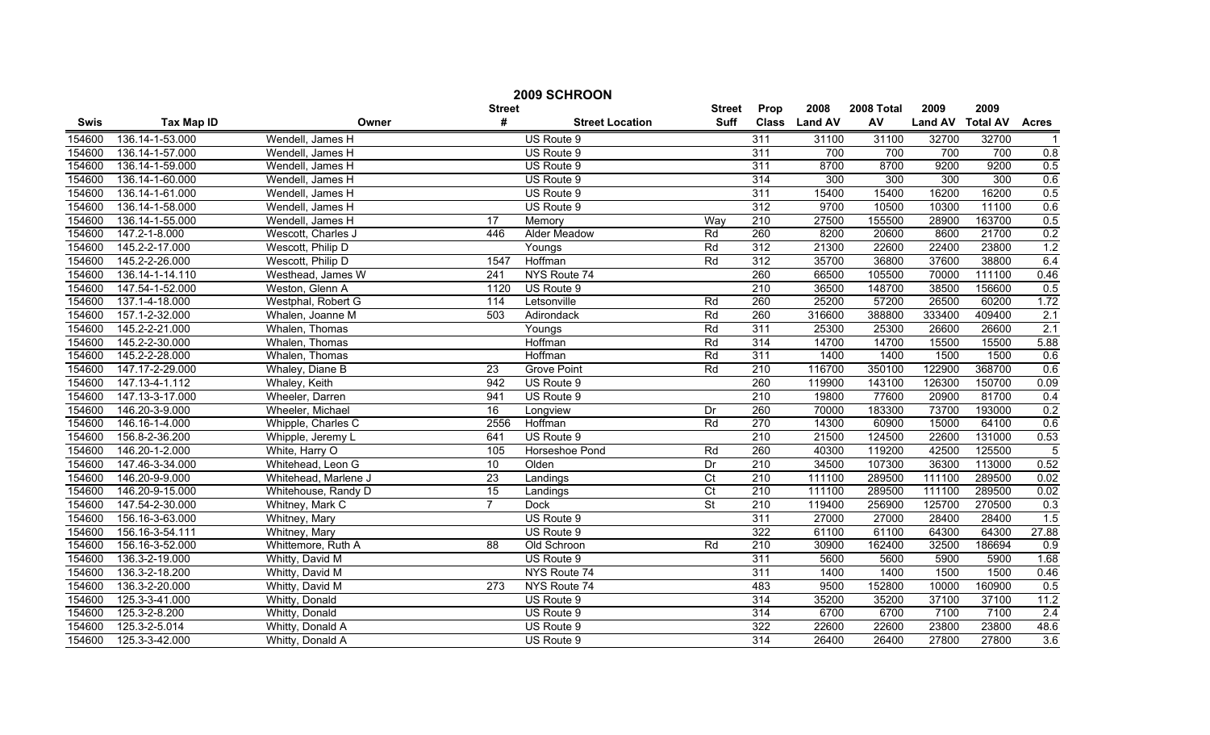## 2009 SCHROON

| Swis | Tax Map ID | Owner | Street # | Street Location | Street Suff | Prop Class | 2008 Land AV | 2008 Total AV | 2009 Land AV | 2009 Total AV | Acres |
|---|---|---|---|---|---|---|---|---|---|---|---|
| 154600 | 136.14-1-53.000 | Wendell, James H | | US Route 9 | | 311 | 31100 | 31100 | 32700 | 32700 | 1 |
| 154600 | 136.14-1-57.000 | Wendell, James H | | US Route 9 | | 311 | 700 | 700 | 700 | 700 | 0.8 |
| 154600 | 136.14-1-59.000 | Wendell, James H | | US Route 9 | | 311 | 8700 | 8700 | 9200 | 9200 | 0.5 |
| 154600 | 136.14-1-60.000 | Wendell, James H | | US Route 9 | | 314 | 300 | 300 | 300 | 300 | 0.6 |
| 154600 | 136.14-1-61.000 | Wendell, James H | | US Route 9 | | 311 | 15400 | 15400 | 16200 | 16200 | 0.5 |
| 154600 | 136.14-1-58.000 | Wendell, James H | | US Route 9 | | 312 | 9700 | 10500 | 10300 | 11100 | 0.6 |
| 154600 | 136.14-1-55.000 | Wendell, James H | 17 | Memory | Way | 210 | 27500 | 155500 | 28900 | 163700 | 0.5 |
| 154600 | 147.2-1-8.000 | Wescott, Charles J | 446 | Alder Meadow | Rd | 260 | 8200 | 20600 | 8600 | 21700 | 0.2 |
| 154600 | 145.2-2-17.000 | Wescott, Philip D | | Youngs | Rd | 312 | 21300 | 22600 | 22400 | 23800 | 1.2 |
| 154600 | 145.2-2-26.000 | Wescott, Philip D | 1547 | Hoffman | Rd | 312 | 35700 | 36800 | 37600 | 38800 | 6.4 |
| 154600 | 136.14-1-14.110 | Westhead, James W | 241 | NYS Route 74 | | 260 | 66500 | 105500 | 70000 | 111100 | 0.46 |
| 154600 | 147.54-1-52.000 | Weston, Glenn A | 1120 | US Route 9 | | 210 | 36500 | 148700 | 38500 | 156600 | 0.5 |
| 154600 | 137.1-4-18.000 | Westphal, Robert G | 114 | Letsonville | Rd | 260 | 25200 | 57200 | 26500 | 60200 | 1.72 |
| 154600 | 157.1-2-32.000 | Whalen, Joanne M | 503 | Adirondack | Rd | 260 | 316600 | 388800 | 333400 | 409400 | 2.1 |
| 154600 | 145.2-2-21.000 | Whalen, Thomas | | Youngs | Rd | 311 | 25300 | 25300 | 26600 | 26600 | 2.1 |
| 154600 | 145.2-2-30.000 | Whalen, Thomas | | Hoffman | Rd | 314 | 14700 | 14700 | 15500 | 15500 | 5.88 |
| 154600 | 145.2-2-28.000 | Whalen, Thomas | | Hoffman | Rd | 311 | 1400 | 1400 | 1500 | 1500 | 0.6 |
| 154600 | 147.17-2-29.000 | Whaley, Diane B | 23 | Grove Point | Rd | 210 | 116700 | 350100 | 122900 | 368700 | 0.6 |
| 154600 | 147.13-4-1.112 | Whaley, Keith | 942 | US Route 9 | | 260 | 119900 | 143100 | 126300 | 150700 | 0.09 |
| 154600 | 147.13-3-17.000 | Wheeler, Darren | 941 | US Route 9 | | 210 | 19800 | 77600 | 20900 | 81700 | 0.4 |
| 154600 | 146.20-3-9.000 | Wheeler, Michael | 16 | Longview | Dr | 260 | 70000 | 183300 | 73700 | 193000 | 0.2 |
| 154600 | 146.16-1-4.000 | Whipple, Charles C | 2556 | Hoffman | Rd | 270 | 14300 | 60900 | 15000 | 64100 | 0.6 |
| 154600 | 156.8-2-36.200 | Whipple, Jeremy L | 641 | US Route 9 | | 210 | 21500 | 124500 | 22600 | 131000 | 0.53 |
| 154600 | 146.20-1-2.000 | White, Harry O | 105 | Horseshoe Pond | Rd | 260 | 40300 | 119200 | 42500 | 125500 | 5 |
| 154600 | 147.46-3-34.000 | Whitehead, Leon G | 10 | Olden | Dr | 210 | 34500 | 107300 | 36300 | 113000 | 0.52 |
| 154600 | 146.20-9-9.000 | Whitehead, Marlene J | 23 | Landings | Ct | 210 | 111100 | 289500 | 111100 | 289500 | 0.02 |
| 154600 | 146.20-9-15.000 | Whitehouse, Randy D | 15 | Landings | Ct | 210 | 111100 | 289500 | 111100 | 289500 | 0.02 |
| 154600 | 147.54-2-30.000 | Whitney, Mark C | 7 | Dock | St | 210 | 119400 | 256900 | 125700 | 270500 | 0.3 |
| 154600 | 156.16-3-63.000 | Whitney, Mary | | US Route 9 | | 311 | 27000 | 27000 | 28400 | 28400 | 1.5 |
| 154600 | 156.16-3-54.111 | Whitney, Mary | | US Route 9 | | 322 | 61100 | 61100 | 64300 | 64300 | 27.88 |
| 154600 | 156.16-3-52.000 | Whittemore, Ruth A | 88 | Old Schroon | Rd | 210 | 30900 | 162400 | 32500 | 186694 | 0.9 |
| 154600 | 136.3-2-19.000 | Whitty, David M | | US Route 9 | | 311 | 5600 | 5600 | 5900 | 5900 | 1.68 |
| 154600 | 136.3-2-18.200 | Whitty, David M | | NYS Route 74 | | 311 | 1400 | 1400 | 1500 | 1500 | 0.46 |
| 154600 | 136.3-2-20.000 | Whitty, David M | 273 | NYS Route 74 | | 483 | 9500 | 152800 | 10000 | 160900 | 0.5 |
| 154600 | 125.3-3-41.000 | Whitty, Donald | | US Route 9 | | 314 | 35200 | 35200 | 37100 | 37100 | 11.2 |
| 154600 | 125.3-2-8.200 | Whitty, Donald | | US Route 9 | | 314 | 6700 | 6700 | 7100 | 7100 | 2.4 |
| 154600 | 125.3-2-5.014 | Whitty, Donald A | | US Route 9 | | 322 | 22600 | 22600 | 23800 | 23800 | 48.6 |
| 154600 | 125.3-3-42.000 | Whitty, Donald A | | US Route 9 | | 314 | 26400 | 26400 | 27800 | 27800 | 3.6 |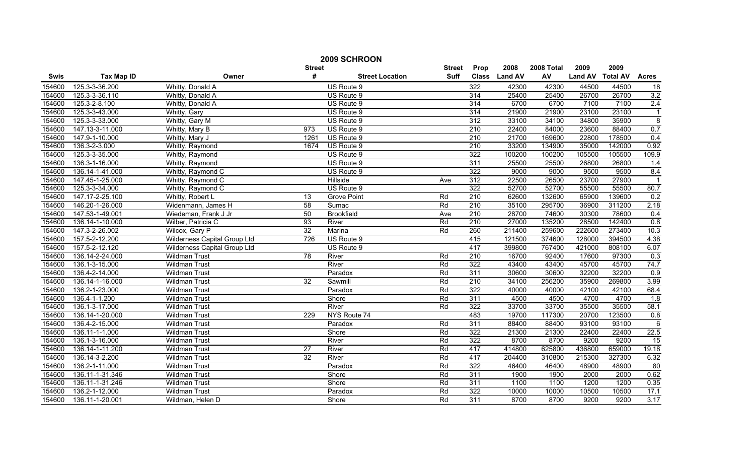# 2009 SCHROON

| Swis | Tax Map ID | Owner | Street # | Street Location | Street Suff | Prop Class | 2008 Land AV | 2008 Total AV | 2009 Land AV | 2009 Total AV | Acres |
|---|---|---|---|---|---|---|---|---|---|---|---|
| 154600 | 125.3-3-36.200 | Whitty, Donald A | | US Route 9 | | 322 | 42300 | 42300 | 44500 | 44500 | 18 |
| 154600 | 125.3-3-36.110 | Whitty, Donald A | | US Route 9 | | 314 | 25400 | 25400 | 26700 | 26700 | 3.2 |
| 154600 | 125.3-2-8.100 | Whitty, Donald A | | US Route 9 | | 314 | 6700 | 6700 | 7100 | 7100 | 2.4 |
| 154600 | 125.3-3-43.000 | Whitty, Gary | | US Route 9 | | 314 | 21900 | 21900 | 23100 | 23100 | 1 |
| 154600 | 125.3-3-33.000 | Whitty, Gary M | | US Route 9 | | 312 | 33100 | 34100 | 34800 | 35900 | 8 |
| 154600 | 147.13-3-11.000 | Whitty, Mary B | 973 | US Route 9 | | 210 | 22400 | 84000 | 23600 | 88400 | 0.7 |
| 154600 | 147.9-1-10.000 | Whitty, Mary J | 1261 | US Route 9 | | 210 | 21700 | 169600 | 22800 | 178500 | 0.4 |
| 154600 | 136.3-2-3.000 | Whitty, Raymond | 1674 | US Route 9 | | 210 | 33200 | 134900 | 35000 | 142000 | 0.92 |
| 154600 | 125.3-3-35.000 | Whitty, Raymond | | US Route 9 | | 322 | 100200 | 100200 | 105500 | 105500 | 109.9 |
| 154600 | 136.3-1-16.000 | Whitty, Raymond | | US Route 9 | | 311 | 25500 | 25500 | 26800 | 26800 | 1.4 |
| 154600 | 136.14-1-41.000 | Whitty, Raymond C | | US Route 9 | | 322 | 9000 | 9000 | 9500 | 9500 | 8.4 |
| 154600 | 147.45-1-25.000 | Whitty, Raymond C | | Hillside | Ave | 312 | 22500 | 26500 | 23700 | 27900 | 1 |
| 154600 | 125.3-3-34.000 | Whitty, Raymond C | | US Route 9 | | 322 | 52700 | 52700 | 55500 | 55500 | 80.7 |
| 154600 | 147.17-2-25.100 | Whitty, Robert L | 13 | Grove Point | Rd | 210 | 62600 | 132600 | 65900 | 139600 | 0.2 |
| 154600 | 146.20-1-26.000 | Widenmann, James H | 58 | Sumac | Rd | 210 | 35100 | 295700 | 36900 | 311200 | 2.18 |
| 154600 | 147.53-1-49.001 | Wiedeman, Frank J Jr | 50 | Brookfield | Ave | 210 | 28700 | 74600 | 30300 | 78600 | 0.4 |
| 154600 | 136.14-1-10.000 | Wilber, Patricia C | 93 | River | Rd | 210 | 27000 | 135200 | 28500 | 142400 | 0.8 |
| 154600 | 147.3-2-26.002 | Wilcox, Gary P | 32 | Marina | Rd | 260 | 211400 | 259600 | 222600 | 273400 | 10.3 |
| 154600 | 157.5-2-12.200 | Wilderness Capital Group Ltd | 726 | US Route 9 | | 415 | 121500 | 374600 | 128000 | 394500 | 4.38 |
| 154600 | 157.5-2-12.120 | Wilderness Capital Group Ltd | | US Route 9 | | 417 | 399800 | 767400 | 421000 | 808100 | 6.07 |
| 154600 | 136.14-2-24.000 | Wildman Trust | 78 | River | Rd | 210 | 16700 | 92400 | 17600 | 97300 | 0.3 |
| 154600 | 136.1-3-15.000 | Wildman Trust | | River | Rd | 322 | 43400 | 43400 | 45700 | 45700 | 74.7 |
| 154600 | 136.4-2-14.000 | Wildman Trust | | Paradox | Rd | 311 | 30600 | 30600 | 32200 | 32200 | 0.9 |
| 154600 | 136.14-1-16.000 | Wildman Trust | 32 | Sawmill | Rd | 210 | 34100 | 256200 | 35900 | 269800 | 3.99 |
| 154600 | 136.2-1-23.000 | Wildman Trust | | Paradox | Rd | 322 | 40000 | 40000 | 42100 | 42100 | 68.4 |
| 154600 | 136.4-1-1.200 | Wildman Trust | | Shore | Rd | 311 | 4500 | 4500 | 4700 | 4700 | 1.8 |
| 154600 | 136.1-3-17.000 | Wildman Trust | | River | Rd | 322 | 33700 | 33700 | 35500 | 35500 | 58.1 |
| 154600 | 136.14-1-20.000 | Wildman Trust | 229 | NYS Route 74 | | 483 | 19700 | 117300 | 20700 | 123500 | 0.8 |
| 154600 | 136.4-2-15.000 | Wildman Trust | | Paradox | Rd | 311 | 88400 | 88400 | 93100 | 93100 | 6 |
| 154600 | 136.11-1-1.000 | Wildman Trust | | Shore | Rd | 322 | 21300 | 21300 | 22400 | 22400 | 22.5 |
| 154600 | 136.1-3-16.000 | Wildman Trust | | River | Rd | 322 | 8700 | 8700 | 9200 | 9200 | 15 |
| 154600 | 136.14-1-11.200 | Wildman Trust | 27 | River | Rd | 417 | 414800 | 625800 | 436800 | 659000 | 19.18 |
| 154600 | 136.14-3-2.200 | Wildman Trust | 32 | River | Rd | 417 | 204400 | 310800 | 215300 | 327300 | 6.32 |
| 154600 | 136.2-1-11.000 | Wildman Trust | | Paradox | Rd | 322 | 46400 | 46400 | 48900 | 48900 | 80 |
| 154600 | 136.11-1-31.346 | Wildman Trust | | Shore | Rd | 311 | 1900 | 1900 | 2000 | 2000 | 0.62 |
| 154600 | 136.11-1-31.246 | Wildman Trust | | Shore | Rd | 311 | 1100 | 1100 | 1200 | 1200 | 0.35 |
| 154600 | 136.2-1-12.000 | Wildman Trust | | Paradox | Rd | 322 | 10000 | 10000 | 10500 | 10500 | 17.1 |
| 154600 | 136.11-1-20.001 | Wildman, Helen D | | Shore | Rd | 311 | 8700 | 8700 | 9200 | 9200 | 3.17 |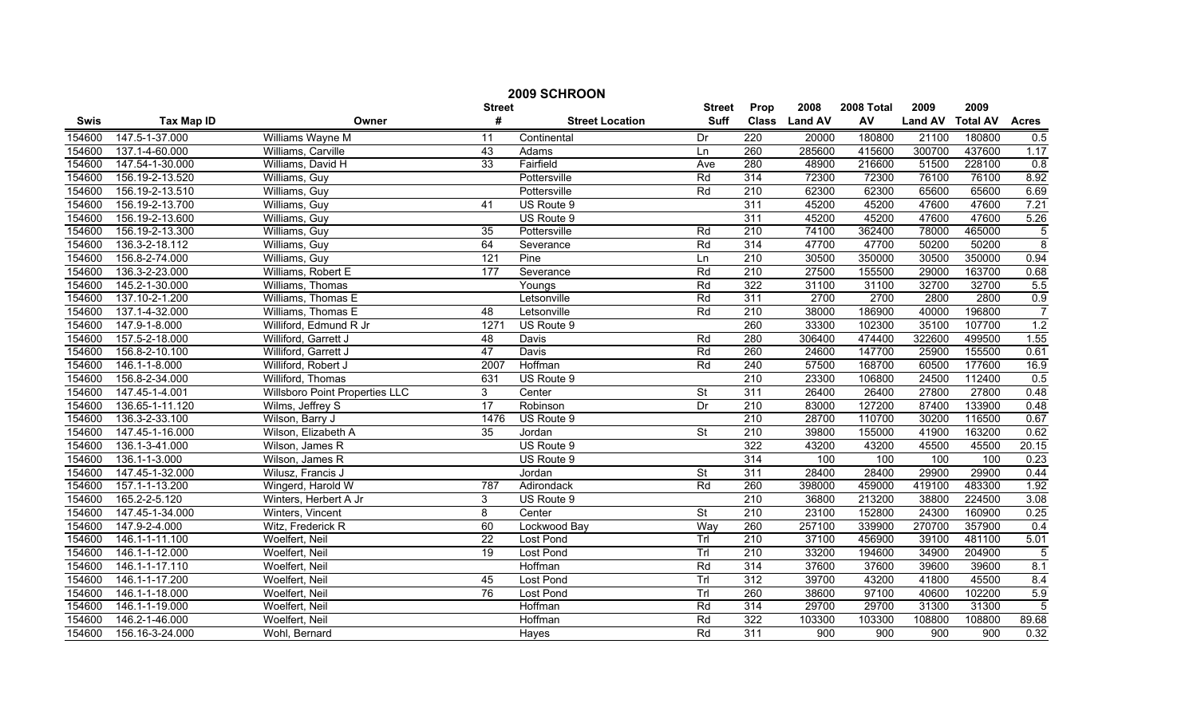## 2009 SCHROON

| Swis | Tax Map ID | Owner | Street # | Street Location | Street Suff | Prop Class | 2008 Land AV | 2008 Total AV | 2009 Land AV | 2009 Total AV | Acres |
|---|---|---|---|---|---|---|---|---|---|---|---|
| 154600 | 147.5-1-37.000 | Williams Wayne M | 11 | Continental | Dr | 220 | 20000 | 180800 | 21100 | 180800 | 0.5 |
| 154600 | 137.1-4-60.000 | Williams, Carville | 43 | Adams | Ln | 260 | 285600 | 415600 | 300700 | 437600 | 1.17 |
| 154600 | 147.54-1-30.000 | Williams, David H | 33 | Fairfield | Ave | 280 | 48900 | 216600 | 51500 | 228100 | 0.8 |
| 154600 | 156.19-2-13.520 | Williams, Guy | | Pottersville | Rd | 314 | 72300 | 72300 | 76100 | 76100 | 8.92 |
| 154600 | 156.19-2-13.510 | Williams, Guy | | Pottersville | Rd | 210 | 62300 | 62300 | 65600 | 65600 | 6.69 |
| 154600 | 156.19-2-13.700 | Williams, Guy | 41 | US Route 9 | | 311 | 45200 | 45200 | 47600 | 47600 | 7.21 |
| 154600 | 156.19-2-13.600 | Williams, Guy | | US Route 9 | | 311 | 45200 | 45200 | 47600 | 47600 | 5.26 |
| 154600 | 156.19-2-13.300 | Williams, Guy | 35 | Pottersville | Rd | 210 | 74100 | 362400 | 78000 | 465000 | 5 |
| 154600 | 136.3-2-18.112 | Williams, Guy | 64 | Severance | Rd | 314 | 47700 | 47700 | 50200 | 50200 | 8 |
| 154600 | 156.8-2-74.000 | Williams, Guy | 121 | Pine | Ln | 210 | 30500 | 350000 | 30500 | 350000 | 0.94 |
| 154600 | 136.3-2-23.000 | Williams, Robert E | 177 | Severance | Rd | 210 | 27500 | 155500 | 29000 | 163700 | 0.68 |
| 154600 | 145.2-1-30.000 | Williams, Thomas | | Youngs | Rd | 322 | 31100 | 31100 | 32700 | 32700 | 5.5 |
| 154600 | 137.10-2-1.200 | Williams, Thomas E | | Letsonville | Rd | 311 | 2700 | 2700 | 2800 | 2800 | 0.9 |
| 154600 | 137.1-4-32.000 | Williams, Thomas E | 48 | Letsonville | Rd | 210 | 38000 | 186900 | 40000 | 196800 | 7 |
| 154600 | 147.9-1-8.000 | Williford, Edmund R Jr | 1271 | US Route 9 | | 260 | 33300 | 102300 | 35100 | 107700 | 1.2 |
| 154600 | 157.5-2-18.000 | Williford, Garrett J | 48 | Davis | Rd | 280 | 306400 | 474400 | 322600 | 499500 | 1.55 |
| 154600 | 156.8-2-10.100 | Williford, Garrett J | 47 | Davis | Rd | 260 | 24600 | 147700 | 25900 | 155500 | 0.61 |
| 154600 | 146.1-1-8.000 | Williford, Robert J | 2007 | Hoffman | Rd | 240 | 57500 | 168700 | 60500 | 177600 | 16.9 |
| 154600 | 156.8-2-34.000 | Williford, Thomas | 631 | US Route 9 | | 210 | 23300 | 106800 | 24500 | 112400 | 0.5 |
| 154600 | 147.45-1-4.001 | Willsboro Point Properties LLC | 3 | Center | St | 311 | 26400 | 26400 | 27800 | 27800 | 0.48 |
| 154600 | 136.65-1-11.120 | Wilms, Jeffrey S | 17 | Robinson | Dr | 210 | 83000 | 127200 | 87400 | 133900 | 0.48 |
| 154600 | 136.3-2-33.100 | Wilson, Barry J | 1476 | US Route 9 | | 210 | 28700 | 110700 | 30200 | 116500 | 0.67 |
| 154600 | 147.45-1-16.000 | Wilson, Elizabeth A | 35 | Jordan | St | 210 | 39800 | 155000 | 41900 | 163200 | 0.62 |
| 154600 | 136.1-3-41.000 | Wilson, James R | | US Route 9 | | 322 | 43200 | 43200 | 45500 | 45500 | 20.15 |
| 154600 | 136.1-1-3.000 | Wilson, James R | | US Route 9 | | 314 | 100 | 100 | 100 | 100 | 0.23 |
| 154600 | 147.45-1-32.000 | Wilusz, Francis J | | Jordan | St | 311 | 28400 | 28400 | 29900 | 29900 | 0.44 |
| 154600 | 157.1-1-13.200 | Wingerd, Harold W | 787 | Adirondack | Rd | 260 | 398000 | 459000 | 419100 | 483300 | 1.92 |
| 154600 | 165.2-2-5.120 | Winters, Herbert A Jr | 3 | US Route 9 | | 210 | 36800 | 213200 | 38800 | 224500 | 3.08 |
| 154600 | 147.45-1-34.000 | Winters, Vincent | 8 | Center | St | 210 | 23100 | 152800 | 24300 | 160900 | 0.25 |
| 154600 | 147.9-2-4.000 | Witz, Frederick R | 60 | Lockwood Bay | Way | 260 | 257100 | 339900 | 270700 | 357900 | 0.4 |
| 154600 | 146.1-1-11.100 | Woelfert, Neil | 22 | Lost Pond | Trl | 210 | 37100 | 456900 | 39100 | 481100 | 5.01 |
| 154600 | 146.1-1-12.000 | Woelfert, Neil | 19 | Lost Pond | Trl | 210 | 33200 | 194600 | 34900 | 204900 | 5 |
| 154600 | 146.1-1-17.110 | Woelfert, Neil | | Hoffman | Rd | 314 | 37600 | 37600 | 39600 | 39600 | 8.1 |
| 154600 | 146.1-1-17.200 | Woelfert, Neil | 45 | Lost Pond | Trl | 312 | 39700 | 43200 | 41800 | 45500 | 8.4 |
| 154600 | 146.1-1-18.000 | Woelfert, Neil | 76 | Lost Pond | Trl | 260 | 38600 | 97100 | 40600 | 102200 | 5.9 |
| 154600 | 146.1-1-19.000 | Woelfert, Neil | | Hoffman | Rd | 314 | 29700 | 29700 | 31300 | 31300 | 5 |
| 154600 | 146.2-1-46.000 | Woelfert, Neil | | Hoffman | Rd | 322 | 103300 | 103300 | 108800 | 108800 | 89.68 |
| 154600 | 156.16-3-24.000 | Wohl, Bernard | | Hayes | Rd | 311 | 900 | 900 | 900 | 900 | 0.32 |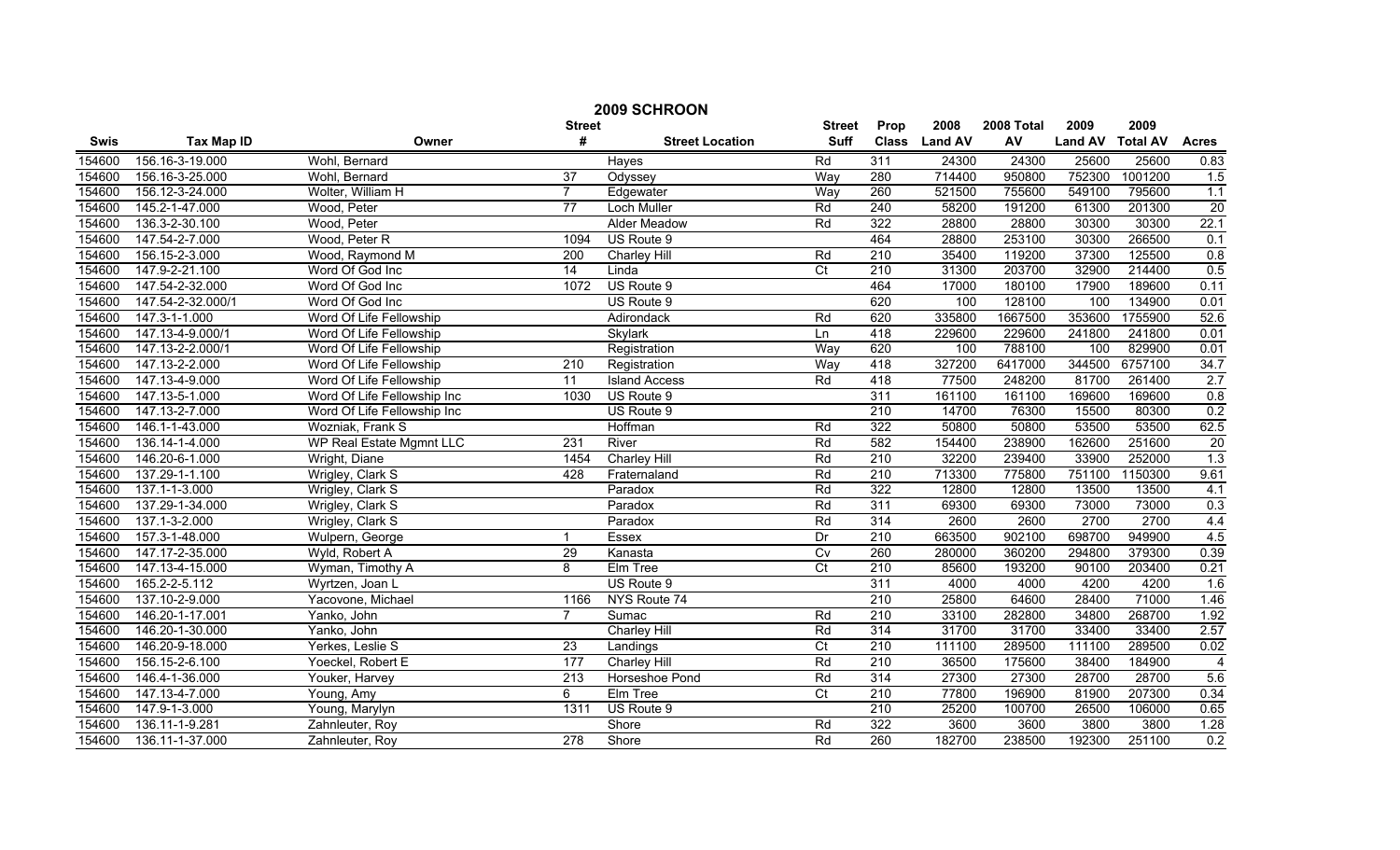# 2009 SCHROON

| Swis | Tax Map ID | Owner | Street # | Street Location | Street Suff | Prop Class | 2008 Land AV | 2008 Total AV | 2009 Land AV | 2009 Total AV | Acres |
|---|---|---|---|---|---|---|---|---|---|---|---|
| 154600 | 156.16-3-19.000 | Wohl, Bernard | | Hayes | Rd | 311 | 24300 | 24300 | 25600 | 25600 | 0.83 |
| 154600 | 156.16-3-25.000 | Wohl, Bernard | 37 | Odyssey | Way | 280 | 714400 | 950800 | 752300 | 1001200 | 1.5 |
| 154600 | 156.12-3-24.000 | Wolter, William H | 7 | Edgewater | Way | 260 | 521500 | 755600 | 549100 | 795600 | 1.1 |
| 154600 | 145.2-1-47.000 | Wood, Peter | 77 | Loch Muller | Rd | 240 | 58200 | 191200 | 61300 | 201300 | 20 |
| 154600 | 136.3-2-30.100 | Wood, Peter | | Alder Meadow | Rd | 322 | 28800 | 28800 | 30300 | 30300 | 22.1 |
| 154600 | 147.54-2-7.000 | Wood, Peter R | 1094 | US Route 9 | | 464 | 28800 | 253100 | 30300 | 266500 | 0.1 |
| 154600 | 156.15-2-3.000 | Wood, Raymond M | 200 | Charley Hill | Rd | 210 | 35400 | 119200 | 37300 | 125500 | 0.8 |
| 154600 | 147.9-2-21.100 | Word Of God Inc | 14 | Linda | Ct | 210 | 31300 | 203700 | 32900 | 214400 | 0.5 |
| 154600 | 147.54-2-32.000 | Word Of God Inc | 1072 | US Route 9 | | 464 | 17000 | 180100 | 17900 | 189600 | 0.11 |
| 154600 | 147.54-2-32.000/1 | Word Of God Inc | | US Route 9 | | 620 | 100 | 128100 | 100 | 134900 | 0.01 |
| 154600 | 147.3-1-1.000 | Word Of Life Fellowship | | Adirondack | Rd | 620 | 335800 | 1667500 | 353600 | 1755900 | 52.6 |
| 154600 | 147.13-4-9.000/1 | Word Of Life Fellowship | | Skylark | Ln | 418 | 229600 | 229600 | 241800 | 241800 | 0.01 |
| 154600 | 147.13-2-2.000/1 | Word Of Life Fellowship | | Registration | Way | 620 | 100 | 788100 | 100 | 829900 | 0.01 |
| 154600 | 147.13-2-2.000 | Word Of Life Fellowship | 210 | Registration | Way | 418 | 327200 | 6417000 | 344500 | 6757100 | 34.7 |
| 154600 | 147.13-4-9.000 | Word Of Life Fellowship | 11 | Island Access | Rd | 418 | 77500 | 248200 | 81700 | 261400 | 2.7 |
| 154600 | 147.13-5-1.000 | Word Of Life Fellowship Inc | 1030 | US Route 9 | | 311 | 161100 | 161100 | 169600 | 169600 | 0.8 |
| 154600 | 147.13-2-7.000 | Word Of Life Fellowship Inc | | US Route 9 | | 210 | 14700 | 76300 | 15500 | 80300 | 0.2 |
| 154600 | 146.1-1-43.000 | Wozniak, Frank S | | Hoffman | Rd | 322 | 50800 | 50800 | 53500 | 53500 | 62.5 |
| 154600 | 136.14-1-4.000 | WP Real Estate Mgmnt LLC | 231 | River | Rd | 582 | 154400 | 238900 | 162600 | 251600 | 20 |
| 154600 | 146.20-6-1.000 | Wright, Diane | 1454 | Charley Hill | Rd | 210 | 32200 | 239400 | 33900 | 252000 | 1.3 |
| 154600 | 137.29-1-1.100 | Wrigley, Clark S | 428 | Fraternaland | Rd | 210 | 713300 | 775800 | 751100 | 1150300 | 9.61 |
| 154600 | 137.1-1-3.000 | Wrigley, Clark S | | Paradox | Rd | 322 | 12800 | 12800 | 13500 | 13500 | 4.1 |
| 154600 | 137.29-1-34.000 | Wrigley, Clark S | | Paradox | Rd | 311 | 69300 | 69300 | 73000 | 73000 | 0.3 |
| 154600 | 137.1-3-2.000 | Wrigley, Clark S | | Paradox | Rd | 314 | 2600 | 2600 | 2700 | 2700 | 4.4 |
| 154600 | 157.3-1-48.000 | Wulpern, George | 1 | Essex | Dr | 210 | 663500 | 902100 | 698700 | 949900 | 4.5 |
| 154600 | 147.17-2-35.000 | Wyld, Robert A | 29 | Kanasta | Cv | 260 | 280000 | 360200 | 294800 | 379300 | 0.39 |
| 154600 | 147.13-4-15.000 | Wyman, Timothy A | 8 | Elm Tree | Ct | 210 | 85600 | 193200 | 90100 | 203400 | 0.21 |
| 154600 | 165.2-2-5.112 | Wyrtzen, Joan L | | US Route 9 | | 311 | 4000 | 4000 | 4200 | 4200 | 1.6 |
| 154600 | 137.10-2-9.000 | Yacovone, Michael | 1166 | NYS Route 74 | | 210 | 25800 | 64600 | 28400 | 71000 | 1.46 |
| 154600 | 146.20-1-17.001 | Yanko, John | 7 | Sumac | Rd | 210 | 33100 | 282800 | 34800 | 268700 | 1.92 |
| 154600 | 146.20-1-30.000 | Yanko, John | | Charley Hill | Rd | 314 | 31700 | 31700 | 33400 | 33400 | 2.57 |
| 154600 | 146.20-9-18.000 | Yerkes, Leslie S | 23 | Landings | Ct | 210 | 111100 | 289500 | 111100 | 289500 | 0.02 |
| 154600 | 156.15-2-6.100 | Yoeckel, Robert E | 177 | Charley Hill | Rd | 210 | 36500 | 175600 | 38400 | 184900 | 4 |
| 154600 | 146.4-1-36.000 | Youker, Harvey | 213 | Horseshoe Pond | Rd | 314 | 27300 | 27300 | 28700 | 28700 | 5.6 |
| 154600 | 147.13-4-7.000 | Young, Amy | 6 | Elm Tree | Ct | 210 | 77800 | 196900 | 81900 | 207300 | 0.34 |
| 154600 | 147.9-1-3.000 | Young, Marylyn | 1311 | US Route 9 | | 210 | 25200 | 100700 | 26500 | 106000 | 0.65 |
| 154600 | 136.11-1-9.281 | Zahnleuter, Roy | | Shore | Rd | 322 | 3600 | 3600 | 3800 | 3800 | 1.28 |
| 154600 | 136.11-1-37.000 | Zahnleuter, Roy | 278 | Shore | Rd | 260 | 182700 | 238500 | 192300 | 251100 | 0.2 |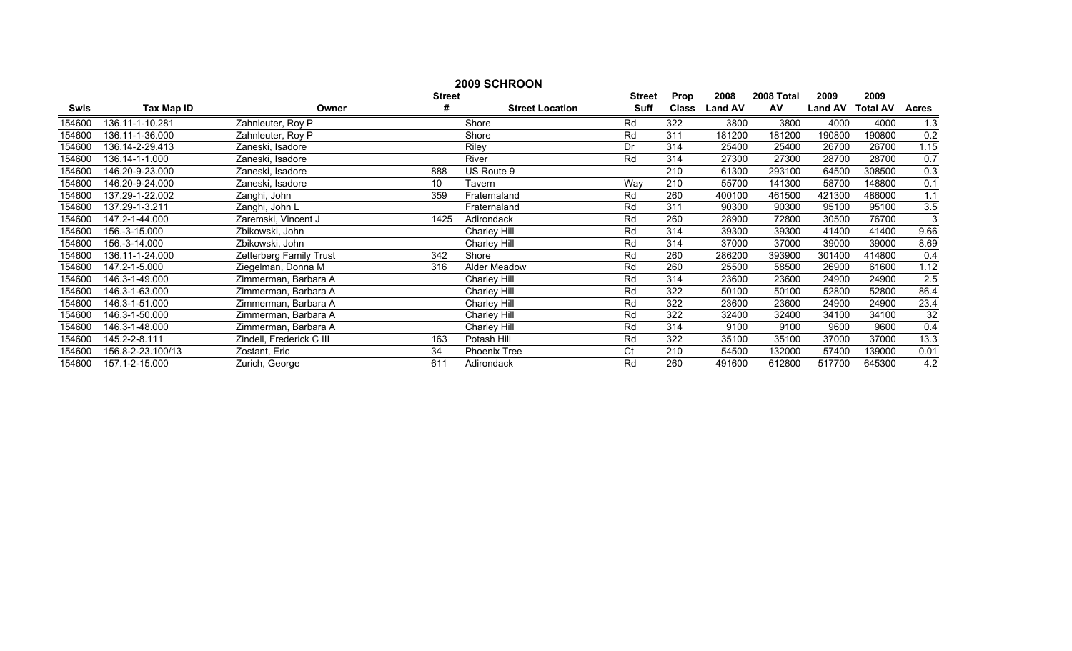# 2009 SCHROON

| Swis | Tax Map ID | Owner | Street # | Street Location | Street Suff | Prop Class | 2008 Land AV | 2008 Total AV | 2009 Land AV | 2009 Total AV | Acres |
|---|---|---|---|---|---|---|---|---|---|---|---|
| 154600 | 136.11-1-10.281 | Zahnleuter, Roy P | | Shore | Rd | 322 | 3800 | 3800 | 4000 | 4000 | 1.3 |
| 154600 | 136.11-1-36.000 | Zahnleuter, Roy P | | Shore | Rd | 311 | 181200 | 181200 | 190800 | 190800 | 0.2 |
| 154600 | 136.14-2-29.413 | Zaneski, Isadore | | Riley | Dr | 314 | 25400 | 25400 | 26700 | 26700 | 1.15 |
| 154600 | 136.14-1-1.000 | Zaneski, Isadore | | River | Rd | 314 | 27300 | 27300 | 28700 | 28700 | 0.7 |
| 154600 | 146.20-9-23.000 | Zaneski, Isadore | 888 | US Route 9 | | 210 | 61300 | 293100 | 64500 | 308500 | 0.3 |
| 154600 | 146.20-9-24.000 | Zaneski, Isadore | 10 | Tavern | Way | 210 | 55700 | 141300 | 58700 | 148800 | 0.1 |
| 154600 | 137.29-1-22.002 | Zanghi, John | 359 | Fraternaland | Rd | 260 | 400100 | 461500 | 421300 | 486000 | 1.1 |
| 154600 | 137.29-1-3.211 | Zanghi, John L | | Fraternaland | Rd | 311 | 90300 | 90300 | 95100 | 95100 | 3.5 |
| 154600 | 147.2-1-44.000 | Zaremski, Vincent J | 1425 | Adirondack | Rd | 260 | 28900 | 72800 | 30500 | 76700 | 3 |
| 154600 | 156.-3-15.000 | Zbikowski, John | | Charley Hill | Rd | 314 | 39300 | 39300 | 41400 | 41400 | 9.66 |
| 154600 | 156.-3-14.000 | Zbikowski, John | | Charley Hill | Rd | 314 | 37000 | 37000 | 39000 | 39000 | 8.69 |
| 154600 | 136.11-1-24.000 | Zetterberg Family Trust | 342 | Shore | Rd | 260 | 286200 | 393900 | 301400 | 414800 | 0.4 |
| 154600 | 147.2-1-5.000 | Ziegelman, Donna M | 316 | Alder Meadow | Rd | 260 | 25500 | 58500 | 26900 | 61600 | 1.12 |
| 154600 | 146.3-1-49.000 | Zimmerman, Barbara A | | Charley Hill | Rd | 314 | 23600 | 23600 | 24900 | 24900 | 2.5 |
| 154600 | 146.3-1-63.000 | Zimmerman, Barbara A | | Charley Hill | Rd | 322 | 50100 | 50100 | 52800 | 52800 | 86.4 |
| 154600 | 146.3-1-51.000 | Zimmerman, Barbara A | | Charley Hill | Rd | 322 | 23600 | 23600 | 24900 | 24900 | 23.4 |
| 154600 | 146.3-1-50.000 | Zimmerman, Barbara A | | Charley Hill | Rd | 322 | 32400 | 32400 | 34100 | 34100 | 32 |
| 154600 | 146.3-1-48.000 | Zimmerman, Barbara A | | Charley Hill | Rd | 314 | 9100 | 9100 | 9600 | 9600 | 0.4 |
| 154600 | 145.2-2-8.111 | Zindell, Frederick C III | 163 | Potash Hill | Rd | 322 | 35100 | 35100 | 37000 | 37000 | 13.3 |
| 154600 | 156.8-2-23.100/13 | Zostant, Eric | 34 | Phoenix Tree | Ct | 210 | 54500 | 132000 | 57400 | 139000 | 0.01 |
| 154600 | 157.1-2-15.000 | Zurich, George | 611 | Adirondack | Rd | 260 | 491600 | 612800 | 517700 | 645300 | 4.2 |